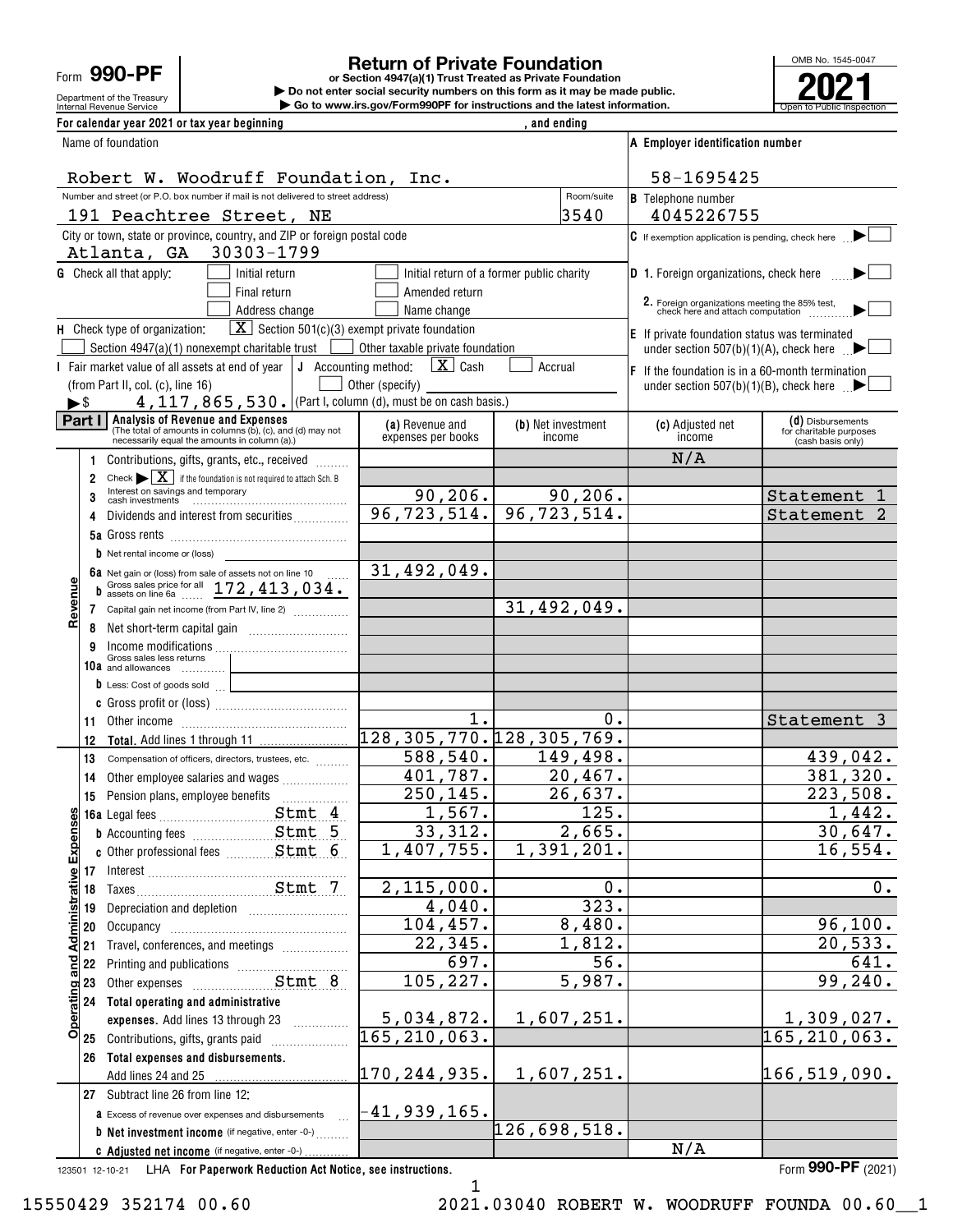Form **990-PF**

Department of the Treasury
Internal Revenue Service

# Return of Private Foundation

**or Section 4947(a)(1) Trust Treated as Private Foundation**

▶ Do not enter social security numbers on this form as it may be made public.

▶ Go to www.irs.gov/Form990PF for instructions and the latest information.

OMB No. 1545-0047

**2021**

Open to Public Inspection

For calendar year 2021 or tax year beginning , and ending

| | |
|---|---|
| Name of foundation<br>Robert W. Woodruff Foundation, Inc. | **A** Employer identification number<br>58-1695425 |
| Number and street (or P.O. box number if mail is not delivered to street address): 191 Peachtree Street, NE — Room/suite: 3540 | **B** Telephone number<br>4045226755 |
| City or town, state or province, country, and ZIP or foreign postal code<br>Atlanta, GA 30303-1799 | **C** If exemption application is pending, check here ▶ ☐ |
| **G** Check all that apply: ☐ Initial return ☐ Initial return of a former public charity ☐ Final return ☐ Amended return ☐ Address change ☐ Name change | **D** 1. Foreign organizations, check here ▶ ☐<br>2. Foreign organizations meeting the 85% test, check here and attach computation ▶ ☐ |
| **H** Check type of organization: ☒ Section 501(c)(3) exempt private foundation ☐ Section 4947(a)(1) nonexempt charitable trust ☐ Other taxable private foundation | **E** If private foundation status was terminated under section 507(b)(1)(A), check here ▶ ☐ |
| **I** Fair market value of all assets at end of year (from Part II, col. (c), line 16) ▶$ 4,117,865,530. **J** Accounting method: ☒ Cash ☐ Accrual ☐ Other (specify) (Part I, column (d), must be on cash basis.) | **F** If the foundation is in a 60-month termination under section 507(b)(1)(B), check here ▶ ☐ |

**Part I — Analysis of Revenue and Expenses** (The total of amounts in columns (b), (c), and (d) may not necessarily equal the amounts in column (a).)

| | Line | (a) Revenue and expenses per books | (b) Net investment income | (c) Adjusted net income | (d) Disbursements for charitable purposes (cash basis only) |
|---|---|---|---|---|---|
| **Revenue** | 1 Contributions, gifts, grants, etc., received | | | N/A | |
| | 2 Check ▶ ☒ if the foundation is not required to attach Sch. B | | | | |
| | 3 Interest on savings and temporary cash investments | 90,206. | 90,206. | | Statement 1 |
| | 4 Dividends and interest from securities | 96,723,514. | 96,723,514. | | Statement 2 |
| | 5a Gross rents | | | | |
| | b Net rental income or (loss) | | | | |
| | 6a Net gain or (loss) from sale of assets not on line 10 | 31,492,049. | | | |
| | b Gross sales price for all assets on line 6a 172,413,034. | | | | |
| | 7 Capital gain net income (from Part IV, line 2) | | 31,492,049. | | |
| | 8 Net short-term capital gain | | | | |
| | 9 Income modifications | | | | |
| | 10a Gross sales less returns and allowances | | | | |
| | b Less: Cost of goods sold | | | | |
| | c Gross profit or (loss) | | | | |
| | 11 Other income | 1. | 0. | | Statement 3 |
| | 12 **Total.** Add lines 1 through 11 | 128,305,770. | 128,305,769. | | |
| **Operating and Administrative Expenses** | 13 Compensation of officers, directors, trustees, etc. | 588,540. | 149,498. | | 439,042. |
| | 14 Other employee salaries and wages | 401,787. | 20,467. | | 381,320. |
| | 15 Pension plans, employee benefits | 250,145. | 26,637. | | 223,508. |
| | 16a Legal fees Stmt 4 | 1,567. | 125. | | 1,442. |
| | b Accounting fees Stmt 5 | 33,312. | 2,665. | | 30,647. |
| | c Other professional fees Stmt 6 | 1,407,755. | 1,391,201. | | 16,554. |
| | 17 Interest | | | | |
| | 18 Taxes Stmt 7 | 2,115,000. | 0. | | 0. |
| | 19 Depreciation and depletion | 4,040. | 323. | | |
| | 20 Occupancy | 104,457. | 8,480. | | 96,100. |
| | 21 Travel, conferences, and meetings | 22,345. | 1,812. | | 20,533. |
| | 22 Printing and publications | 697. | 56. | | 641. |
| | 23 Other expenses Stmt 8 | 105,227. | 5,987. | | 99,240. |
| | 24 **Total operating and administrative expenses.** Add lines 13 through 23 | 5,034,872. | 1,607,251. | | 1,309,027. |
| | 25 Contributions, gifts, grants paid | 165,210,063. | | | 165,210,063. |
| | 26 **Total expenses and disbursements.** Add lines 24 and 25 | 170,244,935. | 1,607,251. | | 166,519,090. |
| | 27 Subtract line 26 from line 12: | | | | |
| | a Excess of revenue over expenses and disbursements | -41,939,165. | | | |
| | b **Net investment income** (if negative, enter -0-) | | 126,698,518. | | |
| | c **Adjusted net income** (if negative, enter -0-) | | | N/A | |

123501 12-10-21 LHA **For Paperwork Reduction Act Notice, see instructions.** Form **990-PF** (2021)

15550429 352174 00.60 2021.03040 ROBERT W. WOODRUFF FOUNDA 00.60__1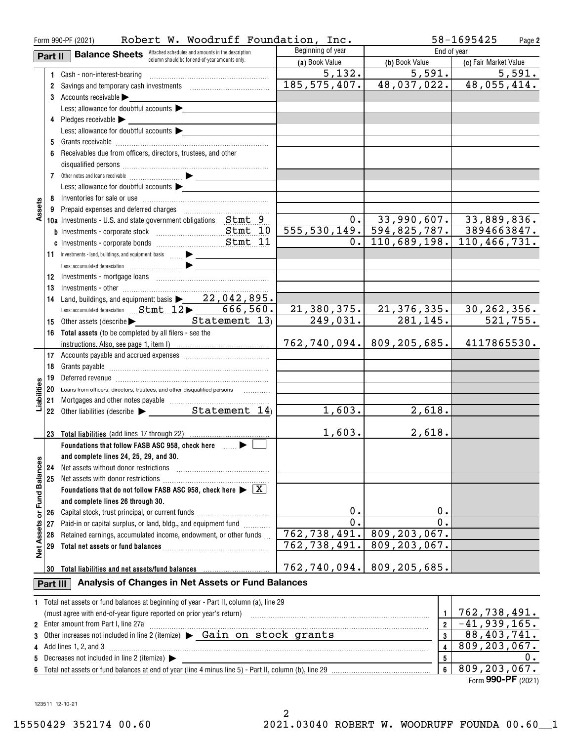Form 990-PF (2021) Robert W. Woodruff Foundation, Inc. 58-1695425 Page 2

## Part II Balance Sheets

Attached schedules and amounts in the description column should be for end-of-year amounts only.

| | | | Beginning of year (a) Book Value | End of year (b) Book Value | End of year (c) Fair Market Value |
|---|---|---|---|---|---|
| Assets | 1 | Cash - non-interest-bearing | 5,132. | 5,591. | 5,591. |
| | 2 | Savings and temporary cash investments | 185,575,407. | 48,037,022. | 48,055,414. |
| | 3 | Accounts receivable ▶ | | | |
| | | Less: allowance for doubtful accounts ▶ | | | |
| | 4 | Pledges receivable ▶ | | | |
| | | Less: allowance for doubtful accounts ▶ | | | |
| | 5 | Grants receivable | | | |
| | 6 | Receivables due from officers, directors, trustees, and other disqualified persons | | | |
| | 7 | Other notes and loans receivable ▶ | | | |
| | | Less: allowance for doubtful accounts ▶ | | | |
| | 8 | Inventories for sale or use | | | |
| | 9 | Prepaid expenses and deferred charges | | | |
| | 10a | Investments - U.S. and state government obligations Stmt 9 | 0. | 33,990,607. | 33,889,836. |
| | b | Investments - corporate stock Stmt 10 | 555,530,149. | 594,825,787. | 3894663847. |
| | c | Investments - corporate bonds Stmt 11 | 0. | 110,689,198. | 110,466,731. |
| | 11 | Investments - land, buildings, and equipment: basis ▶ | | | |
| | | Less: accumulated depreciation ▶ | | | |
| | 12 | Investments - mortgage loans | | | |
| | 13 | Investments - other | | | |
| | 14 | Land, buildings, and equipment: basis ▶ 22,042,895. | | | |
| | | Less: accumulated depreciation Stmt 12 ▶ 666,560. | 21,380,375. | 21,376,335. | 30,262,356. |
| | 15 | Other assets (describe ▶ Statement 13) | 249,031. | 281,145. | 521,755. |
| | 16 | **Total assets** (to be completed by all filers - see the instructions. Also, see page 1, item I) | 762,740,094. | 809,205,685. | 4117865530. |
| Liabilities | 17 | Accounts payable and accrued expenses | | | |
| | 18 | Grants payable | | | |
| | 19 | Deferred revenue | | | |
| | 20 | Loans from officers, directors, trustees, and other disqualified persons | | | |
| | 21 | Mortgages and other notes payable | | | |
| | 22 | Other liabilities (describe ▶ Statement 14) | 1,603. | 2,618. | |
| | 23 | **Total liabilities** (add lines 17 through 22) | 1,603. | 2,618. | |
| Net Assets or Fund Balances | | **Foundations that follow FASB ASC 958, check here ▶ ☐ and complete lines 24, 25, 29, and 30.** | | | |
| | 24 | Net assets without donor restrictions | | | |
| | 25 | Net assets with donor restrictions | | | |
| | | **Foundations that do not follow FASB ASC 958, check here ▶ ☒ and complete lines 26 through 30.** | | | |
| | 26 | Capital stock, trust principal, or current funds | 0. | 0. | |
| | 27 | Paid-in or capital surplus, or land, bldg., and equipment fund | 0. | 0. | |
| | 28 | Retained earnings, accumulated income, endowment, or other funds | 762,738,491. | 809,203,067. | |
| | 29 | **Total net assets or fund balances** | 762,738,491. | 809,203,067. | |
| | 30 | **Total liabilities and net assets/fund balances** | 762,740,094. | 809,205,685. | |

## Part III Analysis of Changes in Net Assets or Fund Balances

| | | | |
|---|---|---|---|
| 1 | Total net assets or fund balances at beginning of year - Part II, column (a), line 29 (must agree with end-of-year figure reported on prior year's return) | 1 | 762,738,491. |
| 2 | Enter amount from Part I, line 27a | 2 | -41,939,165. |
| 3 | Other increases not included in line 2 (itemize) ▶ Gain on stock grants | 3 | 88,403,741. |
| 4 | Add lines 1, 2, and 3 | 4 | 809,203,067. |
| 5 | Decreases not included in line 2 (itemize) ▶ | 5 | 0. |
| 6 | Total net assets or fund balances at end of year (line 4 minus line 5) - Part II, column (b), line 29 | 6 | 809,203,067. |

Form **990-PF** (2021)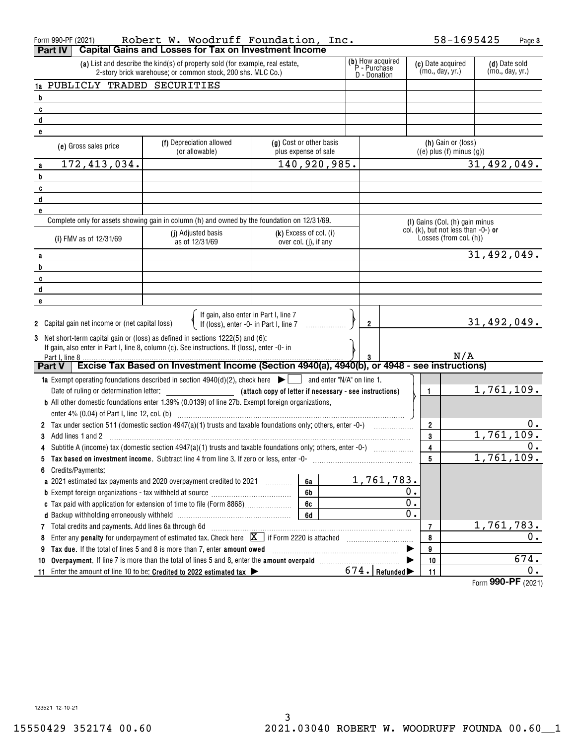Form 990-PF (2021) Robert W. Woodruff Foundation, Inc. 58-1695425 Page 3

## Part IV Capital Gains and Losses for Tax on Investment Income

| | (a) List and describe the kind(s) of property sold (for example, real estate, 2-story brick warehouse; or common stock, 200 shs. MLC Co.) | (b) How acquired P - Purchase D - Donation | (c) Date acquired (mo., day, yr.) | (d) Date sold (mo., day, yr.) |
|---|---|---|---|---|
| 1a | PUBLICLY TRADED SECURITIES | | | |
| b | | | | |
| c | | | | |
| d | | | | |
| e | | | | |

| | (e) Gross sales price | (f) Depreciation allowed (or allowable) | (g) Cost or other basis plus expense of sale | (h) Gain or (loss) ((e) plus (f) minus (g)) |
|---|---|---|---|---|
| a | 172,413,034. | | 140,920,985. | 31,492,049. |
| b | | | | |
| c | | | | |
| d | | | | |
| e | | | | |

Complete only for assets showing gain in column (h) and owned by the foundation on 12/31/69.

| | (i) FMV as of 12/31/69 | (j) Adjusted basis as of 12/31/69 | (k) Excess of col. (i) over col. (j), if any | (l) Gains (Col. (h) gain minus col. (k), but not less than -0-) or Losses (from col. (h)) |
|---|---|---|---|---|
| a | | | | 31,492,049. |
| b | | | | |
| c | | | | |
| d | | | | |
| e | | | | |

2 Capital gain net income or (net capital loss) { If gain, also enter in Part I, line 7; If (loss), enter -0- in Part I, line 7 } — **2** — 31,492,049.

3 Net short-term capital gain or (loss) as defined in sections 1222(5) and (6): If gain, also enter in Part I, line 8, column (c). See instructions. If (loss), enter -0- in Part I, line 8 — **3** — N/A

## Part V Excise Tax Based on Investment Income (Section 4940(a), 4940(b), or 4948 - see instructions)

| | | Line | Amount |
|---|---|---|---|
| **1a** | Exempt operating foundations described in section 4940(d)(2), check here ☐ and enter "N/A" on line 1. Date of ruling or determination letter: ________ (attach copy of letter if necessary - see instructions) | 1 | 1,761,109. |
| **b** | All other domestic foundations enter 1.39% (0.0139) of line 27b. Exempt foreign organizations, enter 4% (0.04) of Part I, line 12, col. (b) | | |
| 2 | Tax under section 511 (domestic section 4947(a)(1) trusts and taxable foundations only; others, enter -0-) | 2 | 0. |
| 3 | Add lines 1 and 2 | 3 | 1,761,109. |
| 4 | Subtitle A (income) tax (domestic section 4947(a)(1) trusts and taxable foundations only; others, enter -0-) | 4 | 0. |
| 5 | **Tax based on investment income.** Subtract line 4 from line 3. If zero or less, enter -0- | 5 | 1,761,109. |
| 6 | Credits/Payments: | | |
| a | 2021 estimated tax payments and 2020 overpayment credited to 2021 — 6a — 1,761,783. | | |
| b | Exempt foreign organizations - tax withheld at source — 6b — 0. | | |
| c | Tax paid with application for extension of time to file (Form 8868) — 6c — 0. | | |
| d | Backup withholding erroneously withheld — 6d — 0. | | |
| 7 | Total credits and payments. Add lines 6a through 6d | 7 | 1,761,783. |
| 8 | Enter any **penalty** for underpayment of estimated tax. Check here ☒ if Form 2220 is attached | 8 | 0. |
| 9 | **Tax due.** If the total of lines 5 and 8 is more than 7, enter **amount owed** | 9 | |
| 10 | **Overpayment.** If line 7 is more than the total of lines 5 and 8, enter the **amount overpaid** | 10 | 674. |
| 11 | Enter the amount of line 10 to be: **Credited to 2022 estimated tax** ▶ 674. **Refunded** ▶ | 11 | 0. |

Form **990-PF** (2021)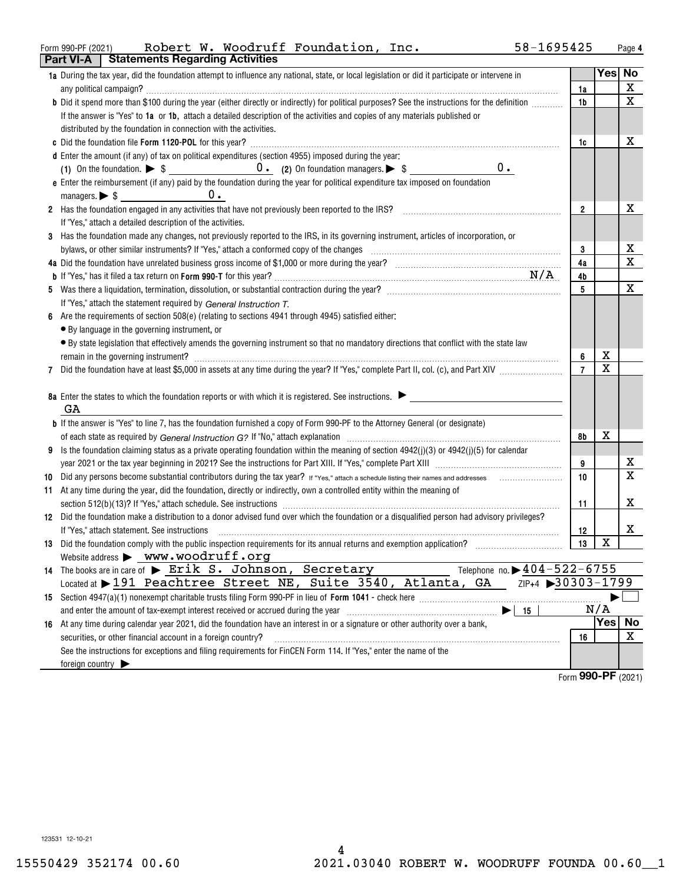Form 990-PF (2021) Robert W. Woodruff Foundation, Inc. 58-1695425 Page 4

## Part VI-A Statements Regarding Activities

| | | Line | Yes | No |
|---|---|---|---|---|
| 1a | During the tax year, did the foundation attempt to influence any national, state, or local legislation or did it participate or intervene in any political campaign? | 1a | | X |
| b | Did it spend more than $100 during the year (either directly or indirectly) for political purposes? See the instructions for the definition | 1b | | X |
| | If the answer is "Yes" to **1a** or **1b**, attach a detailed description of the activities and copies of any materials published or distributed by the foundation in connection with the activities. | | | |
| c | Did the foundation file **Form 1120-POL** for this year? | 1c | | X |
| d | Enter the amount (if any) of tax on political expenditures (section 4955) imposed during the year: (1) On the foundation. ▶ $ 0. (2) On foundation managers. ▶ $ 0. | | | |
| e | Enter the reimbursement (if any) paid by the foundation during the year for political expenditure tax imposed on foundation managers. ▶ $ 0. | | | |
| 2 | Has the foundation engaged in any activities that have not previously been reported to the IRS? | 2 | | X |
| | If "Yes," attach a detailed description of the activities. | | | |
| 3 | Has the foundation made any changes, not previously reported to the IRS, in its governing instrument, articles of incorporation, or bylaws, or other similar instruments? If "Yes," attach a conformed copy of the changes | 3 | | X |
| 4a | Did the foundation have unrelated business gross income of $1,000 or more during the year? | 4a | | X |
| b | If "Yes," has it filed a tax return on **Form 990-T** for this year? N/A | 4b | | |
| 5 | Was there a liquidation, termination, dissolution, or substantial contraction during the year? | 5 | | X |
| | If "Yes," attach the statement required by *General Instruction T.* | | | |
| 6 | Are the requirements of section 508(e) (relating to sections 4941 through 4945) satisfied either: • By language in the governing instrument, or • By state legislation that effectively amends the governing instrument so that no mandatory directions that conflict with the state law remain in the governing instrument? | 6 | X | |
| 7 | Did the foundation have at least $5,000 in assets at any time during the year? If "Yes," complete Part II, col. (c), and Part XIV | 7 | X | |
| 8a | Enter the states to which the foundation reports or with which it is registered. See instructions. ▶ GA | | | |
| b | If the answer is "Yes" to line 7, has the foundation furnished a copy of Form 990-PF to the Attorney General (or designate) of each state as required by *General Instruction G?* If "No," attach explanation | 8b | X | |
| 9 | Is the foundation claiming status as a private operating foundation within the meaning of section 4942(j)(3) or 4942(j)(5) for calendar year 2021 or the tax year beginning in 2021? See the instructions for Part XIII. If "Yes," complete Part XIII | 9 | | X |
| 10 | Did any persons become substantial contributors during the tax year? If "Yes," attach a schedule listing their names and addresses | 10 | | X |
| 11 | At any time during the year, did the foundation, directly or indirectly, own a controlled entity within the meaning of section 512(b)(13)? If "Yes," attach schedule. See instructions | 11 | | X |
| 12 | Did the foundation make a distribution to a donor advised fund over which the foundation or a disqualified person had advisory privileges? If "Yes," attach statement. See instructions | 12 | | X |
| 13 | Did the foundation comply with the public inspection requirements for its annual returns and exemption application? | 13 | X | |
| | Website address ▶ www.woodruff.org | | | |
| 14 | The books are in care of ▶ Erik S. Johnson, Secretary Telephone no. ▶ 404-522-6755 Located at ▶ 191 Peachtree Street NE, Suite 3540, Atlanta, GA ZIP+4 ▶ 30303-1799 | | | |
| 15 | Section 4947(a)(1) nonexempt charitable trusts filing Form 990-PF in lieu of **Form 1041** - check here ▶ ☐ and enter the amount of tax-exempt interest received or accrued during the year ▶ 15 | | N/A | |
| 16 | At any time during calendar year 2021, did the foundation have an interest in or a signature or other authority over a bank, securities, or other financial account in a foreign country? | 16 | | X |
| | See the instructions for exceptions and filing requirements for FinCEN Form 114. If "Yes," enter the name of the foreign country ▶ | | | |

Form **990-PF** (2021)

123531 12-10-21

15550429 352174 00.60 2021.03040 ROBERT W. WOODRUFF FOUNDA 00.60__1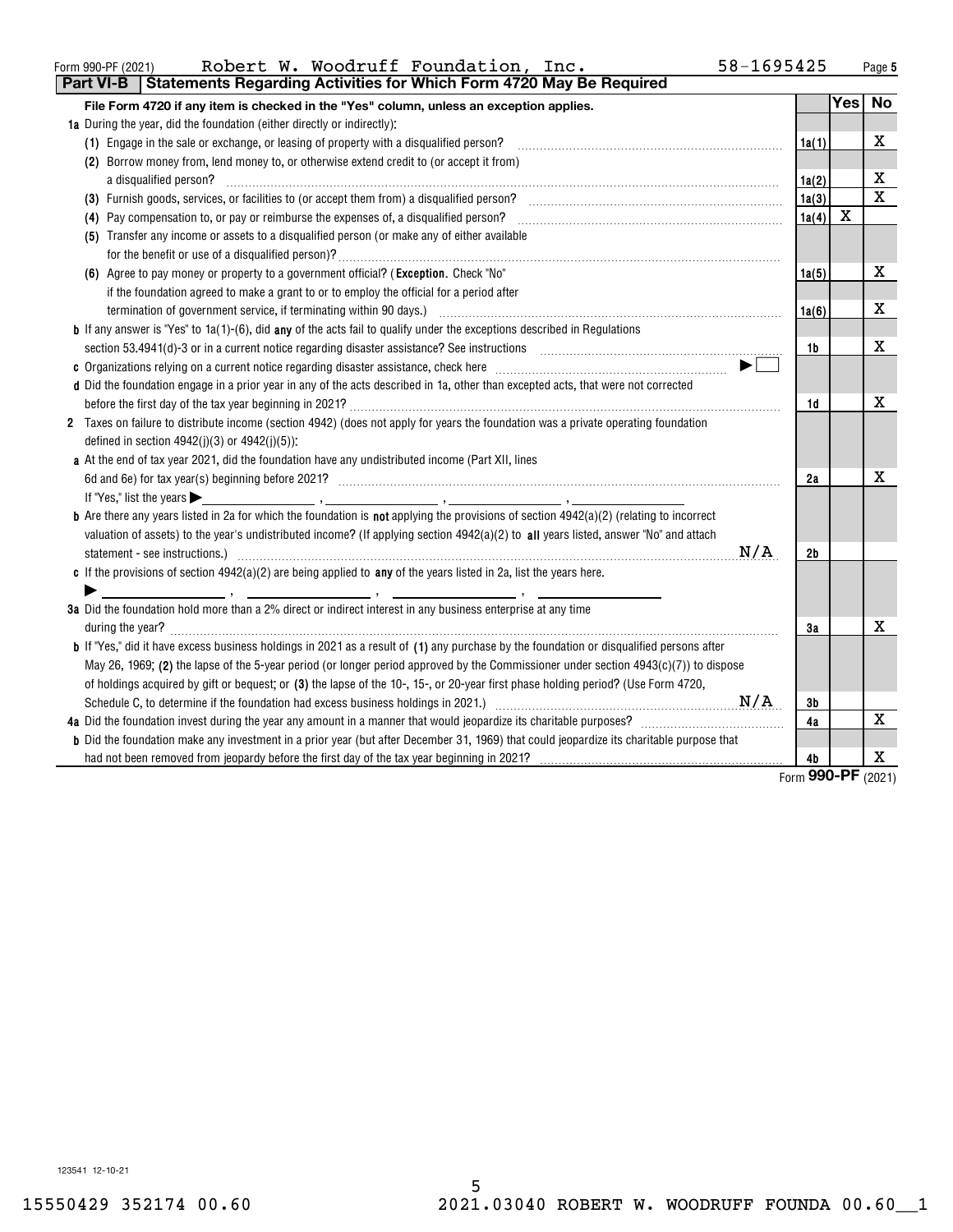Form 990-PF (2021) Robert W. Woodruff Foundation, Inc. 58-1695425

## Part VI-B Statements Regarding Activities for Which Form 4720 May Be Required

| File Form 4720 if any item is checked in the "Yes" column, unless an exception applies. | | Yes | No |
|---|---|---|---|
| **1a** During the year, did the foundation (either directly or indirectly): | | | |
| (1) Engage in the sale or exchange, or leasing of property with a disqualified person? | 1a(1) | | X |
| (2) Borrow money from, lend money to, or otherwise extend credit to (or accept it from) a disqualified person? | 1a(2) | | X |
| (3) Furnish goods, services, or facilities to (or accept them from) a disqualified person? | 1a(3) | | X |
| (4) Pay compensation to, or pay or reimburse the expenses of, a disqualified person? | 1a(4) | X | |
| (5) Transfer any income or assets to a disqualified person (or make any of either available for the benefit or use of a disqualified person)? | 1a(5) | | X |
| (6) Agree to pay money or property to a government official? (**Exception**. Check "No" if the foundation agreed to make a grant to or to employ the official for a period after termination of government service, if terminating within 90 days.) | 1a(6) | | X |
| **b** If any answer is "Yes" to 1a(1)-(6), did **any** of the acts fail to qualify under the exceptions described in Regulations section 53.4941(d)-3 or in a current notice regarding disaster assistance? See instructions | 1b | | X |
| **c** Organizations relying on a current notice regarding disaster assistance, check here ► ☐ | | | |
| **d** Did the foundation engage in a prior year in any of the acts described in 1a, other than excepted acts, that were not corrected before the first day of the tax year beginning in 2021? | 1d | | X |
| **2** Taxes on failure to distribute income (section 4942) (does not apply for years the foundation was a private operating foundation defined in section 4942(j)(3) or 4942(j)(5)): | | | |
| **a** At the end of tax year 2021, did the foundation have any undistributed income (Part XII, lines 6d and 6e) for tax year(s) beginning before 2021? If "Yes," list the years ► ______, ______, ______, ______ | 2a | | X |
| **b** Are there any years listed in 2a for which the foundation is **not** applying the provisions of section 4942(a)(2) (relating to incorrect valuation of assets) to the year's undistributed income? (If applying section 4942(a)(2) to **all** years listed, answer "No" and attach statement - see instructions.) N/A | 2b | | |
| **c** If the provisions of section 4942(a)(2) are being applied to **any** of the years listed in 2a, list the years here. ► ______, ______, ______, ______ | | | |
| **3a** Did the foundation hold more than a 2% direct or indirect interest in any business enterprise at any time during the year? | 3a | | X |
| **b** If "Yes," did it have excess business holdings in 2021 as a result of **(1)** any purchase by the foundation or disqualified persons after May 26, 1969; **(2)** the lapse of the 5-year period (or longer period approved by the Commissioner under section 4943(c)(7)) to dispose of holdings acquired by gift or bequest; or **(3)** the lapse of the 10-, 15-, or 20-year first phase holding period? (Use Form 4720, Schedule C, to determine if the foundation had excess business holdings in 2021.) N/A | 3b | | |
| **4a** Did the foundation invest during the year any amount in a manner that would jeopardize its charitable purposes? | 4a | | X |
| **b** Did the foundation make any investment in a prior year (but after December 31, 1969) that could jeopardize its charitable purpose that had not been removed from jeopardy before the first day of the tax year beginning in 2021? | 4b | | X |

Form **990-PF** (2021)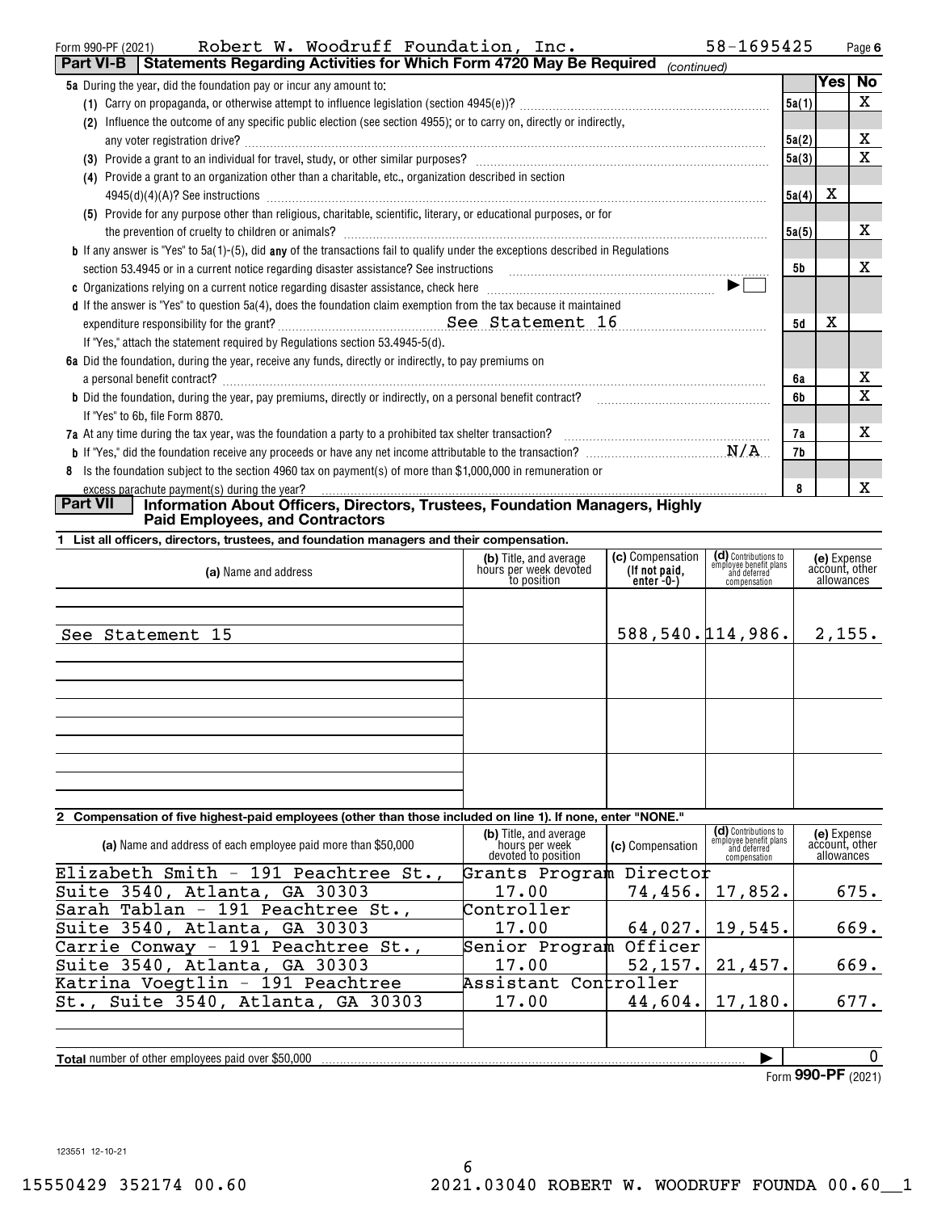Form 990-PF (2021) Robert W. Woodruff Foundation, Inc. 58-1695425 Page 6

**Part VI-B | Statements Regarding Activities for Which Form 4720 May Be Required** *(continued)*

| | | Yes | No |
|---|---|---|---|
| **5a** During the year, did the foundation pay or incur any amount to: | | | |
| (1) Carry on propaganda, or otherwise attempt to influence legislation (section 4945(e))? | 5a(1) | | X |
| (2) Influence the outcome of any specific public election (see section 4955); or to carry on, directly or indirectly, any voter registration drive? | 5a(2) | | X |
| (3) Provide a grant to an individual for travel, study, or other similar purposes? | 5a(3) | | X |
| (4) Provide a grant to an organization other than a charitable, etc., organization described in section 4945(d)(4)(A)? See instructions | 5a(4) | X | |
| (5) Provide for any purpose other than religious, charitable, scientific, literary, or educational purposes, or for the prevention of cruelty to children or animals? | 5a(5) | | X |
| **b** If any answer is "Yes" to 5a(1)-(5), did **any** of the transactions fail to qualify under the exceptions described in Regulations section 53.4945 or in a current notice regarding disaster assistance? See instructions | 5b | | X |
| **c** Organizations relying on a current notice regarding disaster assistance, check here ▶ ☐ | | | |
| **d** If the answer is "Yes" to question 5a(4), does the foundation claim exemption from the tax because it maintained expenditure responsibility for the grant? See Statement 16 | 5d | X | |
| If "Yes," attach the statement required by Regulations section 53.4945-5(d). | | | |
| **6a** Did the foundation, during the year, receive any funds, directly or indirectly, to pay premiums on a personal benefit contract? | 6a | | X |
| **b** Did the foundation, during the year, pay premiums, directly or indirectly, on a personal benefit contract? | 6b | | X |
| If "Yes" to 6b, file Form 8870. | | | |
| **7a** At any time during the tax year, was the foundation a party to a prohibited tax shelter transaction? | 7a | | X |
| **b** If "Yes," did the foundation receive any proceeds or have any net income attributable to the transaction? N/A | 7b | | |
| **8** Is the foundation subject to the section 4960 tax on payment(s) of more than $1,000,000 in remuneration or excess parachute payment(s) during the year? | 8 | | X |

**Part VII | Information About Officers, Directors, Trustees, Foundation Managers, Highly Paid Employees, and Contractors**

**1 List all officers, directors, trustees, and foundation managers and their compensation.**

| (a) Name and address | (b) Title, and average hours per week devoted to position | (c) Compensation (If not paid, enter -0-) | (d) Contributions to employee benefit plans and deferred compensation | (e) Expense account, other allowances |
|---|---|---|---|---|
| See Statement 15 | | 588,540. | 114,986. | 2,155. |

**2 Compensation of five highest-paid employees (other than those included on line 1). If none, enter "NONE."**

| (a) Name and address of each employee paid more than $50,000 | (b) Title, and average hours per week devoted to position | (c) Compensation | (d) Contributions to employee benefit plans and deferred compensation | (e) Expense account, other allowances |
|---|---|---|---|---|
| Elizabeth Smith - 191 Peachtree St., Suite 3540, Atlanta, GA 30303 | Grants Program Director 17.00 | 74,456. | 17,852. | 675. |
| Sarah Tablan - 191 Peachtree St., Suite 3540, Atlanta, GA 30303 | Controller 17.00 | 64,027. | 19,545. | 669. |
| Carrie Conway - 191 Peachtree St., Suite 3540, Atlanta, GA 30303 | Senior Program Officer 17.00 | 52,157. | 21,457. | 669. |
| Katrina Voegtlin - 191 Peachtree St., Suite 3540, Atlanta, GA 30303 | Assistant Controller 17.00 | 44,604. | 17,180. | 677. |

**Total** number of other employees paid over $50,000 ▶ 0

Form **990-PF** (2021)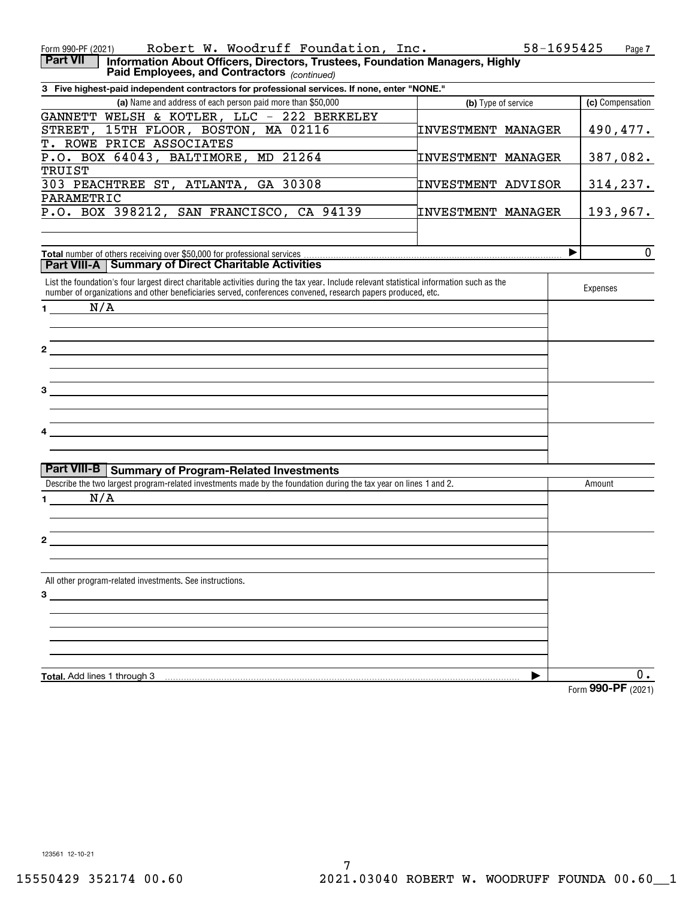Form 990-PF (2021) Robert W. Woodruff Foundation, Inc. 58-1695425

**Part VII** **Information About Officers, Directors, Trustees, Foundation Managers, Highly Paid Employees, and Contractors** *(continued)*

**3 Five highest-paid independent contractors for professional services. If none, enter "NONE."**

| (a) Name and address of each person paid more than $50,000 | (b) Type of service | (c) Compensation |
|---|---|---|
| GANNETT WELSH & KOTLER, LLC - 222 BERKELEY STREET, 15TH FLOOR, BOSTON, MA 02116 | INVESTMENT MANAGER | 490,477. |
| T. ROWE PRICE ASSOCIATES P.O. BOX 64043, BALTIMORE, MD 21264 | INVESTMENT MANAGER | 387,082. |
| TRUIST 303 PEACHTREE ST, ATLANTA, GA 30308 | INVESTMENT ADVISOR | 314,237. |
| PARAMETRIC P.O. BOX 398212, SAN FRANCISCO, CA 94139 | INVESTMENT MANAGER | 193,967. |
| | | |

**Total** number of others receiving over $50,000 for professional services ▶ 0

**Part VIII-A** **Summary of Direct Charitable Activities**

| List the foundation's four largest direct charitable activities during the tax year. Include relevant statistical information such as the number of organizations and other beneficiaries served, conferences convened, research papers produced, etc. | Expenses |
|---|---|
| 1 N/A | |
| 2 | |
| 3 | |
| 4 | |

**Part VIII-B** **Summary of Program-Related Investments**

| Describe the two largest program-related investments made by the foundation during the tax year on lines 1 and 2. | Amount |
|---|---|
| 1 N/A | |
| 2 | |
| All other program-related investments. See instructions. | |
| 3 | |
| **Total.** Add lines 1 through 3 ▶ | 0. |

Form **990-PF** (2021)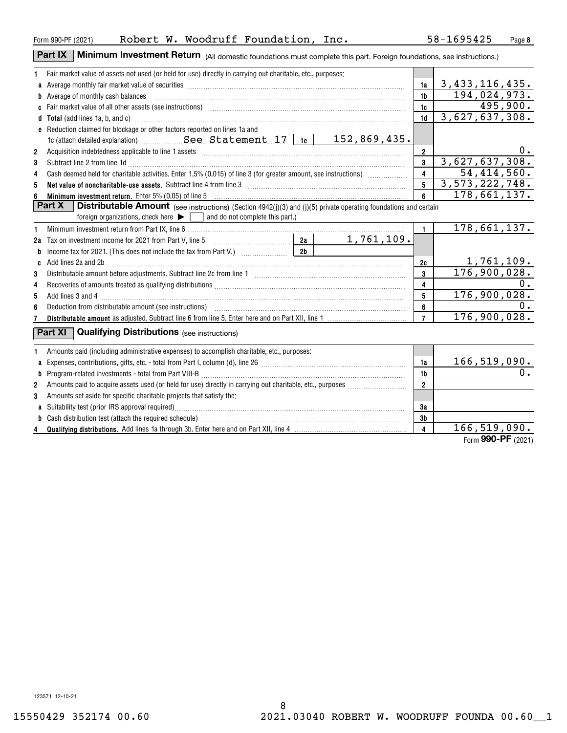Form 990-PF (2021) Robert W. Woodruff Foundation, Inc. 58-1695425 Page 8

## Part IX Minimum Investment Return (All domestic foundations must complete this part. Foreign foundations, see instructions.)

| | | | |
|---|---|---|---|
| 1 | Fair market value of assets not used (or held for use) directly in carrying out charitable, etc., purposes: | | |
| a | Average monthly fair market value of securities | 1a | 3,433,116,435. |
| b | Average of monthly cash balances | 1b | 194,024,973. |
| c | Fair market value of all other assets (see instructions) | 1c | 495,900. |
| d | **Total** (add lines 1a, b, and c) | 1d | 3,627,637,308. |
| e | Reduction claimed for blockage or other factors reported on lines 1a and 1c (attach detailed explanation) See Statement 17 — 1e: 152,869,435. | | |
| 2 | Acquisition indebtedness applicable to line 1 assets | 2 | 0. |
| 3 | Subtract line 2 from line 1d | 3 | 3,627,637,308. |
| 4 | Cash deemed held for charitable activities. Enter 1.5% (0.015) of line 3 (for greater amount, see instructions) | 4 | 54,414,560. |
| 5 | **Net value of noncharitable-use assets.** Subtract line 4 from line 3 | 5 | 3,573,222,748. |
| 6 | **Minimum investment return.** Enter 5% (0.05) of line 5 | 6 | 178,661,137. |

## Part X Distributable Amount (see instructions) (Section 4942(j)(3) and (j)(5) private operating foundations and certain foreign organizations, check here ▶ ☐ and do not complete this part.)

| | | | |
|---|---|---|---|
| 1 | Minimum investment return from Part IX, line 6 | 1 | 178,661,137. |
| 2a | Tax on investment income for 2021 from Part V, line 5 — 2a: 1,761,109. | | |
| b | Income tax for 2021. (This does not include the tax from Part V.) — 2b: | | |
| c | Add lines 2a and 2b | 2c | 1,761,109. |
| 3 | Distributable amount before adjustments. Subtract line 2c from line 1 | 3 | 176,900,028. |
| 4 | Recoveries of amounts treated as qualifying distributions | 4 | 0. |
| 5 | Add lines 3 and 4 | 5 | 176,900,028. |
| 6 | Deduction from distributable amount (see instructions) | 6 | 0. |
| 7 | **Distributable amount** as adjusted. Subtract line 6 from line 5. Enter here and on Part XII, line 1 | 7 | 176,900,028. |

## Part XI Qualifying Distributions (see instructions)

| | | | |
|---|---|---|---|
| 1 | Amounts paid (including administrative expenses) to accomplish charitable, etc., purposes: | | |
| a | Expenses, contributions, gifts, etc. - total from Part I, column (d), line 26 | 1a | 166,519,090. |
| b | Program-related investments - total from Part VIII-B | 1b | 0. |
| 2 | Amounts paid to acquire assets used (or held for use) directly in carrying out charitable, etc., purposes | 2 | |
| 3 | Amounts set aside for specific charitable projects that satisfy the: | | |
| a | Suitability test (prior IRS approval required) | 3a | |
| b | Cash distribution test (attach the required schedule) | 3b | |
| 4 | **Qualifying distributions.** Add lines 1a through 3b. Enter here and on Part XII, line 4 | 4 | 166,519,090. |

Form **990-PF** (2021)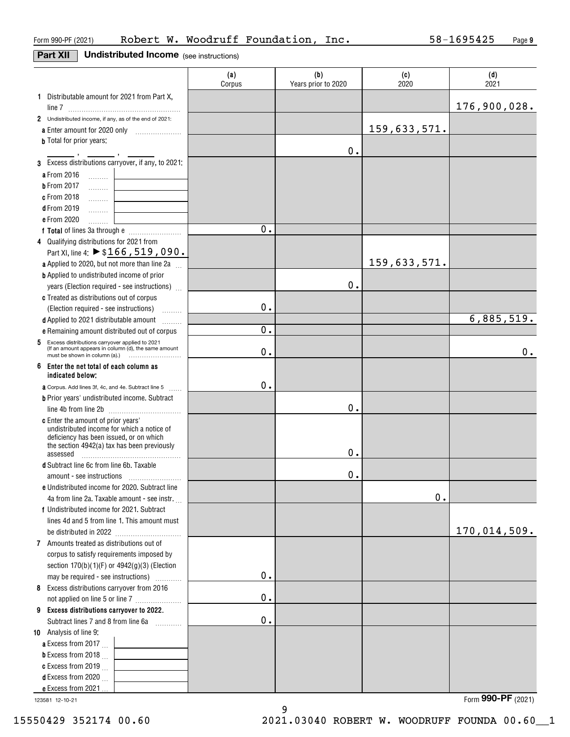Form 990-PF (2021) Robert W. Woodruff Foundation, Inc. 58-1695425

## Part XII Undistributed Income (see instructions)

| | (a) Corpus | (b) Years prior to 2020 | (c) 2020 | (d) 2021 |
|---|---|---|---|---|
| **1** Distributable amount for 2021 from Part X, line 7 | | | | 176,900,028. |
| **2** Undistributed income, if any, as of the end of 2021: | | | | |
| **a** Enter amount for 2020 only | | | 159,633,571. | |
| **b** Total for prior years: , , | | 0. | | |
| **3** Excess distributions carryover, if any, to 2021: | | | | |
| **a** From 2016 | | | | |
| **b** From 2017 | | | | |
| **c** From 2018 | | | | |
| **d** From 2019 | | | | |
| **e** From 2020 | | | | |
| **f Total** of lines 3a through e | 0. | | | |
| **4** Qualifying distributions for 2021 from Part XI, line 4: ▶ $166,519,090. | | | | |
| **a** Applied to 2020, but not more than line 2a | | | 159,633,571. | |
| **b** Applied to undistributed income of prior years (Election required - see instructions) | | 0. | | |
| **c** Treated as distributions out of corpus (Election required - see instructions) | 0. | | | |
| **d** Applied to 2021 distributable amount | | | | 6,885,519. |
| **e** Remaining amount distributed out of corpus | 0. | | | |
| **5** Excess distributions carryover applied to 2021 (If an amount appears in column (d), the same amount must be shown in column (a).) | 0. | | | 0. |
| **6 Enter the net total of each column as indicated below:** | | | | |
| **a** Corpus. Add lines 3f, 4c, and 4e. Subtract line 5 | 0. | | | |
| **b** Prior years' undistributed income. Subtract line 4b from line 2b | | 0. | | |
| **c** Enter the amount of prior years' undistributed income for which a notice of deficiency has been issued, or on which the section 4942(a) tax has been previously assessed | | 0. | | |
| **d** Subtract line 6c from line 6b. Taxable amount - see instructions | | 0. | | |
| **e** Undistributed income for 2020. Subtract line 4a from line 2a. Taxable amount - see instr. | | | 0. | |
| **f** Undistributed income for 2021. Subtract lines 4d and 5 from line 1. This amount must be distributed in 2022 | | | | 170,014,509. |
| **7** Amounts treated as distributions out of corpus to satisfy requirements imposed by section 170(b)(1)(F) or 4942(g)(3) (Election may be required - see instructions) | 0. | | | |
| **8** Excess distributions carryover from 2016 not applied on line 5 or line 7 | 0. | | | |
| **9 Excess distributions carryover to 2022.** Subtract lines 7 and 8 from line 6a | 0. | | | |
| **10** Analysis of line 9: | | | | |
| **a** Excess from 2017 | | | | |
| **b** Excess from 2018 | | | | |
| **c** Excess from 2019 | | | | |
| **d** Excess from 2020 | | | | |
| **e** Excess from 2021 | | | | |

123581 12-10-21

Form **990-PF** (2021)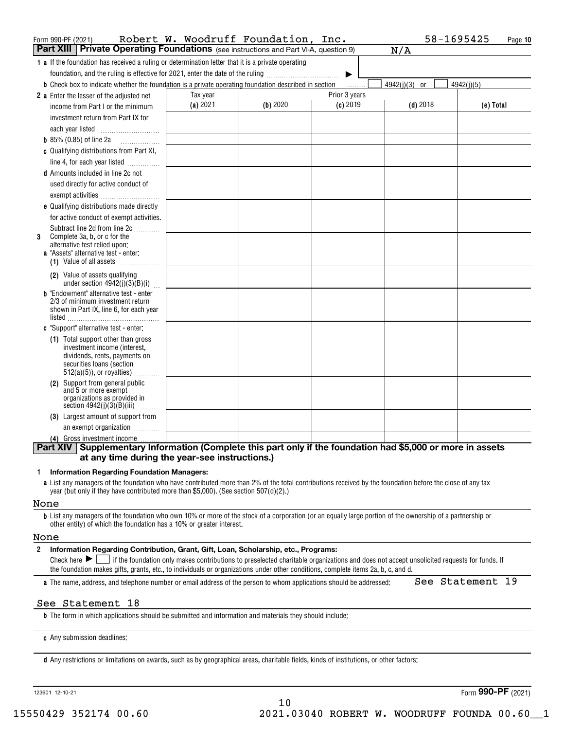Form 990-PF (2021) Robert W. Woodruff Foundation, Inc. 58-1695425 Page 10

**Part XIII | Private Operating Foundations** (see instructions and Part VI-A, question 9) N/A

**1 a** If the foundation has received a ruling or determination letter that it is a private operating foundation, and the ruling is effective for 2021, enter the date of the ruling ▶

**b** Check box to indicate whether the foundation is a private operating foundation described in section ☐ 4942(j)(3) or ☐ 4942(j)(5)

| | Tax year | Prior 3 years | | | |
|---|---|---|---|---|---|
| | **(a)** 2021 | **(b)** 2020 | **(c)** 2019 | **(d)** 2018 | **(e) Total** |
| **2 a** Enter the lesser of the adjusted net income from Part I or the minimum investment return from Part IX for each year listed | | | | | |
| **b** 85% (0.85) of line 2a | | | | | |
| **c** Qualifying distributions from Part XI, line 4, for each year listed | | | | | |
| **d** Amounts included in line 2c not used directly for active conduct of exempt activities | | | | | |
| **e** Qualifying distributions made directly for active conduct of exempt activities. Subtract line 2d from line 2c | | | | | |
| **3** Complete 3a, b, or c for the alternative test relied upon: **a** "Assets" alternative test - enter: **(1)** Value of all assets | | | | | |
| **(2)** Value of assets qualifying under section 4942(j)(3)(B)(i) | | | | | |
| **b** "Endowment" alternative test - enter 2/3 of minimum investment return shown in Part IX, line 6, for each year listed | | | | | |
| **c** "Support" alternative test - enter: **(1)** Total support other than gross investment income (interest, dividends, rents, payments on securities loans (section 512(a)(5)), or royalties) | | | | | |
| **(2)** Support from general public and 5 or more exempt organizations as provided in section 4942(j)(3)(B)(iii) | | | | | |
| **(3)** Largest amount of support from an exempt organization | | | | | |
| **(4)** Gross investment income | | | | | |

**Part XIV | Supplementary Information (Complete this part only if the foundation had $5,000 or more in assets at any time during the year-see instructions.)**

**1 Information Regarding Foundation Managers:**

**a** List any managers of the foundation who have contributed more than 2% of the total contributions received by the foundation before the close of any tax year (but only if they have contributed more than $5,000). (See section 507(d)(2).)

None

**b** List any managers of the foundation who own 10% or more of the stock of a corporation (or an equally large portion of the ownership of a partnership or other entity) of which the foundation has a 10% or greater interest.

None

**2 Information Regarding Contribution, Grant, Gift, Loan, Scholarship, etc., Programs:**

Check here ▶ ☐ if the foundation only makes contributions to preselected charitable organizations and does not accept unsolicited requests for funds. If the foundation makes gifts, grants, etc., to individuals or organizations under other conditions, complete items 2a, b, c, and d.

**a** The name, address, and telephone number or email address of the person to whom applications should be addressed: See Statement 19

See Statement 18

**b** The form in which applications should be submitted and information and materials they should include:

**c** Any submission deadlines:

**d** Any restrictions or limitations on awards, such as by geographical areas, charitable fields, kinds of institutions, or other factors:

123601 12-10-21 Form **990-PF** (2021)

15550429 352174 00.60 2021.03040 ROBERT W. WOODRUFF FOUNDA 00.60__1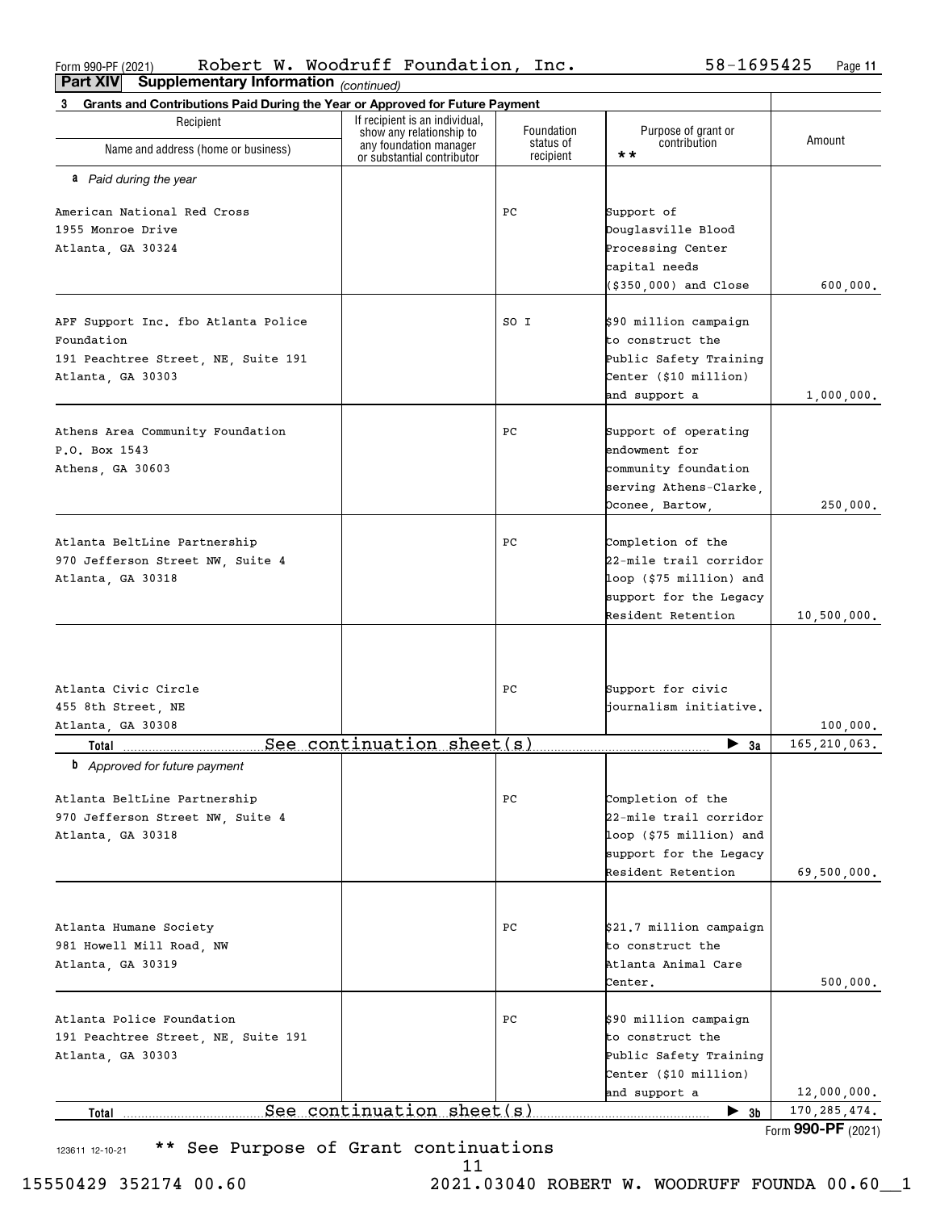Form 990-PF (2021) Robert W. Woodruff Foundation, Inc. 58-1695425

**Part XIV Supplementary Information** *(continued)*

**3 Grants and Contributions Paid During the Year or Approved for Future Payment**

| Recipient<br>Name and address (home or business) | If recipient is an individual, show any relationship to any foundation manager or substantial contributor | Foundation status of recipient | Purpose of grant or contribution ** | Amount |
|---|---|---|---|---|
| ***a** Paid during the year* | | | | |
| American National Red Cross<br>1955 Monroe Drive<br>Atlanta, GA 30324 | | PC | Support of Douglasville Blood Processing Center capital needs ($350,000) and Close | 600,000. |
| APF Support Inc. fbo Atlanta Police Foundation<br>191 Peachtree Street, NE, Suite 191<br>Atlanta, GA 30303 | | SO I | $90 million campaign to construct the Public Safety Training Center ($10 million) and support a | 1,000,000. |
| Athens Area Community Foundation<br>P.O. Box 1543<br>Athens, GA 30603 | | PC | Support of operating endowment for community foundation serving Athens-Clarke, Oconee, Bartow, | 250,000. |
| Atlanta BeltLine Partnership<br>970 Jefferson Street NW, Suite 4<br>Atlanta, GA 30318 | | PC | Completion of the 22-mile trail corridor loop ($75 million) and support for the Legacy Resident Retention | 10,500,000. |
| Atlanta Civic Circle<br>455 8th Street, NE<br>Atlanta, GA 30308 | | PC | Support for civic journalism initiative. | 100,000. |
| **Total** See continuation sheet(s) | | | ▶ **3a** | 165,210,063. |
| ***b** Approved for future payment* | | | | |
| Atlanta BeltLine Partnership<br>970 Jefferson Street NW, Suite 4<br>Atlanta, GA 30318 | | PC | Completion of the 22-mile trail corridor loop ($75 million) and support for the Legacy Resident Retention | 69,500,000. |
| Atlanta Humane Society<br>981 Howell Mill Road, NW<br>Atlanta, GA 30319 | | PC | $21.7 million campaign to construct the Atlanta Animal Care Center. | 500,000. |
| Atlanta Police Foundation<br>191 Peachtree Street, NE, Suite 191<br>Atlanta, GA 30303 | | PC | $90 million campaign to construct the Public Safety Training Center ($10 million) and support a | 12,000,000. |
| **Total** See continuation sheet(s) | | | ▶ **3b** | 170,285,474. |

Form **990-PF** (2021)

** See Purpose of Grant continuations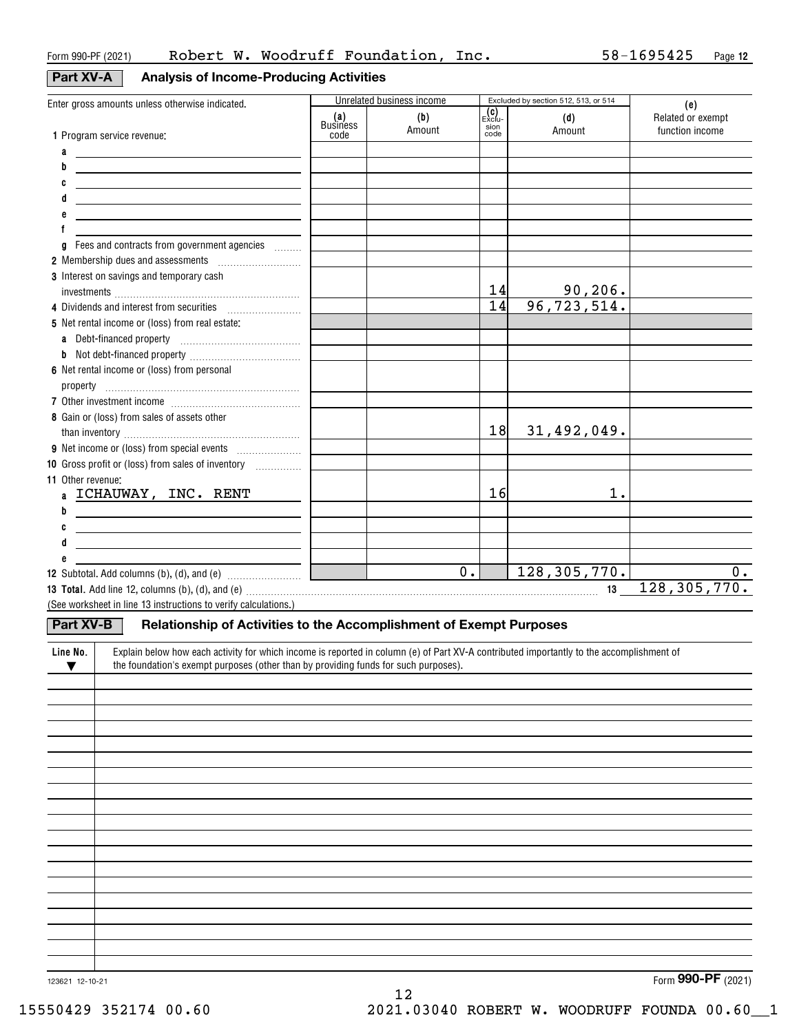Form 990-PF (2021) Robert W. Woodruff Foundation, Inc. 58-1695425

## Part XV-A Analysis of Income-Producing Activities

| Enter gross amounts unless otherwise indicated. | Unrelated business income | | Excluded by section 512, 513, or 514 | | (e) |
|---|---|---|---|---|---|
| | (a) Business code | (b) Amount | (c) Exclusion code | (d) Amount | Related or exempt function income |
| 1 Program service revenue: | | | | | |
| a | | | | | |
| b | | | | | |
| c | | | | | |
| d | | | | | |
| e | | | | | |
| f | | | | | |
| g Fees and contracts from government agencies | | | | | |
| 2 Membership dues and assessments | | | | | |
| 3 Interest on savings and temporary cash investments | | | 14 | 90,206. | |
| 4 Dividends and interest from securities | | | 14 | 96,723,514. | |
| 5 Net rental income or (loss) from real estate: | | | | | |
| a Debt-financed property | | | | | |
| b Not debt-financed property | | | | | |
| 6 Net rental income or (loss) from personal property | | | | | |
| 7 Other investment income | | | | | |
| 8 Gain or (loss) from sales of assets other than inventory | | | 18 | 31,492,049. | |
| 9 Net income or (loss) from special events | | | | | |
| 10 Gross profit or (loss) from sales of inventory | | | | | |
| 11 Other revenue: | | | | | |
| a ICHAUWAY, INC. RENT | | | 16 | 1. | |
| b | | | | | |
| c | | | | | |
| d | | | | | |
| e | | | | | |
| 12 Subtotal. Add columns (b), (d), and (e) | | 0. | | 128,305,770. | 0. |

**13 Total.** Add line 12, columns (b), (d), and (e) ..... 13 128,305,770.

(See worksheet in line 13 instructions to verify calculations.)

## Part XV-B Relationship of Activities to the Accomplishment of Exempt Purposes

| Line No. ▼ | Explain below how each activity for which income is reported in column (e) of Part XV-A contributed importantly to the accomplishment of the foundation's exempt purposes (other than by providing funds for such purposes). |
|---|---|
| | |

Form **990-PF** (2021)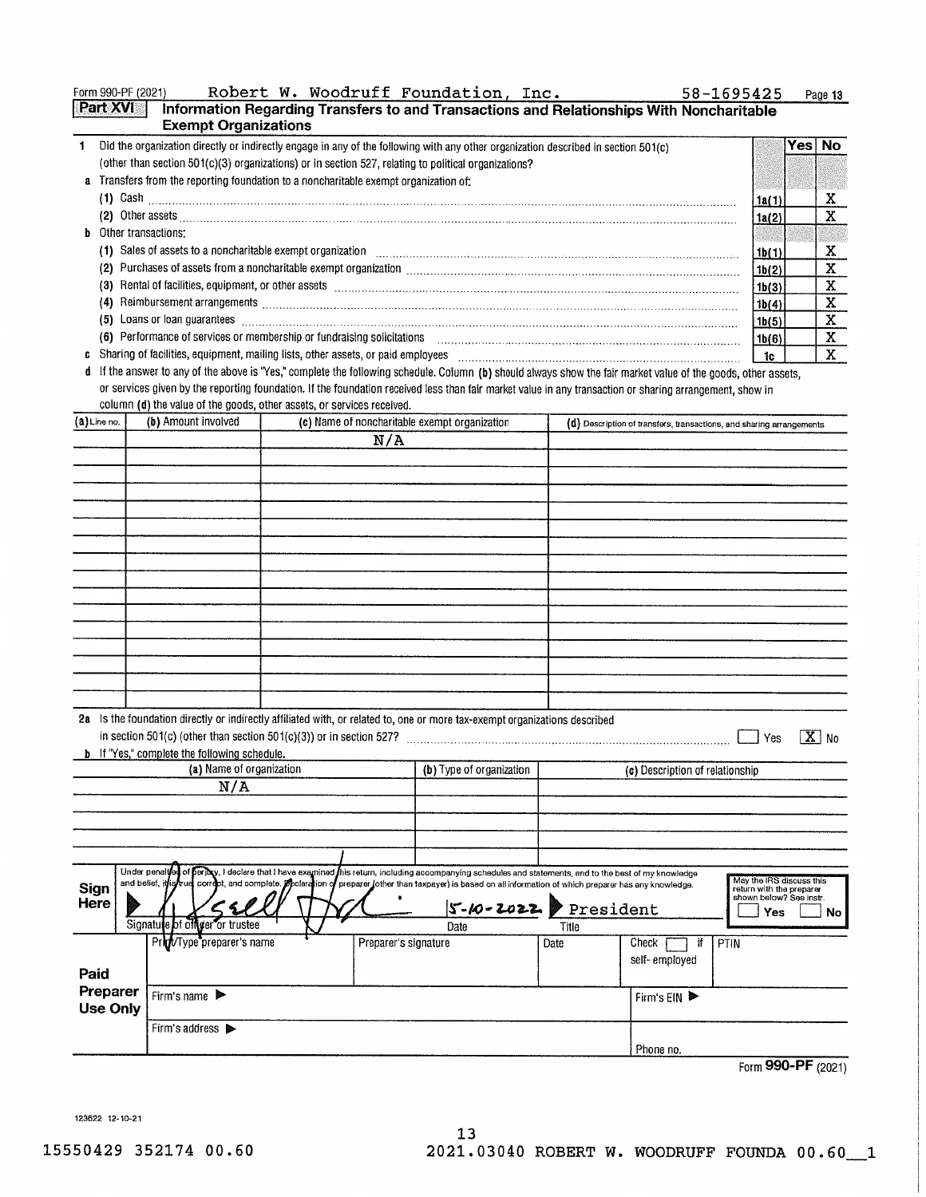Form 990-PF (2021) Robert W. Woodruff Foundation, Inc. 58-1695425

## Part XVI Information Regarding Transfers to and Transactions and Relationships With Noncharitable Exempt Organizations

| | | | Yes | No |
|---|---|---|---|---|
| **1** | Did the organization directly or indirectly engage in any of the following with any other organization described in section 501(c) (other than section 501(c)(3) organizations) or in section 527, relating to political organizations? | | | |
| **a** | Transfers from the reporting foundation to a noncharitable exempt organization of: | | | |
| | (1) Cash | 1a(1) | | X |
| | (2) Other assets | 1a(2) | | X |
| **b** | Other transactions: | | | |
| | (1) Sales of assets to a noncharitable exempt organization | 1b(1) | | X |
| | (2) Purchases of assets from a noncharitable exempt organization | 1b(2) | | X |
| | (3) Rental of facilities, equipment, or other assets | 1b(3) | | X |
| | (4) Reimbursement arrangements | 1b(4) | | X |
| | (5) Loans or loan guarantees | 1b(5) | | X |
| | (6) Performance of services or membership or fundraising solicitations | 1b(6) | | X |
| **c** | Sharing of facilities, equipment, mailing lists, other assets, or paid employees | 1c | | X |

**d** If the answer to any of the above is "Yes," complete the following schedule. Column **(b)** should always show the fair market value of the goods, other assets, or services given by the reporting foundation. If the foundation received less than fair market value in any transaction or sharing arrangement, show in column **(d)** the value of the goods, other assets, or services received.

| (a) Line no. | (b) Amount involved | (c) Name of noncharitable exempt organization | (d) Description of transfers, transactions, and sharing arrangements |
|---|---|---|---|
| | | N/A | |

**2a** Is the foundation directly or indirectly affiliated with, or related to, one or more tax-exempt organizations described in section 501(c) (other than section 501(c)(3)) or in section 527? ☐ Yes ☒ No

**b** If "Yes," complete the following schedule.

| (a) Name of organization | (b) Type of organization | (c) Description of relationship |
|---|---|---|
| N/A | | |

**Sign Here**

Under penalties of perjury, I declare that I have examined this return, including accompanying schedules and statements, and to the best of my knowledge and belief, it is true, correct, and complete. Declaration of preparer (other than taxpayer) is based on all information of which preparer has any knowledge.

Signature of officer or trustee: [signature] Date: 5-10-2022 Title: President

May the IRS discuss this return with the preparer shown below? See instr. ☐ Yes ☐ No

**Paid Preparer Use Only**

| Print/Type preparer's name | Preparer's signature | Date | Check ☐ if self-employed | PTIN |
|---|---|---|---|---|
| | | | | |
| Firm's name ▶ | | | Firm's EIN ▶ | |
| Firm's address ▶ | | | Phone no. | |

Form **990-PF** (2021)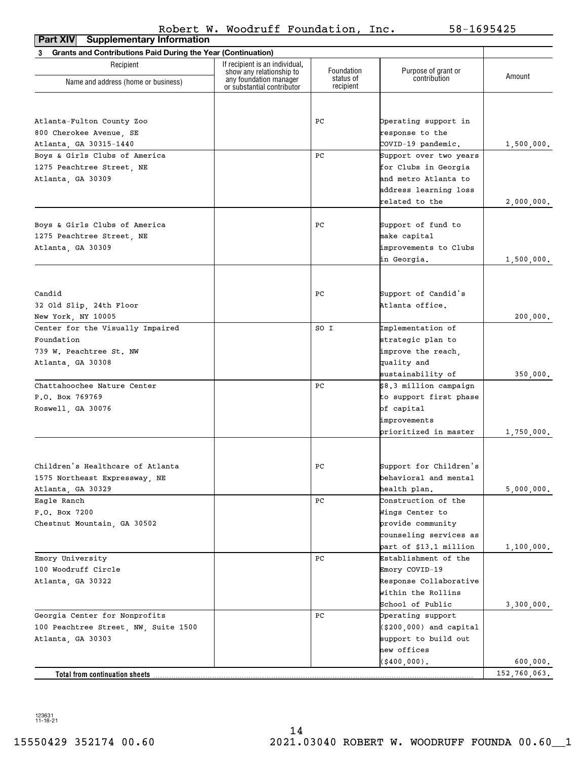Robert W. Woodruff Foundation, Inc. 58-1695425

**Part XIV Supplementary Information**

**3 Grants and Contributions Paid During the Year (Continuation)**

| Recipient Name and address (home or business) | If recipient is an individual, show any relationship to any foundation manager or substantial contributor | Foundation status of recipient | Purpose of grant or contribution | Amount |
|---|---|---|---|---|
| Atlanta-Fulton County Zoo<br>800 Cherokee Avenue, SE<br>Atlanta, GA 30315-1440 | | PC | Operating support in response to the COVID-19 pandemic. | 1,500,000. |
| Boys & Girls Clubs of America<br>1275 Peachtree Street, NE<br>Atlanta, GA 30309 | | PC | Support over two years for Clubs in Georgia and metro Atlanta to address learning loss related to the | 2,000,000. |
| Boys & Girls Clubs of America<br>1275 Peachtree Street, NE<br>Atlanta, GA 30309 | | PC | Support of fund to make capital improvements to Clubs in Georgia. | 1,500,000. |
| Candid<br>32 Old Slip, 24th Floor<br>New York, NY 10005 | | PC | Support of Candid's Atlanta office. | 200,000. |
| Center for the Visually Impaired Foundation<br>739 W. Peachtree St. NW<br>Atlanta, GA 30308 | | SO I | Implementation of strategic plan to improve the reach, quality and sustainability of | 350,000. |
| Chattahoochee Nature Center<br>P.O. Box 769769<br>Roswell, GA 30076 | | PC | $8.3 million campaign to support first phase of capital improvements prioritized in master | 1,750,000. |
| Children's Healthcare of Atlanta<br>1575 Northeast Expressway, NE<br>Atlanta, GA 30329 | | PC | Support for Children's behavioral and mental health plan. | 5,000,000. |
| Eagle Ranch<br>P.O. Box 7200<br>Chestnut Mountain, GA 30502 | | PC | Construction of the Wings Center to provide community counseling services as part of $13.1 million | 1,100,000. |
| Emory University<br>100 Woodruff Circle<br>Atlanta, GA 30322 | | PC | Establishment of the Emory COVID-19 Response Collaborative within the Rollins School of Public | 3,300,000. |
| Georgia Center for Nonprofits<br>100 Peachtree Street, NW, Suite 1500<br>Atlanta, GA 30303 | | PC | Operating support ($200,000) and capital support to build out new offices ($400,000). | 600,000. |
| **Total from continuation sheets** | | | | 152,760,063. |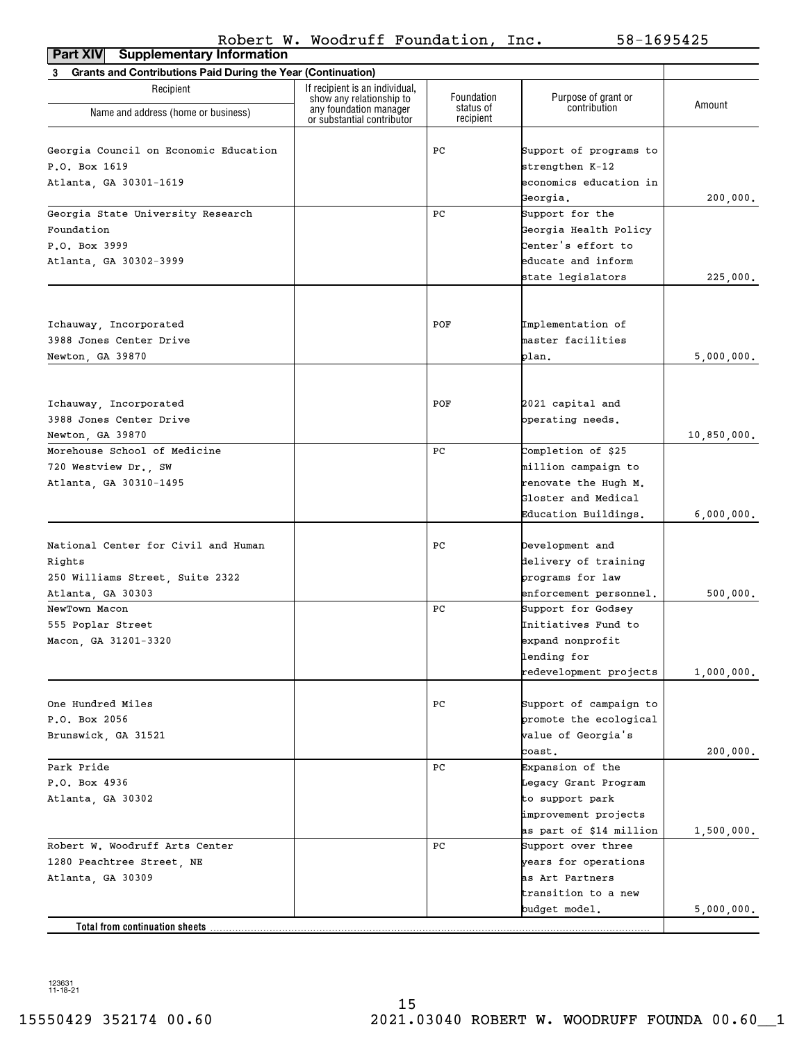Robert W. Woodruff Foundation, Inc. 58-1695425

**Part XIV Supplementary Information**

**3 Grants and Contributions Paid During the Year (Continuation)**

| Recipient Name and address (home or business) | If recipient is an individual, show any relationship to any foundation manager or substantial contributor | Foundation status of recipient | Purpose of grant or contribution | Amount |
|---|---|---|---|---|
| Georgia Council on Economic Education P.O. Box 1619 Atlanta, GA 30301-1619 | | PC | Support of programs to strengthen K-12 economics education in Georgia. | 200,000. |
| Georgia State University Research Foundation P.O. Box 3999 Atlanta, GA 30302-3999 | | PC | Support for the Georgia Health Policy Center's effort to educate and inform state legislators | 225,000. |
| Ichauway, Incorporated 3988 Jones Center Drive Newton, GA 39870 | | POF | Implementation of master facilities plan. | 5,000,000. |
| Ichauway, Incorporated 3988 Jones Center Drive Newton, GA 39870 | | POF | 2021 capital and operating needs. | 10,850,000. |
| Morehouse School of Medicine 720 Westview Dr., SW Atlanta, GA 30310-1495 | | PC | Completion of $25 million campaign to renovate the Hugh M. Gloster and Medical Education Buildings. | 6,000,000. |
| National Center for Civil and Human Rights 250 Williams Street, Suite 2322 Atlanta, GA 30303 | | PC | Development and delivery of training programs for law enforcement personnel. | 500,000. |
| NewTown Macon 555 Poplar Street Macon, GA 31201-3320 | | PC | Support for Godsey Initiatives Fund to expand nonprofit lending for redevelopment projects | 1,000,000. |
| One Hundred Miles P.O. Box 2056 Brunswick, GA 31521 | | PC | Support of campaign to promote the ecological value of Georgia's coast. | 200,000. |
| Park Pride P.O. Box 4936 Atlanta, GA 30302 | | PC | Expansion of the Legacy Grant Program to support park improvement projects as part of $14 million | 1,500,000. |
| Robert W. Woodruff Arts Center 1280 Peachtree Street, NE Atlanta, GA 30309 | | PC | Support over three years for operations as Art Partners transition to a new budget model. | 5,000,000. |
| **Total from continuation sheets** | | | | |

123631 11-18-21

15550429 352174 00.60 2021.03040 ROBERT W. WOODRUFF FOUNDA 00.60__1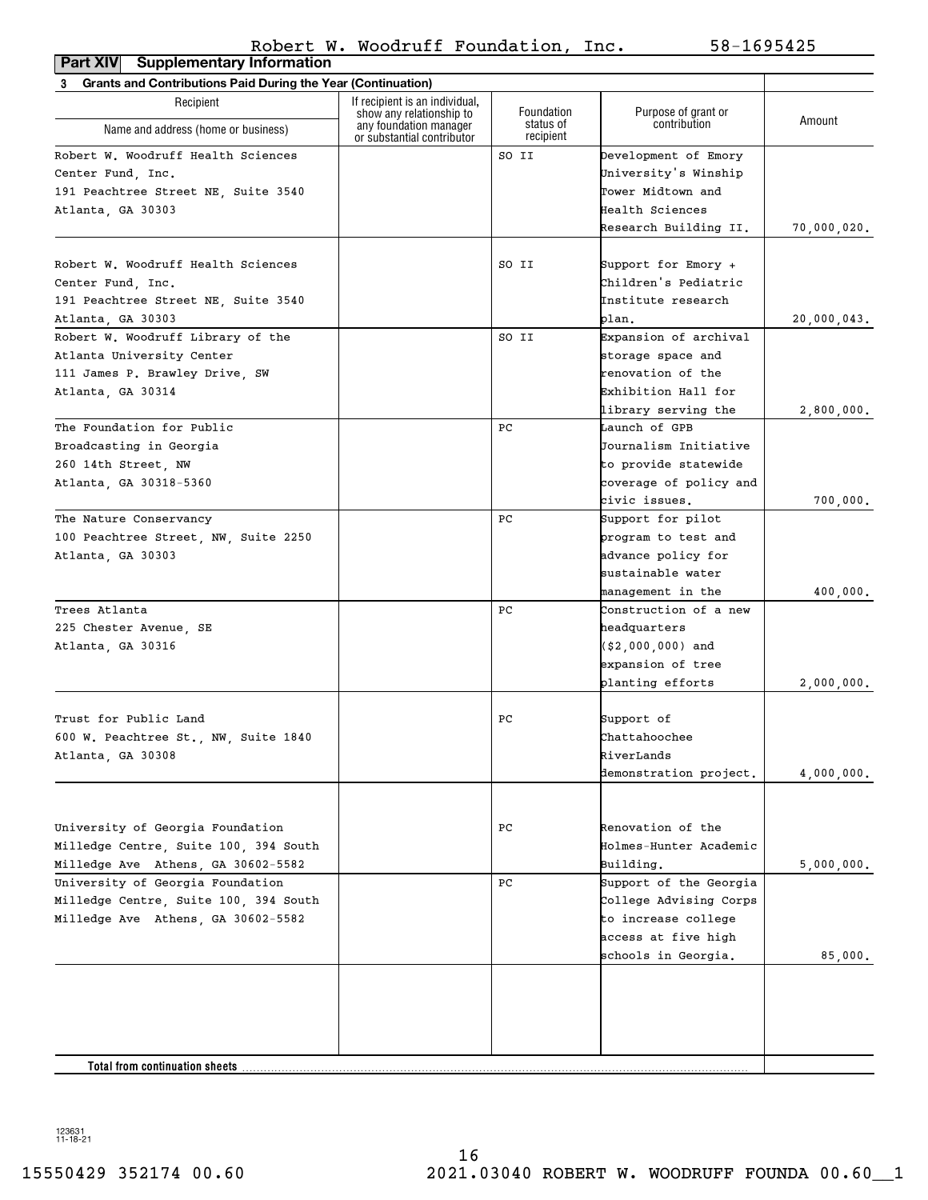Robert W. Woodruff Foundation, Inc. 58-1695425

**Part XIV Supplementary Information**

**3 Grants and Contributions Paid During the Year (Continuation)**

| Recipient Name and address (home or business) | If recipient is an individual, show any relationship to any foundation manager or substantial contributor | Foundation status of recipient | Purpose of grant or contribution | Amount |
|---|---|---|---|---|
| Robert W. Woodruff Health Sciences Center Fund, Inc. 191 Peachtree Street NE, Suite 3540 Atlanta, GA 30303 | | SO II | Development of Emory University's Winship Tower Midtown and Health Sciences Research Building II. | 70,000,020. |
| Robert W. Woodruff Health Sciences Center Fund, Inc. 191 Peachtree Street NE, Suite 3540 Atlanta, GA 30303 | | SO II | Support for Emory + Children's Pediatric Institute research plan. | 20,000,043. |
| Robert W. Woodruff Library of the Atlanta University Center 111 James P. Brawley Drive, SW Atlanta, GA 30314 | | SO II | Expansion of archival storage space and renovation of the Exhibition Hall for library serving the | 2,800,000. |
| The Foundation for Public Broadcasting in Georgia 260 14th Street, NW Atlanta, GA 30318-5360 | | PC | Launch of GPB Journalism Initiative to provide statewide coverage of policy and civic issues. | 700,000. |
| The Nature Conservancy 100 Peachtree Street, NW, Suite 2250 Atlanta, GA 30303 | | PC | Support for pilot program to test and advance policy for sustainable water management in the | 400,000. |
| Trees Atlanta 225 Chester Avenue, SE Atlanta, GA 30316 | | PC | Construction of a new headquarters ($2,000,000) and expansion of tree planting efforts | 2,000,000. |
| Trust for Public Land 600 W. Peachtree St., NW, Suite 1840 Atlanta, GA 30308 | | PC | Support of Chattahoochee RiverLands demonstration project. | 4,000,000. |
| University of Georgia Foundation Milledge Centre, Suite 100, 394 South Milledge Ave Athens, GA 30602-5582 | | PC | Renovation of the Holmes-Hunter Academic Building. | 5,000,000. |
| University of Georgia Foundation Milledge Centre, Suite 100, 394 South Milledge Ave Athens, GA 30602-5582 | | PC | Support of the Georgia College Advising Corps to increase college access at five high schools in Georgia. | 85,000. |
| **Total from continuation sheets** | | | | |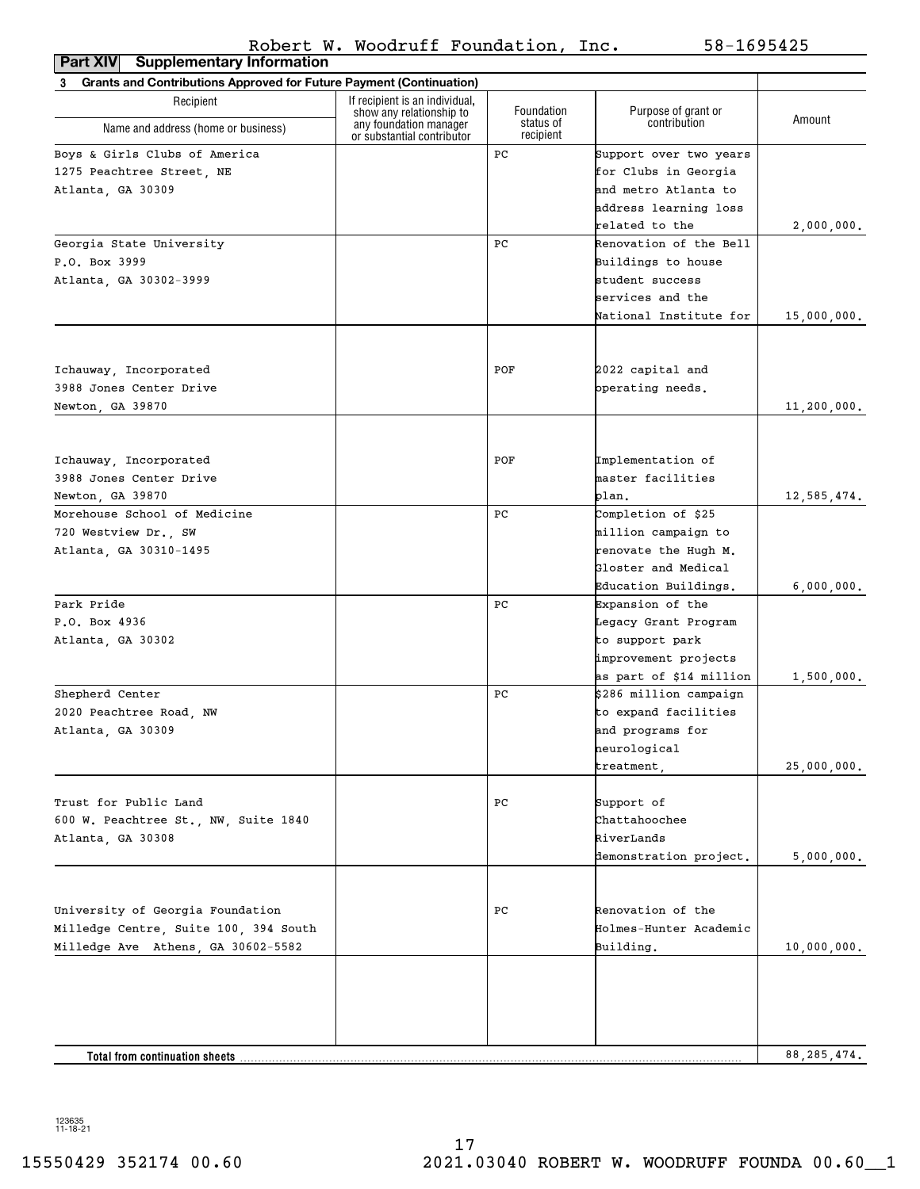Robert W. Woodruff Foundation, Inc. 58-1695425

**Part XIV Supplementary Information**

**3 Grants and Contributions Approved for Future Payment (Continuation)**

| Recipient Name and address (home or business) | If recipient is an individual, show any relationship to any foundation manager or substantial contributor | Foundation status of recipient | Purpose of grant or contribution | Amount |
|---|---|---|---|---|
| Boys & Girls Clubs of America 1275 Peachtree Street, NE Atlanta, GA 30309 | | PC | Support over two years for Clubs in Georgia and metro Atlanta to address learning loss related to the | 2,000,000. |
| Georgia State University P.O. Box 3999 Atlanta, GA 30302-3999 | | PC | Renovation of the Bell Buildings to house student success services and the National Institute for | 15,000,000. |
| Ichauway, Incorporated 3988 Jones Center Drive Newton, GA 39870 | | POF | 2022 capital and operating needs. | 11,200,000. |
| Ichauway, Incorporated 3988 Jones Center Drive Newton, GA 39870 | | POF | Implementation of master facilities plan. | 12,585,474. |
| Morehouse School of Medicine 720 Westview Dr., SW Atlanta, GA 30310-1495 | | PC | Completion of $25 million campaign to renovate the Hugh M. Gloster and Medical Education Buildings. | 6,000,000. |
| Park Pride P.O. Box 4936 Atlanta, GA 30302 | | PC | Expansion of the Legacy Grant Program to support park improvement projects as part of $14 million | 1,500,000. |
| Shepherd Center 2020 Peachtree Road, NW Atlanta, GA 30309 | | PC | $286 million campaign to expand facilities and programs for neurological treatment, | 25,000,000. |
| Trust for Public Land 600 W. Peachtree St., NW, Suite 1840 Atlanta, GA 30308 | | PC | Support of Chattahoochee RiverLands demonstration project. | 5,000,000. |
| University of Georgia Foundation Milledge Centre, Suite 100, 394 South Milledge Ave Athens, GA 30602-5582 | | PC | Renovation of the Holmes-Hunter Academic Building. | 10,000,000. |
| **Total from continuation sheets** | | | | 88,285,474. |

123635 11-18-21

15550429 352174 00.60 2021.03040 ROBERT W. WOODRUFF FOUNDA 00.60__1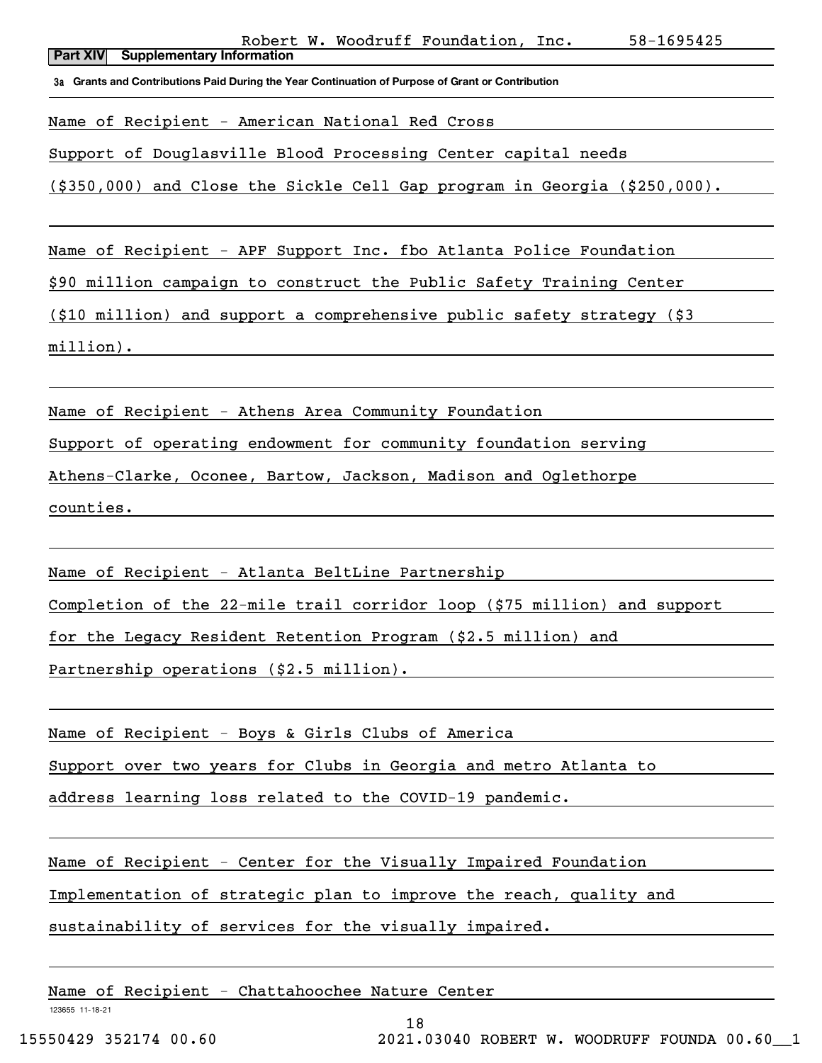Robert W. Woodruff Foundation, Inc. 58-1695425

**Part XIV Supplementary Information**

**3a Grants and Contributions Paid During the Year Continuation of Purpose of Grant or Contribution**

Name of Recipient - American National Red Cross
Support of Douglasville Blood Processing Center capital needs ($350,000) and Close the Sickle Cell Gap program in Georgia ($250,000).

Name of Recipient - APF Support Inc. fbo Atlanta Police Foundation
$90 million campaign to construct the Public Safety Training Center ($10 million) and support a comprehensive public safety strategy ($3 million).

Name of Recipient - Athens Area Community Foundation
Support of operating endowment for community foundation serving Athens-Clarke, Oconee, Bartow, Jackson, Madison and Oglethorpe counties.

Name of Recipient - Atlanta BeltLine Partnership
Completion of the 22-mile trail corridor loop ($75 million) and support for the Legacy Resident Retention Program ($2.5 million) and Partnership operations ($2.5 million).

Name of Recipient - Boys & Girls Clubs of America
Support over two years for Clubs in Georgia and metro Atlanta to address learning loss related to the COVID-19 pandemic.

Name of Recipient - Center for the Visually Impaired Foundation
Implementation of strategic plan to improve the reach, quality and sustainability of services for the visually impaired.

Name of Recipient - Chattahoochee Nature Center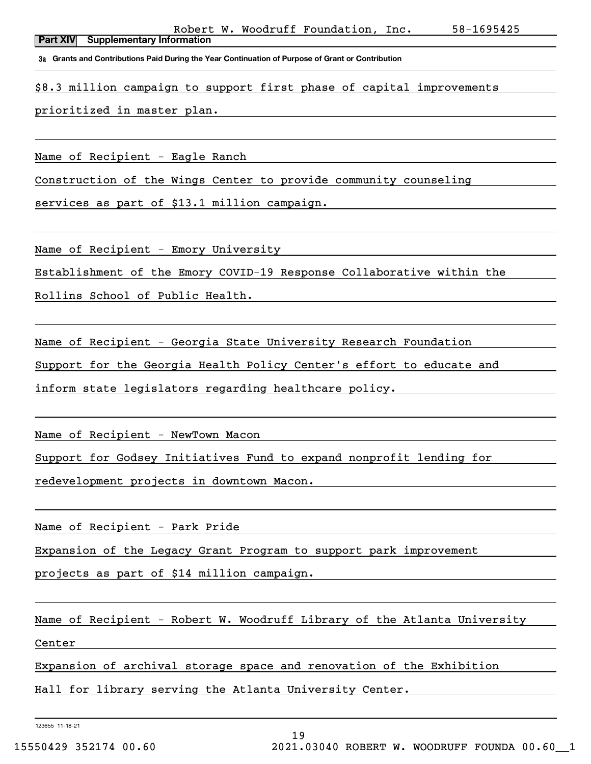Robert W. Woodruff Foundation, Inc. 58-1695425

**Part XIV Supplementary Information**

**3a Grants and Contributions Paid During the Year Continuation of Purpose of Grant or Contribution**

$8.3 million campaign to support first phase of capital improvements prioritized in master plan.

Name of Recipient - Eagle Ranch

Construction of the Wings Center to provide community counseling services as part of $13.1 million campaign.

Name of Recipient - Emory University

Establishment of the Emory COVID-19 Response Collaborative within the Rollins School of Public Health.

Name of Recipient - Georgia State University Research Foundation

Support for the Georgia Health Policy Center's effort to educate and inform state legislators regarding healthcare policy.

Name of Recipient - NewTown Macon

Support for Godsey Initiatives Fund to expand nonprofit lending for redevelopment projects in downtown Macon.

Name of Recipient - Park Pride

Expansion of the Legacy Grant Program to support park improvement projects as part of $14 million campaign.

Name of Recipient - Robert W. Woodruff Library of the Atlanta University Center

Expansion of archival storage space and renovation of the Exhibition Hall for library serving the Atlanta University Center.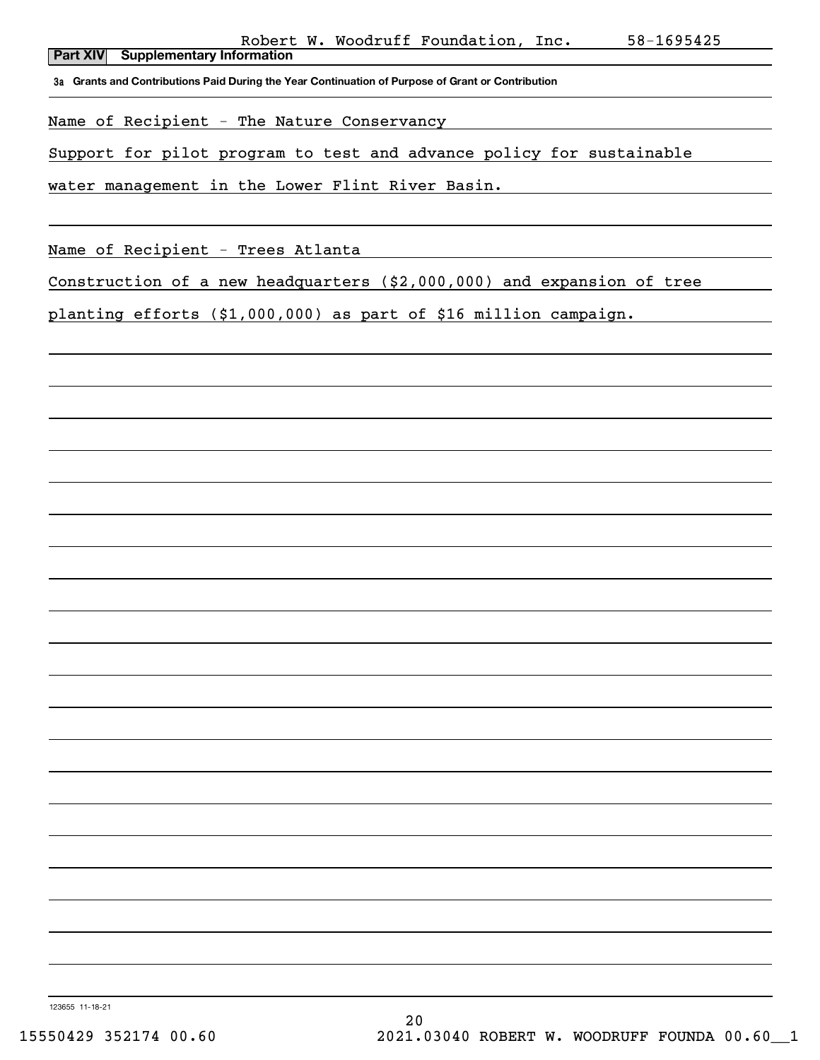Robert W. Woodruff Foundation, Inc. 58-1695425

**Part XIV Supplementary Information**

**3a Grants and Contributions Paid During the Year Continuation of Purpose of Grant or Contribution**

Name of Recipient - The Nature Conservancy

Support for pilot program to test and advance policy for sustainable water management in the Lower Flint River Basin.

Name of Recipient - Trees Atlanta

Construction of a new headquarters ($2,000,000) and expansion of tree planting efforts ($1,000,000) as part of $16 million campaign.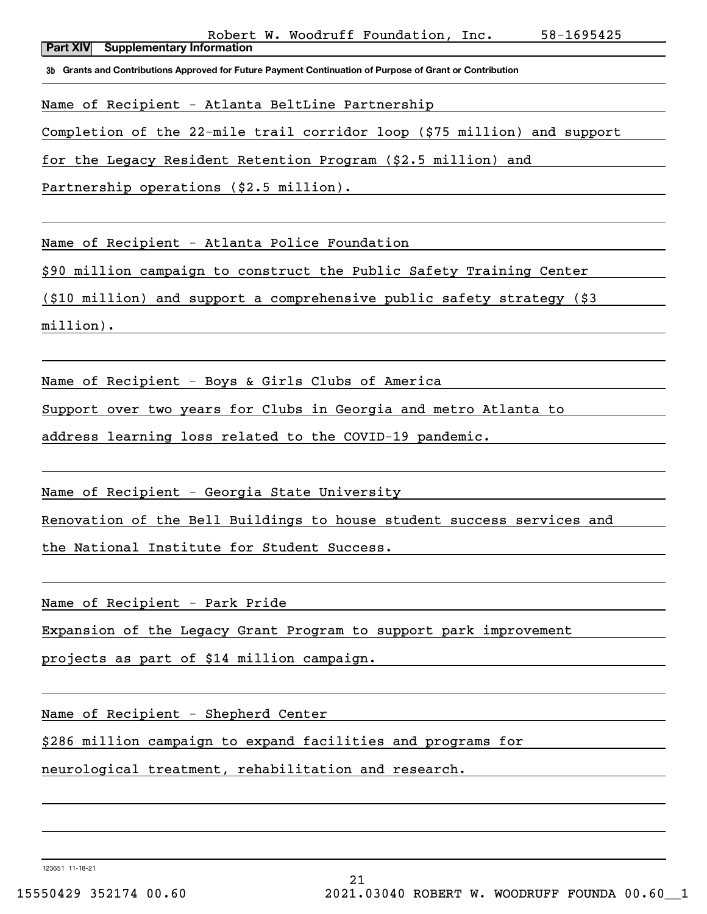Robert W. Woodruff Foundation, Inc. 58-1695425

**Part XIV Supplementary Information**

**3b Grants and Contributions Approved for Future Payment Continuation of Purpose of Grant or Contribution**

Name of Recipient - Atlanta BeltLine Partnership

Completion of the 22-mile trail corridor loop ($75 million) and support for the Legacy Resident Retention Program ($2.5 million) and Partnership operations ($2.5 million).

Name of Recipient - Atlanta Police Foundation

$90 million campaign to construct the Public Safety Training Center ($10 million) and support a comprehensive public safety strategy ($3 million).

Name of Recipient - Boys & Girls Clubs of America

Support over two years for Clubs in Georgia and metro Atlanta to address learning loss related to the COVID-19 pandemic.

Name of Recipient - Georgia State University

Renovation of the Bell Buildings to house student success services and the National Institute for Student Success.

Name of Recipient - Park Pride

Expansion of the Legacy Grant Program to support park improvement projects as part of $14 million campaign.

Name of Recipient - Shepherd Center

$286 million campaign to expand facilities and programs for neurological treatment, rehabilitation and research.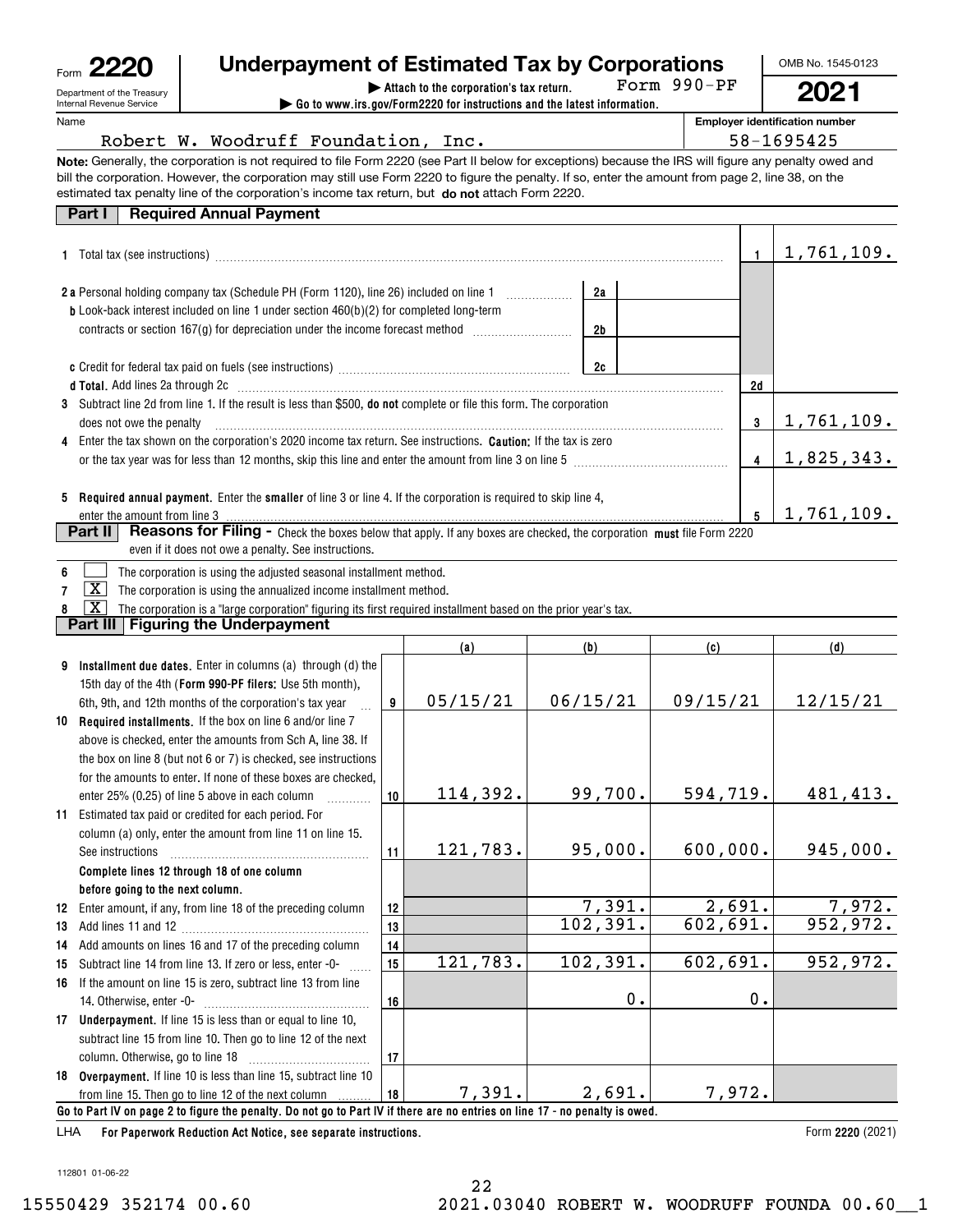Form **2220**

Department of the Treasury
Internal Revenue Service

# Underpayment of Estimated Tax by Corporations

▶ Attach to the corporation's tax return. Form 990-PF

▶ Go to www.irs.gov/Form2220 for instructions and the latest information.

OMB No. 1545-0123

**2021**

Name: Robert W. Woodruff Foundation, Inc.

Employer identification number: 58-1695425

**Note:** Generally, the corporation is not required to file Form 2220 (see Part II below for exceptions) because the IRS will figure any penalty owed and bill the corporation. However, the corporation may still use Form 2220 to figure the penalty. If so, enter the amount from page 2, line 38, on the estimated tax penalty line of the corporation's income tax return, but **do not** attach Form 2220.

## Part I Required Annual Payment

| | | | |
|---|---|---|---|
| **1** Total tax (see instructions) | | 1 | 1,761,109. |
| **2a** Personal holding company tax (Schedule PH (Form 1120), line 26) included on line 1 | 2a | | |
| **b** Look-back interest included on line 1 under section 460(b)(2) for completed long-term contracts or section 167(g) for depreciation under the income forecast method | 2b | | |
| **c** Credit for federal tax paid on fuels (see instructions) | 2c | | |
| **d Total.** Add lines 2a through 2c | | 2d | |
| **3** Subtract line 2d from line 1. If the result is less than $500, **do not** complete or file this form. The corporation does not owe the penalty | | 3 | 1,761,109. |
| **4** Enter the tax shown on the corporation's 2020 income tax return. See instructions. **Caution:** If the tax is zero or the tax year was for less than 12 months, skip this line and enter the amount from line 3 on line 5 | | 4 | 1,825,343. |
| **5 Required annual payment.** Enter the **smaller** of line 3 or line 4. If the corporation is required to skip line 4, enter the amount from line 3 | | 5 | 1,761,109. |

## Part II Reasons for Filing - Check the boxes below that apply. If any boxes are checked, the corporation **must** file Form 2220 even if it does not owe a penalty. See instructions.

6 ☐ The corporation is using the adjusted seasonal installment method.

7 ☒ The corporation is using the annualized income installment method.

8 ☒ The corporation is a "large corporation" figuring its first required installment based on the prior year's tax.

## Part III Figuring the Underpayment

| | | (a) | (b) | (c) | (d) |
|---|---|---|---|---|---|
| **9 Installment due dates.** Enter in columns (a) through (d) the 15th day of the 4th (**Form 990-PF filers:** Use 5th month), 6th, 9th, and 12th months of the corporation's tax year | 9 | 05/15/21 | 06/15/21 | 09/15/21 | 12/15/21 |
| **10 Required installments.** If the box on line 6 and/or line 7 above is checked, enter the amounts from Sch A, line 38. If the box on line 8 (but not 6 or 7) is checked, see instructions for the amounts to enter. If none of these boxes are checked, enter 25% (0.25) of line 5 above in each column | 10 | 114,392. | 99,700. | 594,719. | 481,413. |
| **11** Estimated tax paid or credited for each period. For column (a) only, enter the amount from line 11 on line 15. See instructions | 11 | 121,783. | 95,000. | 600,000. | 945,000. |
| **Complete lines 12 through 18 of one column before going to the next column.** | | | | | |
| **12** Enter amount, if any, from line 18 of the preceding column | 12 | | 7,391. | 2,691. | 7,972. |
| **13** Add lines 11 and 12 | 13 | | 102,391. | 602,691. | 952,972. |
| **14** Add amounts on lines 16 and 17 of the preceding column | 14 | | | | |
| **15** Subtract line 14 from line 13. If zero or less, enter -0- | 15 | 121,783. | 102,391. | 602,691. | 952,972. |
| **16** If the amount on line 15 is zero, subtract line 13 from line 14. Otherwise, enter -0- | 16 | | 0. | 0. | |
| **17 Underpayment.** If line 15 is less than or equal to line 10, subtract line 15 from line 10. Then go to line 12 of the next column. Otherwise, go to line 18 | 17 | | | | |
| **18 Overpayment.** If line 10 is less than line 15, subtract line 10 from line 15. Then go to line 12 of the next column | 18 | 7,391. | 2,691. | 7,972. | |

**Go to Part IV on page 2 to figure the penalty. Do not go to Part IV if there are no entries on line 17 - no penalty is owed.**

LHA **For Paperwork Reduction Act Notice, see separate instructions.** Form **2220** (2021)

112801 01-06-22

15550429 352174 00.60 2021.03040 ROBERT W. WOODRUFF FOUNDA 00.60__1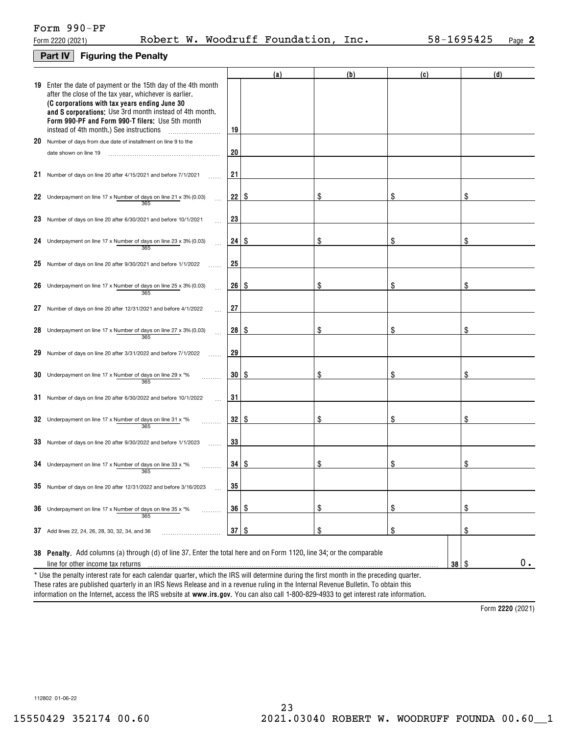Form 990-PF

Form 2220 (2021) Robert W. Woodruff Foundation, Inc. 58-1695425 Page **2**

## Part IV Figuring the Penalty

| | | (a) | (b) | (c) | (d) |
|---|---|---|---|---|---|
| **19** Enter the date of payment or the 15th day of the 4th month after the close of the tax year, whichever is earlier. **(C corporations with tax years ending June 30 and S corporations:** Use 3rd month instead of 4th month. **Form 990-PF and Form 990-T filers:** Use 5th month instead of 4th month.) See instructions | 19 | | | | |
| **20** Number of days from due date of installment on line 9 to the date shown on line 19 | 20 | | | | |
| **21** Number of days on line 20 after 4/15/2021 and before 7/1/2021 | 21 | | | | |
| **22** Underpayment on line 17 x Number of days on line 21 / 365 x 3% (0.03) | 22 | $ | $ | $ | $ |
| **23** Number of days on line 20 after 6/30/2021 and before 10/1/2021 | 23 | | | | |
| **24** Underpayment on line 17 x Number of days on line 23 / 365 x 3% (0.03) | 24 | $ | $ | $ | $ |
| **25** Number of days on line 20 after 9/30/2021 and before 1/1/2022 | 25 | | | | |
| **26** Underpayment on line 17 x Number of days on line 25 / 365 x 3% (0.03) | 26 | $ | $ | $ | $ |
| **27** Number of days on line 20 after 12/31/2021 and before 4/1/2022 | 27 | | | | |
| **28** Underpayment on line 17 x Number of days on line 27 / 365 x 3% (0.03) | 28 | $ | $ | $ | $ |
| **29** Number of days on line 20 after 3/31/2022 and before 7/1/2022 | 29 | | | | |
| **30** Underpayment on line 17 x Number of days on line 29 / 365 x *% | 30 | $ | $ | $ | $ |
| **31** Number of days on line 20 after 6/30/2022 and before 10/1/2022 | 31 | | | | |
| **32** Underpayment on line 17 x Number of days on line 31 / 365 x *% | 32 | $ | $ | $ | $ |
| **33** Number of days on line 20 after 9/30/2022 and before 1/1/2023 | 33 | | | | |
| **34** Underpayment on line 17 x Number of days on line 33 / 365 x *% | 34 | $ | $ | $ | $ |
| **35** Number of days on line 20 after 12/31/2022 and before 3/16/2023 | 35 | | | | |
| **36** Underpayment on line 17 x Number of days on line 35 / 365 x *% | 36 | $ | $ | $ | $ |
| **37** Add lines 22, 24, 26, 28, 30, 32, 34, and 36 | 37 | $ | $ | $ | $ |

**38 Penalty.** Add columns (a) through (d) of line 37. Enter the total here and on Form 1120, line 34; or the comparable line for other income tax returns ..... **38** $ 0.

* Use the penalty interest rate for each calendar quarter, which the IRS will determine during the first month in the preceding quarter. These rates are published quarterly in an IRS News Release and in a revenue ruling in the Internal Revenue Bulletin. To obtain this information on the Internet, access the IRS website at **www.irs.gov**. You can also call 1-800-829-4933 to get interest rate information.

Form **2220** (2021)

112802 01-06-22

15550429 352174 00.60 2021.03040 ROBERT W. WOODRUFF FOUNDA 00.60__1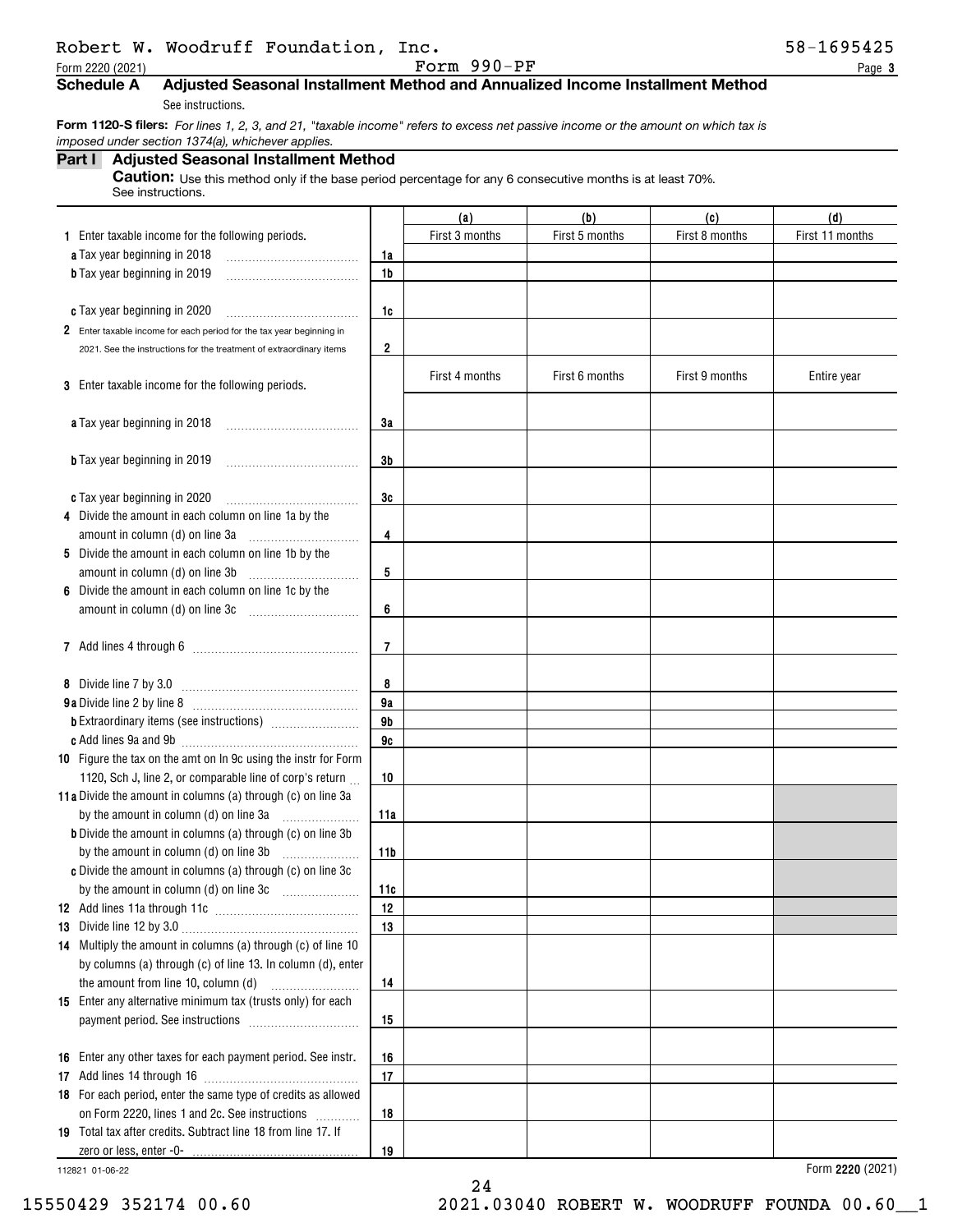Robert W. Woodruff Foundation, Inc. 58-1695425

Form 2220 (2021) Form 990-PF Page **3**

## Schedule A Adjusted Seasonal Installment Method and Annualized Income Installment Method

See instructions.

**Form 1120-S filers:** *For lines 1, 2, 3, and 21, "taxable income" refers to excess net passive income or the amount on which tax is imposed under section 1374(a), whichever applies.*

### Part I Adjusted Seasonal Installment Method

**Caution:** Use this method only if the base period percentage for any 6 consecutive months is at least 70%. See instructions.

| | | (a) | (b) | (c) | (d) |
|---|---|---|---|---|---|
| **1** Enter taxable income for the following periods. | | First 3 months | First 5 months | First 8 months | First 11 months |
| **a** Tax year beginning in 2018 | 1a | | | | |
| **b** Tax year beginning in 2019 | 1b | | | | |
| **c** Tax year beginning in 2020 | 1c | | | | |
| **2** Enter taxable income for each period for the tax year beginning in 2021. See the instructions for the treatment of extraordinary items | 2 | | | | |
| **3** Enter taxable income for the following periods. | | First 4 months | First 6 months | First 9 months | Entire year |
| **a** Tax year beginning in 2018 | 3a | | | | |
| **b** Tax year beginning in 2019 | 3b | | | | |
| **c** Tax year beginning in 2020 | 3c | | | | |
| **4** Divide the amount in each column on line 1a by the amount in column (d) on line 3a | 4 | | | | |
| **5** Divide the amount in each column on line 1b by the amount in column (d) on line 3b | 5 | | | | |
| **6** Divide the amount in each column on line 1c by the amount in column (d) on line 3c | 6 | | | | |
| **7** Add lines 4 through 6 | 7 | | | | |
| **8** Divide line 7 by 3.0 | 8 | | | | |
| **9a** Divide line 2 by line 8 | 9a | | | | |
| **b** Extraordinary items (see instructions) | 9b | | | | |
| **c** Add lines 9a and 9b | 9c | | | | |
| **10** Figure the tax on the amt on ln 9c using the instr for Form 1120, Sch J, line 2, or comparable line of corp's return | 10 | | | | |
| **11a** Divide the amount in columns (a) through (c) on line 3a by the amount in column (d) on line 3a | 11a | | | | |
| **b** Divide the amount in columns (a) through (c) on line 3b by the amount in column (d) on line 3b | 11b | | | | |
| **c** Divide the amount in columns (a) through (c) on line 3c by the amount in column (d) on line 3c | 11c | | | | |
| **12** Add lines 11a through 11c | 12 | | | | |
| **13** Divide line 12 by 3.0 | 13 | | | | |
| **14** Multiply the amount in columns (a) through (c) of line 10 by columns (a) through (c) of line 13. In column (d), enter the amount from line 10, column (d) | 14 | | | | |
| **15** Enter any alternative minimum tax (trusts only) for each payment period. See instructions | 15 | | | | |
| **16** Enter any other taxes for each payment period. See instr. | 16 | | | | |
| **17** Add lines 14 through 16 | 17 | | | | |
| **18** For each period, enter the same type of credits as allowed on Form 2220, lines 1 and 2c. See instructions | 18 | | | | |
| **19** Total tax after credits. Subtract line 18 from line 17. If zero or less, enter -0- | 19 | | | | |

112821 01-06-22 Form **2220** (2021)

15550429 352174 00.60 2021.03040 ROBERT W. WOODRUFF FOUNDA 00.60__1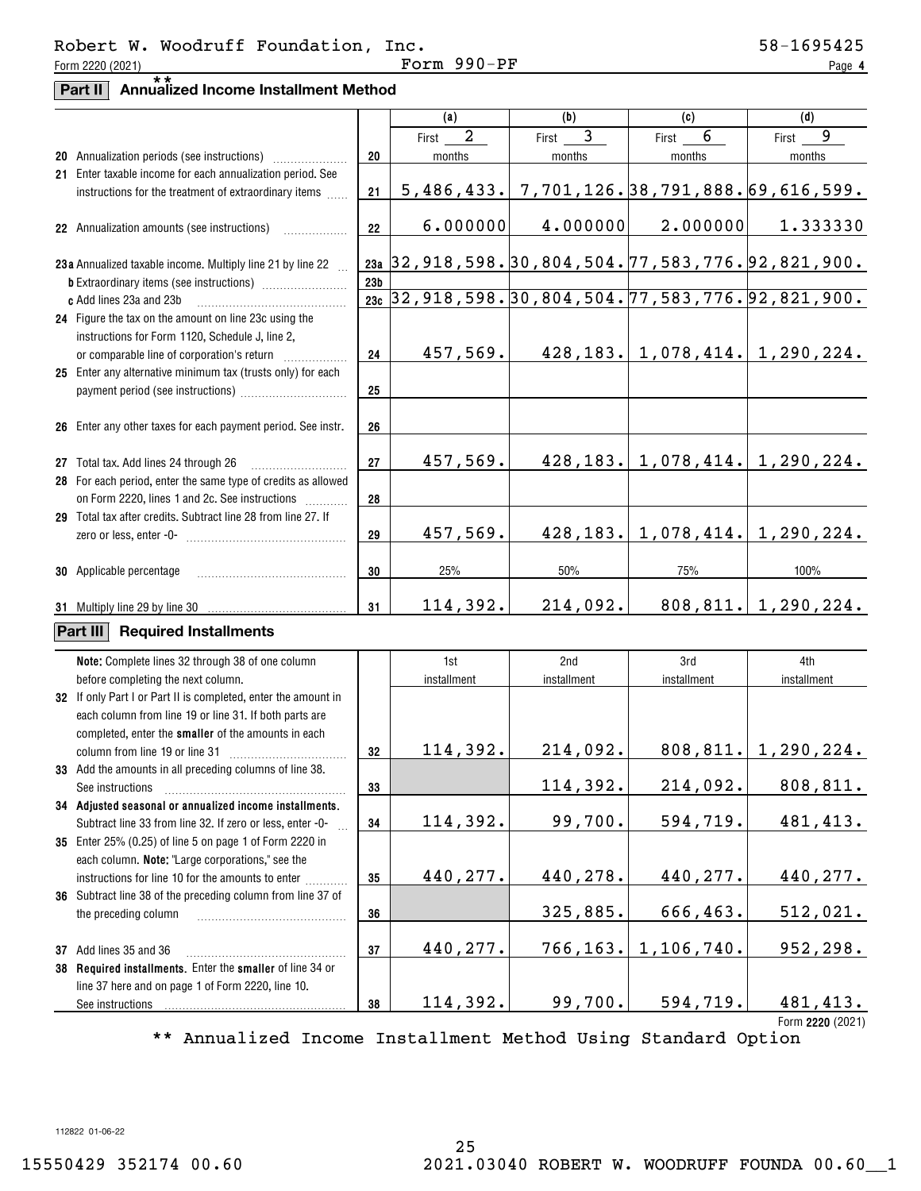Robert W. Woodruff Foundation, Inc. 58-1695425

Form 2220 (2021) Form 990-PF Page 4

## Part II Annualized Income Installment Method **

| | | | (a) | (b) | (c) | (d) |
|---|---|---|---|---|---|---|
| 20 | Annualization periods (see instructions) | 20 | First 2 months | First 3 months | First 6 months | First 9 months |
| 21 | Enter taxable income for each annualization period. See instructions for the treatment of extraordinary items | 21 | 5,486,433. | 7,701,126. | 38,791,888. | 69,616,599. |
| 22 | Annualization amounts (see instructions) | 22 | 6.000000 | 4.000000 | 2.000000 | 1.333330 |
| 23a | Annualized taxable income. Multiply line 21 by line 22 | 23a | 32,918,598. | 30,804,504. | 77,583,776. | 92,821,900. |
| b | Extraordinary items (see instructions) | 23b | | | | |
| c | Add lines 23a and 23b | 23c | 32,918,598. | 30,804,504. | 77,583,776. | 92,821,900. |
| 24 | Figure the tax on the amount on line 23c using the instructions for Form 1120, Schedule J, line 2, or comparable line of corporation's return | 24 | 457,569. | 428,183. | 1,078,414. | 1,290,224. |
| 25 | Enter any alternative minimum tax (trusts only) for each payment period (see instructions) | 25 | | | | |
| 26 | Enter any other taxes for each payment period. See instr. | 26 | | | | |
| 27 | Total tax. Add lines 24 through 26 | 27 | 457,569. | 428,183. | 1,078,414. | 1,290,224. |
| 28 | For each period, enter the same type of credits as allowed on Form 2220, lines 1 and 2c. See instructions | 28 | | | | |
| 29 | Total tax after credits. Subtract line 28 from line 27. If zero or less, enter -0- | 29 | 457,569. | 428,183. | 1,078,414. | 1,290,224. |
| 30 | Applicable percentage | 30 | 25% | 50% | 75% | 100% |
| 31 | Multiply line 29 by line 30 | 31 | 114,392. | 214,092. | 808,811. | 1,290,224. |

## Part III Required Installments

| | **Note:** Complete lines 32 through 38 of one column before completing the next column. | | 1st installment | 2nd installment | 3rd installment | 4th installment |
|---|---|---|---|---|---|---|
| 32 | If only Part I or Part II is completed, enter the amount in each column from line 19 or line 31. If both parts are completed, enter the **smaller** of the amounts in each column from line 19 or line 31 | 32 | 114,392. | 214,092. | 808,811. | 1,290,224. |
| 33 | Add the amounts in all preceding columns of line 38. See instructions | 33 | | 114,392. | 214,092. | 808,811. |
| 34 | **Adjusted seasonal or annualized income installments.** Subtract line 33 from line 32. If zero or less, enter -0- | 34 | 114,392. | 99,700. | 594,719. | 481,413. |
| 35 | Enter 25% (0.25) of line 5 on page 1 of Form 2220 in each column. **Note:** "Large corporations," see the instructions for line 10 for the amounts to enter | 35 | 440,277. | 440,278. | 440,277. | 440,277. |
| 36 | Subtract line 38 of the preceding column from line 37 of the preceding column | 36 | | 325,885. | 666,463. | 512,021. |
| 37 | Add lines 35 and 36 | 37 | 440,277. | 766,163. | 1,106,740. | 952,298. |
| 38 | **Required installments.** Enter the **smaller** of line 34 or line 37 here and on page 1 of Form 2220, line 10. See instructions | 38 | 114,392. | 99,700. | 594,719. | 481,413. |

Form **2220** (2021)

** Annualized Income Installment Method Using Standard Option

112822 01-06-22

15550429 352174 00.60 2021.03040 ROBERT W. WOODRUFF FOUNDA 00.60__1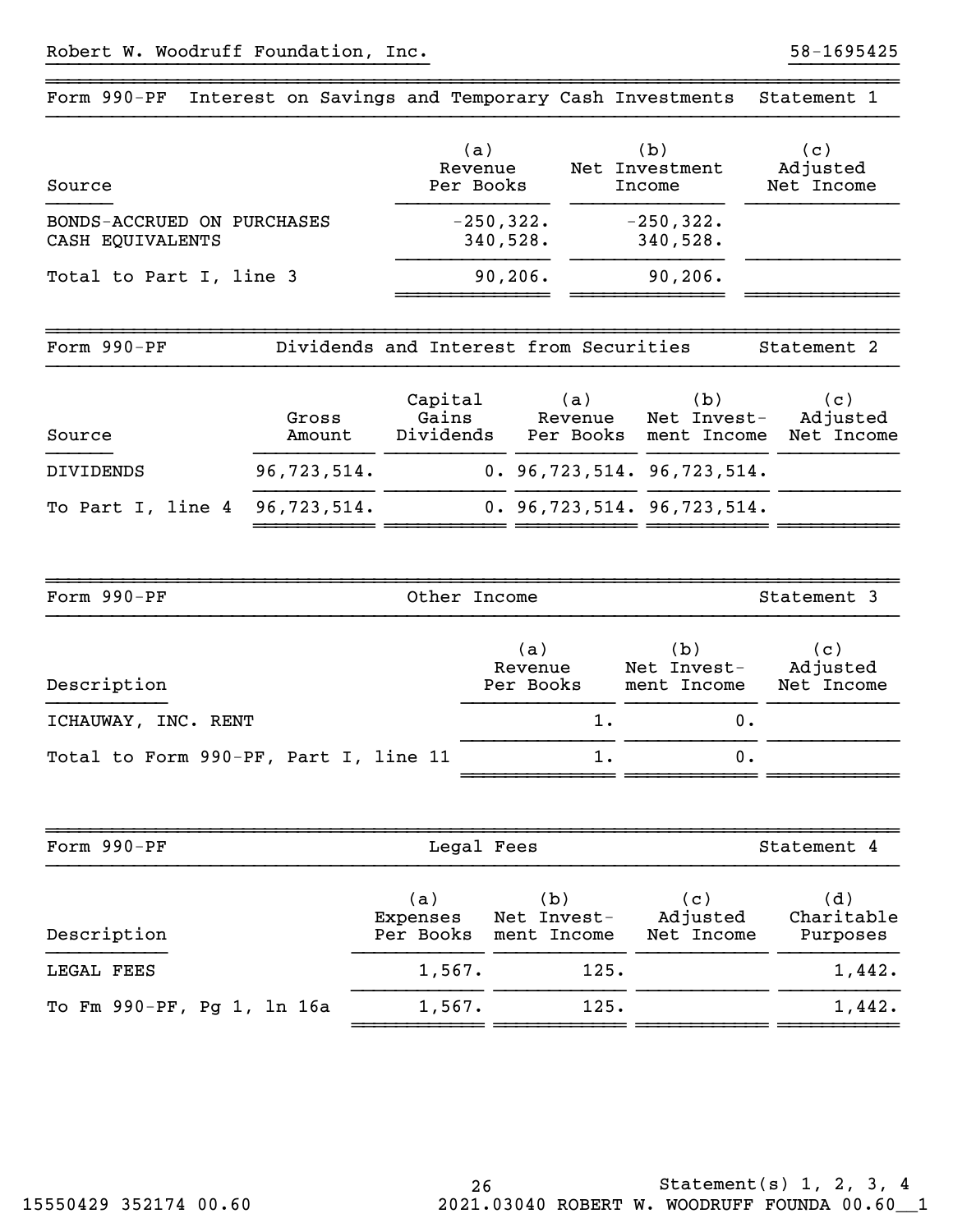Robert W. Woodruff Foundation, Inc. 58-1695425

## Form 990-PF Interest on Savings and Temporary Cash Investments Statement 1

| Source | (a) Revenue Per Books | (b) Net Investment Income | (c) Adjusted Net Income |
|---|---|---|---|
| BONDS-ACCRUED ON PURCHASES | -250,322. | -250,322. | |
| CASH EQUIVALENTS | 340,528. | 340,528. | |
| Total to Part I, line 3 | 90,206. | 90,206. | |

## Form 990-PF Dividends and Interest from Securities Statement 2

| Source | Gross Amount | Capital Gains Dividends | (a) Revenue Per Books | (b) Net Investment Income | (c) Adjusted Net Income |
|---|---|---|---|---|---|
| DIVIDENDS | 96,723,514. | 0. | 96,723,514. | 96,723,514. | |
| To Part I, line 4 | 96,723,514. | 0. | 96,723,514. | 96,723,514. | |

## Form 990-PF Other Income Statement 3

| Description | (a) Revenue Per Books | (b) Net Investment Income | (c) Adjusted Net Income |
|---|---|---|---|
| ICHAUWAY, INC. RENT | 1. | 0. | |
| Total to Form 990-PF, Part I, line 11 | 1. | 0. | |

## Form 990-PF Legal Fees Statement 4

| Description | (a) Expenses Per Books | (b) Net Investment Income | (c) Adjusted Net Income | (d) Charitable Purposes |
|---|---|---|---|---|
| LEGAL FEES | 1,567. | 125. | | 1,442. |
| To Fm 990-PF, Pg 1, ln 16a | 1,567. | 125. | | 1,442. |

Statement(s) 1, 2, 3, 4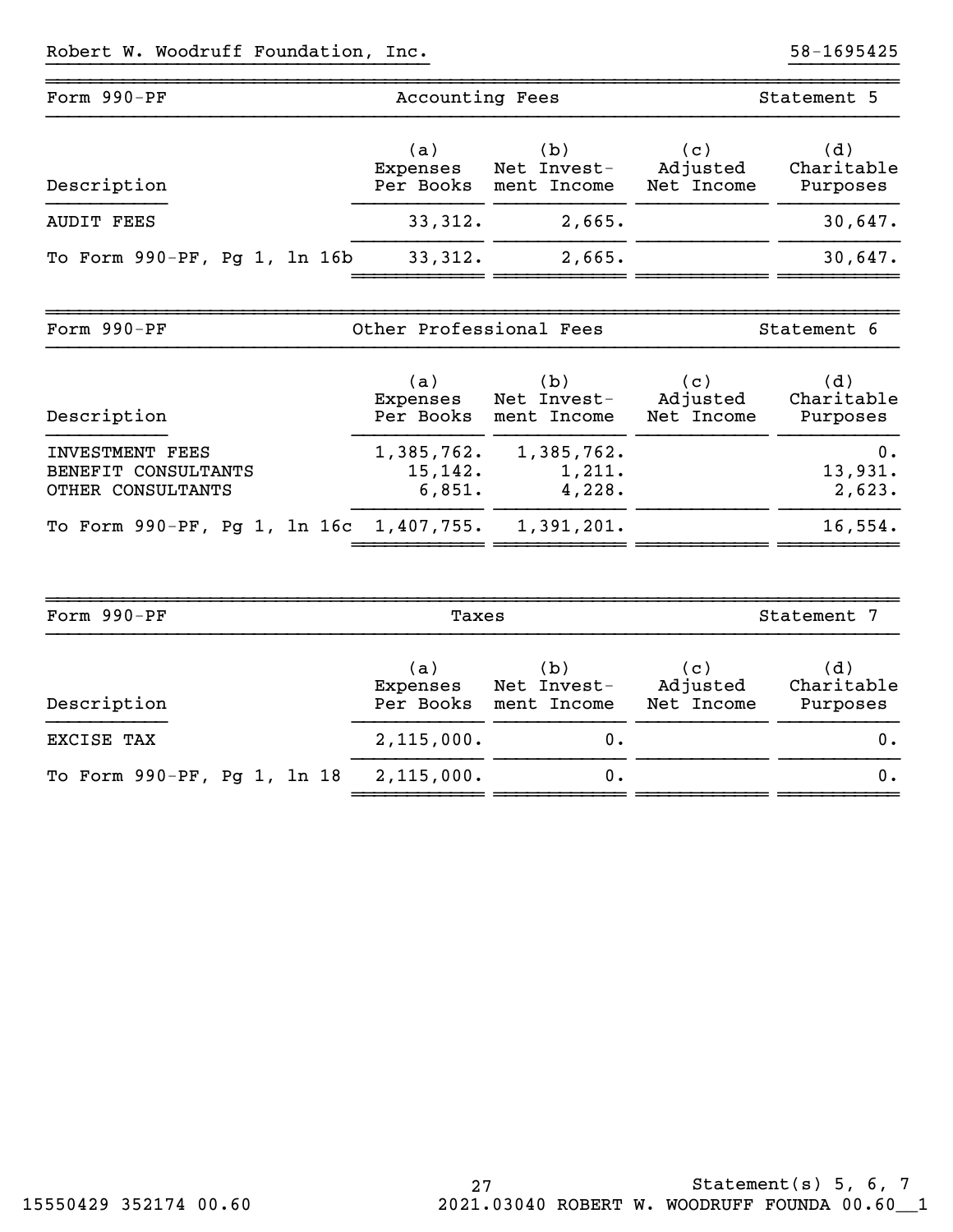Robert W. Woodruff Foundation, Inc. 58-1695425

## Form 990-PF — Accounting Fees — Statement 5

| Description | (a) Expenses Per Books | (b) Net Invest- ment Income | (c) Adjusted Net Income | (d) Charitable Purposes |
|---|---|---|---|---|
| AUDIT FEES | 33,312. | 2,665. | | 30,647. |
| To Form 990-PF, Pg 1, ln 16b | 33,312. | 2,665. | | 30,647. |

## Form 990-PF — Other Professional Fees — Statement 6

| Description | (a) Expenses Per Books | (b) Net Invest- ment Income | (c) Adjusted Net Income | (d) Charitable Purposes |
|---|---|---|---|---|
| INVESTMENT FEES | 1,385,762. | 1,385,762. | | 0. |
| BENEFIT CONSULTANTS | 15,142. | 1,211. | | 13,931. |
| OTHER CONSULTANTS | 6,851. | 4,228. | | 2,623. |
| To Form 990-PF, Pg 1, ln 16c | 1,407,755. | 1,391,201. | | 16,554. |

## Form 990-PF — Taxes — Statement 7

| Description | (a) Expenses Per Books | (b) Net Invest- ment Income | (c) Adjusted Net Income | (d) Charitable Purposes |
|---|---|---|---|---|
| EXCISE TAX | 2,115,000. | 0. | | 0. |
| To Form 990-PF, Pg 1, ln 18 | 2,115,000. | 0. | | 0. |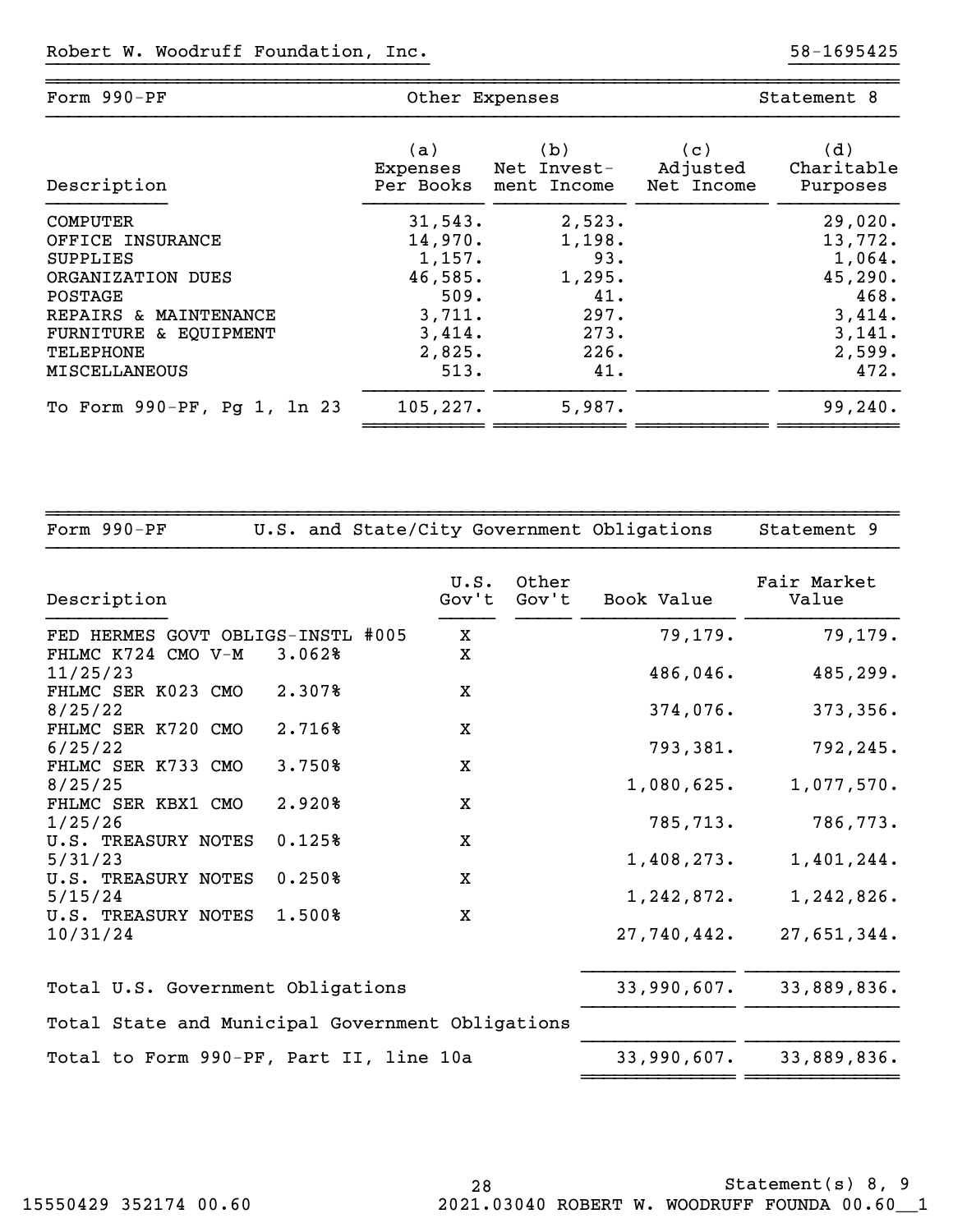Robert W. Woodruff Foundation, Inc. 58-1695425

## Form 990-PF — Other Expenses — Statement 8

| Description | (a) Expenses Per Books | (b) Net Investment Income | (c) Adjusted Net Income | (d) Charitable Purposes |
|---|---|---|---|---|
| COMPUTER | 31,543. | 2,523. | | 29,020. |
| OFFICE INSURANCE | 14,970. | 1,198. | | 13,772. |
| SUPPLIES | 1,157. | 93. | | 1,064. |
| ORGANIZATION DUES | 46,585. | 1,295. | | 45,290. |
| POSTAGE | 509. | 41. | | 468. |
| REPAIRS & MAINTENANCE | 3,711. | 297. | | 3,414. |
| FURNITURE & EQUIPMENT | 3,414. | 273. | | 3,141. |
| TELEPHONE | 2,825. | 226. | | 2,599. |
| MISCELLANEOUS | 513. | 41. | | 472. |
| To Form 990-PF, Pg 1, ln 23 | 105,227. | 5,987. | | 99,240. |

## Form 990-PF — U.S. and State/City Government Obligations — Statement 9

| Description | U.S. Gov't | Other Gov't | Book Value | Fair Market Value |
|---|---|---|---|---|
| FED HERMES GOVT OBLIGS-INSTL #005 | X | | 79,179. | 79,179. |
| FHLMC K724 CMO V-M 3.062% 11/25/23 | X | | 486,046. | 485,299. |
| FHLMC SER K023 CMO 2.307% 8/25/22 | X | | 374,076. | 373,356. |
| FHLMC SER K720 CMO 2.716% 6/25/22 | X | | 793,381. | 792,245. |
| FHLMC SER K733 CMO 3.750% 8/25/25 | X | | 1,080,625. | 1,077,570. |
| FHLMC SER KBX1 CMO 2.920% 1/25/26 | X | | 785,713. | 786,773. |
| U.S. TREASURY NOTES 0.125% 5/31/23 | X | | 1,408,273. | 1,401,244. |
| U.S. TREASURY NOTES 0.250% 5/15/24 | X | | 1,242,872. | 1,242,826. |
| U.S. TREASURY NOTES 1.500% 10/31/24 | X | | 27,740,442. | 27,651,344. |
| Total U.S. Government Obligations | | | 33,990,607. | 33,889,836. |
| Total State and Municipal Government Obligations | | | | |
| Total to Form 990-PF, Part II, line 10a | | | 33,990,607. | 33,889,836. |

Statement(s) 8, 9

15550429 352174 00.60 2021.03040 ROBERT W. WOODRUFF FOUNDA 00.60__1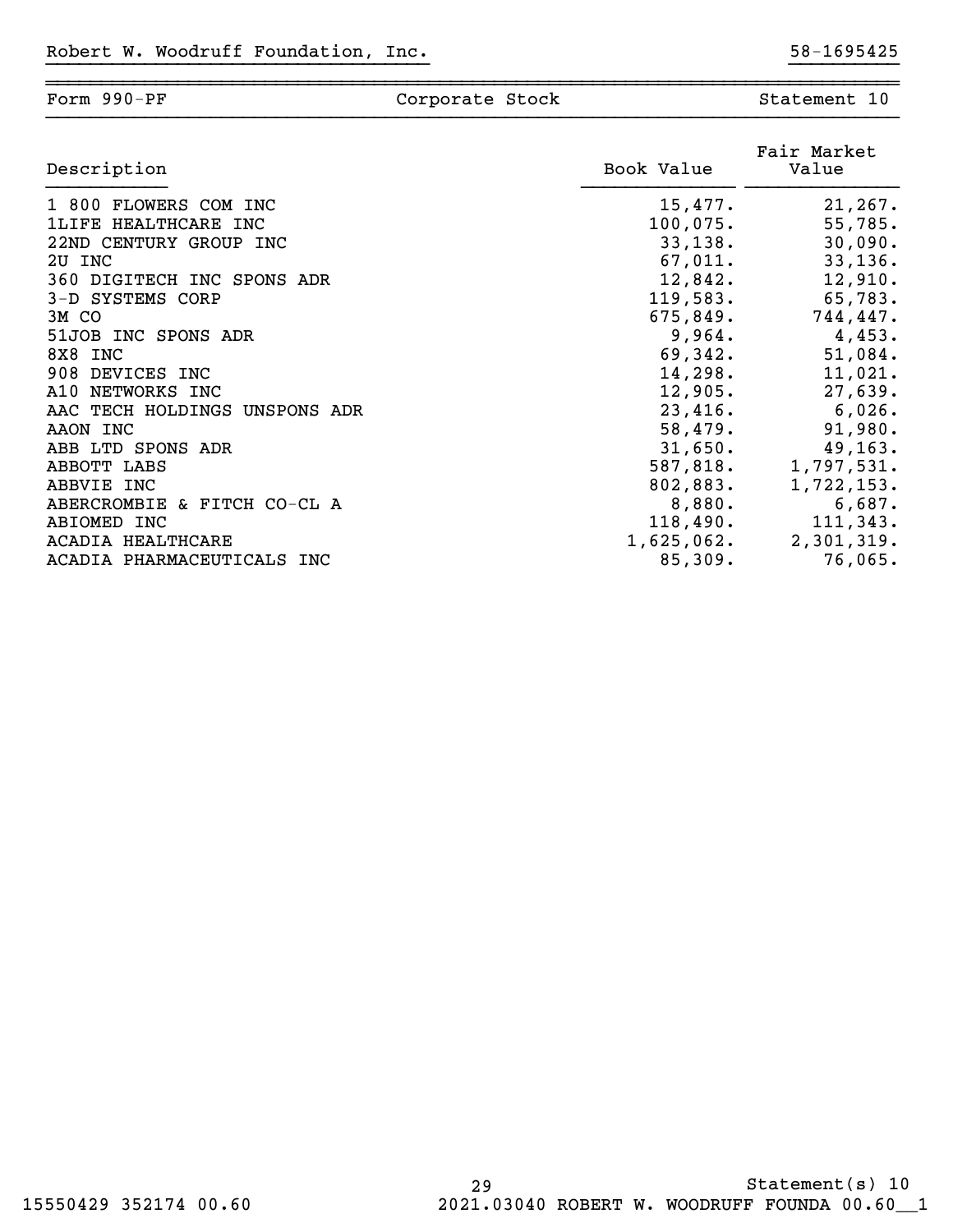Robert W. Woodruff Foundation, Inc. 58-1695425

Form 990-PF | Corporate Stock | Statement 10

| Description | Book Value | Fair Market Value |
|---|---|---|
| 1 800 FLOWERS COM INC | 15,477. | 21,267. |
| 1LIFE HEALTHCARE INC | 100,075. | 55,785. |
| 22ND CENTURY GROUP INC | 33,138. | 30,090. |
| 2U INC | 67,011. | 33,136. |
| 360 DIGITECH INC SPONS ADR | 12,842. | 12,910. |
| 3-D SYSTEMS CORP | 119,583. | 65,783. |
| 3M CO | 675,849. | 744,447. |
| 51JOB INC SPONS ADR | 9,964. | 4,453. |
| 8X8 INC | 69,342. | 51,084. |
| 908 DEVICES INC | 14,298. | 11,021. |
| A10 NETWORKS INC | 12,905. | 27,639. |
| AAC TECH HOLDINGS UNSPONS ADR | 23,416. | 6,026. |
| AAON INC | 58,479. | 91,980. |
| ABB LTD SPONS ADR | 31,650. | 49,163. |
| ABBOTT LABS | 587,818. | 1,797,531. |
| ABBVIE INC | 802,883. | 1,722,153. |
| ABERCROMBIE & FITCH CO-CL A | 8,880. | 6,687. |
| ABIOMED INC | 118,490. | 111,343. |
| ACADIA HEALTHCARE | 1,625,062. | 2,301,319. |
| ACADIA PHARMACEUTICALS INC | 85,309. | 76,065. |

Statement(s) 10

15550429 352174 00.60 2021.03040 ROBERT W. WOODRUFF FOUNDA 00.60__1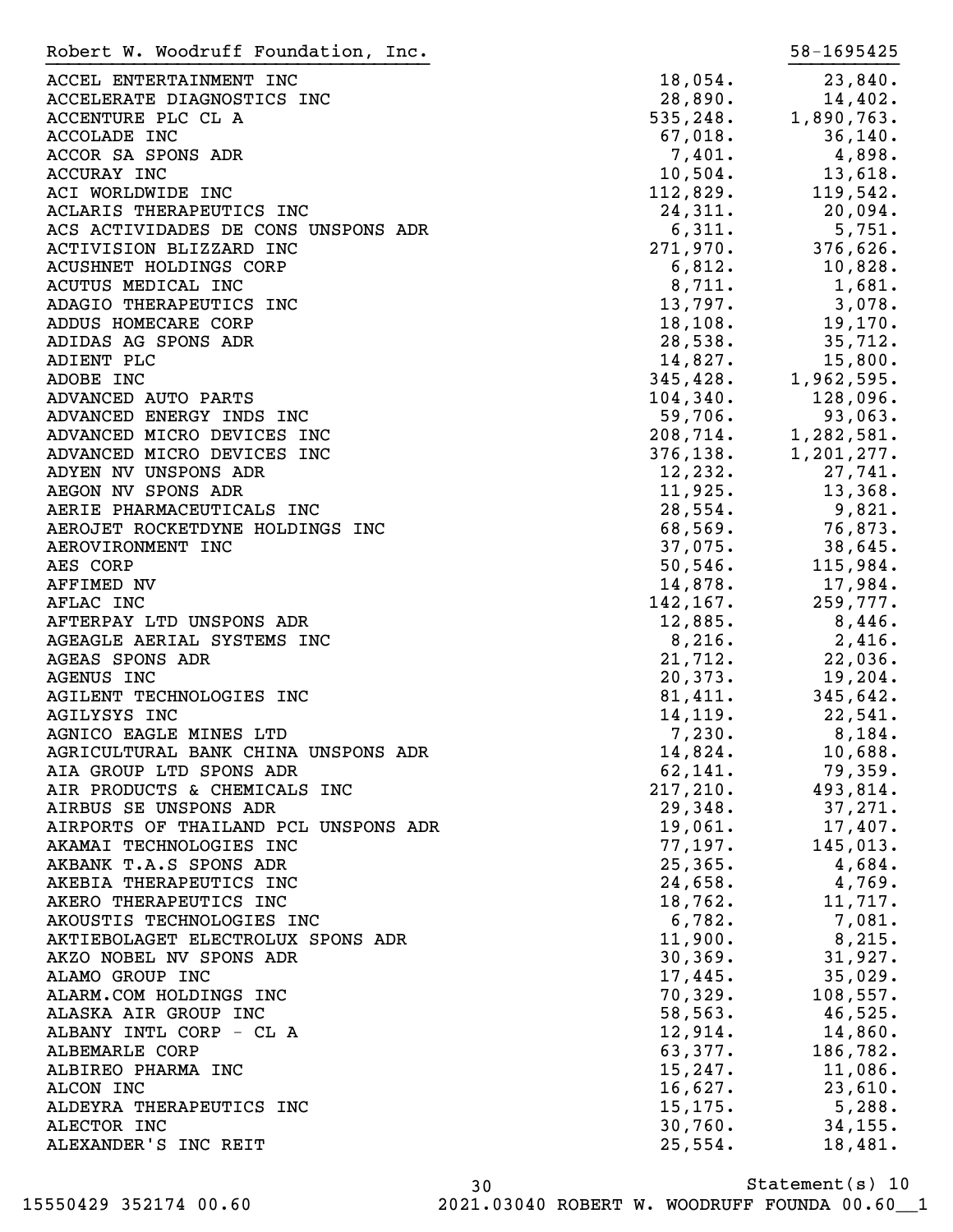Robert W. Woodruff Foundation, Inc. 58-1695425

| | | |
|---|---|---|
| ACCEL ENTERTAINMENT INC | 18,054. | 23,840. |
| ACCELERATE DIAGNOSTICS INC | 28,890. | 14,402. |
| ACCENTURE PLC CL A | 535,248. | 1,890,763. |
| ACCOLADE INC | 67,018. | 36,140. |
| ACCOR SA SPONS ADR | 7,401. | 4,898. |
| ACCURAY INC | 10,504. | 13,618. |
| ACI WORLDWIDE INC | 112,829. | 119,542. |
| ACLARIS THERAPEUTICS INC | 24,311. | 20,094. |
| ACS ACTIVIDADES DE CONS UNSPONS ADR | 6,311. | 5,751. |
| ACTIVISION BLIZZARD INC | 271,970. | 376,626. |
| ACUSHNET HOLDINGS CORP | 6,812. | 10,828. |
| ACUTUS MEDICAL INC | 8,711. | 1,681. |
| ADAGIO THERAPEUTICS INC | 13,797. | 3,078. |
| ADDUS HOMECARE CORP | 18,108. | 19,170. |
| ADIDAS AG SPONS ADR | 28,538. | 35,712. |
| ADIENT PLC | 14,827. | 15,800. |
| ADOBE INC | 345,428. | 1,962,595. |
| ADVANCED AUTO PARTS | 104,340. | 128,096. |
| ADVANCED ENERGY INDS INC | 59,706. | 93,063. |
| ADVANCED MICRO DEVICES INC | 208,714. | 1,282,581. |
| ADVANCED MICRO DEVICES INC | 376,138. | 1,201,277. |
| ADYEN NV UNSPONS ADR | 12,232. | 27,741. |
| AEGON NV SPONS ADR | 11,925. | 13,368. |
| AERIE PHARMACEUTICALS INC | 28,554. | 9,821. |
| AEROJET ROCKETDYNE HOLDINGS INC | 68,569. | 76,873. |
| AEROVIRONMENT INC | 37,075. | 38,645. |
| AES CORP | 50,546. | 115,984. |
| AFFIMED NV | 14,878. | 17,984. |
| AFLAC INC | 142,167. | 259,777. |
| AFTERPAY LTD UNSPONS ADR | 12,885. | 8,446. |
| AGEAGLE AERIAL SYSTEMS INC | 8,216. | 2,416. |
| AGEAS SPONS ADR | 21,712. | 22,036. |
| AGENUS INC | 20,373. | 19,204. |
| AGILENT TECHNOLOGIES INC | 81,411. | 345,642. |
| AGILYSYS INC | 14,119. | 22,541. |
| AGNICO EAGLE MINES LTD | 7,230. | 8,184. |
| AGRICULTURAL BANK CHINA UNSPONS ADR | 14,824. | 10,688. |
| AIA GROUP LTD SPONS ADR | 62,141. | 79,359. |
| AIR PRODUCTS & CHEMICALS INC | 217,210. | 493,814. |
| AIRBUS SE UNSPONS ADR | 29,348. | 37,271. |
| AIRPORTS OF THAILAND PCL UNSPONS ADR | 19,061. | 17,407. |
| AKAMAI TECHNOLOGIES INC | 77,197. | 145,013. |
| AKBANK T.A.S SPONS ADR | 25,365. | 4,684. |
| AKEBIA THERAPEUTICS INC | 24,658. | 4,769. |
| AKERO THERAPEUTICS INC | 18,762. | 11,717. |
| AKOUSTIS TECHNOLOGIES INC | 6,782. | 7,081. |
| AKTIEBOLAGET ELECTROLUX SPONS ADR | 11,900. | 8,215. |
| AKZO NOBEL NV SPONS ADR | 30,369. | 31,927. |
| ALAMO GROUP INC | 17,445. | 35,029. |
| ALARM.COM HOLDINGS INC | 70,329. | 108,557. |
| ALASKA AIR GROUP INC | 58,563. | 46,525. |
| ALBANY INTL CORP - CL A | 12,914. | 14,860. |
| ALBEMARLE CORP | 63,377. | 186,782. |
| ALBIREO PHARMA INC | 15,247. | 11,086. |
| ALCON INC | 16,627. | 23,610. |
| ALDEYRA THERAPEUTICS INC | 15,175. | 5,288. |
| ALECTOR INC | 30,760. | 34,155. |
| ALEXANDER'S INC REIT | 25,554. | 18,481. |

Statement(s) 10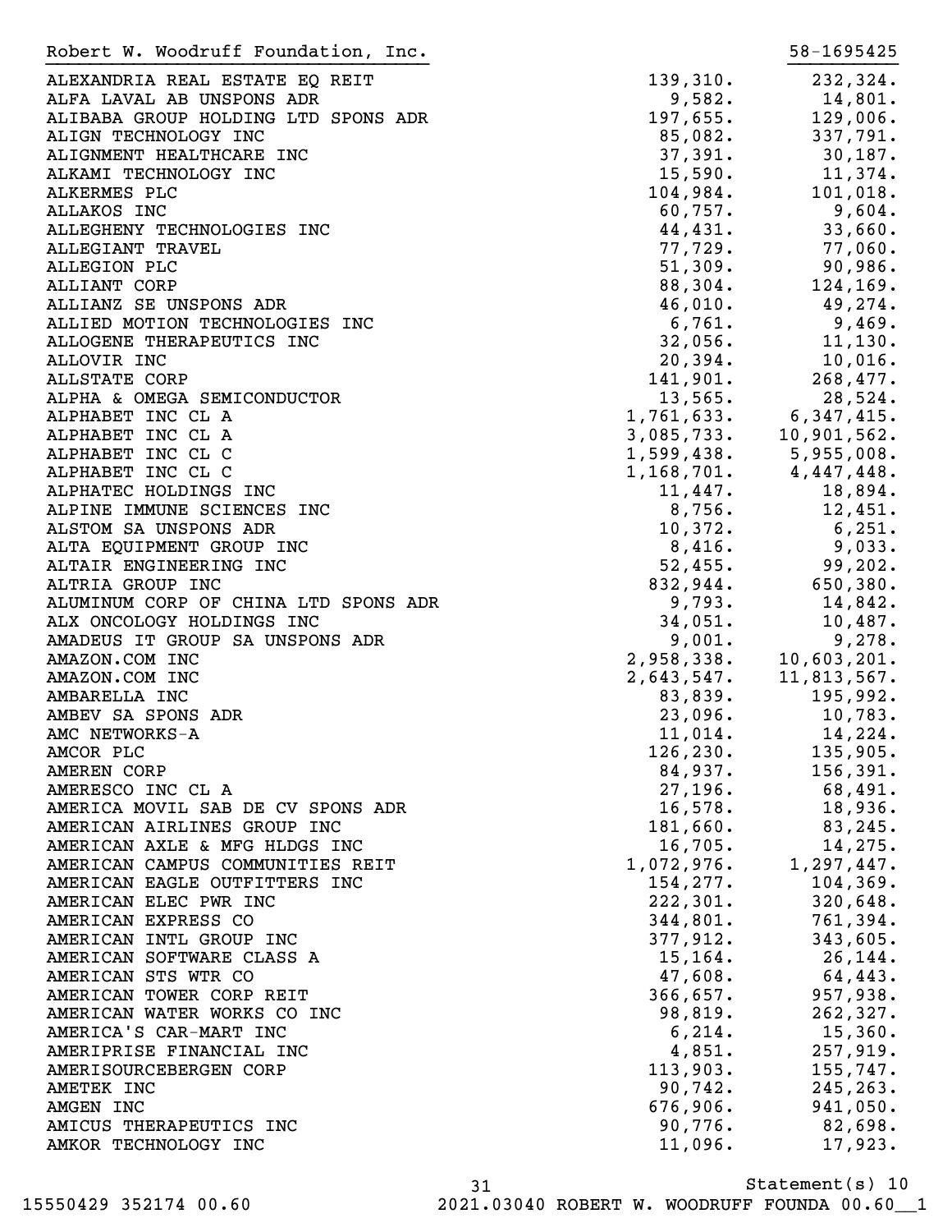Robert W. Woodruff Foundation, Inc. 58-1695425

| | | |
|---|---|---|
| ALEXANDRIA REAL ESTATE EQ REIT | 139,310. | 232,324. |
| ALFA LAVAL AB UNSPONS ADR | 9,582. | 14,801. |
| ALIBABA GROUP HOLDING LTD SPONS ADR | 197,655. | 129,006. |
| ALIGN TECHNOLOGY INC | 85,082. | 337,791. |
| ALIGNMENT HEALTHCARE INC | 37,391. | 30,187. |
| ALKAMI TECHNOLOGY INC | 15,590. | 11,374. |
| ALKERMES PLC | 104,984. | 101,018. |
| ALLAKOS INC | 60,757. | 9,604. |
| ALLEGHENY TECHNOLOGIES INC | 44,431. | 33,660. |
| ALLEGIANT TRAVEL | 77,729. | 77,060. |
| ALLEGION PLC | 51,309. | 90,986. |
| ALLIANT CORP | 88,304. | 124,169. |
| ALLIANZ SE UNSPONS ADR | 46,010. | 49,274. |
| ALLIED MOTION TECHNOLOGIES INC | 6,761. | 9,469. |
| ALLOGENE THERAPEUTICS INC | 32,056. | 11,130. |
| ALLOVIR INC | 20,394. | 10,016. |
| ALLSTATE CORP | 141,901. | 268,477. |
| ALPHA & OMEGA SEMICONDUCTOR | 13,565. | 28,524. |
| ALPHABET INC CL A | 1,761,633. | 6,347,415. |
| ALPHABET INC CL A | 3,085,733. | 10,901,562. |
| ALPHABET INC CL C | 1,599,438. | 5,955,008. |
| ALPHABET INC CL C | 1,168,701. | 4,447,448. |
| ALPHATEC HOLDINGS INC | 11,447. | 18,894. |
| ALPINE IMMUNE SCIENCES INC | 8,756. | 12,451. |
| ALSTOM SA UNSPONS ADR | 10,372. | 6,251. |
| ALTA EQUIPMENT GROUP INC | 8,416. | 9,033. |
| ALTAIR ENGINEERING INC | 52,455. | 99,202. |
| ALTRIA GROUP INC | 832,944. | 650,380. |
| ALUMINUM CORP OF CHINA LTD SPONS ADR | 9,793. | 14,842. |
| ALX ONCOLOGY HOLDINGS INC | 34,051. | 10,487. |
| AMADEUS IT GROUP SA UNSPONS ADR | 9,001. | 9,278. |
| AMAZON.COM INC | 2,958,338. | 10,603,201. |
| AMAZON.COM INC | 2,643,547. | 11,813,567. |
| AMBARELLA INC | 83,839. | 195,992. |
| AMBEV SA SPONS ADR | 23,096. | 10,783. |
| AMC NETWORKS-A | 11,014. | 14,224. |
| AMCOR PLC | 126,230. | 135,905. |
| AMEREN CORP | 84,937. | 156,391. |
| AMERESCO INC CL A | 27,196. | 68,491. |
| AMERICA MOVIL SAB DE CV SPONS ADR | 16,578. | 18,936. |
| AMERICAN AIRLINES GROUP INC | 181,660. | 83,245. |
| AMERICAN AXLE & MFG HLDGS INC | 16,705. | 14,275. |
| AMERICAN CAMPUS COMMUNITIES REIT | 1,072,976. | 1,297,447. |
| AMERICAN EAGLE OUTFITTERS INC | 154,277. | 104,369. |
| AMERICAN ELEC PWR INC | 222,301. | 320,648. |
| AMERICAN EXPRESS CO | 344,801. | 761,394. |
| AMERICAN INTL GROUP INC | 377,912. | 343,605. |
| AMERICAN SOFTWARE CLASS A | 15,164. | 26,144. |
| AMERICAN STS WTR CO | 47,608. | 64,443. |
| AMERICAN TOWER CORP REIT | 366,657. | 957,938. |
| AMERICAN WATER WORKS CO INC | 98,819. | 262,327. |
| AMERICA'S CAR-MART INC | 6,214. | 15,360. |
| AMERIPRISE FINANCIAL INC | 4,851. | 257,919. |
| AMERISOURCEBERGEN CORP | 113,903. | 155,747. |
| AMETEK INC | 90,742. | 245,263. |
| AMGEN INC | 676,906. | 941,050. |
| AMICUS THERAPEUTICS INC | 90,776. | 82,698. |
| AMKOR TECHNOLOGY INC | 11,096. | 17,923. |

Statement(s) 10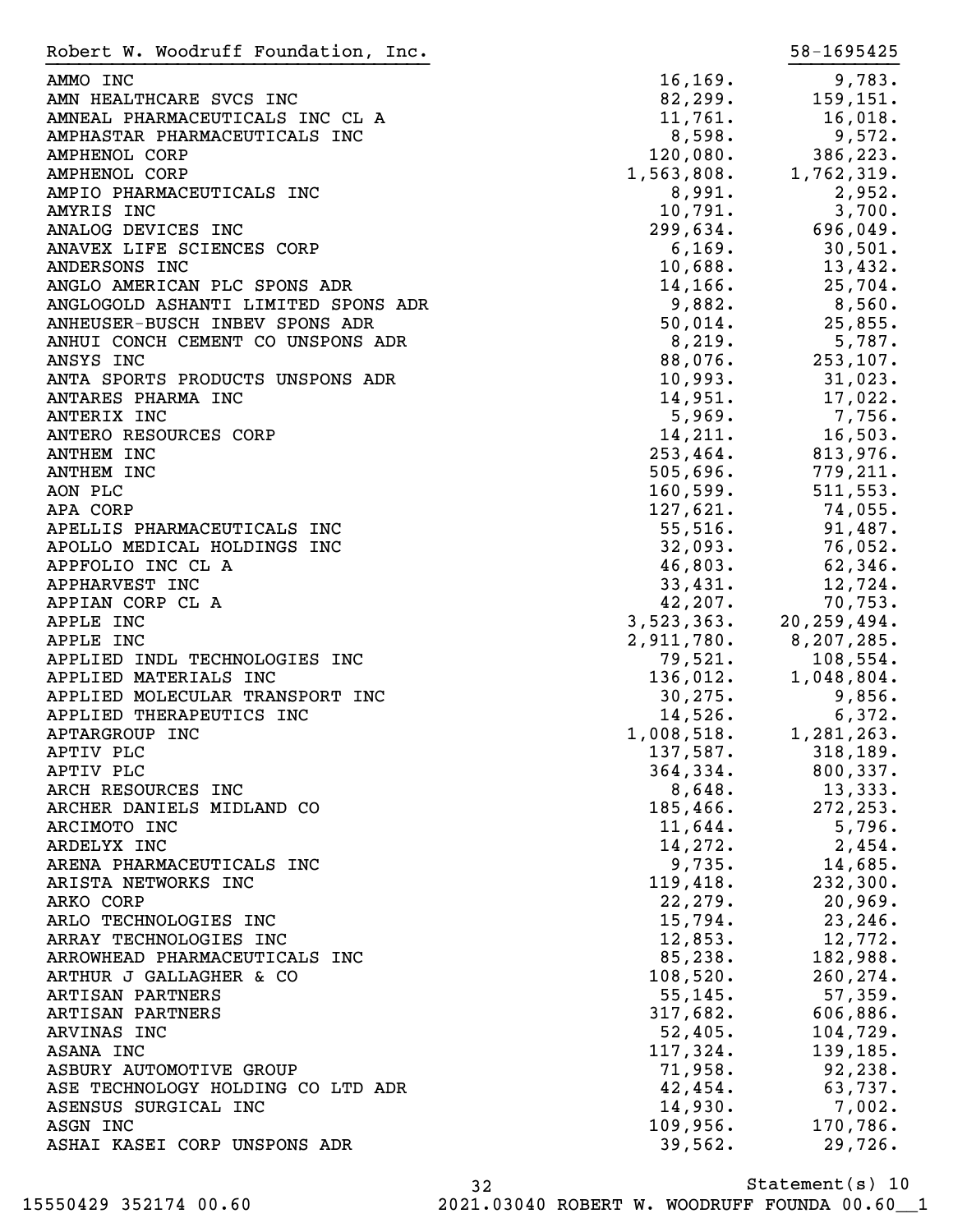Robert W. Woodruff Foundation, Inc. 58-1695425

| | | |
|---|---|---|
| AMMO INC | 16,169. | 9,783. |
| AMN HEALTHCARE SVCS INC | 82,299. | 159,151. |
| AMNEAL PHARMACEUTICALS INC CL A | 11,761. | 16,018. |
| AMPHASTAR PHARMACEUTICALS INC | 8,598. | 9,572. |
| AMPHENOL CORP | 120,080. | 386,223. |
| AMPHENOL CORP | 1,563,808. | 1,762,319. |
| AMPIO PHARMACEUTICALS INC | 8,991. | 2,952. |
| AMYRIS INC | 10,791. | 3,700. |
| ANALOG DEVICES INC | 299,634. | 696,049. |
| ANAVEX LIFE SCIENCES CORP | 6,169. | 30,501. |
| ANDERSONS INC | 10,688. | 13,432. |
| ANGLO AMERICAN PLC SPONS ADR | 14,166. | 25,704. |
| ANGLOGOLD ASHANTI LIMITED SPONS ADR | 9,882. | 8,560. |
| ANHEUSER-BUSCH INBEV SPONS ADR | 50,014. | 25,855. |
| ANHUI CONCH CEMENT CO UNSPONS ADR | 8,219. | 5,787. |
| ANSYS INC | 88,076. | 253,107. |
| ANTA SPORTS PRODUCTS UNSPONS ADR | 10,993. | 31,023. |
| ANTARES PHARMA INC | 14,951. | 17,022. |
| ANTERIX INC | 5,969. | 7,756. |
| ANTERO RESOURCES CORP | 14,211. | 16,503. |
| ANTHEM INC | 253,464. | 813,976. |
| ANTHEM INC | 505,696. | 779,211. |
| AON PLC | 160,599. | 511,553. |
| APA CORP | 127,621. | 74,055. |
| APELLIS PHARMACEUTICALS INC | 55,516. | 91,487. |
| APOLLO MEDICAL HOLDINGS INC | 32,093. | 76,052. |
| APPFOLIO INC CL A | 46,803. | 62,346. |
| APPHARVEST INC | 33,431. | 12,724. |
| APPIAN CORP CL A | 42,207. | 70,753. |
| APPLE INC | 3,523,363. | 20,259,494. |
| APPLE INC | 2,911,780. | 8,207,285. |
| APPLIED INDL TECHNOLOGIES INC | 79,521. | 108,554. |
| APPLIED MATERIALS INC | 136,012. | 1,048,804. |
| APPLIED MOLECULAR TRANSPORT INC | 30,275. | 9,856. |
| APPLIED THERAPEUTICS INC | 14,526. | 6,372. |
| APTARGROUP INC | 1,008,518. | 1,281,263. |
| APTIV PLC | 137,587. | 318,189. |
| APTIV PLC | 364,334. | 800,337. |
| ARCH RESOURCES INC | 8,648. | 13,333. |
| ARCHER DANIELS MIDLAND CO | 185,466. | 272,253. |
| ARCIMOTO INC | 11,644. | 5,796. |
| ARDELYX INC | 14,272. | 2,454. |
| ARENA PHARMACEUTICALS INC | 9,735. | 14,685. |
| ARISTA NETWORKS INC | 119,418. | 232,300. |
| ARKO CORP | 22,279. | 20,969. |
| ARLO TECHNOLOGIES INC | 15,794. | 23,246. |
| ARRAY TECHNOLOGIES INC | 12,853. | 12,772. |
| ARROWHEAD PHARMACEUTICALS INC | 85,238. | 182,988. |
| ARTHUR J GALLAGHER & CO | 108,520. | 260,274. |
| ARTISAN PARTNERS | 55,145. | 57,359. |
| ARTISAN PARTNERS | 317,682. | 606,886. |
| ARVINAS INC | 52,405. | 104,729. |
| ASANA INC | 117,324. | 139,185. |
| ASBURY AUTOMOTIVE GROUP | 71,958. | 92,238. |
| ASE TECHNOLOGY HOLDING CO LTD ADR | 42,454. | 63,737. |
| ASENSUS SURGICAL INC | 14,930. | 7,002. |
| ASGN INC | 109,956. | 170,786. |
| ASHAI KASEI CORP UNSPONS ADR | 39,562. | 29,726. |

Statement(s) 10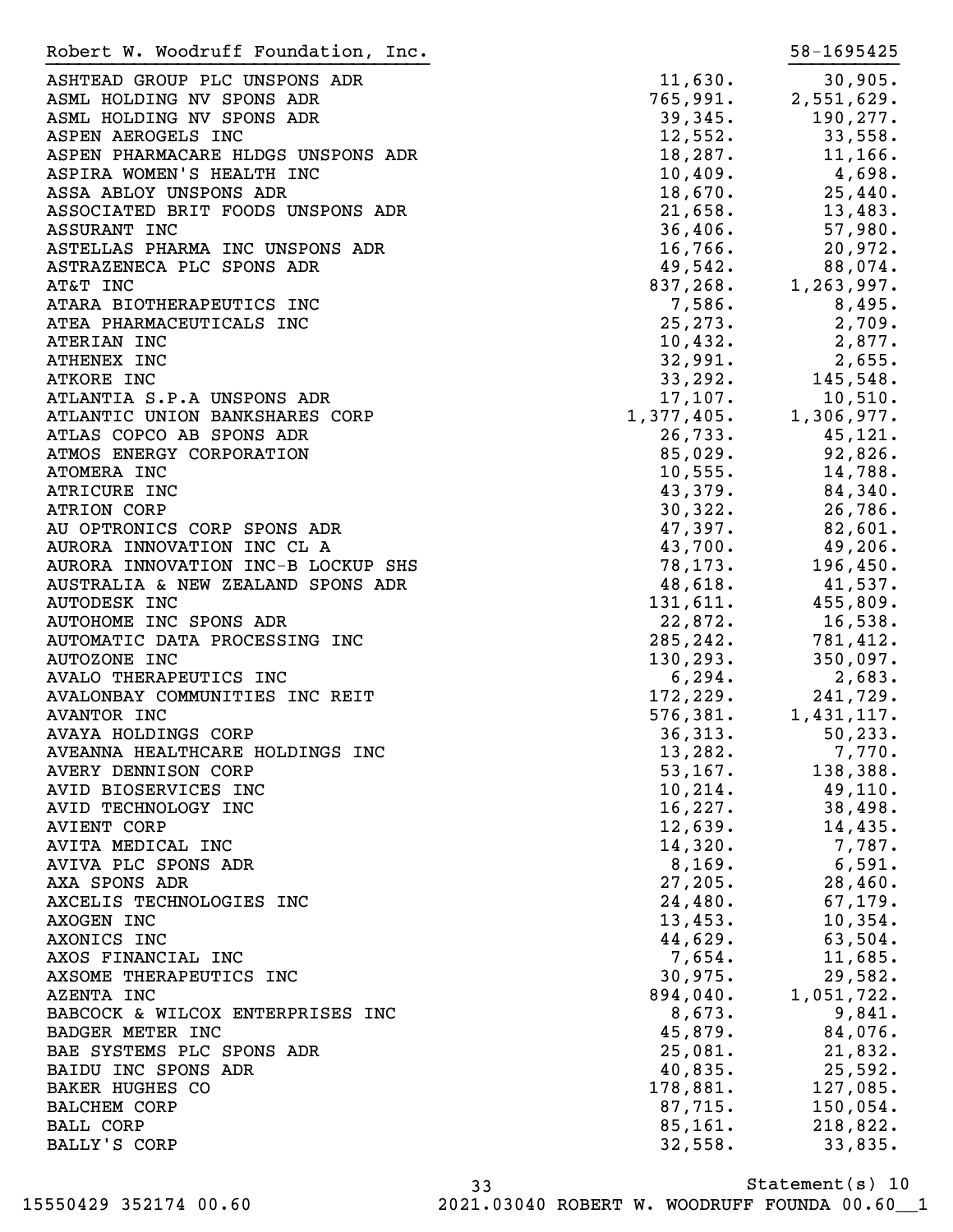Robert W. Woodruff Foundation, Inc. 58-1695425

| | | |
|---|---|---|
| ASHTEAD GROUP PLC UNSPONS ADR | 11,630. | 30,905. |
| ASML HOLDING NV SPONS ADR | 765,991. | 2,551,629. |
| ASML HOLDING NV SPONS ADR | 39,345. | 190,277. |
| ASPEN AEROGELS INC | 12,552. | 33,558. |
| ASPEN PHARMACARE HLDGS UNSPONS ADR | 18,287. | 11,166. |
| ASPIRA WOMEN'S HEALTH INC | 10,409. | 4,698. |
| ASSA ABLOY UNSPONS ADR | 18,670. | 25,440. |
| ASSOCIATED BRIT FOODS UNSPONS ADR | 21,658. | 13,483. |
| ASSURANT INC | 36,406. | 57,980. |
| ASTELLAS PHARMA INC UNSPONS ADR | 16,766. | 20,972. |
| ASTRAZENECA PLC SPONS ADR | 49,542. | 88,074. |
| AT&T INC | 837,268. | 1,263,997. |
| ATARA BIOTHERAPEUTICS INC | 7,586. | 8,495. |
| ATEA PHARMACEUTICALS INC | 25,273. | 2,709. |
| ATERIAN INC | 10,432. | 2,877. |
| ATHENEX INC | 32,991. | 2,655. |
| ATKORE INC | 33,292. | 145,548. |
| ATLANTIA S.P.A UNSPONS ADR | 17,107. | 10,510. |
| ATLANTIC UNION BANKSHARES CORP | 1,377,405. | 1,306,977. |
| ATLAS COPCO AB SPONS ADR | 26,733. | 45,121. |
| ATMOS ENERGY CORPORATION | 85,029. | 92,826. |
| ATOMERA INC | 10,555. | 14,788. |
| ATRICURE INC | 43,379. | 84,340. |
| ATRION CORP | 30,322. | 26,786. |
| AU OPTRONICS CORP SPONS ADR | 47,397. | 82,601. |
| AURORA INNOVATION INC CL A | 43,700. | 49,206. |
| AURORA INNOVATION INC-B LOCKUP SHS | 78,173. | 196,450. |
| AUSTRALIA & NEW ZEALAND SPONS ADR | 48,618. | 41,537. |
| AUTODESK INC | 131,611. | 455,809. |
| AUTOHOME INC SPONS ADR | 22,872. | 16,538. |
| AUTOMATIC DATA PROCESSING INC | 285,242. | 781,412. |
| AUTOZONE INC | 130,293. | 350,097. |
| AVALO THERAPEUTICS INC | 6,294. | 2,683. |
| AVALONBAY COMMUNITIES INC REIT | 172,229. | 241,729. |
| AVANTOR INC | 576,381. | 1,431,117. |
| AVAYA HOLDINGS CORP | 36,313. | 50,233. |
| AVEANNA HEALTHCARE HOLDINGS INC | 13,282. | 7,770. |
| AVERY DENNISON CORP | 53,167. | 138,388. |
| AVID BIOSERVICES INC | 10,214. | 49,110. |
| AVID TECHNOLOGY INC | 16,227. | 38,498. |
| AVIENT CORP | 12,639. | 14,435. |
| AVITA MEDICAL INC | 14,320. | 7,787. |
| AVIVA PLC SPONS ADR | 8,169. | 6,591. |
| AXA SPONS ADR | 27,205. | 28,460. |
| AXCELIS TECHNOLOGIES INC | 24,480. | 67,179. |
| AXOGEN INC | 13,453. | 10,354. |
| AXONICS INC | 44,629. | 63,504. |
| AXOS FINANCIAL INC | 7,654. | 11,685. |
| AXSOME THERAPEUTICS INC | 30,975. | 29,582. |
| AZENTA INC | 894,040. | 1,051,722. |
| BABCOCK & WILCOX ENTERPRISES INC | 8,673. | 9,841. |
| BADGER METER INC | 45,879. | 84,076. |
| BAE SYSTEMS PLC SPONS ADR | 25,081. | 21,832. |
| BAIDU INC SPONS ADR | 40,835. | 25,592. |
| BAKER HUGHES CO | 178,881. | 127,085. |
| BALCHEM CORP | 87,715. | 150,054. |
| BALL CORP | 85,161. | 218,822. |
| BALLY'S CORP | 32,558. | 33,835. |

Statement(s) 10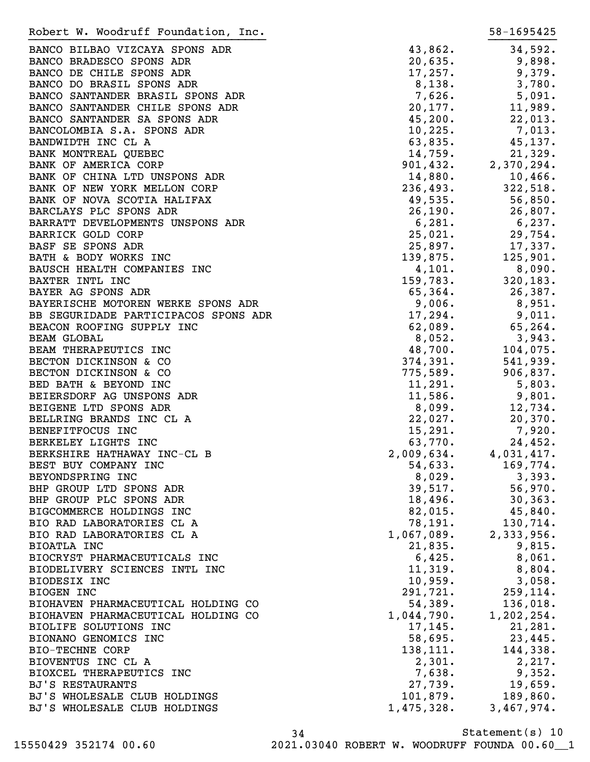Robert W. Woodruff Foundation, Inc. 58-1695425

| | | |
|---|---|---|
| BANCO BILBAO VIZCAYA SPONS ADR | 43,862. | 34,592. |
| BANCO BRADESCO SPONS ADR | 20,635. | 9,898. |
| BANCO DE CHILE SPONS ADR | 17,257. | 9,379. |
| BANCO DO BRASIL SPONS ADR | 8,138. | 3,780. |
| BANCO SANTANDER BRASIL SPONS ADR | 7,626. | 5,091. |
| BANCO SANTANDER CHILE SPONS ADR | 20,177. | 11,989. |
| BANCO SANTANDER SA SPONS ADR | 45,200. | 22,013. |
| BANCOLOMBIA S.A. SPONS ADR | 10,225. | 7,013. |
| BANDWIDTH INC CL A | 63,835. | 45,137. |
| BANK MONTREAL QUEBEC | 14,759. | 21,329. |
| BANK OF AMERICA CORP | 901,432. | 2,370,294. |
| BANK OF CHINA LTD UNSPONS ADR | 14,880. | 10,466. |
| BANK OF NEW YORK MELLON CORP | 236,493. | 322,518. |
| BANK OF NOVA SCOTIA HALIFAX | 49,535. | 56,850. |
| BARCLAYS PLC SPONS ADR | 26,190. | 26,807. |
| BARRATT DEVELOPMENTS UNSPONS ADR | 6,281. | 6,237. |
| BARRICK GOLD CORP | 25,021. | 29,754. |
| BASF SE SPONS ADR | 25,897. | 17,337. |
| BATH & BODY WORKS INC | 139,875. | 125,901. |
| BAUSCH HEALTH COMPANIES INC | 4,101. | 8,090. |
| BAXTER INTL INC | 159,783. | 320,183. |
| BAYER AG SPONS ADR | 65,364. | 26,387. |
| BAYERISCHE MOTOREN WERKE SPONS ADR | 9,006. | 8,951. |
| BB SEGURIDADE PARTICIPACOS SPONS ADR | 17,294. | 9,011. |
| BEACON ROOFING SUPPLY INC | 62,089. | 65,264. |
| BEAM GLOBAL | 8,052. | 3,943. |
| BEAM THERAPEUTICS INC | 48,700. | 104,075. |
| BECTON DICKINSON & CO | 374,391. | 541,939. |
| BECTON DICKINSON & CO | 775,589. | 906,837. |
| BED BATH & BEYOND INC | 11,291. | 5,803. |
| BEIERSDORF AG UNSPONS ADR | 11,586. | 9,801. |
| BEIGENE LTD SPONS ADR | 8,099. | 12,734. |
| BELLRING BRANDS INC CL A | 22,027. | 20,370. |
| BENEFITFOCUS INC | 15,291. | 7,920. |
| BERKELEY LIGHTS INC | 63,770. | 24,452. |
| BERKSHIRE HATHAWAY INC-CL B | 2,009,634. | 4,031,417. |
| BEST BUY COMPANY INC | 54,633. | 169,774. |
| BEYONDSPRING INC | 8,029. | 3,393. |
| BHP GROUP LTD SPONS ADR | 39,517. | 56,970. |
| BHP GROUP PLC SPONS ADR | 18,496. | 30,363. |
| BIGCOMMERCE HOLDINGS INC | 82,015. | 45,840. |
| BIO RAD LABORATORIES CL A | 78,191. | 130,714. |
| BIO RAD LABORATORIES CL A | 1,067,089. | 2,333,956. |
| BIOATLA INC | 21,835. | 9,815. |
| BIOCRYST PHARMACEUTICALS INC | 6,425. | 8,061. |
| BIODELIVERY SCIENCES INTL INC | 11,319. | 8,804. |
| BIODESIX INC | 10,959. | 3,058. |
| BIOGEN INC | 291,721. | 259,114. |
| BIOHAVEN PHARMACEUTICAL HOLDING CO | 54,389. | 136,018. |
| BIOHAVEN PHARMACEUTICAL HOLDING CO | 1,044,790. | 1,202,254. |
| BIOLIFE SOLUTIONS INC | 17,145. | 21,281. |
| BIONANO GENOMICS INC | 58,695. | 23,445. |
| BIO-TECHNE CORP | 138,111. | 144,338. |
| BIOVENTUS INC CL A | 2,301. | 2,217. |
| BIOXCEL THERAPEUTICS INC | 7,638. | 9,352. |
| BJ'S RESTAURANTS | 27,739. | 19,659. |
| BJ'S WHOLESALE CLUB HOLDINGS | 101,879. | 189,860. |
| BJ'S WHOLESALE CLUB HOLDINGS | 1,475,328. | 3,467,974. |

Statement(s) 10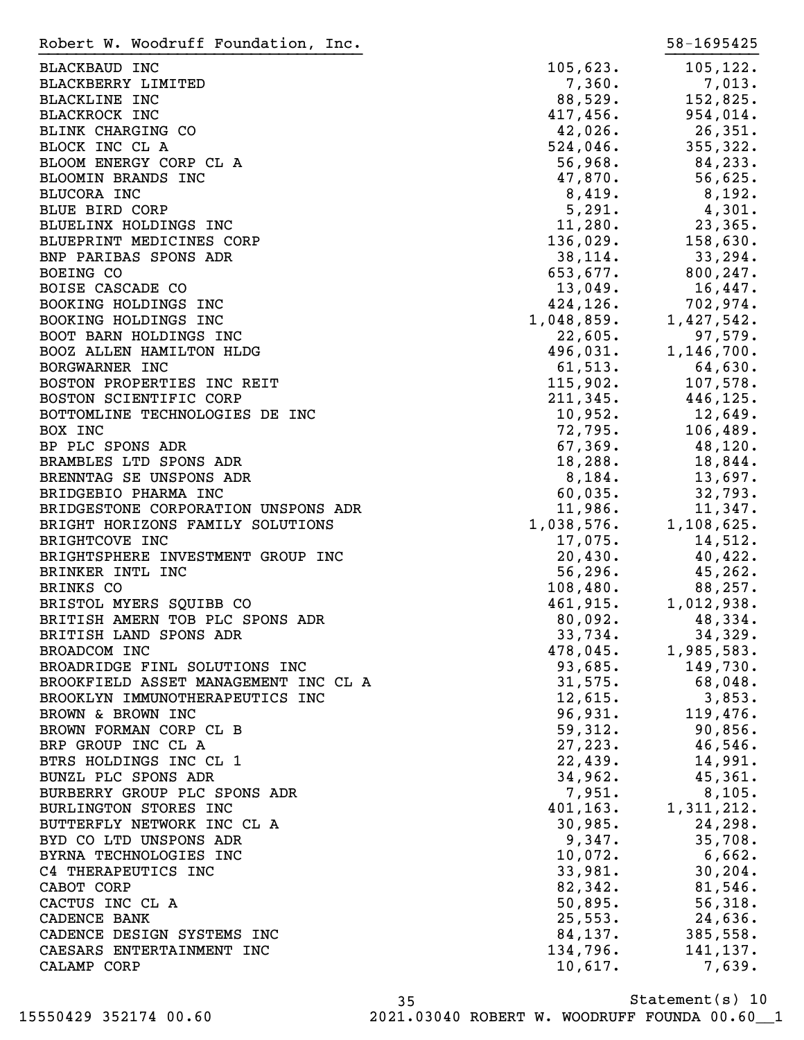Robert W. Woodruff Foundation, Inc. 58-1695425

| | | |
|---|---|---|
| BLACKBAUD INC | 105,623. | 105,122. |
| BLACKBERRY LIMITED | 7,360. | 7,013. |
| BLACKLINE INC | 88,529. | 152,825. |
| BLACKROCK INC | 417,456. | 954,014. |
| BLINK CHARGING CO | 42,026. | 26,351. |
| BLOCK INC CL A | 524,046. | 355,322. |
| BLOOM ENERGY CORP CL A | 56,968. | 84,233. |
| BLOOMIN BRANDS INC | 47,870. | 56,625. |
| BLUCORA INC | 8,419. | 8,192. |
| BLUE BIRD CORP | 5,291. | 4,301. |
| BLUELINX HOLDINGS INC | 11,280. | 23,365. |
| BLUEPRINT MEDICINES CORP | 136,029. | 158,630. |
| BNP PARIBAS SPONS ADR | 38,114. | 33,294. |
| BOEING CO | 653,677. | 800,247. |
| BOISE CASCADE CO | 13,049. | 16,447. |
| BOOKING HOLDINGS INC | 424,126. | 702,974. |
| BOOKING HOLDINGS INC | 1,048,859. | 1,427,542. |
| BOOT BARN HOLDINGS INC | 22,605. | 97,579. |
| BOOZ ALLEN HAMILTON HLDG | 496,031. | 1,146,700. |
| BORGWARNER INC | 61,513. | 64,630. |
| BOSTON PROPERTIES INC REIT | 115,902. | 107,578. |
| BOSTON SCIENTIFIC CORP | 211,345. | 446,125. |
| BOTTOMLINE TECHNOLOGIES DE INC | 10,952. | 12,649. |
| BOX INC | 72,795. | 106,489. |
| BP PLC SPONS ADR | 67,369. | 48,120. |
| BRAMBLES LTD SPONS ADR | 18,288. | 18,844. |
| BRENNTAG SE UNSPONS ADR | 8,184. | 13,697. |
| BRIDGEBIO PHARMA INC | 60,035. | 32,793. |
| BRIDGESTONE CORPORATION UNSPONS ADR | 11,986. | 11,347. |
| BRIGHT HORIZONS FAMILY SOLUTIONS | 1,038,576. | 1,108,625. |
| BRIGHTCOVE INC | 17,075. | 14,512. |
| BRIGHTSPHERE INVESTMENT GROUP INC | 20,430. | 40,422. |
| BRINKER INTL INC | 56,296. | 45,262. |
| BRINKS CO | 108,480. | 88,257. |
| BRISTOL MYERS SQUIBB CO | 461,915. | 1,012,938. |
| BRITISH AMERN TOB PLC SPONS ADR | 80,092. | 48,334. |
| BRITISH LAND SPONS ADR | 33,734. | 34,329. |
| BROADCOM INC | 478,045. | 1,985,583. |
| BROADRIDGE FINL SOLUTIONS INC | 93,685. | 149,730. |
| BROOKFIELD ASSET MANAGEMENT INC CL A | 31,575. | 68,048. |
| BROOKLYN IMMUNOTHERAPEUTICS INC | 12,615. | 3,853. |
| BROWN & BROWN INC | 96,931. | 119,476. |
| BROWN FORMAN CORP CL B | 59,312. | 90,856. |
| BRP GROUP INC CL A | 27,223. | 46,546. |
| BTRS HOLDINGS INC CL 1 | 22,439. | 14,991. |
| BUNZL PLC SPONS ADR | 34,962. | 45,361. |
| BURBERRY GROUP PLC SPONS ADR | 7,951. | 8,105. |
| BURLINGTON STORES INC | 401,163. | 1,311,212. |
| BUTTERFLY NETWORK INC CL A | 30,985. | 24,298. |
| BYD CO LTD UNSPONS ADR | 9,347. | 35,708. |
| BYRNA TECHNOLOGIES INC | 10,072. | 6,662. |
| C4 THERAPEUTICS INC | 33,981. | 30,204. |
| CABOT CORP | 82,342. | 81,546. |
| CACTUS INC CL A | 50,895. | 56,318. |
| CADENCE BANK | 25,553. | 24,636. |
| CADENCE DESIGN SYSTEMS INC | 84,137. | 385,558. |
| CAESARS ENTERTAINMENT INC | 134,796. | 141,137. |
| CALAMP CORP | 10,617. | 7,639. |

Statement(s) 10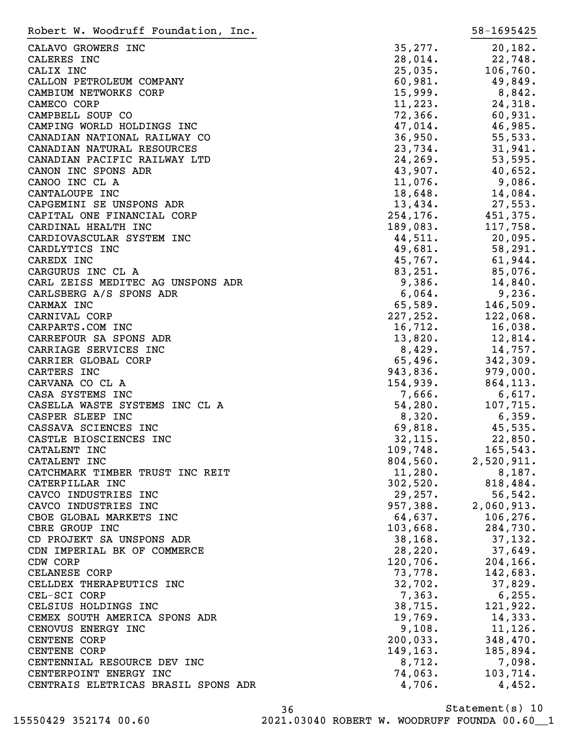Robert W. Woodruff Foundation, Inc. 58-1695425

| | | |
|---|---|---|
| CALAVO GROWERS INC | 35,277. | 20,182. |
| CALERES INC | 28,014. | 22,748. |
| CALIX INC | 25,035. | 106,760. |
| CALLON PETROLEUM COMPANY | 60,981. | 49,849. |
| CAMBIUM NETWORKS CORP | 15,999. | 8,842. |
| CAMECO CORP | 11,223. | 24,318. |
| CAMPBELL SOUP CO | 72,366. | 60,931. |
| CAMPING WORLD HOLDINGS INC | 47,014. | 46,985. |
| CANADIAN NATIONAL RAILWAY CO | 36,950. | 55,533. |
| CANADIAN NATURAL RESOURCES | 23,734. | 31,941. |
| CANADIAN PACIFIC RAILWAY LTD | 24,269. | 53,595. |
| CANON INC SPONS ADR | 43,907. | 40,652. |
| CANOO INC CL A | 11,076. | 9,086. |
| CANTALOUPE INC | 18,648. | 14,084. |
| CAPGEMINI SE UNSPONS ADR | 13,434. | 27,553. |
| CAPITAL ONE FINANCIAL CORP | 254,176. | 451,375. |
| CARDINAL HEALTH INC | 189,083. | 117,758. |
| CARDIOVASCULAR SYSTEM INC | 44,511. | 20,095. |
| CARDLYTICS INC | 49,681. | 58,291. |
| CAREDX INC | 45,767. | 61,944. |
| CARGURUS INC CL A | 83,251. | 85,076. |
| CARL ZEISS MEDITEC AG UNSPONS ADR | 9,386. | 14,840. |
| CARLSBERG A/S SPONS ADR | 6,064. | 9,236. |
| CARMAX INC | 65,589. | 146,509. |
| CARNIVAL CORP | 227,252. | 122,068. |
| CARPARTS.COM INC | 16,712. | 16,038. |
| CARREFOUR SA SPONS ADR | 13,820. | 12,814. |
| CARRIAGE SERVICES INC | 8,429. | 14,757. |
| CARRIER GLOBAL CORP | 65,496. | 342,309. |
| CARTERS INC | 943,836. | 979,000. |
| CARVANA CO CL A | 154,939. | 864,113. |
| CASA SYSTEMS INC | 7,666. | 6,617. |
| CASELLA WASTE SYSTEMS INC CL A | 54,280. | 107,715. |
| CASPER SLEEP INC | 8,320. | 6,359. |
| CASSAVA SCIENCES INC | 69,818. | 45,535. |
| CASTLE BIOSCIENCES INC | 32,115. | 22,850. |
| CATALENT INC | 109,748. | 165,543. |
| CATALENT INC | 804,560. | 2,520,911. |
| CATCHMARK TIMBER TRUST INC REIT | 11,280. | 8,187. |
| CATERPILLAR INC | 302,520. | 818,484. |
| CAVCO INDUSTRIES INC | 29,257. | 56,542. |
| CAVCO INDUSTRIES INC | 957,388. | 2,060,913. |
| CBOE GLOBAL MARKETS INC | 64,637. | 106,276. |
| CBRE GROUP INC | 103,668. | 284,730. |
| CD PROJEKT SA UNSPONS ADR | 38,168. | 37,132. |
| CDN IMPERIAL BK OF COMMERCE | 28,220. | 37,649. |
| CDW CORP | 120,706. | 204,166. |
| CELANESE CORP | 73,778. | 142,683. |
| CELLDEX THERAPEUTICS INC | 32,702. | 37,829. |
| CEL-SCI CORP | 7,363. | 6,255. |
| CELSIUS HOLDINGS INC | 38,715. | 121,922. |
| CEMEX SOUTH AMERICA SPONS ADR | 19,769. | 14,333. |
| CENOVUS ENERGY INC | 9,108. | 11,126. |
| CENTENE CORP | 200,033. | 348,470. |
| CENTENE CORP | 149,163. | 185,894. |
| CENTENNIAL RESOURCE DEV INC | 8,712. | 7,098. |
| CENTERPOINT ENERGY INC | 74,063. | 103,714. |
| CENTRAIS ELETRICAS BRASIL SPONS ADR | 4,706. | 4,452. |

Statement(s) 10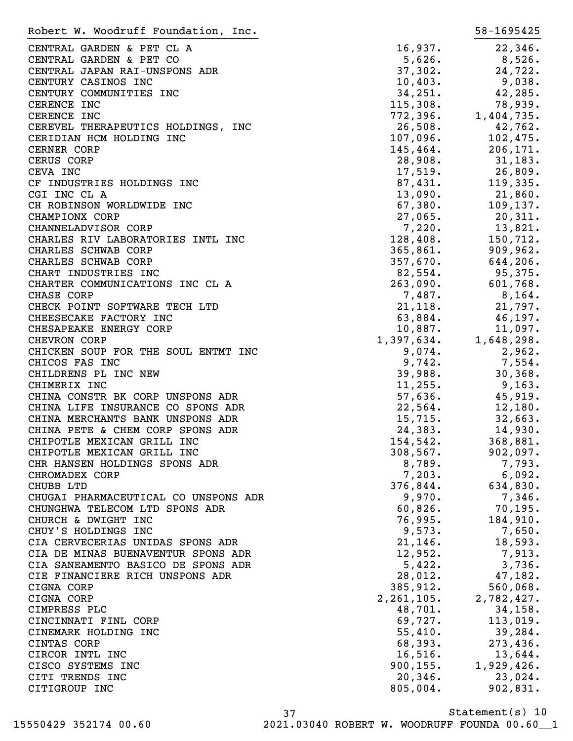Robert W. Woodruff Foundation, Inc. 58-1695425

| | | |
|---|---|---|
| CENTRAL GARDEN & PET CL A | 16,937. | 22,346. |
| CENTRAL GARDEN & PET CO | 5,626. | 8,526. |
| CENTRAL JAPAN RAI-UNSPONS ADR | 37,302. | 24,722. |
| CENTURY CASINOS INC | 10,403. | 9,038. |
| CENTURY COMMUNITIES INC | 34,251. | 42,285. |
| CERENCE INC | 115,308. | 78,939. |
| CERENCE INC | 772,396. | 1,404,735. |
| CEREVEL THERAPEUTICS HOLDINGS, INC | 26,508. | 42,762. |
| CERIDIAN HCM HOLDING INC | 107,096. | 102,475. |
| CERNER CORP | 145,464. | 206,171. |
| CERUS CORP | 28,908. | 31,183. |
| CEVA INC | 17,519. | 26,809. |
| CF INDUSTRIES HOLDINGS INC | 87,431. | 119,335. |
| CGI INC CL A | 13,090. | 21,860. |
| CH ROBINSON WORLDWIDE INC | 67,380. | 109,137. |
| CHAMPIONX CORP | 27,065. | 20,311. |
| CHANNELADVISOR CORP | 7,220. | 13,821. |
| CHARLES RIV LABORATORIES INTL INC | 128,408. | 150,712. |
| CHARLES SCHWAB CORP | 365,861. | 909,962. |
| CHARLES SCHWAB CORP | 357,670. | 644,206. |
| CHART INDUSTRIES INC | 82,554. | 95,375. |
| CHARTER COMMUNICATIONS INC CL A | 263,090. | 601,768. |
| CHASE CORP | 7,487. | 8,164. |
| CHECK POINT SOFTWARE TECH LTD | 21,118. | 21,797. |
| CHEESECAKE FACTORY INC | 63,884. | 46,197. |
| CHESAPEAKE ENERGY CORP | 10,887. | 11,097. |
| CHEVRON CORP | 1,397,634. | 1,648,298. |
| CHICKEN SOUP FOR THE SOUL ENTMT INC | 9,074. | 2,962. |
| CHICOS FAS INC | 9,742. | 7,554. |
| CHILDRENS PL INC NEW | 39,988. | 30,368. |
| CHIMERIX INC | 11,255. | 9,163. |
| CHINA CONSTR BK CORP UNSPONS ADR | 57,636. | 45,919. |
| CHINA LIFE INSURANCE CO SPONS ADR | 22,564. | 12,180. |
| CHINA MERCHANTS BANK UNSPONS ADR | 15,715. | 32,663. |
| CHINA PETE & CHEM CORP SPONS ADR | 24,383. | 14,930. |
| CHIPOTLE MEXICAN GRILL INC | 154,542. | 368,881. |
| CHIPOTLE MEXICAN GRILL INC | 308,567. | 902,097. |
| CHR HANSEN HOLDINGS SPONS ADR | 8,789. | 7,793. |
| CHROMADEX CORP | 7,203. | 6,092. |
| CHUBB LTD | 376,844. | 634,830. |
| CHUGAI PHARMACEUTICAL CO UNSPONS ADR | 9,970. | 7,346. |
| CHUNGHWA TELECOM LTD SPONS ADR | 60,826. | 70,195. |
| CHURCH & DWIGHT INC | 76,995. | 184,910. |
| CHUY'S HOLDINGS INC | 9,573. | 7,650. |
| CIA CERVECERIAS UNIDAS SPONS ADR | 21,146. | 18,593. |
| CIA DE MINAS BUENAVENTUR SPONS ADR | 12,952. | 7,913. |
| CIA SANEAMENTO BASICO DE SPONS ADR | 5,422. | 3,736. |
| CIE FINANCIERE RICH UNSPONS ADR | 28,012. | 47,182. |
| CIGNA CORP | 385,912. | 560,068. |
| CIGNA CORP | 2,261,105. | 2,782,427. |
| CIMPRESS PLC | 48,701. | 34,158. |
| CINCINNATI FINL CORP | 69,727. | 113,019. |
| CINEMARK HOLDING INC | 55,410. | 39,284. |
| CINTAS CORP | 68,393. | 273,436. |
| CIRCOR INTL INC | 16,516. | 13,644. |
| CISCO SYSTEMS INC | 900,155. | 1,929,426. |
| CITI TRENDS INC | 20,346. | 23,024. |
| CITIGROUP INC | 805,004. | 902,831. |

Statement(s) 10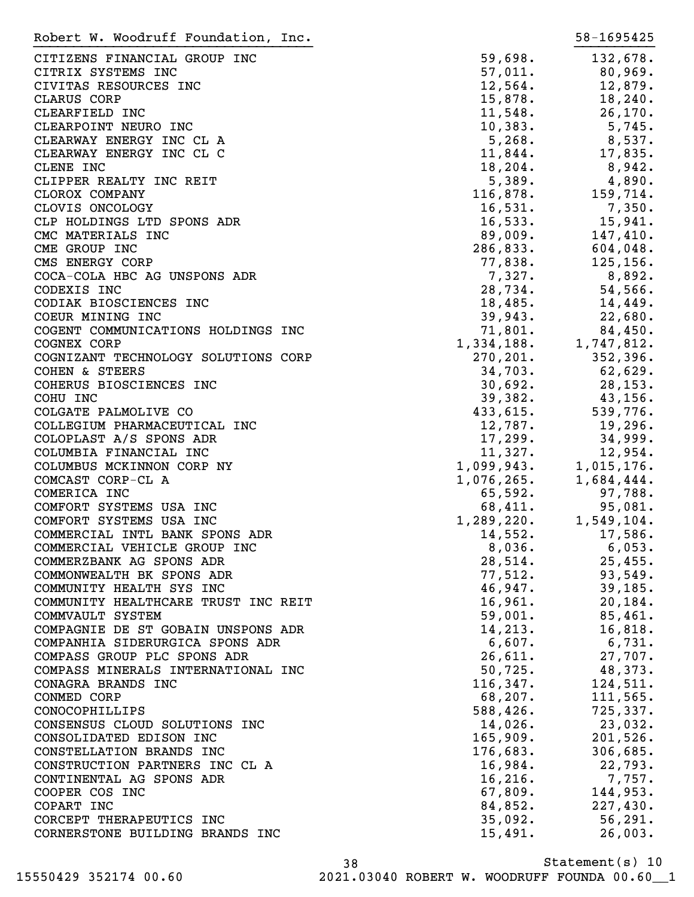Robert W. Woodruff Foundation, Inc. 58-1695425

| | | |
|---|---|---|
| CITIZENS FINANCIAL GROUP INC | 59,698. | 132,678. |
| CITRIX SYSTEMS INC | 57,011. | 80,969. |
| CIVITAS RESOURCES INC | 12,564. | 12,879. |
| CLARUS CORP | 15,878. | 18,240. |
| CLEARFIELD INC | 11,548. | 26,170. |
| CLEARPOINT NEURO INC | 10,383. | 5,745. |
| CLEARWAY ENERGY INC CL A | 5,268. | 8,537. |
| CLEARWAY ENERGY INC CL C | 11,844. | 17,835. |
| CLENE INC | 18,204. | 8,942. |
| CLIPPER REALTY INC REIT | 5,389. | 4,890. |
| CLOROX COMPANY | 116,878. | 159,714. |
| CLOVIS ONCOLOGY | 16,531. | 7,350. |
| CLP HOLDINGS LTD SPONS ADR | 16,533. | 15,941. |
| CMC MATERIALS INC | 89,009. | 147,410. |
| CME GROUP INC | 286,833. | 604,048. |
| CMS ENERGY CORP | 77,838. | 125,156. |
| COCA-COLA HBC AG UNSPONS ADR | 7,327. | 8,892. |
| CODEXIS INC | 28,734. | 54,566. |
| CODIAK BIOSCIENCES INC | 18,485. | 14,449. |
| COEUR MINING INC | 39,943. | 22,680. |
| COGENT COMMUNICATIONS HOLDINGS INC | 71,801. | 84,450. |
| COGNEX CORP | 1,334,188. | 1,747,812. |
| COGNIZANT TECHNOLOGY SOLUTIONS CORP | 270,201. | 352,396. |
| COHEN & STEERS | 34,703. | 62,629. |
| COHERUS BIOSCIENCES INC | 30,692. | 28,153. |
| COHU INC | 39,382. | 43,156. |
| COLGATE PALMOLIVE CO | 433,615. | 539,776. |
| COLLEGIUM PHARMACEUTICAL INC | 12,787. | 19,296. |
| COLOPLAST A/S SPONS ADR | 17,299. | 34,999. |
| COLUMBIA FINANCIAL INC | 11,327. | 12,954. |
| COLUMBUS MCKINNON CORP NY | 1,099,943. | 1,015,176. |
| COMCAST CORP-CL A | 1,076,265. | 1,684,444. |
| COMERICA INC | 65,592. | 97,788. |
| COMFORT SYSTEMS USA INC | 68,411. | 95,081. |
| COMFORT SYSTEMS USA INC | 1,289,220. | 1,549,104. |
| COMMERCIAL INTL BANK SPONS ADR | 14,552. | 17,586. |
| COMMERCIAL VEHICLE GROUP INC | 8,036. | 6,053. |
| COMMERZBANK AG SPONS ADR | 28,514. | 25,455. |
| COMMONWEALTH BK SPONS ADR | 77,512. | 93,549. |
| COMMUNITY HEALTH SYS INC | 46,947. | 39,185. |
| COMMUNITY HEALTHCARE TRUST INC REIT | 16,961. | 20,184. |
| COMMVAULT SYSTEM | 59,001. | 85,461. |
| COMPAGNIE DE ST GOBAIN UNSPONS ADR | 14,213. | 16,818. |
| COMPANHIA SIDERURGICA SPONS ADR | 6,607. | 6,731. |
| COMPASS GROUP PLC SPONS ADR | 26,611. | 27,707. |
| COMPASS MINERALS INTERNATIONAL INC | 50,725. | 48,373. |
| CONAGRA BRANDS INC | 116,347. | 124,511. |
| CONMED CORP | 68,207. | 111,565. |
| CONOCOPHILLIPS | 588,426. | 725,337. |
| CONSENSUS CLOUD SOLUTIONS INC | 14,026. | 23,032. |
| CONSOLIDATED EDISON INC | 165,909. | 201,526. |
| CONSTELLATION BRANDS INC | 176,683. | 306,685. |
| CONSTRUCTION PARTNERS INC CL A | 16,984. | 22,793. |
| CONTINENTAL AG SPONS ADR | 16,216. | 7,757. |
| COOPER COS INC | 67,809. | 144,953. |
| COPART INC | 84,852. | 227,430. |
| CORCEPT THERAPEUTICS INC | 35,092. | 56,291. |
| CORNERSTONE BUILDING BRANDS INC | 15,491. | 26,003. |

Statement(s) 10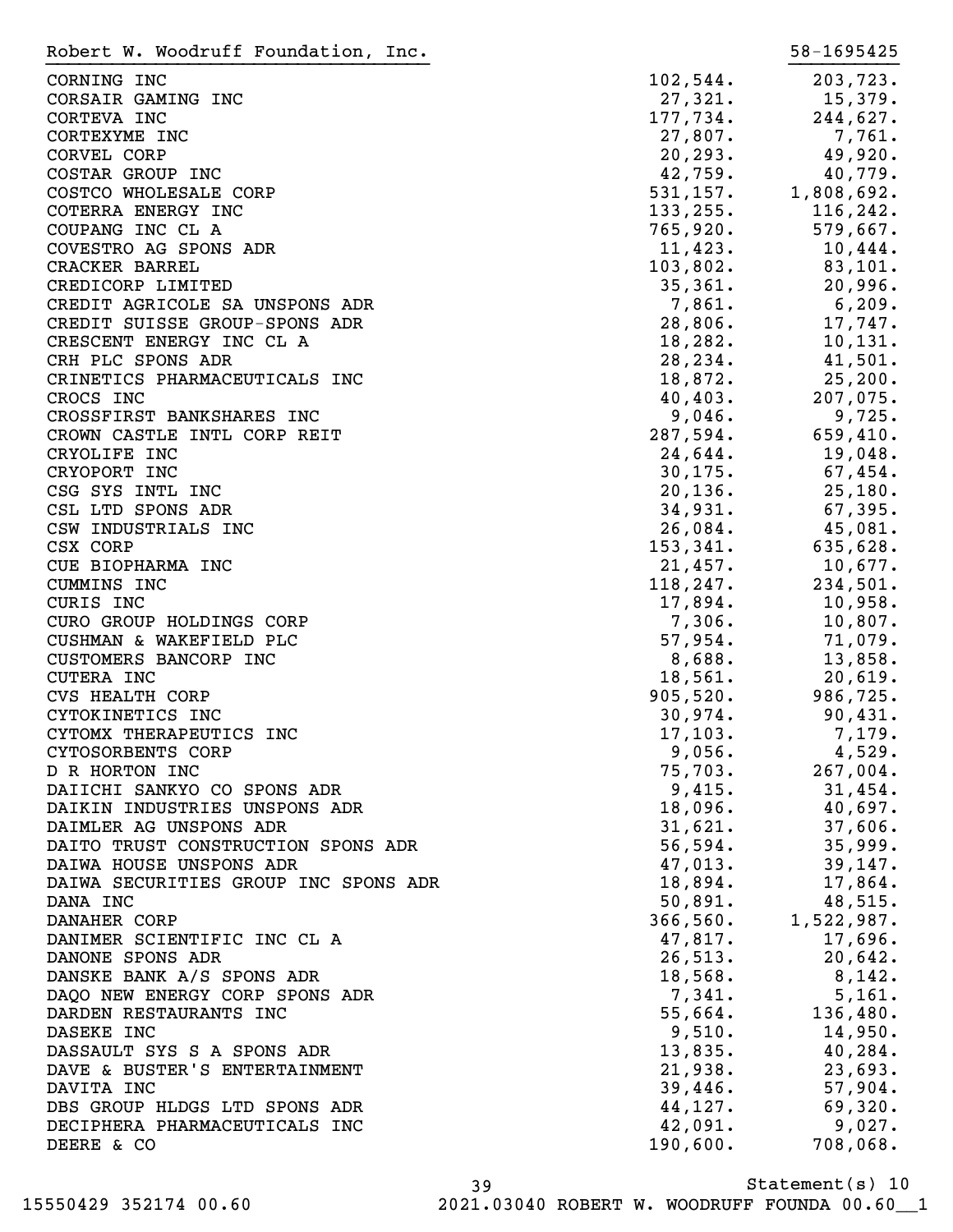Robert W. Woodruff Foundation, Inc. 58-1695425

| | | |
|---|---|---|
| CORNING INC | 102,544. | 203,723. |
| CORSAIR GAMING INC | 27,321. | 15,379. |
| CORTEVA INC | 177,734. | 244,627. |
| CORTEXYME INC | 27,807. | 7,761. |
| CORVEL CORP | 20,293. | 49,920. |
| COSTAR GROUP INC | 42,759. | 40,779. |
| COSTCO WHOLESALE CORP | 531,157. | 1,808,692. |
| COTERRA ENERGY INC | 133,255. | 116,242. |
| COUPANG INC CL A | 765,920. | 579,667. |
| COVESTRO AG SPONS ADR | 11,423. | 10,444. |
| CRACKER BARREL | 103,802. | 83,101. |
| CREDICORP LIMITED | 35,361. | 20,996. |
| CREDIT AGRICOLE SA UNSPONS ADR | 7,861. | 6,209. |
| CREDIT SUISSE GROUP-SPONS ADR | 28,806. | 17,747. |
| CRESCENT ENERGY INC CL A | 18,282. | 10,131. |
| CRH PLC SPONS ADR | 28,234. | 41,501. |
| CRINETICS PHARMACEUTICALS INC | 18,872. | 25,200. |
| CROCS INC | 40,403. | 207,075. |
| CROSSFIRST BANKSHARES INC | 9,046. | 9,725. |
| CROWN CASTLE INTL CORP REIT | 287,594. | 659,410. |
| CRYOLIFE INC | 24,644. | 19,048. |
| CRYOPORT INC | 30,175. | 67,454. |
| CSG SYS INTL INC | 20,136. | 25,180. |
| CSL LTD SPONS ADR | 34,931. | 67,395. |
| CSW INDUSTRIALS INC | 26,084. | 45,081. |
| CSX CORP | 153,341. | 635,628. |
| CUE BIOPHARMA INC | 21,457. | 10,677. |
| CUMMINS INC | 118,247. | 234,501. |
| CURIS INC | 17,894. | 10,958. |
| CURO GROUP HOLDINGS CORP | 7,306. | 10,807. |
| CUSHMAN & WAKEFIELD PLC | 57,954. | 71,079. |
| CUSTOMERS BANCORP INC | 8,688. | 13,858. |
| CUTERA INC | 18,561. | 20,619. |
| CVS HEALTH CORP | 905,520. | 986,725. |
| CYTOKINETICS INC | 30,974. | 90,431. |
| CYTOMX THERAPEUTICS INC | 17,103. | 7,179. |
| CYTOSORBENTS CORP | 9,056. | 4,529. |
| D R HORTON INC | 75,703. | 267,004. |
| DAIICHI SANKYO CO SPONS ADR | 9,415. | 31,454. |
| DAIKIN INDUSTRIES UNSPONS ADR | 18,096. | 40,697. |
| DAIMLER AG UNSPONS ADR | 31,621. | 37,606. |
| DAITO TRUST CONSTRUCTION SPONS ADR | 56,594. | 35,999. |
| DAIWA HOUSE UNSPONS ADR | 47,013. | 39,147. |
| DAIWA SECURITIES GROUP INC SPONS ADR | 18,894. | 17,864. |
| DANA INC | 50,891. | 48,515. |
| DANAHER CORP | 366,560. | 1,522,987. |
| DANIMER SCIENTIFIC INC CL A | 47,817. | 17,696. |
| DANONE SPONS ADR | 26,513. | 20,642. |
| DANSKE BANK A/S SPONS ADR | 18,568. | 8,142. |
| DAQO NEW ENERGY CORP SPONS ADR | 7,341. | 5,161. |
| DARDEN RESTAURANTS INC | 55,664. | 136,480. |
| DASEKE INC | 9,510. | 14,950. |
| DASSAULT SYS S A SPONS ADR | 13,835. | 40,284. |
| DAVE & BUSTER'S ENTERTAINMENT | 21,938. | 23,693. |
| DAVITA INC | 39,446. | 57,904. |
| DBS GROUP HLDGS LTD SPONS ADR | 44,127. | 69,320. |
| DECIPHERA PHARMACEUTICALS INC | 42,091. | 9,027. |
| DEERE & CO | 190,600. | 708,068. |

Statement(s) 10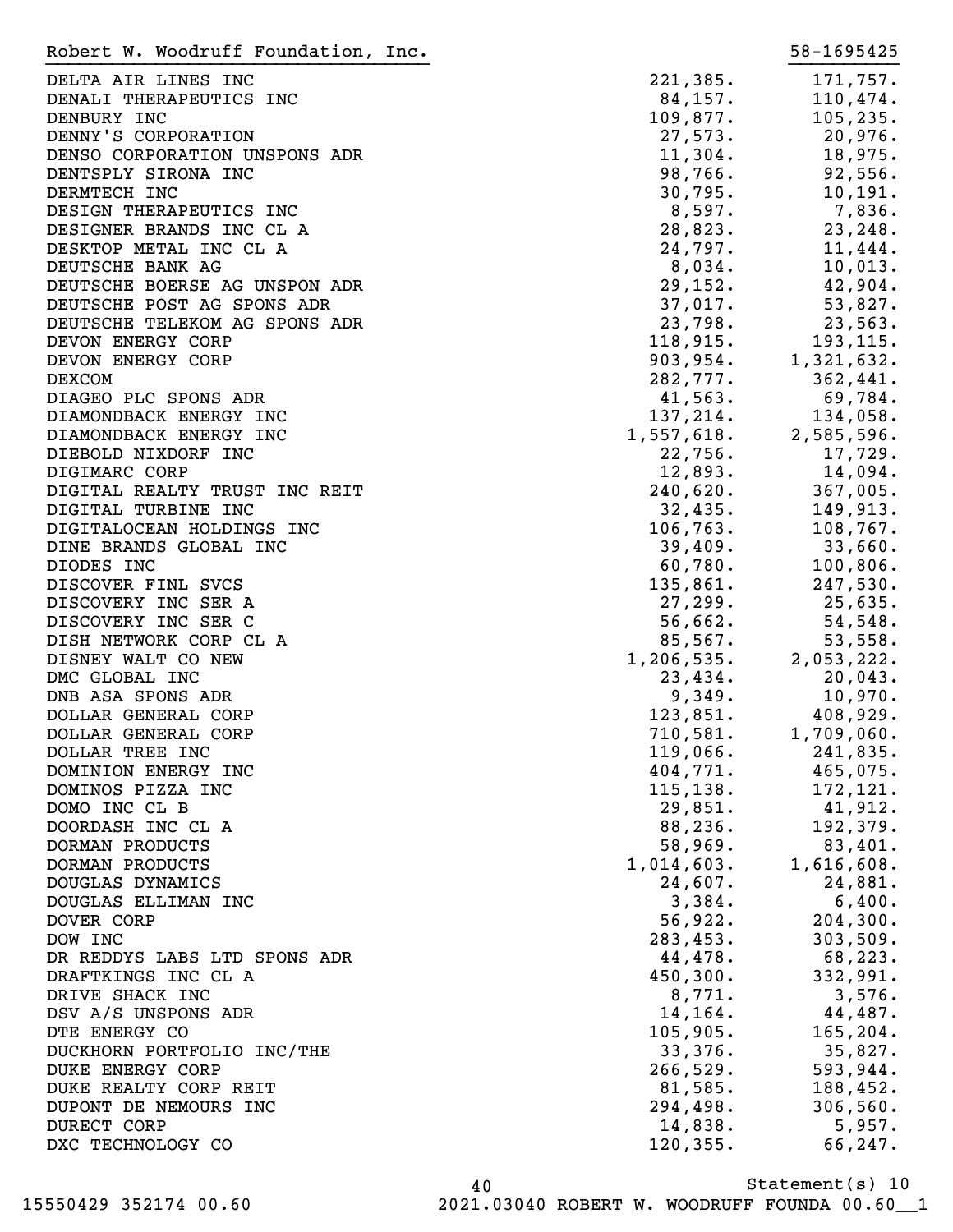Robert W. Woodruff Foundation, Inc. 58-1695425

| | | |
|---|---|---|
| DELTA AIR LINES INC | 221,385. | 171,757. |
| DENALI THERAPEUTICS INC | 84,157. | 110,474. |
| DENBURY INC | 109,877. | 105,235. |
| DENNY'S CORPORATION | 27,573. | 20,976. |
| DENSO CORPORATION UNSPONS ADR | 11,304. | 18,975. |
| DENTSPLY SIRONA INC | 98,766. | 92,556. |
| DERMTECH INC | 30,795. | 10,191. |
| DESIGN THERAPEUTICS INC | 8,597. | 7,836. |
| DESIGNER BRANDS INC CL A | 28,823. | 23,248. |
| DESKTOP METAL INC CL A | 24,797. | 11,444. |
| DEUTSCHE BANK AG | 8,034. | 10,013. |
| DEUTSCHE BOERSE AG UNSPON ADR | 29,152. | 42,904. |
| DEUTSCHE POST AG SPONS ADR | 37,017. | 53,827. |
| DEUTSCHE TELEKOM AG SPONS ADR | 23,798. | 23,563. |
| DEVON ENERGY CORP | 118,915. | 193,115. |
| DEVON ENERGY CORP | 903,954. | 1,321,632. |
| DEXCOM | 282,777. | 362,441. |
| DIAGEO PLC SPONS ADR | 41,563. | 69,784. |
| DIAMONDBACK ENERGY INC | 137,214. | 134,058. |
| DIAMONDBACK ENERGY INC | 1,557,618. | 2,585,596. |
| DIEBOLD NIXDORF INC | 22,756. | 17,729. |
| DIGIMARC CORP | 12,893. | 14,094. |
| DIGITAL REALTY TRUST INC REIT | 240,620. | 367,005. |
| DIGITAL TURBINE INC | 32,435. | 149,913. |
| DIGITALOCEAN HOLDINGS INC | 106,763. | 108,767. |
| DINE BRANDS GLOBAL INC | 39,409. | 33,660. |
| DIODES INC | 60,780. | 100,806. |
| DISCOVER FINL SVCS | 135,861. | 247,530. |
| DISCOVERY INC SER A | 27,299. | 25,635. |
| DISCOVERY INC SER C | 56,662. | 54,548. |
| DISH NETWORK CORP CL A | 85,567. | 53,558. |
| DISNEY WALT CO NEW | 1,206,535. | 2,053,222. |
| DMC GLOBAL INC | 23,434. | 20,043. |
| DNB ASA SPONS ADR | 9,349. | 10,970. |
| DOLLAR GENERAL CORP | 123,851. | 408,929. |
| DOLLAR GENERAL CORP | 710,581. | 1,709,060. |
| DOLLAR TREE INC | 119,066. | 241,835. |
| DOMINION ENERGY INC | 404,771. | 465,075. |
| DOMINOS PIZZA INC | 115,138. | 172,121. |
| DOMO INC CL B | 29,851. | 41,912. |
| DOORDASH INC CL A | 88,236. | 192,379. |
| DORMAN PRODUCTS | 58,969. | 83,401. |
| DORMAN PRODUCTS | 1,014,603. | 1,616,608. |
| DOUGLAS DYNAMICS | 24,607. | 24,881. |
| DOUGLAS ELLIMAN INC | 3,384. | 6,400. |
| DOVER CORP | 56,922. | 204,300. |
| DOW INC | 283,453. | 303,509. |
| DR REDDYS LABS LTD SPONS ADR | 44,478. | 68,223. |
| DRAFTKINGS INC CL A | 450,300. | 332,991. |
| DRIVE SHACK INC | 8,771. | 3,576. |
| DSV A/S UNSPONS ADR | 14,164. | 44,487. |
| DTE ENERGY CO | 105,905. | 165,204. |
| DUCKHORN PORTFOLIO INC/THE | 33,376. | 35,827. |
| DUKE ENERGY CORP | 266,529. | 593,944. |
| DUKE REALTY CORP REIT | 81,585. | 188,452. |
| DUPONT DE NEMOURS INC | 294,498. | 306,560. |
| DURECT CORP | 14,838. | 5,957. |
| DXC TECHNOLOGY CO | 120,355. | 66,247. |

Statement(s) 10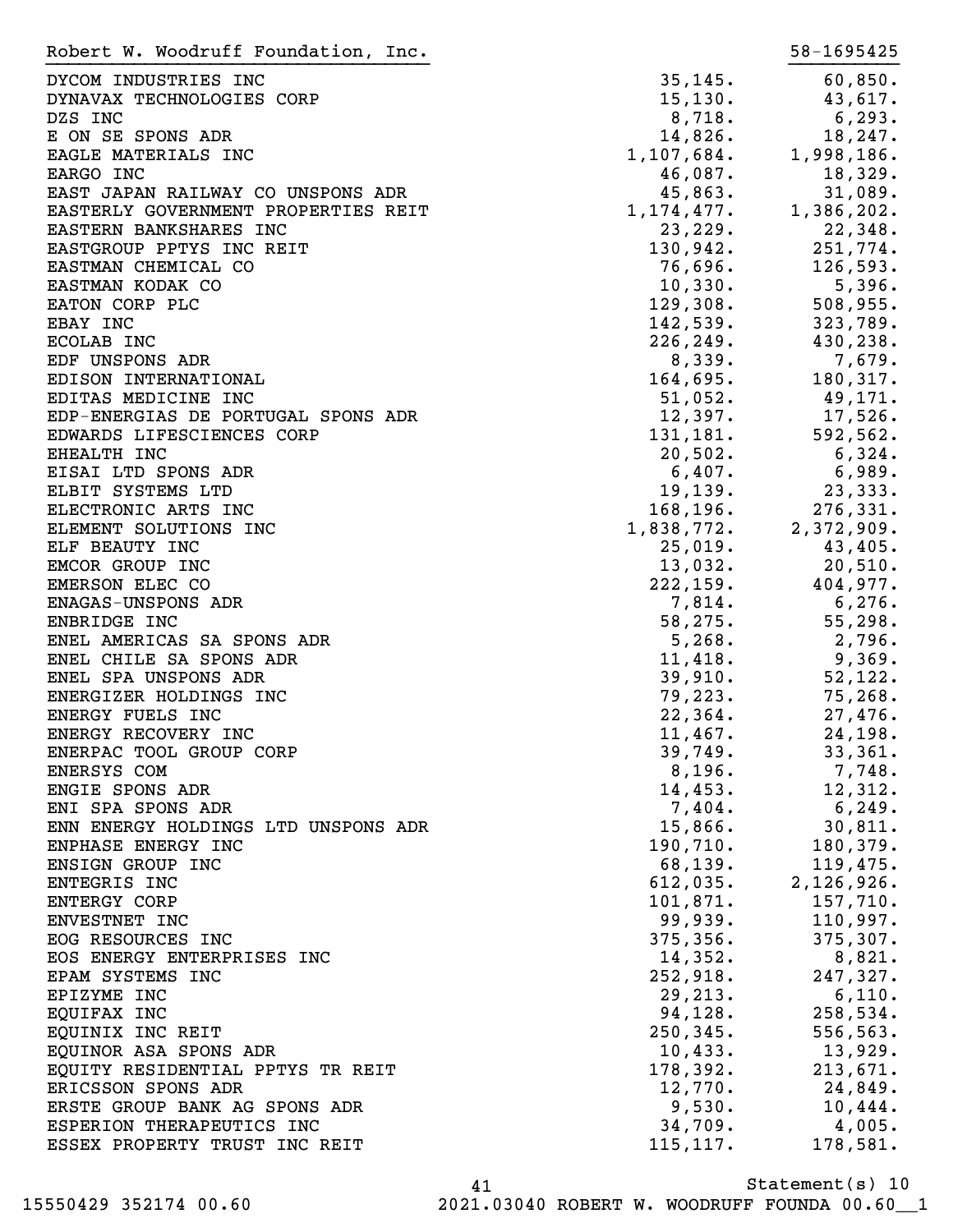Robert W. Woodruff Foundation, Inc. 58-1695425

| | | |
|---|---|---|
| DYCOM INDUSTRIES INC | 35,145. | 60,850. |
| DYNAVAX TECHNOLOGIES CORP | 15,130. | 43,617. |
| DZS INC | 8,718. | 6,293. |
| E ON SE SPONS ADR | 14,826. | 18,247. |
| EAGLE MATERIALS INC | 1,107,684. | 1,998,186. |
| EARGO INC | 46,087. | 18,329. |
| EAST JAPAN RAILWAY CO UNSPONS ADR | 45,863. | 31,089. |
| EASTERLY GOVERNMENT PROPERTIES REIT | 1,174,477. | 1,386,202. |
| EASTERN BANKSHARES INC | 23,229. | 22,348. |
| EASTGROUP PPTYS INC REIT | 130,942. | 251,774. |
| EASTMAN CHEMICAL CO | 76,696. | 126,593. |
| EASTMAN KODAK CO | 10,330. | 5,396. |
| EATON CORP PLC | 129,308. | 508,955. |
| EBAY INC | 142,539. | 323,789. |
| ECOLAB INC | 226,249. | 430,238. |
| EDF UNSPONS ADR | 8,339. | 7,679. |
| EDISON INTERNATIONAL | 164,695. | 180,317. |
| EDITAS MEDICINE INC | 51,052. | 49,171. |
| EDP-ENERGIAS DE PORTUGAL SPONS ADR | 12,397. | 17,526. |
| EDWARDS LIFESCIENCES CORP | 131,181. | 592,562. |
| EHEALTH INC | 20,502. | 6,324. |
| EISAI LTD SPONS ADR | 6,407. | 6,989. |
| ELBIT SYSTEMS LTD | 19,139. | 23,333. |
| ELECTRONIC ARTS INC | 168,196. | 276,331. |
| ELEMENT SOLUTIONS INC | 1,838,772. | 2,372,909. |
| ELF BEAUTY INC | 25,019. | 43,405. |
| EMCOR GROUP INC | 13,032. | 20,510. |
| EMERSON ELEC CO | 222,159. | 404,977. |
| ENAGAS-UNSPONS ADR | 7,814. | 6,276. |
| ENBRIDGE INC | 58,275. | 55,298. |
| ENEL AMERICAS SA SPONS ADR | 5,268. | 2,796. |
| ENEL CHILE SA SPONS ADR | 11,418. | 9,369. |
| ENEL SPA UNSPONS ADR | 39,910. | 52,122. |
| ENERGIZER HOLDINGS INC | 79,223. | 75,268. |
| ENERGY FUELS INC | 22,364. | 27,476. |
| ENERGY RECOVERY INC | 11,467. | 24,198. |
| ENERPAC TOOL GROUP CORP | 39,749. | 33,361. |
| ENERSYS COM | 8,196. | 7,748. |
| ENGIE SPONS ADR | 14,453. | 12,312. |
| ENI SPA SPONS ADR | 7,404. | 6,249. |
| ENN ENERGY HOLDINGS LTD UNSPONS ADR | 15,866. | 30,811. |
| ENPHASE ENERGY INC | 190,710. | 180,379. |
| ENSIGN GROUP INC | 68,139. | 119,475. |
| ENTEGRIS INC | 612,035. | 2,126,926. |
| ENTERGY CORP | 101,871. | 157,710. |
| ENVESTNET INC | 99,939. | 110,997. |
| EOG RESOURCES INC | 375,356. | 375,307. |
| EOS ENERGY ENTERPRISES INC | 14,352. | 8,821. |
| EPAM SYSTEMS INC | 252,918. | 247,327. |
| EPIZYME INC | 29,213. | 6,110. |
| EQUIFAX INC | 94,128. | 258,534. |
| EQUINIX INC REIT | 250,345. | 556,563. |
| EQUINOR ASA SPONS ADR | 10,433. | 13,929. |
| EQUITY RESIDENTIAL PPTYS TR REIT | 178,392. | 213,671. |
| ERICSSON SPONS ADR | 12,770. | 24,849. |
| ERSTE GROUP BANK AG SPONS ADR | 9,530. | 10,444. |
| ESPERION THERAPEUTICS INC | 34,709. | 4,005. |
| ESSEX PROPERTY TRUST INC REIT | 115,117. | 178,581. |

Statement(s) 10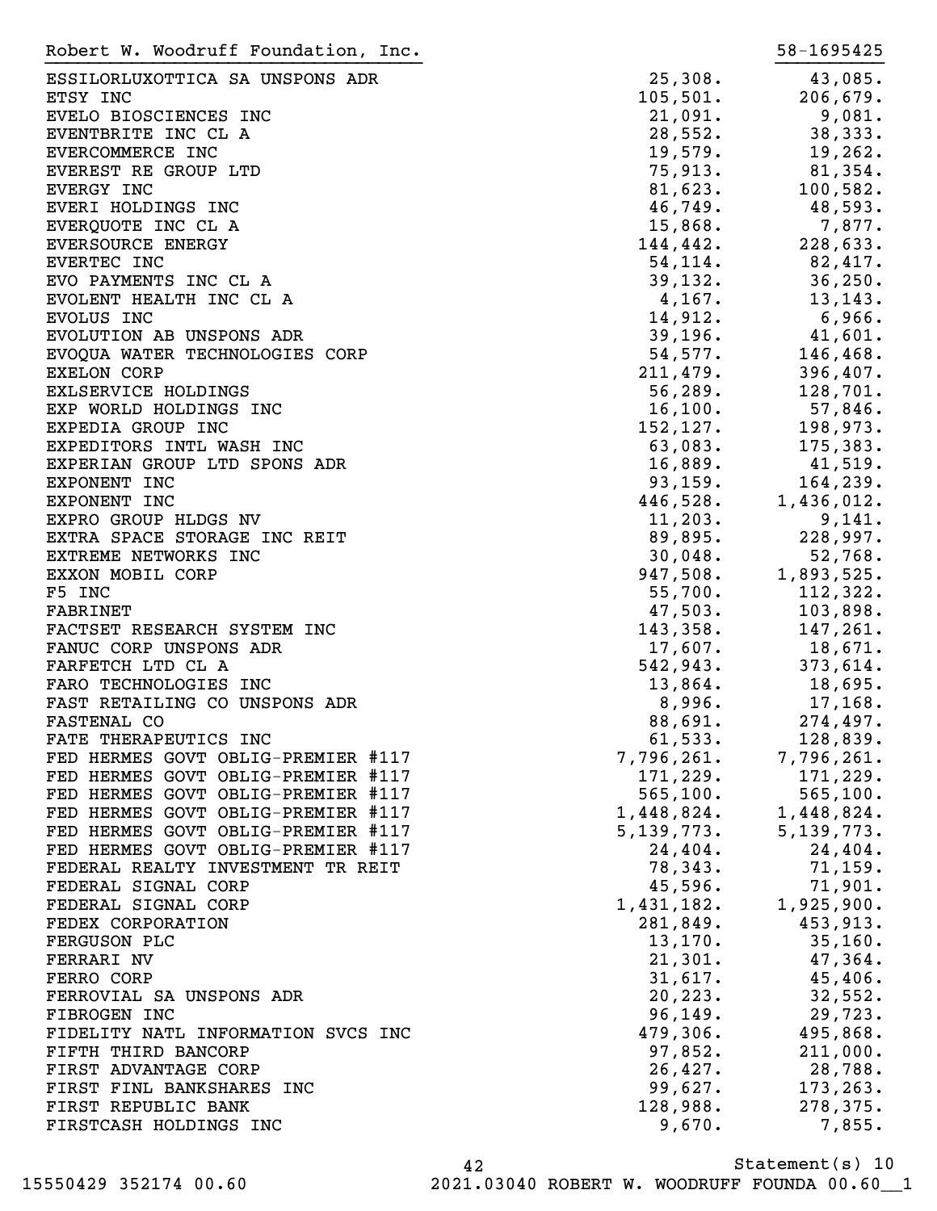Robert W. Woodruff Foundation, Inc. 58-1695425

| | | |
|---|---|---|
| ESSILORLUXOTTICA SA UNSPONS ADR | 25,308. | 43,085. |
| ETSY INC | 105,501. | 206,679. |
| EVELO BIOSCIENCES INC | 21,091. | 9,081. |
| EVENTBRITE INC CL A | 28,552. | 38,333. |
| EVERCOMMERCE INC | 19,579. | 19,262. |
| EVEREST RE GROUP LTD | 75,913. | 81,354. |
| EVERGY INC | 81,623. | 100,582. |
| EVERI HOLDINGS INC | 46,749. | 48,593. |
| EVERQUOTE INC CL A | 15,868. | 7,877. |
| EVERSOURCE ENERGY | 144,442. | 228,633. |
| EVERTEC INC | 54,114. | 82,417. |
| EVO PAYMENTS INC CL A | 39,132. | 36,250. |
| EVOLENT HEALTH INC CL A | 4,167. | 13,143. |
| EVOLUS INC | 14,912. | 6,966. |
| EVOLUTION AB UNSPONS ADR | 39,196. | 41,601. |
| EVOQUA WATER TECHNOLOGIES CORP | 54,577. | 146,468. |
| EXELON CORP | 211,479. | 396,407. |
| EXLSERVICE HOLDINGS | 56,289. | 128,701. |
| EXP WORLD HOLDINGS INC | 16,100. | 57,846. |
| EXPEDIA GROUP INC | 152,127. | 198,973. |
| EXPEDITORS INTL WASH INC | 63,083. | 175,383. |
| EXPERIAN GROUP LTD SPONS ADR | 16,889. | 41,519. |
| EXPONENT INC | 93,159. | 164,239. |
| EXPONENT INC | 446,528. | 1,436,012. |
| EXPRO GROUP HLDGS NV | 11,203. | 9,141. |
| EXTRA SPACE STORAGE INC REIT | 89,895. | 228,997. |
| EXTREME NETWORKS INC | 30,048. | 52,768. |
| EXXON MOBIL CORP | 947,508. | 1,893,525. |
| F5 INC | 55,700. | 112,322. |
| FABRINET | 47,503. | 103,898. |
| FACTSET RESEARCH SYSTEM INC | 143,358. | 147,261. |
| FANUC CORP UNSPONS ADR | 17,607. | 18,671. |
| FARFETCH LTD CL A | 542,943. | 373,614. |
| FARO TECHNOLOGIES INC | 13,864. | 18,695. |
| FAST RETAILING CO UNSPONS ADR | 8,996. | 17,168. |
| FASTENAL CO | 88,691. | 274,497. |
| FATE THERAPEUTICS INC | 61,533. | 128,839. |
| FED HERMES GOVT OBLIG-PREMIER #117 | 7,796,261. | 7,796,261. |
| FED HERMES GOVT OBLIG-PREMIER #117 | 171,229. | 171,229. |
| FED HERMES GOVT OBLIG-PREMIER #117 | 565,100. | 565,100. |
| FED HERMES GOVT OBLIG-PREMIER #117 | 1,448,824. | 1,448,824. |
| FED HERMES GOVT OBLIG-PREMIER #117 | 5,139,773. | 5,139,773. |
| FED HERMES GOVT OBLIG-PREMIER #117 | 24,404. | 24,404. |
| FEDERAL REALTY INVESTMENT TR REIT | 78,343. | 71,159. |
| FEDERAL SIGNAL CORP | 45,596. | 71,901. |
| FEDERAL SIGNAL CORP | 1,431,182. | 1,925,900. |
| FEDEX CORPORATION | 281,849. | 453,913. |
| FERGUSON PLC | 13,170. | 35,160. |
| FERRARI NV | 21,301. | 47,364. |
| FERRO CORP | 31,617. | 45,406. |
| FERROVIAL SA UNSPONS ADR | 20,223. | 32,552. |
| FIBROGEN INC | 96,149. | 29,723. |
| FIDELITY NATL INFORMATION SVCS INC | 479,306. | 495,868. |
| FIFTH THIRD BANCORP | 97,852. | 211,000. |
| FIRST ADVANTAGE CORP | 26,427. | 28,788. |
| FIRST FINL BANKSHARES INC | 99,627. | 173,263. |
| FIRST REPUBLIC BANK | 128,988. | 278,375. |
| FIRSTCASH HOLDINGS INC | 9,670. | 7,855. |

Statement(s) 10

15550429 352174 00.60 2021.03040 ROBERT W. WOODRUFF FOUNDA 00.60__1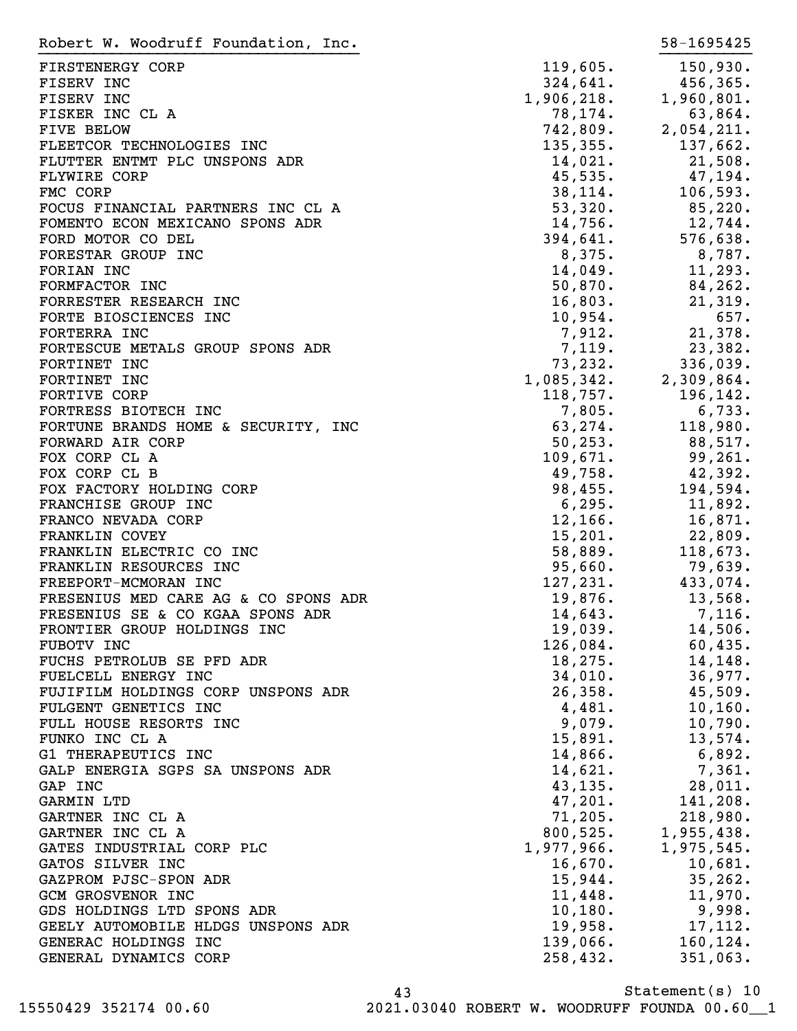Robert W. Woodruff Foundation, Inc. 58-1695425

| | | |
|---|---|---|
| FIRSTENERGY CORP | 119,605. | 150,930. |
| FISERV INC | 324,641. | 456,365. |
| FISERV INC | 1,906,218. | 1,960,801. |
| FISKER INC CL A | 78,174. | 63,864. |
| FIVE BELOW | 742,809. | 2,054,211. |
| FLEETCOR TECHNOLOGIES INC | 135,355. | 137,662. |
| FLUTTER ENTMT PLC UNSPONS ADR | 14,021. | 21,508. |
| FLYWIRE CORP | 45,535. | 47,194. |
| FMC CORP | 38,114. | 106,593. |
| FOCUS FINANCIAL PARTNERS INC CL A | 53,320. | 85,220. |
| FOMENTO ECON MEXICANO SPONS ADR | 14,756. | 12,744. |
| FORD MOTOR CO DEL | 394,641. | 576,638. |
| FORESTAR GROUP INC | 8,375. | 8,787. |
| FORIAN INC | 14,049. | 11,293. |
| FORMFACTOR INC | 50,870. | 84,262. |
| FORRESTER RESEARCH INC | 16,803. | 21,319. |
| FORTE BIOSCIENCES INC | 10,954. | 657. |
| FORTERRA INC | 7,912. | 21,378. |
| FORTESCUE METALS GROUP SPONS ADR | 7,119. | 23,382. |
| FORTINET INC | 73,232. | 336,039. |
| FORTINET INC | 1,085,342. | 2,309,864. |
| FORTIVE CORP | 118,757. | 196,142. |
| FORTRESS BIOTECH INC | 7,805. | 6,733. |
| FORTUNE BRANDS HOME & SECURITY, INC | 63,274. | 118,980. |
| FORWARD AIR CORP | 50,253. | 88,517. |
| FOX CORP CL A | 109,671. | 99,261. |
| FOX CORP CL B | 49,758. | 42,392. |
| FOX FACTORY HOLDING CORP | 98,455. | 194,594. |
| FRANCHISE GROUP INC | 6,295. | 11,892. |
| FRANCO NEVADA CORP | 12,166. | 16,871. |
| FRANKLIN COVEY | 15,201. | 22,809. |
| FRANKLIN ELECTRIC CO INC | 58,889. | 118,673. |
| FRANKLIN RESOURCES INC | 95,660. | 79,639. |
| FREEPORT-MCMORAN INC | 127,231. | 433,074. |
| FRESENIUS MED CARE AG & CO SPONS ADR | 19,876. | 13,568. |
| FRESENIUS SE & CO KGAA SPONS ADR | 14,643. | 7,116. |
| FRONTIER GROUP HOLDINGS INC | 19,039. | 14,506. |
| FUBOTV INC | 126,084. | 60,435. |
| FUCHS PETROLUB SE PFD ADR | 18,275. | 14,148. |
| FUELCELL ENERGY INC | 34,010. | 36,977. |
| FUJIFILM HOLDINGS CORP UNSPONS ADR | 26,358. | 45,509. |
| FULGENT GENETICS INC | 4,481. | 10,160. |
| FULL HOUSE RESORTS INC | 9,079. | 10,790. |
| FUNKO INC CL A | 15,891. | 13,574. |
| G1 THERAPEUTICS INC | 14,866. | 6,892. |
| GALP ENERGIA SGPS SA UNSPONS ADR | 14,621. | 7,361. |
| GAP INC | 43,135. | 28,011. |
| GARMIN LTD | 47,201. | 141,208. |
| GARTNER INC CL A | 71,205. | 218,980. |
| GARTNER INC CL A | 800,525. | 1,955,438. |
| GATES INDUSTRIAL CORP PLC | 1,977,966. | 1,975,545. |
| GATOS SILVER INC | 16,670. | 10,681. |
| GAZPROM PJSC-SPON ADR | 15,944. | 35,262. |
| GCM GROSVENOR INC | 11,448. | 11,970. |
| GDS HOLDINGS LTD SPONS ADR | 10,180. | 9,998. |
| GEELY AUTOMOBILE HLDGS UNSPONS ADR | 19,958. | 17,112. |
| GENERAC HOLDINGS INC | 139,066. | 160,124. |
| GENERAL DYNAMICS CORP | 258,432. | 351,063. |

Statement(s) 10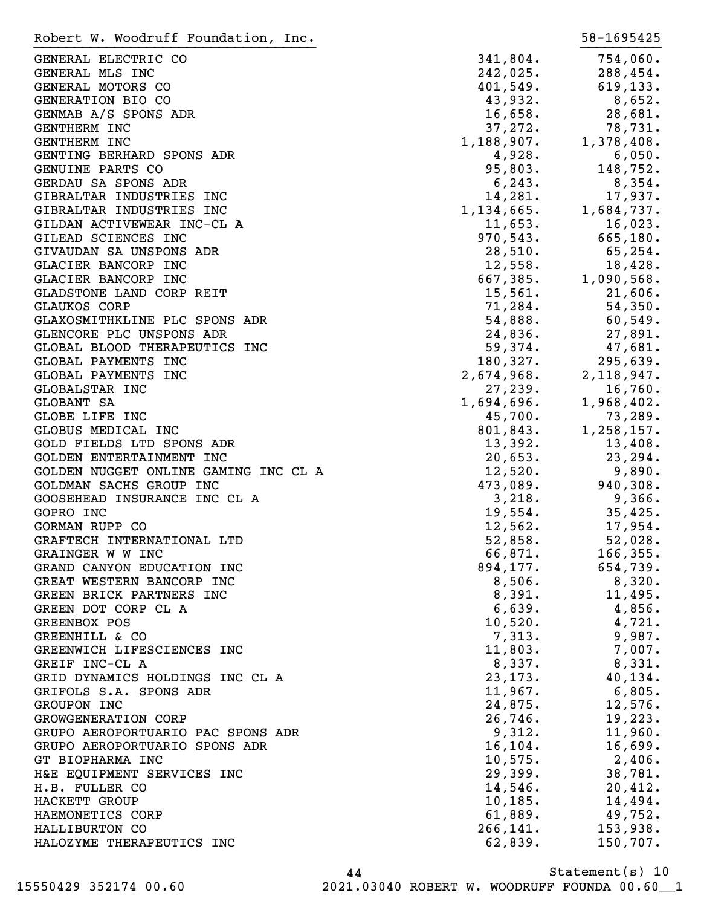Robert W. Woodruff Foundation, Inc. 58-1695425

| | | |
|---|---|---|
| GENERAL ELECTRIC CO | 341,804. | 754,060. |
| GENERAL MLS INC | 242,025. | 288,454. |
| GENERAL MOTORS CO | 401,549. | 619,133. |
| GENERATION BIO CO | 43,932. | 8,652. |
| GENMAB A/S SPONS ADR | 16,658. | 28,681. |
| GENTHERM INC | 37,272. | 78,731. |
| GENTHERM INC | 1,188,907. | 1,378,408. |
| GENTING BERHARD SPONS ADR | 4,928. | 6,050. |
| GENUINE PARTS CO | 95,803. | 148,752. |
| GERDAU SA SPONS ADR | 6,243. | 8,354. |
| GIBRALTAR INDUSTRIES INC | 14,281. | 17,937. |
| GIBRALTAR INDUSTRIES INC | 1,134,665. | 1,684,737. |
| GILDAN ACTIVEWEAR INC-CL A | 11,653. | 16,023. |
| GILEAD SCIENCES INC | 970,543. | 665,180. |
| GIVAUDAN SA UNSPONS ADR | 28,510. | 65,254. |
| GLACIER BANCORP INC | 12,558. | 18,428. |
| GLACIER BANCORP INC | 667,385. | 1,090,568. |
| GLADSTONE LAND CORP REIT | 15,561. | 21,606. |
| GLAUKOS CORP | 71,284. | 54,350. |
| GLAXOSMITHKLINE PLC SPONS ADR | 54,888. | 60,549. |
| GLENCORE PLC UNSPONS ADR | 24,836. | 27,891. |
| GLOBAL BLOOD THERAPEUTICS INC | 59,374. | 47,681. |
| GLOBAL PAYMENTS INC | 180,327. | 295,639. |
| GLOBAL PAYMENTS INC | 2,674,968. | 2,118,947. |
| GLOBALSTAR INC | 27,239. | 16,760. |
| GLOBANT SA | 1,694,696. | 1,968,402. |
| GLOBE LIFE INC | 45,700. | 73,289. |
| GLOBUS MEDICAL INC | 801,843. | 1,258,157. |
| GOLD FIELDS LTD SPONS ADR | 13,392. | 13,408. |
| GOLDEN ENTERTAINMENT INC | 20,653. | 23,294. |
| GOLDEN NUGGET ONLINE GAMING INC CL A | 12,520. | 9,890. |
| GOLDMAN SACHS GROUP INC | 473,089. | 940,308. |
| GOOSEHEAD INSURANCE INC CL A | 3,218. | 9,366. |
| GOPRO INC | 19,554. | 35,425. |
| GORMAN RUPP CO | 12,562. | 17,954. |
| GRAFTECH INTERNATIONAL LTD | 52,858. | 52,028. |
| GRAINGER W W INC | 66,871. | 166,355. |
| GRAND CANYON EDUCATION INC | 894,177. | 654,739. |
| GREAT WESTERN BANCORP INC | 8,506. | 8,320. |
| GREEN BRICK PARTNERS INC | 8,391. | 11,495. |
| GREEN DOT CORP CL A | 6,639. | 4,856. |
| GREENBOX POS | 10,520. | 4,721. |
| GREENHILL & CO | 7,313. | 9,987. |
| GREENWICH LIFESCIENCES INC | 11,803. | 7,007. |
| GREIF INC-CL A | 8,337. | 8,331. |
| GRID DYNAMICS HOLDINGS INC CL A | 23,173. | 40,134. |
| GRIFOLS S.A. SPONS ADR | 11,967. | 6,805. |
| GROUPON INC | 24,875. | 12,576. |
| GROWGENERATION CORP | 26,746. | 19,223. |
| GRUPO AEROPORTUARIO PAC SPONS ADR | 9,312. | 11,960. |
| GRUPO AEROPORTUARIO SPONS ADR | 16,104. | 16,699. |
| GT BIOPHARMA INC | 10,575. | 2,406. |
| H&E EQUIPMENT SERVICES INC | 29,399. | 38,781. |
| H.B. FULLER CO | 14,546. | 20,412. |
| HACKETT GROUP | 10,185. | 14,494. |
| HAEMONETICS CORP | 61,889. | 49,752. |
| HALLIBURTON CO | 266,141. | 153,938. |
| HALOZYME THERAPEUTICS INC | 62,839. | 150,707. |

Statement(s) 10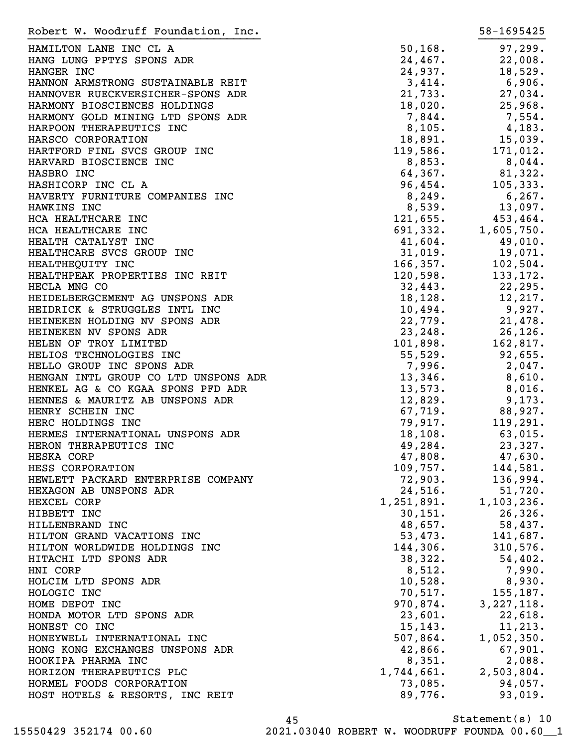Robert W. Woodruff Foundation, Inc. 58-1695425

| | | |
|---|---|---|
| HAMILTON LANE INC CL A | 50,168. | 97,299. |
| HANG LUNG PPTYS SPONS ADR | 24,467. | 22,008. |
| HANGER INC | 24,937. | 18,529. |
| HANNON ARMSTRONG SUSTAINABLE REIT | 3,414. | 6,906. |
| HANNOVER RUECKVERSICHER-SPONS ADR | 21,733. | 27,034. |
| HARMONY BIOSCIENCES HOLDINGS | 18,020. | 25,968. |
| HARMONY GOLD MINING LTD SPONS ADR | 7,844. | 7,554. |
| HARPOON THERAPEUTICS INC | 8,105. | 4,183. |
| HARSCO CORPORATION | 18,891. | 15,039. |
| HARTFORD FINL SVCS GROUP INC | 119,586. | 171,012. |
| HARVARD BIOSCIENCE INC | 8,853. | 8,044. |
| HASBRO INC | 64,367. | 81,322. |
| HASHICORP INC CL A | 96,454. | 105,333. |
| HAVERTY FURNITURE COMPANIES INC | 8,249. | 6,267. |
| HAWKINS INC | 8,539. | 13,097. |
| HCA HEALTHCARE INC | 121,655. | 453,464. |
| HCA HEALTHCARE INC | 691,332. | 1,605,750. |
| HEALTH CATALYST INC | 41,604. | 49,010. |
| HEALTHCARE SVCS GROUP INC | 31,019. | 19,071. |
| HEALTHEQUITY INC | 166,357. | 102,504. |
| HEALTHPEAK PROPERTIES INC REIT | 120,598. | 133,172. |
| HECLA MNG CO | 32,443. | 22,295. |
| HEIDELBERGCEMENT AG UNSPONS ADR | 18,128. | 12,217. |
| HEIDRICK & STRUGGLES INTL INC | 10,494. | 9,927. |
| HEINEKEN HOLDING NV SPONS ADR | 22,779. | 21,478. |
| HEINEKEN NV SPONS ADR | 23,248. | 26,126. |
| HELEN OF TROY LIMITED | 101,898. | 162,817. |
| HELIOS TECHNOLOGIES INC | 55,529. | 92,655. |
| HELLO GROUP INC SPONS ADR | 7,996. | 2,047. |
| HENGAN INTL GROUP CO LTD UNSPONS ADR | 13,346. | 8,610. |
| HENKEL AG & CO KGAA SPONS PFD ADR | 13,573. | 8,016. |
| HENNES & MAURITZ AB UNSPONS ADR | 12,829. | 9,173. |
| HENRY SCHEIN INC | 67,719. | 88,927. |
| HERC HOLDINGS INC | 79,917. | 119,291. |
| HERMES INTERNATIONAL UNSPONS ADR | 18,108. | 63,015. |
| HERON THERAPEUTICS INC | 49,284. | 23,327. |
| HESKA CORP | 47,808. | 47,630. |
| HESS CORPORATION | 109,757. | 144,581. |
| HEWLETT PACKARD ENTERPRISE COMPANY | 72,903. | 136,994. |
| HEXAGON AB UNSPONS ADR | 24,516. | 51,720. |
| HEXCEL CORP | 1,251,891. | 1,103,236. |
| HIBBETT INC | 30,151. | 26,326. |
| HILLENBRAND INC | 48,657. | 58,437. |
| HILTON GRAND VACATIONS INC | 53,473. | 141,687. |
| HILTON WORLDWIDE HOLDINGS INC | 144,306. | 310,576. |
| HITACHI LTD SPONS ADR | 38,322. | 54,402. |
| HNI CORP | 8,512. | 7,990. |
| HOLCIM LTD SPONS ADR | 10,528. | 8,930. |
| HOLOGIC INC | 70,517. | 155,187. |
| HOME DEPOT INC | 970,874. | 3,227,118. |
| HONDA MOTOR LTD SPONS ADR | 23,601. | 22,618. |
| HONEST CO INC | 15,143. | 11,213. |
| HONEYWELL INTERNATIONAL INC | 507,864. | 1,052,350. |
| HONG KONG EXCHANGES UNSPONS ADR | 42,866. | 67,901. |
| HOOKIPA PHARMA INC | 8,351. | 2,088. |
| HORIZON THERAPEUTICS PLC | 1,744,661. | 2,503,804. |
| HORMEL FOODS CORPORATION | 73,085. | 94,057. |
| HOST HOTELS & RESORTS, INC REIT | 89,776. | 93,019. |

Statement(s) 10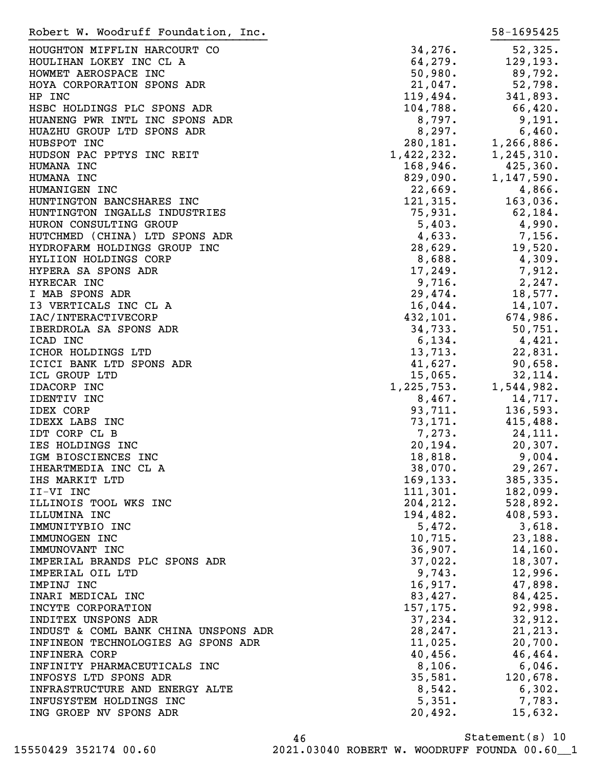Robert W. Woodruff Foundation, Inc. 58-1695425

| | | |
|---|---|---|
| HOUGHTON MIFFLIN HARCOURT CO | 34,276. | 52,325. |
| HOULIHAN LOKEY INC CL A | 64,279. | 129,193. |
| HOWMET AEROSPACE INC | 50,980. | 89,792. |
| HOYA CORPORATION SPONS ADR | 21,047. | 52,798. |
| HP INC | 119,494. | 341,893. |
| HSBC HOLDINGS PLC SPONS ADR | 104,788. | 66,420. |
| HUANENG PWR INTL INC SPONS ADR | 8,797. | 9,191. |
| HUAZHU GROUP LTD SPONS ADR | 8,297. | 6,460. |
| HUBSPOT INC | 280,181. | 1,266,886. |
| HUDSON PAC PPTYS INC REIT | 1,422,232. | 1,245,310. |
| HUMANA INC | 168,946. | 425,360. |
| HUMANA INC | 829,090. | 1,147,590. |
| HUMANIGEN INC | 22,669. | 4,866. |
| HUNTINGTON BANCSHARES INC | 121,315. | 163,036. |
| HUNTINGTON INGALLS INDUSTRIES | 75,931. | 62,184. |
| HURON CONSULTING GROUP | 5,403. | 4,990. |
| HUTCHMED (CHINA) LTD SPONS ADR | 4,633. | 7,156. |
| HYDROFARM HOLDINGS GROUP INC | 28,629. | 19,520. |
| HYLIION HOLDINGS CORP | 8,688. | 4,309. |
| HYPERA SA SPONS ADR | 17,249. | 7,912. |
| HYRECAR INC | 9,716. | 2,247. |
| I MAB SPONS ADR | 29,474. | 18,577. |
| I3 VERTICALS INC CL A | 16,044. | 14,107. |
| IAC/INTERACTIVECORP | 432,101. | 674,986. |
| IBERDROLA SA SPONS ADR | 34,733. | 50,751. |
| ICAD INC | 6,134. | 4,421. |
| ICHOR HOLDINGS LTD | 13,713. | 22,831. |
| ICICI BANK LTD SPONS ADR | 41,627. | 90,658. |
| ICL GROUP LTD | 15,065. | 32,114. |
| IDACORP INC | 1,225,753. | 1,544,982. |
| IDENTIV INC | 8,467. | 14,717. |
| IDEX CORP | 93,711. | 136,593. |
| IDEXX LABS INC | 73,171. | 415,488. |
| IDT CORP CL B | 7,273. | 24,111. |
| IES HOLDINGS INC | 20,194. | 20,307. |
| IGM BIOSCIENCES INC | 18,818. | 9,004. |
| IHEARTMEDIA INC CL A | 38,070. | 29,267. |
| IHS MARKIT LTD | 169,133. | 385,335. |
| II-VI INC | 111,301. | 182,099. |
| ILLINOIS TOOL WKS INC | 204,212. | 528,892. |
| ILLUMINA INC | 194,482. | 408,593. |
| IMMUNITYBIO INC | 5,472. | 3,618. |
| IMMUNOGEN INC | 10,715. | 23,188. |
| IMMUNOVANT INC | 36,907. | 14,160. |
| IMPERIAL BRANDS PLC SPONS ADR | 37,022. | 18,307. |
| IMPERIAL OIL LTD | 9,743. | 12,996. |
| IMPINJ INC | 16,917. | 47,898. |
| INARI MEDICAL INC | 83,427. | 84,425. |
| INCYTE CORPORATION | 157,175. | 92,998. |
| INDITEX UNSPONS ADR | 37,234. | 32,912. |
| INDUST & COML BANK CHINA UNSPONS ADR | 28,247. | 21,213. |
| INFINEON TECHNOLOGIES AG SPONS ADR | 11,025. | 20,700. |
| INFINERA CORP | 40,456. | 46,464. |
| INFINITY PHARMACEUTICALS INC | 8,106. | 6,046. |
| INFOSYS LTD SPONS ADR | 35,581. | 120,678. |
| INFRASTRUCTURE AND ENERGY ALTE | 8,542. | 6,302. |
| INFUSYSTEM HOLDINGS INC | 5,351. | 7,783. |
| ING GROEP NV SPONS ADR | 20,492. | 15,632. |

Statement(s) 10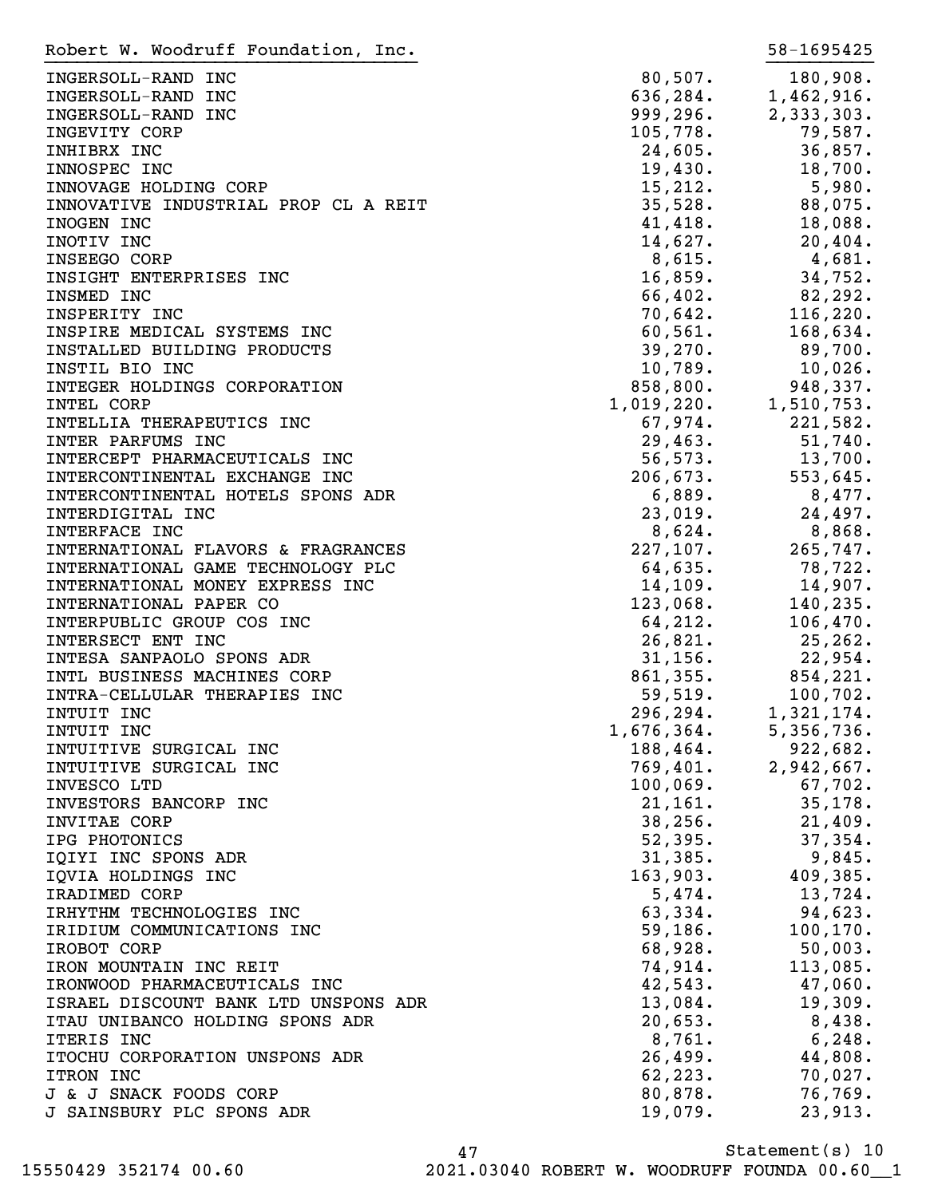Robert W. Woodruff Foundation, Inc. 58-1695425

| | | |
|---|---|---|
| INGERSOLL-RAND INC | 80,507. | 180,908. |
| INGERSOLL-RAND INC | 636,284. | 1,462,916. |
| INGERSOLL-RAND INC | 999,296. | 2,333,303. |
| INGEVITY CORP | 105,778. | 79,587. |
| INHIBRX INC | 24,605. | 36,857. |
| INNOSPEC INC | 19,430. | 18,700. |
| INNOVAGE HOLDING CORP | 15,212. | 5,980. |
| INNOVATIVE INDUSTRIAL PROP CL A REIT | 35,528. | 88,075. |
| INOGEN INC | 41,418. | 18,088. |
| INOTIV INC | 14,627. | 20,404. |
| INSEEGO CORP | 8,615. | 4,681. |
| INSIGHT ENTERPRISES INC | 16,859. | 34,752. |
| INSMED INC | 66,402. | 82,292. |
| INSPERITY INC | 70,642. | 116,220. |
| INSPIRE MEDICAL SYSTEMS INC | 60,561. | 168,634. |
| INSTALLED BUILDING PRODUCTS | 39,270. | 89,700. |
| INSTIL BIO INC | 10,789. | 10,026. |
| INTEGER HOLDINGS CORPORATION | 858,800. | 948,337. |
| INTEL CORP | 1,019,220. | 1,510,753. |
| INTELLIA THERAPEUTICS INC | 67,974. | 221,582. |
| INTER PARFUMS INC | 29,463. | 51,740. |
| INTERCEPT PHARMACEUTICALS INC | 56,573. | 13,700. |
| INTERCONTINENTAL EXCHANGE INC | 206,673. | 553,645. |
| INTERCONTINENTAL HOTELS SPONS ADR | 6,889. | 8,477. |
| INTERDIGITAL INC | 23,019. | 24,497. |
| INTERFACE INC | 8,624. | 8,868. |
| INTERNATIONAL FLAVORS & FRAGRANCES | 227,107. | 265,747. |
| INTERNATIONAL GAME TECHNOLOGY PLC | 64,635. | 78,722. |
| INTERNATIONAL MONEY EXPRESS INC | 14,109. | 14,907. |
| INTERNATIONAL PAPER CO | 123,068. | 140,235. |
| INTERPUBLIC GROUP COS INC | 64,212. | 106,470. |
| INTERSECT ENT INC | 26,821. | 25,262. |
| INTESA SANPAOLO SPONS ADR | 31,156. | 22,954. |
| INTL BUSINESS MACHINES CORP | 861,355. | 854,221. |
| INTRA-CELLULAR THERAPIES INC | 59,519. | 100,702. |
| INTUIT INC | 296,294. | 1,321,174. |
| INTUIT INC | 1,676,364. | 5,356,736. |
| INTUITIVE SURGICAL INC | 188,464. | 922,682. |
| INTUITIVE SURGICAL INC | 769,401. | 2,942,667. |
| INVESCO LTD | 100,069. | 67,702. |
| INVESTORS BANCORP INC | 21,161. | 35,178. |
| INVITAE CORP | 38,256. | 21,409. |
| IPG PHOTONICS | 52,395. | 37,354. |
| IQIYI INC SPONS ADR | 31,385. | 9,845. |
| IQVIA HOLDINGS INC | 163,903. | 409,385. |
| IRADIMED CORP | 5,474. | 13,724. |
| IRHYTHM TECHNOLOGIES INC | 63,334. | 94,623. |
| IRIDIUM COMMUNICATIONS INC | 59,186. | 100,170. |
| IROBOT CORP | 68,928. | 50,003. |
| IRON MOUNTAIN INC REIT | 74,914. | 113,085. |
| IRONWOOD PHARMACEUTICALS INC | 42,543. | 47,060. |
| ISRAEL DISCOUNT BANK LTD UNSPONS ADR | 13,084. | 19,309. |
| ITAU UNIBANCO HOLDING SPONS ADR | 20,653. | 8,438. |
| ITERIS INC | 8,761. | 6,248. |
| ITOCHU CORPORATION UNSPONS ADR | 26,499. | 44,808. |
| ITRON INC | 62,223. | 70,027. |
| J & J SNACK FOODS CORP | 80,878. | 76,769. |
| J SAINSBURY PLC SPONS ADR | 19,079. | 23,913. |

Statement(s) 10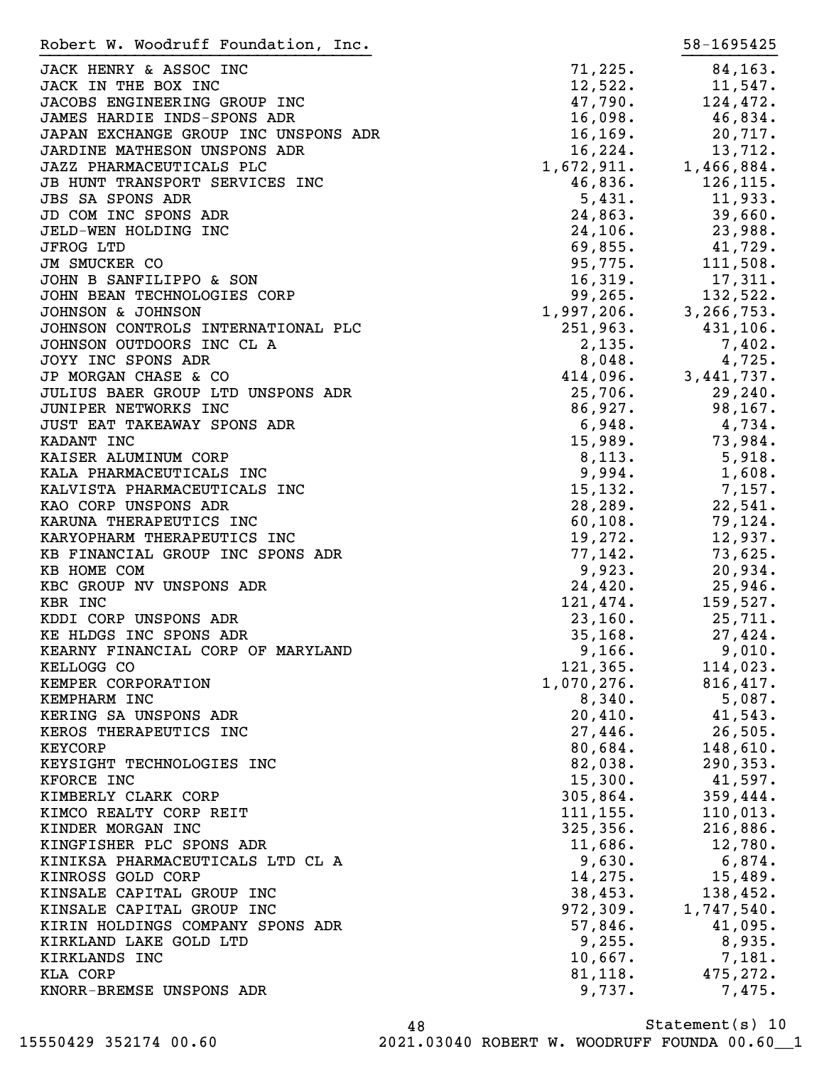Robert W. Woodruff Foundation, Inc. 58-1695425

| | | |
|---|---|---|
| JACK HENRY & ASSOC INC | 71,225. | 84,163. |
| JACK IN THE BOX INC | 12,522. | 11,547. |
| JACOBS ENGINEERING GROUP INC | 47,790. | 124,472. |
| JAMES HARDIE INDS-SPONS ADR | 16,098. | 46,834. |
| JAPAN EXCHANGE GROUP INC UNSPONS ADR | 16,169. | 20,717. |
| JARDINE MATHESON UNSPONS ADR | 16,224. | 13,712. |
| JAZZ PHARMACEUTICALS PLC | 1,672,911. | 1,466,884. |
| JB HUNT TRANSPORT SERVICES INC | 46,836. | 126,115. |
| JBS SA SPONS ADR | 5,431. | 11,933. |
| JD COM INC SPONS ADR | 24,863. | 39,660. |
| JELD-WEN HOLDING INC | 24,106. | 23,988. |
| JFROG LTD | 69,855. | 41,729. |
| JM SMUCKER CO | 95,775. | 111,508. |
| JOHN B SANFILIPPO & SON | 16,319. | 17,311. |
| JOHN BEAN TECHNOLOGIES CORP | 99,265. | 132,522. |
| JOHNSON & JOHNSON | 1,997,206. | 3,266,753. |
| JOHNSON CONTROLS INTERNATIONAL PLC | 251,963. | 431,106. |
| JOHNSON OUTDOORS INC CL A | 2,135. | 7,402. |
| JOYY INC SPONS ADR | 8,048. | 4,725. |
| JP MORGAN CHASE & CO | 414,096. | 3,441,737. |
| JULIUS BAER GROUP LTD UNSPONS ADR | 25,706. | 29,240. |
| JUNIPER NETWORKS INC | 86,927. | 98,167. |
| JUST EAT TAKEAWAY SPONS ADR | 6,948. | 4,734. |
| KADANT INC | 15,989. | 73,984. |
| KAISER ALUMINUM CORP | 8,113. | 5,918. |
| KALA PHARMACEUTICALS INC | 9,994. | 1,608. |
| KALVISTA PHARMACEUTICALS INC | 15,132. | 7,157. |
| KAO CORP UNSPONS ADR | 28,289. | 22,541. |
| KARUNA THERAPEUTICS INC | 60,108. | 79,124. |
| KARYOPHARM THERAPEUTICS INC | 19,272. | 12,937. |
| KB FINANCIAL GROUP INC SPONS ADR | 77,142. | 73,625. |
| KB HOME COM | 9,923. | 20,934. |
| KBC GROUP NV UNSPONS ADR | 24,420. | 25,946. |
| KBR INC | 121,474. | 159,527. |
| KDDI CORP UNSPONS ADR | 23,160. | 25,711. |
| KE HLDGS INC SPONS ADR | 35,168. | 27,424. |
| KEARNY FINANCIAL CORP OF MARYLAND | 9,166. | 9,010. |
| KELLOGG CO | 121,365. | 114,023. |
| KEMPER CORPORATION | 1,070,276. | 816,417. |
| KEMPHARM INC | 8,340. | 5,087. |
| KERING SA UNSPONS ADR | 20,410. | 41,543. |
| KEROS THERAPEUTICS INC | 27,446. | 26,505. |
| KEYCORP | 80,684. | 148,610. |
| KEYSIGHT TECHNOLOGIES INC | 82,038. | 290,353. |
| KFORCE INC | 15,300. | 41,597. |
| KIMBERLY CLARK CORP | 305,864. | 359,444. |
| KIMCO REALTY CORP REIT | 111,155. | 110,013. |
| KINDER MORGAN INC | 325,356. | 216,886. |
| KINGFISHER PLC SPONS ADR | 11,686. | 12,780. |
| KINIKSA PHARMACEUTICALS LTD CL A | 9,630. | 6,874. |
| KINROSS GOLD CORP | 14,275. | 15,489. |
| KINSALE CAPITAL GROUP INC | 38,453. | 138,452. |
| KINSALE CAPITAL GROUP INC | 972,309. | 1,747,540. |
| KIRIN HOLDINGS COMPANY SPONS ADR | 57,846. | 41,095. |
| KIRKLAND LAKE GOLD LTD | 9,255. | 8,935. |
| KIRKLANDS INC | 10,667. | 7,181. |
| KLA CORP | 81,118. | 475,272. |
| KNORR-BREMSE UNSPONS ADR | 9,737. | 7,475. |

Statement(s) 10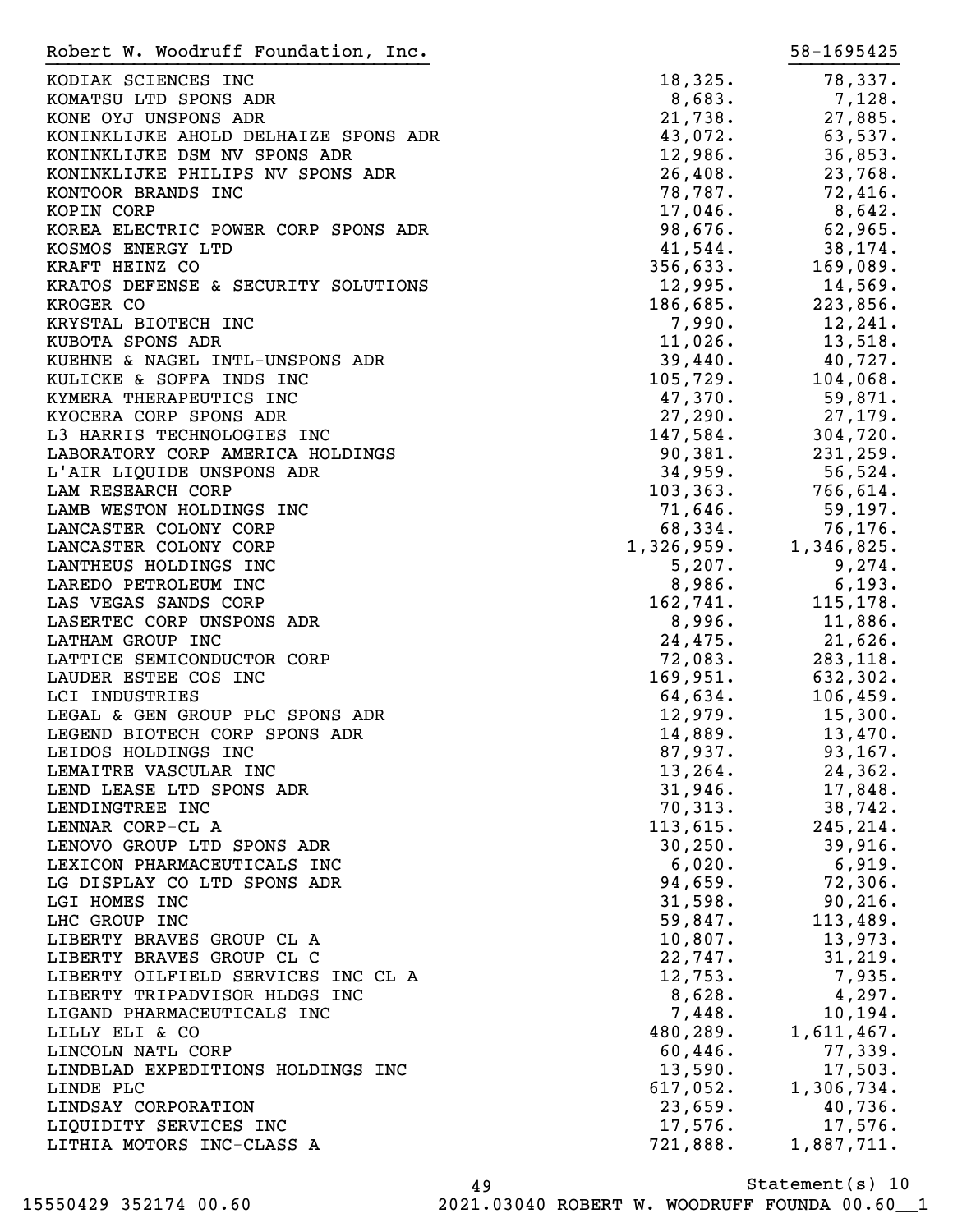Robert W. Woodruff Foundation, Inc. 58-1695425

| | | |
|---|---|---|
| KODIAK SCIENCES INC | 18,325. | 78,337. |
| KOMATSU LTD SPONS ADR | 8,683. | 7,128. |
| KONE OYJ UNSPONS ADR | 21,738. | 27,885. |
| KONINKLIJKE AHOLD DELHAIZE SPONS ADR | 43,072. | 63,537. |
| KONINKLIJKE DSM NV SPONS ADR | 12,986. | 36,853. |
| KONINKLIJKE PHILIPS NV SPONS ADR | 26,408. | 23,768. |
| KONTOOR BRANDS INC | 78,787. | 72,416. |
| KOPIN CORP | 17,046. | 8,642. |
| KOREA ELECTRIC POWER CORP SPONS ADR | 98,676. | 62,965. |
| KOSMOS ENERGY LTD | 41,544. | 38,174. |
| KRAFT HEINZ CO | 356,633. | 169,089. |
| KRATOS DEFENSE & SECURITY SOLUTIONS | 12,995. | 14,569. |
| KROGER CO | 186,685. | 223,856. |
| KRYSTAL BIOTECH INC | 7,990. | 12,241. |
| KUBOTA SPONS ADR | 11,026. | 13,518. |
| KUEHNE & NAGEL INTL-UNSPONS ADR | 39,440. | 40,727. |
| KULICKE & SOFFA INDS INC | 105,729. | 104,068. |
| KYMERA THERAPEUTICS INC | 47,370. | 59,871. |
| KYOCERA CORP SPONS ADR | 27,290. | 27,179. |
| L3 HARRIS TECHNOLOGIES INC | 147,584. | 304,720. |
| LABORATORY CORP AMERICA HOLDINGS | 90,381. | 231,259. |
| L'AIR LIQUIDE UNSPONS ADR | 34,959. | 56,524. |
| LAM RESEARCH CORP | 103,363. | 766,614. |
| LAMB WESTON HOLDINGS INC | 71,646. | 59,197. |
| LANCASTER COLONY CORP | 68,334. | 76,176. |
| LANCASTER COLONY CORP | 1,326,959. | 1,346,825. |
| LANTHEUS HOLDINGS INC | 5,207. | 9,274. |
| LAREDO PETROLEUM INC | 8,986. | 6,193. |
| LAS VEGAS SANDS CORP | 162,741. | 115,178. |
| LASERTEC CORP UNSPONS ADR | 8,996. | 11,886. |
| LATHAM GROUP INC | 24,475. | 21,626. |
| LATTICE SEMICONDUCTOR CORP | 72,083. | 283,118. |
| LAUDER ESTEE COS INC | 169,951. | 632,302. |
| LCI INDUSTRIES | 64,634. | 106,459. |
| LEGAL & GEN GROUP PLC SPONS ADR | 12,979. | 15,300. |
| LEGEND BIOTECH CORP SPONS ADR | 14,889. | 13,470. |
| LEIDOS HOLDINGS INC | 87,937. | 93,167. |
| LEMAITRE VASCULAR INC | 13,264. | 24,362. |
| LEND LEASE LTD SPONS ADR | 31,946. | 17,848. |
| LENDINGTREE INC | 70,313. | 38,742. |
| LENNAR CORP-CL A | 113,615. | 245,214. |
| LENOVO GROUP LTD SPONS ADR | 30,250. | 39,916. |
| LEXICON PHARMACEUTICALS INC | 6,020. | 6,919. |
| LG DISPLAY CO LTD SPONS ADR | 94,659. | 72,306. |
| LGI HOMES INC | 31,598. | 90,216. |
| LHC GROUP INC | 59,847. | 113,489. |
| LIBERTY BRAVES GROUP CL A | 10,807. | 13,973. |
| LIBERTY BRAVES GROUP CL C | 22,747. | 31,219. |
| LIBERTY OILFIELD SERVICES INC CL A | 12,753. | 7,935. |
| LIBERTY TRIPADVISOR HLDGS INC | 8,628. | 4,297. |
| LIGAND PHARMACEUTICALS INC | 7,448. | 10,194. |
| LILLY ELI & CO | 480,289. | 1,611,467. |
| LINCOLN NATL CORP | 60,446. | 77,339. |
| LINDBLAD EXPEDITIONS HOLDINGS INC | 13,590. | 17,503. |
| LINDE PLC | 617,052. | 1,306,734. |
| LINDSAY CORPORATION | 23,659. | 40,736. |
| LIQUIDITY SERVICES INC | 17,576. | 17,576. |
| LITHIA MOTORS INC-CLASS A | 721,888. | 1,887,711. |

Statement(s) 10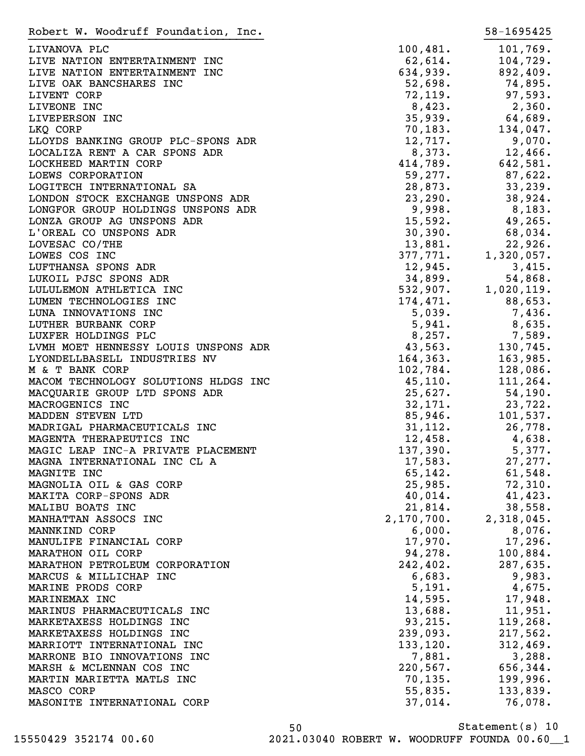Robert W. Woodruff Foundation, Inc. 58-1695425

| | | |
|---|---|---|
| LIVANOVA PLC | 100,481. | 101,769. |
| LIVE NATION ENTERTAINMENT INC | 62,614. | 104,729. |
| LIVE NATION ENTERTAINMENT INC | 634,939. | 892,409. |
| LIVE OAK BANCSHARES INC | 52,698. | 74,895. |
| LIVENT CORP | 72,119. | 97,593. |
| LIVEONE INC | 8,423. | 2,360. |
| LIVEPERSON INC | 35,939. | 64,689. |
| LKQ CORP | 70,183. | 134,047. |
| LLOYDS BANKING GROUP PLC-SPONS ADR | 12,717. | 9,070. |
| LOCALIZA RENT A CAR SPONS ADR | 8,373. | 12,466. |
| LOCKHEED MARTIN CORP | 414,789. | 642,581. |
| LOEWS CORPORATION | 59,277. | 87,622. |
| LOGITECH INTERNATIONAL SA | 28,873. | 33,239. |
| LONDON STOCK EXCHANGE UNSPONS ADR | 23,290. | 38,924. |
| LONGFOR GROUP HOLDINGS UNSPONS ADR | 9,998. | 8,183. |
| LONZA GROUP AG UNSPONS ADR | 15,592. | 49,265. |
| L'OREAL CO UNSPONS ADR | 30,390. | 68,034. |
| LOVESAC CO/THE | 13,881. | 22,926. |
| LOWES COS INC | 377,771. | 1,320,057. |
| LUFTHANSA SPONS ADR | 12,945. | 3,415. |
| LUKOIL PJSC SPONS ADR | 34,899. | 54,868. |
| LULULEMON ATHLETICA INC | 532,907. | 1,020,119. |
| LUMEN TECHNOLOGIES INC | 174,471. | 88,653. |
| LUNA INNOVATIONS INC | 5,039. | 7,436. |
| LUTHER BURBANK CORP | 5,941. | 8,635. |
| LUXFER HOLDINGS PLC | 8,257. | 7,589. |
| LVMH MOET HENNESSY LOUIS UNSPONS ADR | 43,563. | 130,745. |
| LYONDELLBASELL INDUSTRIES NV | 164,363. | 163,985. |
| M & T BANK CORP | 102,784. | 128,086. |
| MACOM TECHNOLOGY SOLUTIONS HLDGS INC | 45,110. | 111,264. |
| MACQUARIE GROUP LTD SPONS ADR | 25,627. | 54,190. |
| MACROGENICS INC | 32,171. | 23,722. |
| MADDEN STEVEN LTD | 85,946. | 101,537. |
| MADRIGAL PHARMACEUTICALS INC | 31,112. | 26,778. |
| MAGENTA THERAPEUTICS INC | 12,458. | 4,638. |
| MAGIC LEAP INC-A PRIVATE PLACEMENT | 137,390. | 5,377. |
| MAGNA INTERNATIONAL INC CL A | 17,583. | 27,277. |
| MAGNITE INC | 65,142. | 61,548. |
| MAGNOLIA OIL & GAS CORP | 25,985. | 72,310. |
| MAKITA CORP-SPONS ADR | 40,014. | 41,423. |
| MALIBU BOATS INC | 21,814. | 38,558. |
| MANHATTAN ASSOCS INC | 2,170,700. | 2,318,045. |
| MANNKIND CORP | 6,000. | 8,076. |
| MANULIFE FINANCIAL CORP | 17,970. | 17,296. |
| MARATHON OIL CORP | 94,278. | 100,884. |
| MARATHON PETROLEUM CORPORATION | 242,402. | 287,635. |
| MARCUS & MILLICHAP INC | 6,683. | 9,983. |
| MARINE PRODS CORP | 5,191. | 4,675. |
| MARINEMAX INC | 14,595. | 17,948. |
| MARINUS PHARMACEUTICALS INC | 13,688. | 11,951. |
| MARKETAXESS HOLDINGS INC | 93,215. | 119,268. |
| MARKETAXESS HOLDINGS INC | 239,093. | 217,562. |
| MARRIOTT INTERNATIONAL INC | 133,120. | 312,469. |
| MARRONE BIO INNOVATIONS INC | 7,881. | 3,288. |
| MARSH & MCLENNAN COS INC | 220,567. | 656,344. |
| MARTIN MARIETTA MATLS INC | 70,135. | 199,996. |
| MASCO CORP | 55,835. | 133,839. |
| MASONITE INTERNATIONAL CORP | 37,014. | 76,078. |

Statement(s) 10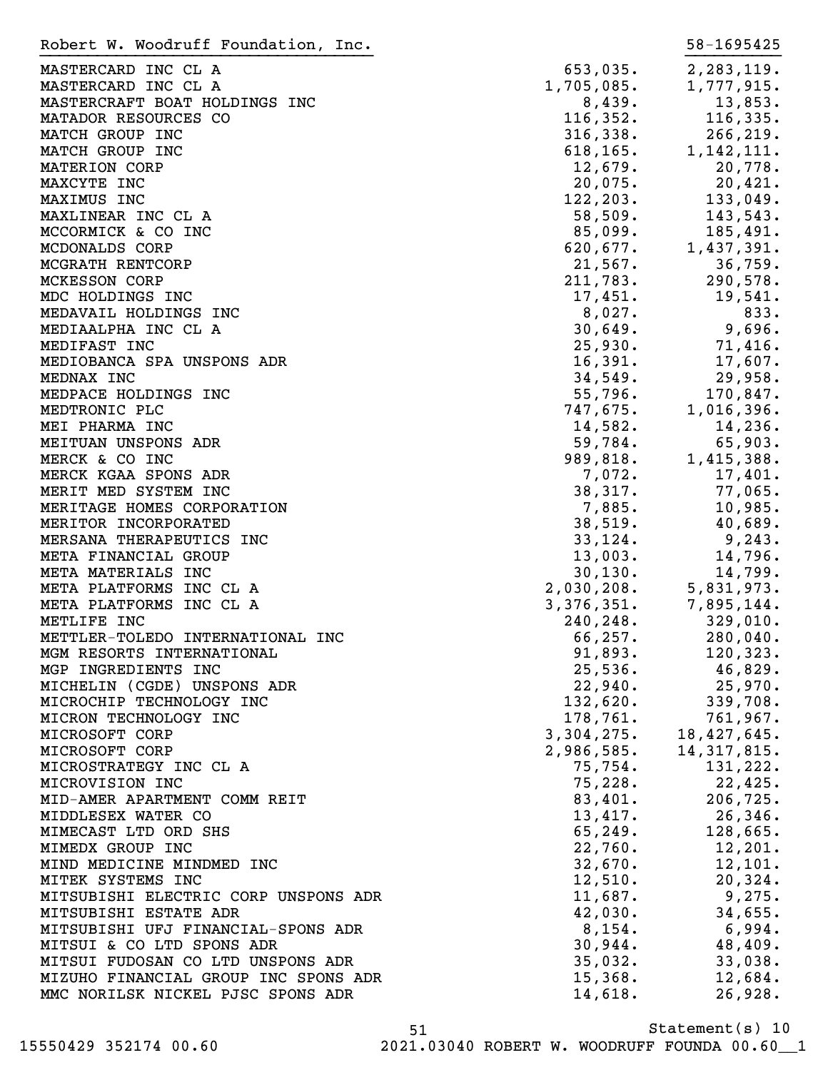Robert W. Woodruff Foundation, Inc. 58-1695425

| | | |
|---|---:|---:|
| MASTERCARD INC CL A | 653,035. | 2,283,119. |
| MASTERCARD INC CL A | 1,705,085. | 1,777,915. |
| MASTERCRAFT BOAT HOLDINGS INC | 8,439. | 13,853. |
| MATADOR RESOURCES CO | 116,352. | 116,335. |
| MATCH GROUP INC | 316,338. | 266,219. |
| MATCH GROUP INC | 618,165. | 1,142,111. |
| MATERION CORP | 12,679. | 20,778. |
| MAXCYTE INC | 20,075. | 20,421. |
| MAXIMUS INC | 122,203. | 133,049. |
| MAXLINEAR INC CL A | 58,509. | 143,543. |
| MCCORMICK & CO INC | 85,099. | 185,491. |
| MCDONALDS CORP | 620,677. | 1,437,391. |
| MCGRATH RENTCORP | 21,567. | 36,759. |
| MCKESSON CORP | 211,783. | 290,578. |
| MDC HOLDINGS INC | 17,451. | 19,541. |
| MEDAVAIL HOLDINGS INC | 8,027. | 833. |
| MEDIAALPHA INC CL A | 30,649. | 9,696. |
| MEDIFAST INC | 25,930. | 71,416. |
| MEDIOBANCA SPA UNSPONS ADR | 16,391. | 17,607. |
| MEDNAX INC | 34,549. | 29,958. |
| MEDPACE HOLDINGS INC | 55,796. | 170,847. |
| MEDTRONIC PLC | 747,675. | 1,016,396. |
| MEI PHARMA INC | 14,582. | 14,236. |
| MEITUAN UNSPONS ADR | 59,784. | 65,903. |
| MERCK & CO INC | 989,818. | 1,415,388. |
| MERCK KGAA SPONS ADR | 7,072. | 17,401. |
| MERIT MED SYSTEM INC | 38,317. | 77,065. |
| MERITAGE HOMES CORPORATION | 7,885. | 10,985. |
| MERITOR INCORPORATED | 38,519. | 40,689. |
| MERSANA THERAPEUTICS INC | 33,124. | 9,243. |
| META FINANCIAL GROUP | 13,003. | 14,796. |
| META MATERIALS INC | 30,130. | 14,799. |
| META PLATFORMS INC CL A | 2,030,208. | 5,831,973. |
| META PLATFORMS INC CL A | 3,376,351. | 7,895,144. |
| METLIFE INC | 240,248. | 329,010. |
| METTLER-TOLEDO INTERNATIONAL INC | 66,257. | 280,040. |
| MGM RESORTS INTERNATIONAL | 91,893. | 120,323. |
| MGP INGREDIENTS INC | 25,536. | 46,829. |
| MICHELIN (CGDE) UNSPONS ADR | 22,940. | 25,970. |
| MICROCHIP TECHNOLOGY INC | 132,620. | 339,708. |
| MICRON TECHNOLOGY INC | 178,761. | 761,967. |
| MICROSOFT CORP | 3,304,275. | 18,427,645. |
| MICROSOFT CORP | 2,986,585. | 14,317,815. |
| MICROSTRATEGY INC CL A | 75,754. | 131,222. |
| MICROVISION INC | 75,228. | 22,425. |
| MID-AMER APARTMENT COMM REIT | 83,401. | 206,725. |
| MIDDLESEX WATER CO | 13,417. | 26,346. |
| MIMECAST LTD ORD SHS | 65,249. | 128,665. |
| MIMEDX GROUP INC | 22,760. | 12,201. |
| MIND MEDICINE MINDMED INC | 32,670. | 12,101. |
| MITEK SYSTEMS INC | 12,510. | 20,324. |
| MITSUBISHI ELECTRIC CORP UNSPONS ADR | 11,687. | 9,275. |
| MITSUBISHI ESTATE ADR | 42,030. | 34,655. |
| MITSUBISHI UFJ FINANCIAL-SPONS ADR | 8,154. | 6,994. |
| MITSUI & CO LTD SPONS ADR | 30,944. | 48,409. |
| MITSUI FUDOSAN CO LTD UNSPONS ADR | 35,032. | 33,038. |
| MIZUHO FINANCIAL GROUP INC SPONS ADR | 15,368. | 12,684. |
| MMC NORILSK NICKEL PJSC SPONS ADR | 14,618. | 26,928. |

Statement(s) 10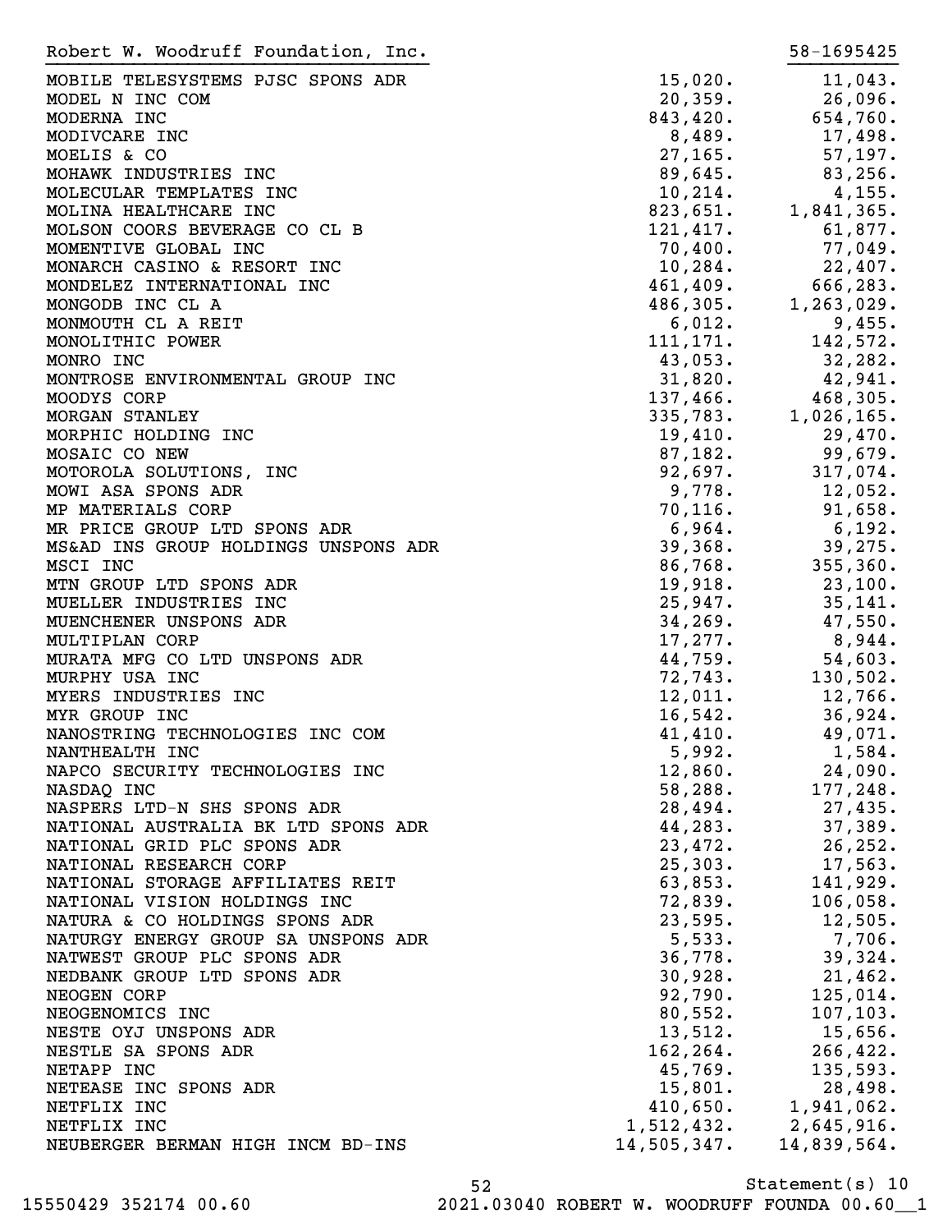Robert W. Woodruff Foundation, Inc. 58-1695425

| | | |
|---|---|---|
| MOBILE TELESYSTEMS PJSC SPONS ADR | 15,020. | 11,043. |
| MODEL N INC COM | 20,359. | 26,096. |
| MODERNA INC | 843,420. | 654,760. |
| MODIVCARE INC | 8,489. | 17,498. |
| MOELIS & CO | 27,165. | 57,197. |
| MOHAWK INDUSTRIES INC | 89,645. | 83,256. |
| MOLECULAR TEMPLATES INC | 10,214. | 4,155. |
| MOLINA HEALTHCARE INC | 823,651. | 1,841,365. |
| MOLSON COORS BEVERAGE CO CL B | 121,417. | 61,877. |
| MOMENTIVE GLOBAL INC | 70,400. | 77,049. |
| MONARCH CASINO & RESORT INC | 10,284. | 22,407. |
| MONDELEZ INTERNATIONAL INC | 461,409. | 666,283. |
| MONGODB INC CL A | 486,305. | 1,263,029. |
| MONMOUTH CL A REIT | 6,012. | 9,455. |
| MONOLITHIC POWER | 111,171. | 142,572. |
| MONRO INC | 43,053. | 32,282. |
| MONTROSE ENVIRONMENTAL GROUP INC | 31,820. | 42,941. |
| MOODYS CORP | 137,466. | 468,305. |
| MORGAN STANLEY | 335,783. | 1,026,165. |
| MORPHIC HOLDING INC | 19,410. | 29,470. |
| MOSAIC CO NEW | 87,182. | 99,679. |
| MOTOROLA SOLUTIONS, INC | 92,697. | 317,074. |
| MOWI ASA SPONS ADR | 9,778. | 12,052. |
| MP MATERIALS CORP | 70,116. | 91,658. |
| MR PRICE GROUP LTD SPONS ADR | 6,964. | 6,192. |
| MS&AD INS GROUP HOLDINGS UNSPONS ADR | 39,368. | 39,275. |
| MSCI INC | 86,768. | 355,360. |
| MTN GROUP LTD SPONS ADR | 19,918. | 23,100. |
| MUELLER INDUSTRIES INC | 25,947. | 35,141. |
| MUENCHENER UNSPONS ADR | 34,269. | 47,550. |
| MULTIPLAN CORP | 17,277. | 8,944. |
| MURATA MFG CO LTD UNSPONS ADR | 44,759. | 54,603. |
| MURPHY USA INC | 72,743. | 130,502. |
| MYERS INDUSTRIES INC | 12,011. | 12,766. |
| MYR GROUP INC | 16,542. | 36,924. |
| NANOSTRING TECHNOLOGIES INC COM | 41,410. | 49,071. |
| NANTHEALTH INC | 5,992. | 1,584. |
| NAPCO SECURITY TECHNOLOGIES INC | 12,860. | 24,090. |
| NASDAQ INC | 58,288. | 177,248. |
| NASPERS LTD-N SHS SPONS ADR | 28,494. | 27,435. |
| NATIONAL AUSTRALIA BK LTD SPONS ADR | 44,283. | 37,389. |
| NATIONAL GRID PLC SPONS ADR | 23,472. | 26,252. |
| NATIONAL RESEARCH CORP | 25,303. | 17,563. |
| NATIONAL STORAGE AFFILIATES REIT | 63,853. | 141,929. |
| NATIONAL VISION HOLDINGS INC | 72,839. | 106,058. |
| NATURA & CO HOLDINGS SPONS ADR | 23,595. | 12,505. |
| NATURGY ENERGY GROUP SA UNSPONS ADR | 5,533. | 7,706. |
| NATWEST GROUP PLC SPONS ADR | 36,778. | 39,324. |
| NEDBANK GROUP LTD SPONS ADR | 30,928. | 21,462. |
| NEOGEN CORP | 92,790. | 125,014. |
| NEOGENOMICS INC | 80,552. | 107,103. |
| NESTE OYJ UNSPONS ADR | 13,512. | 15,656. |
| NESTLE SA SPONS ADR | 162,264. | 266,422. |
| NETAPP INC | 45,769. | 135,593. |
| NETEASE INC SPONS ADR | 15,801. | 28,498. |
| NETFLIX INC | 410,650. | 1,941,062. |
| NETFLIX INC | 1,512,432. | 2,645,916. |
| NEUBERGER BERMAN HIGH INCM BD-INS | 14,505,347. | 14,839,564. |

Statement(s) 10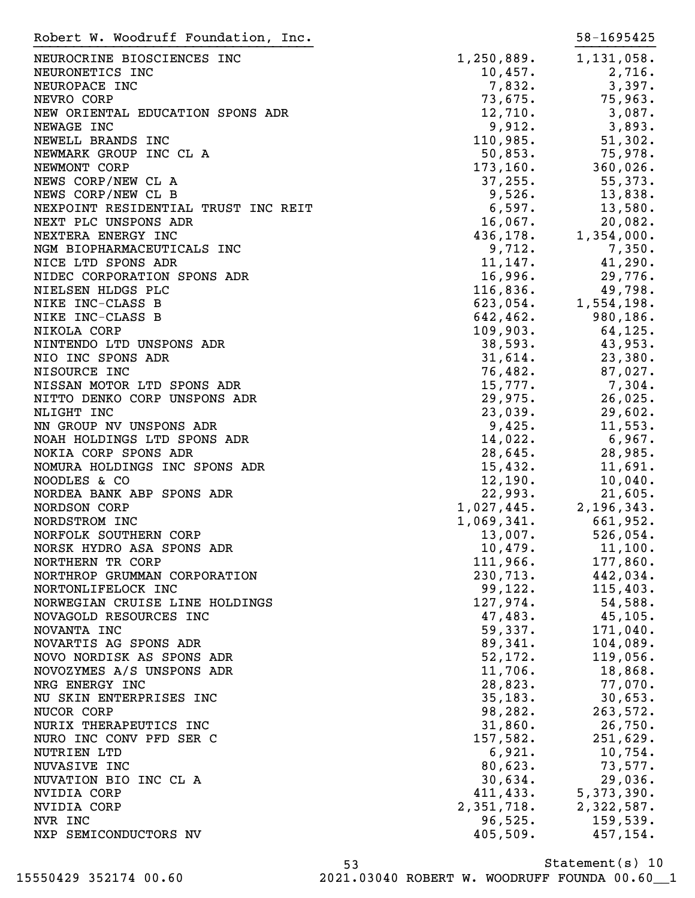Robert W. Woodruff Foundation, Inc. 58-1695425

| | | |
|---|---|---|
| NEUROCRINE BIOSCIENCES INC | 1,250,889. | 1,131,058. |
| NEURONETICS INC | 10,457. | 2,716. |
| NEUROPACE INC | 7,832. | 3,397. |
| NEVRO CORP | 73,675. | 75,963. |
| NEW ORIENTAL EDUCATION SPONS ADR | 12,710. | 3,087. |
| NEWAGE INC | 9,912. | 3,893. |
| NEWELL BRANDS INC | 110,985. | 51,302. |
| NEWMARK GROUP INC CL A | 50,853. | 75,978. |
| NEWMONT CORP | 173,160. | 360,026. |
| NEWS CORP/NEW CL A | 37,255. | 55,373. |
| NEWS CORP/NEW CL B | 9,526. | 13,838. |
| NEXPOINT RESIDENTIAL TRUST INC REIT | 6,597. | 13,580. |
| NEXT PLC UNSPONS ADR | 16,067. | 20,082. |
| NEXTERA ENERGY INC | 436,178. | 1,354,000. |
| NGM BIOPHARMACEUTICALS INC | 9,712. | 7,350. |
| NICE LTD SPONS ADR | 11,147. | 41,290. |
| NIDEC CORPORATION SPONS ADR | 16,996. | 29,776. |
| NIELSEN HLDGS PLC | 116,836. | 49,798. |
| NIKE INC-CLASS B | 623,054. | 1,554,198. |
| NIKE INC-CLASS B | 642,462. | 980,186. |
| NIKOLA CORP | 109,903. | 64,125. |
| NINTENDO LTD UNSPONS ADR | 38,593. | 43,953. |
| NIO INC SPONS ADR | 31,614. | 23,380. |
| NISOURCE INC | 76,482. | 87,027. |
| NISSAN MOTOR LTD SPONS ADR | 15,777. | 7,304. |
| NITTO DENKO CORP UNSPONS ADR | 29,975. | 26,025. |
| NLIGHT INC | 23,039. | 29,602. |
| NN GROUP NV UNSPONS ADR | 9,425. | 11,553. |
| NOAH HOLDINGS LTD SPONS ADR | 14,022. | 6,967. |
| NOKIA CORP SPONS ADR | 28,645. | 28,985. |
| NOMURA HOLDINGS INC SPONS ADR | 15,432. | 11,691. |
| NOODLES & CO | 12,190. | 10,040. |
| NORDEA BANK ABP SPONS ADR | 22,993. | 21,605. |
| NORDSON CORP | 1,027,445. | 2,196,343. |
| NORDSTROM INC | 1,069,341. | 661,952. |
| NORFOLK SOUTHERN CORP | 13,007. | 526,054. |
| NORSK HYDRO ASA SPONS ADR | 10,479. | 11,100. |
| NORTHERN TR CORP | 111,966. | 177,860. |
| NORTHROP GRUMMAN CORPORATION | 230,713. | 442,034. |
| NORTONLIFELOCK INC | 99,122. | 115,403. |
| NORWEGIAN CRUISE LINE HOLDINGS | 127,974. | 54,588. |
| NOVAGOLD RESOURCES INC | 47,483. | 45,105. |
| NOVANTA INC | 59,337. | 171,040. |
| NOVARTIS AG SPONS ADR | 89,341. | 104,089. |
| NOVO NORDISK AS SPONS ADR | 52,172. | 119,056. |
| NOVOZYMES A/S UNSPONS ADR | 11,706. | 18,868. |
| NRG ENERGY INC | 28,823. | 77,070. |
| NU SKIN ENTERPRISES INC | 35,183. | 30,653. |
| NUCOR CORP | 98,282. | 263,572. |
| NURIX THERAPEUTICS INC | 31,860. | 26,750. |
| NURO INC CONV PFD SER C | 157,582. | 251,629. |
| NUTRIEN LTD | 6,921. | 10,754. |
| NUVASIVE INC | 80,623. | 73,577. |
| NUVATION BIO INC CL A | 30,634. | 29,036. |
| NVIDIA CORP | 411,433. | 5,373,390. |
| NVIDIA CORP | 2,351,718. | 2,322,587. |
| NVR INC | 96,525. | 159,539. |
| NXP SEMICONDUCTORS NV | 405,509. | 457,154. |

Statement(s) 10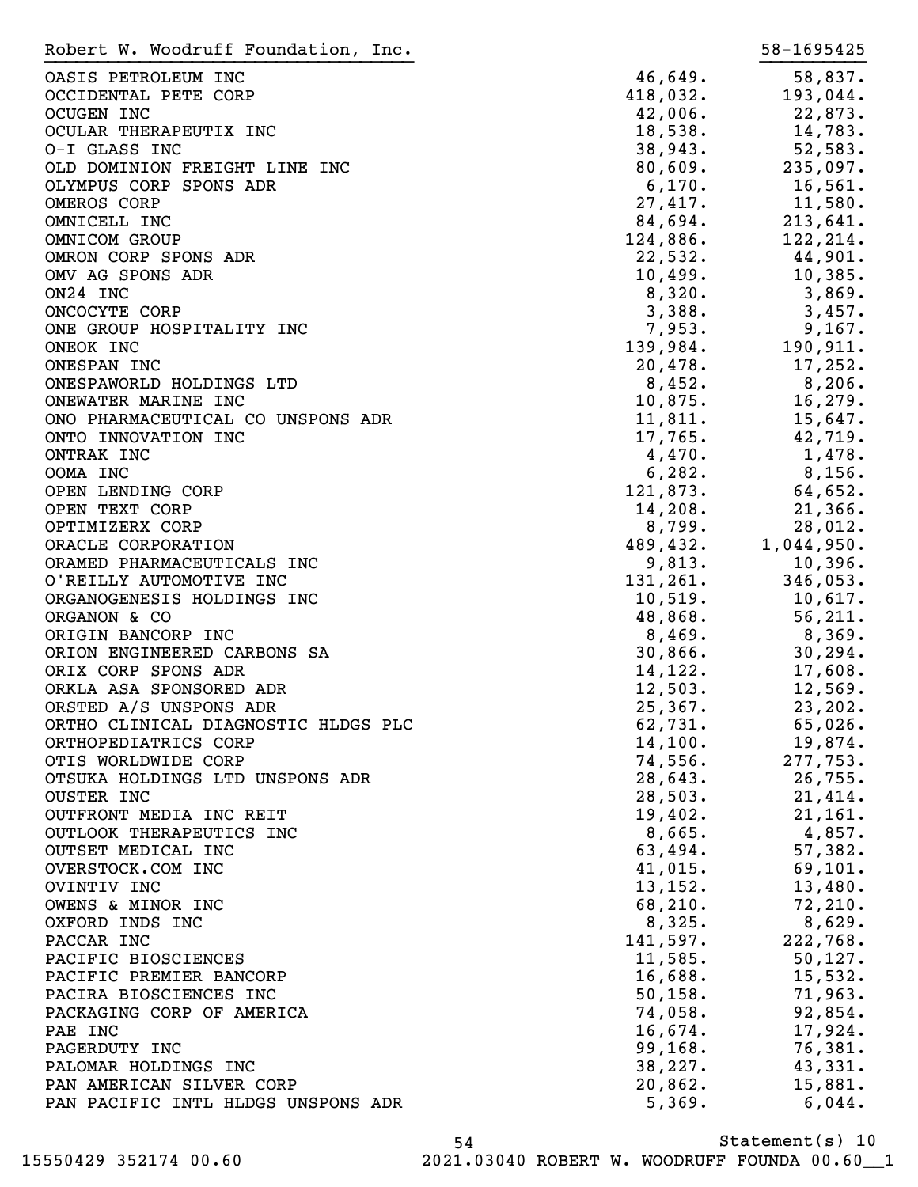Robert W. Woodruff Foundation, Inc. 58-1695425

| | | |
|---|---|---|
| OASIS PETROLEUM INC | 46,649. | 58,837. |
| OCCIDENTAL PETE CORP | 418,032. | 193,044. |
| OCUGEN INC | 42,006. | 22,873. |
| OCULAR THERAPEUTIX INC | 18,538. | 14,783. |
| O-I GLASS INC | 38,943. | 52,583. |
| OLD DOMINION FREIGHT LINE INC | 80,609. | 235,097. |
| OLYMPUS CORP SPONS ADR | 6,170. | 16,561. |
| OMEROS CORP | 27,417. | 11,580. |
| OMNICELL INC | 84,694. | 213,641. |
| OMNICOM GROUP | 124,886. | 122,214. |
| OMRON CORP SPONS ADR | 22,532. | 44,901. |
| OMV AG SPONS ADR | 10,499. | 10,385. |
| ON24 INC | 8,320. | 3,869. |
| ONCOCYTE CORP | 3,388. | 3,457. |
| ONE GROUP HOSPITALITY INC | 7,953. | 9,167. |
| ONEOK INC | 139,984. | 190,911. |
| ONESPAN INC | 20,478. | 17,252. |
| ONESPAWORLD HOLDINGS LTD | 8,452. | 8,206. |
| ONEWATER MARINE INC | 10,875. | 16,279. |
| ONO PHARMACEUTICAL CO UNSPONS ADR | 11,811. | 15,647. |
| ONTO INNOVATION INC | 17,765. | 42,719. |
| ONTRAK INC | 4,470. | 1,478. |
| OOMA INC | 6,282. | 8,156. |
| OPEN LENDING CORP | 121,873. | 64,652. |
| OPEN TEXT CORP | 14,208. | 21,366. |
| OPTIMIZERX CORP | 8,799. | 28,012. |
| ORACLE CORPORATION | 489,432. | 1,044,950. |
| ORAMED PHARMACEUTICALS INC | 9,813. | 10,396. |
| O'REILLY AUTOMOTIVE INC | 131,261. | 346,053. |
| ORGANOGENESIS HOLDINGS INC | 10,519. | 10,617. |
| ORGANON & CO | 48,868. | 56,211. |
| ORIGIN BANCORP INC | 8,469. | 8,369. |
| ORION ENGINEERED CARBONS SA | 30,866. | 30,294. |
| ORIX CORP SPONS ADR | 14,122. | 17,608. |
| ORKLA ASA SPONSORED ADR | 12,503. | 12,569. |
| ORSTED A/S UNSPONS ADR | 25,367. | 23,202. |
| ORTHO CLINICAL DIAGNOSTIC HLDGS PLC | 62,731. | 65,026. |
| ORTHOPEDIATRICS CORP | 14,100. | 19,874. |
| OTIS WORLDWIDE CORP | 74,556. | 277,753. |
| OTSUKA HOLDINGS LTD UNSPONS ADR | 28,643. | 26,755. |
| OUSTER INC | 28,503. | 21,414. |
| OUTFRONT MEDIA INC REIT | 19,402. | 21,161. |
| OUTLOOK THERAPEUTICS INC | 8,665. | 4,857. |
| OUTSET MEDICAL INC | 63,494. | 57,382. |
| OVERSTOCK.COM INC | 41,015. | 69,101. |
| OVINTIV INC | 13,152. | 13,480. |
| OWENS & MINOR INC | 68,210. | 72,210. |
| OXFORD INDS INC | 8,325. | 8,629. |
| PACCAR INC | 141,597. | 222,768. |
| PACIFIC BIOSCIENCES | 11,585. | 50,127. |
| PACIFIC PREMIER BANCORP | 16,688. | 15,532. |
| PACIRA BIOSCIENCES INC | 50,158. | 71,963. |
| PACKAGING CORP OF AMERICA | 74,058. | 92,854. |
| PAE INC | 16,674. | 17,924. |
| PAGERDUTY INC | 99,168. | 76,381. |
| PALOMAR HOLDINGS INC | 38,227. | 43,331. |
| PAN AMERICAN SILVER CORP | 20,862. | 15,881. |
| PAN PACIFIC INTL HLDGS UNSPONS ADR | 5,369. | 6,044. |

Statement(s) 10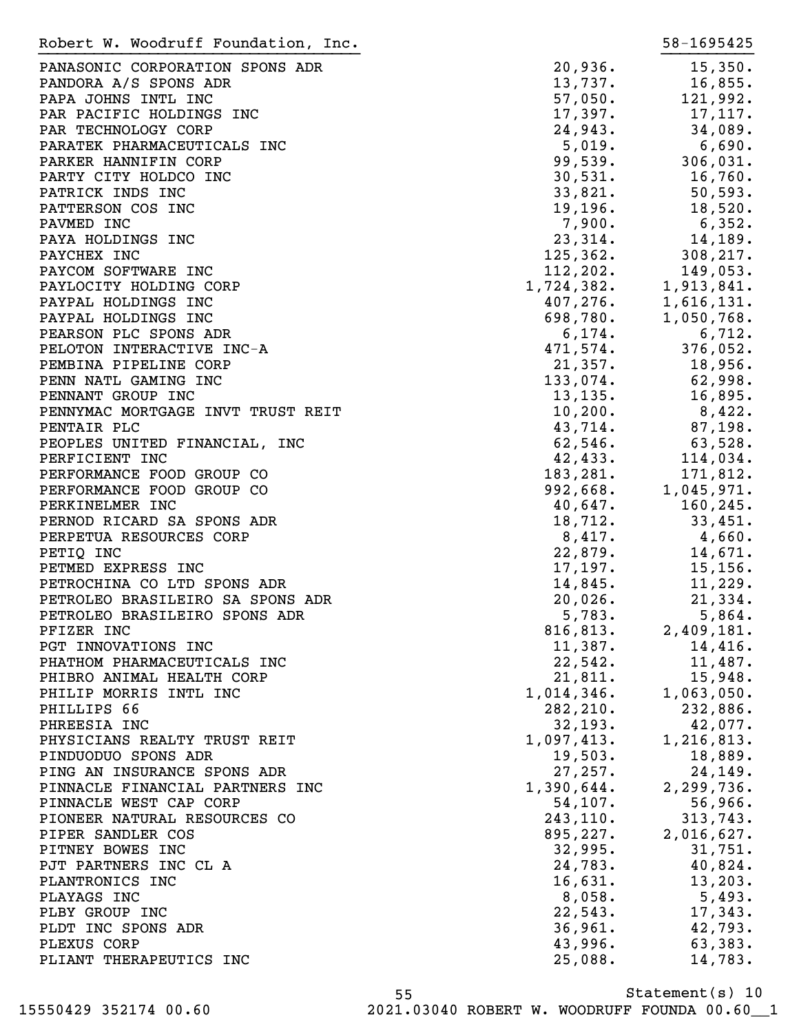Robert W. Woodruff Foundation, Inc. 58-1695425

| | | |
|---|---|---|
| PANASONIC CORPORATION SPONS ADR | 20,936. | 15,350. |
| PANDORA A/S SPONS ADR | 13,737. | 16,855. |
| PAPA JOHNS INTL INC | 57,050. | 121,992. |
| PAR PACIFIC HOLDINGS INC | 17,397. | 17,117. |
| PAR TECHNOLOGY CORP | 24,943. | 34,089. |
| PARATEK PHARMACEUTICALS INC | 5,019. | 6,690. |
| PARKER HANNIFIN CORP | 99,539. | 306,031. |
| PARTY CITY HOLDCO INC | 30,531. | 16,760. |
| PATRICK INDS INC | 33,821. | 50,593. |
| PATTERSON COS INC | 19,196. | 18,520. |
| PAVMED INC | 7,900. | 6,352. |
| PAYA HOLDINGS INC | 23,314. | 14,189. |
| PAYCHEX INC | 125,362. | 308,217. |
| PAYCOM SOFTWARE INC | 112,202. | 149,053. |
| PAYLOCITY HOLDING CORP | 1,724,382. | 1,913,841. |
| PAYPAL HOLDINGS INC | 407,276. | 1,616,131. |
| PAYPAL HOLDINGS INC | 698,780. | 1,050,768. |
| PEARSON PLC SPONS ADR | 6,174. | 6,712. |
| PELOTON INTERACTIVE INC-A | 471,574. | 376,052. |
| PEMBINA PIPELINE CORP | 21,357. | 18,956. |
| PENN NATL GAMING INC | 133,074. | 62,998. |
| PENNANT GROUP INC | 13,135. | 16,895. |
| PENNYMAC MORTGAGE INVT TRUST REIT | 10,200. | 8,422. |
| PENTAIR PLC | 43,714. | 87,198. |
| PEOPLES UNITED FINANCIAL, INC | 62,546. | 63,528. |
| PERFICIENT INC | 42,433. | 114,034. |
| PERFORMANCE FOOD GROUP CO | 183,281. | 171,812. |
| PERFORMANCE FOOD GROUP CO | 992,668. | 1,045,971. |
| PERKINELMER INC | 40,647. | 160,245. |
| PERNOD RICARD SA SPONS ADR | 18,712. | 33,451. |
| PERPETUA RESOURCES CORP | 8,417. | 4,660. |
| PETIQ INC | 22,879. | 14,671. |
| PETMED EXPRESS INC | 17,197. | 15,156. |
| PETROCHINA CO LTD SPONS ADR | 14,845. | 11,229. |
| PETROLEO BRASILEIRO SA SPONS ADR | 20,026. | 21,334. |
| PETROLEO BRASILEIRO SPONS ADR | 5,783. | 5,864. |
| PFIZER INC | 816,813. | 2,409,181. |
| PGT INNOVATIONS INC | 11,387. | 14,416. |
| PHATHOM PHARMACEUTICALS INC | 22,542. | 11,487. |
| PHIBRO ANIMAL HEALTH CORP | 21,811. | 15,948. |
| PHILIP MORRIS INTL INC | 1,014,346. | 1,063,050. |
| PHILLIPS 66 | 282,210. | 232,886. |
| PHREESIA INC | 32,193. | 42,077. |
| PHYSICIANS REALTY TRUST REIT | 1,097,413. | 1,216,813. |
| PINDUODUO SPONS ADR | 19,503. | 18,889. |
| PING AN INSURANCE SPONS ADR | 27,257. | 24,149. |
| PINNACLE FINANCIAL PARTNERS INC | 1,390,644. | 2,299,736. |
| PINNACLE WEST CAP CORP | 54,107. | 56,966. |
| PIONEER NATURAL RESOURCES CO | 243,110. | 313,743. |
| PIPER SANDLER COS | 895,227. | 2,016,627. |
| PITNEY BOWES INC | 32,995. | 31,751. |
| PJT PARTNERS INC CL A | 24,783. | 40,824. |
| PLANTRONICS INC | 16,631. | 13,203. |
| PLAYAGS INC | 8,058. | 5,493. |
| PLBY GROUP INC | 22,543. | 17,343. |
| PLDT INC SPONS ADR | 36,961. | 42,793. |
| PLEXUS CORP | 43,996. | 63,383. |
| PLIANT THERAPEUTICS INC | 25,088. | 14,783. |

Statement(s) 10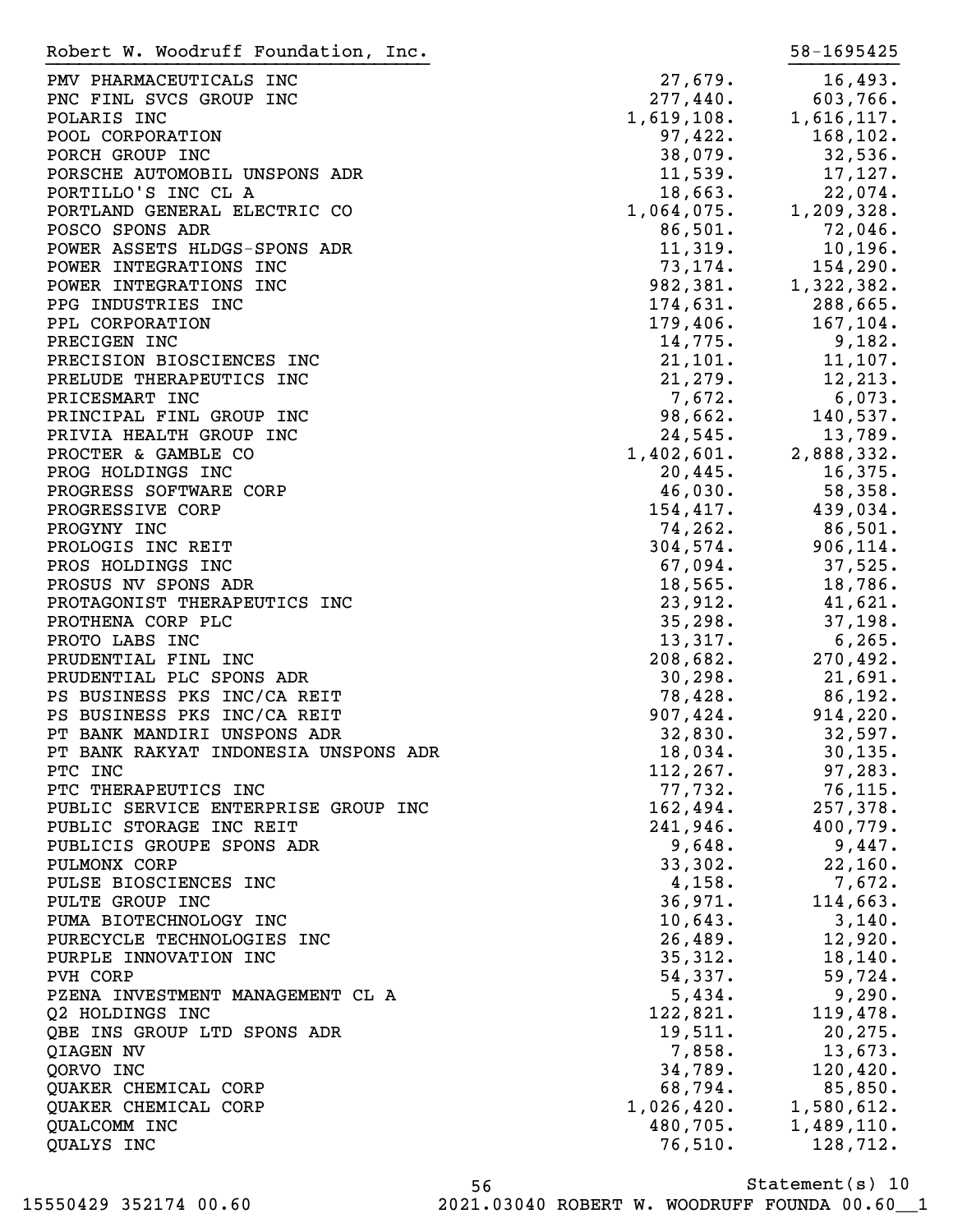Robert W. Woodruff Foundation, Inc. 58-1695425

| | | |
|---|---|---|
| PMV PHARMACEUTICALS INC | 27,679. | 16,493. |
| PNC FINL SVCS GROUP INC | 277,440. | 603,766. |
| POLARIS INC | 1,619,108. | 1,616,117. |
| POOL CORPORATION | 97,422. | 168,102. |
| PORCH GROUP INC | 38,079. | 32,536. |
| PORSCHE AUTOMOBIL UNSPONS ADR | 11,539. | 17,127. |
| PORTILLO'S INC CL A | 18,663. | 22,074. |
| PORTLAND GENERAL ELECTRIC CO | 1,064,075. | 1,209,328. |
| POSCO SPONS ADR | 86,501. | 72,046. |
| POWER ASSETS HLDGS-SPONS ADR | 11,319. | 10,196. |
| POWER INTEGRATIONS INC | 73,174. | 154,290. |
| POWER INTEGRATIONS INC | 982,381. | 1,322,382. |
| PPG INDUSTRIES INC | 174,631. | 288,665. |
| PPL CORPORATION | 179,406. | 167,104. |
| PRECIGEN INC | 14,775. | 9,182. |
| PRECISION BIOSCIENCES INC | 21,101. | 11,107. |
| PRELUDE THERAPEUTICS INC | 21,279. | 12,213. |
| PRICESMART INC | 7,672. | 6,073. |
| PRINCIPAL FINL GROUP INC | 98,662. | 140,537. |
| PRIVIA HEALTH GROUP INC | 24,545. | 13,789. |
| PROCTER & GAMBLE CO | 1,402,601. | 2,888,332. |
| PROG HOLDINGS INC | 20,445. | 16,375. |
| PROGRESS SOFTWARE CORP | 46,030. | 58,358. |
| PROGRESSIVE CORP | 154,417. | 439,034. |
| PROGYNY INC | 74,262. | 86,501. |
| PROLOGIS INC REIT | 304,574. | 906,114. |
| PROS HOLDINGS INC | 67,094. | 37,525. |
| PROSUS NV SPONS ADR | 18,565. | 18,786. |
| PROTAGONIST THERAPEUTICS INC | 23,912. | 41,621. |
| PROTHENA CORP PLC | 35,298. | 37,198. |
| PROTO LABS INC | 13,317. | 6,265. |
| PRUDENTIAL FINL INC | 208,682. | 270,492. |
| PRUDENTIAL PLC SPONS ADR | 30,298. | 21,691. |
| PS BUSINESS PKS INC/CA REIT | 78,428. | 86,192. |
| PS BUSINESS PKS INC/CA REIT | 907,424. | 914,220. |
| PT BANK MANDIRI UNSPONS ADR | 32,830. | 32,597. |
| PT BANK RAKYAT INDONESIA UNSPONS ADR | 18,034. | 30,135. |
| PTC INC | 112,267. | 97,283. |
| PTC THERAPEUTICS INC | 77,732. | 76,115. |
| PUBLIC SERVICE ENTERPRISE GROUP INC | 162,494. | 257,378. |
| PUBLIC STORAGE INC REIT | 241,946. | 400,779. |
| PUBLICIS GROUPE SPONS ADR | 9,648. | 9,447. |
| PULMONX CORP | 33,302. | 22,160. |
| PULSE BIOSCIENCES INC | 4,158. | 7,672. |
| PULTE GROUP INC | 36,971. | 114,663. |
| PUMA BIOTECHNOLOGY INC | 10,643. | 3,140. |
| PURECYCLE TECHNOLOGIES INC | 26,489. | 12,920. |
| PURPLE INNOVATION INC | 35,312. | 18,140. |
| PVH CORP | 54,337. | 59,724. |
| PZENA INVESTMENT MANAGEMENT CL A | 5,434. | 9,290. |
| Q2 HOLDINGS INC | 122,821. | 119,478. |
| QBE INS GROUP LTD SPONS ADR | 19,511. | 20,275. |
| QIAGEN NV | 7,858. | 13,673. |
| QORVO INC | 34,789. | 120,420. |
| QUAKER CHEMICAL CORP | 68,794. | 85,850. |
| QUAKER CHEMICAL CORP | 1,026,420. | 1,580,612. |
| QUALCOMM INC | 480,705. | 1,489,110. |
| QUALYS INC | 76,510. | 128,712. |

Statement(s) 10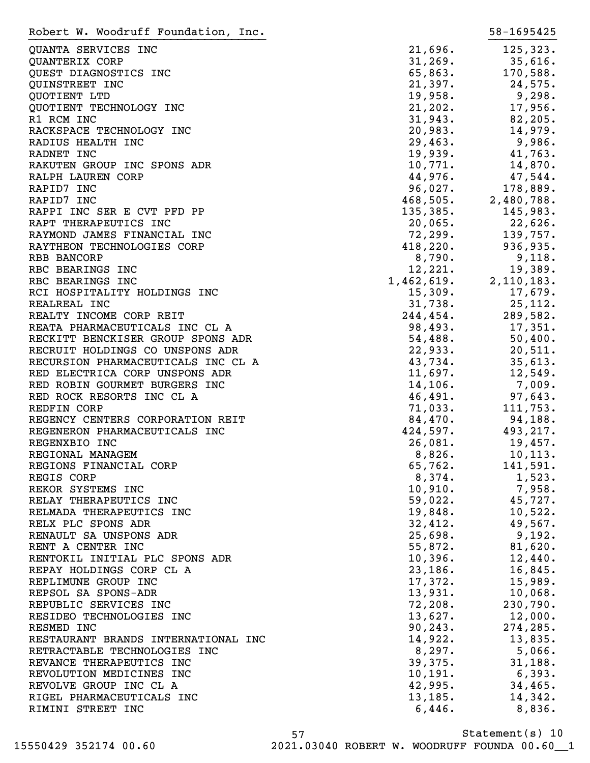Robert W. Woodruff Foundation, Inc. 58-1695425

| | | |
|---|---|---|
| QUANTA SERVICES INC | 21,696. | 125,323. |
| QUANTERIX CORP | 31,269. | 35,616. |
| QUEST DIAGNOSTICS INC | 65,863. | 170,588. |
| QUINSTREET INC | 21,397. | 24,575. |
| QUOTIENT LTD | 19,958. | 9,298. |
| QUOTIENT TECHNOLOGY INC | 21,202. | 17,956. |
| R1 RCM INC | 31,943. | 82,205. |
| RACKSPACE TECHNOLOGY INC | 20,983. | 14,979. |
| RADIUS HEALTH INC | 29,463. | 9,986. |
| RADNET INC | 19,939. | 41,763. |
| RAKUTEN GROUP INC SPONS ADR | 10,771. | 14,870. |
| RALPH LAUREN CORP | 44,976. | 47,544. |
| RAPID7 INC | 96,027. | 178,889. |
| RAPID7 INC | 468,505. | 2,480,788. |
| RAPPI INC SER E CVT PFD PP | 135,385. | 145,983. |
| RAPT THERAPEUTICS INC | 20,065. | 22,626. |
| RAYMOND JAMES FINANCIAL INC | 72,299. | 139,757. |
| RAYTHEON TECHNOLOGIES CORP | 418,220. | 936,935. |
| RBB BANCORP | 8,790. | 9,118. |
| RBC BEARINGS INC | 12,221. | 19,389. |
| RBC BEARINGS INC | 1,462,619. | 2,110,183. |
| RCI HOSPITALITY HOLDINGS INC | 15,309. | 17,679. |
| REALREAL INC | 31,738. | 25,112. |
| REALTY INCOME CORP REIT | 244,454. | 289,582. |
| REATA PHARMACEUTICALS INC CL A | 98,493. | 17,351. |
| RECKITT BENCKISER GROUP SPONS ADR | 54,488. | 50,400. |
| RECRUIT HOLDINGS CO UNSPONS ADR | 22,933. | 20,511. |
| RECURSION PHARMACEUTICALS INC CL A | 43,734. | 35,613. |
| RED ELECTRICA CORP UNSPONS ADR | 11,697. | 12,549. |
| RED ROBIN GOURMET BURGERS INC | 14,106. | 7,009. |
| RED ROCK RESORTS INC CL A | 46,491. | 97,643. |
| REDFIN CORP | 71,033. | 111,753. |
| REGENCY CENTERS CORPORATION REIT | 84,470. | 94,188. |
| REGENERON PHARMACEUTICALS INC | 424,597. | 493,217. |
| REGENXBIO INC | 26,081. | 19,457. |
| REGIONAL MANAGEM | 8,826. | 10,113. |
| REGIONS FINANCIAL CORP | 65,762. | 141,591. |
| REGIS CORP | 8,374. | 1,523. |
| REKOR SYSTEMS INC | 10,910. | 7,958. |
| RELAY THERAPEUTICS INC | 59,022. | 45,727. |
| RELMADA THERAPEUTICS INC | 19,848. | 10,522. |
| RELX PLC SPONS ADR | 32,412. | 49,567. |
| RENAULT SA UNSPONS ADR | 25,698. | 9,192. |
| RENT A CENTER INC | 55,872. | 81,620. |
| RENTOKIL INITIAL PLC SPONS ADR | 10,396. | 12,440. |
| REPAY HOLDINGS CORP CL A | 23,186. | 16,845. |
| REPLIMUNE GROUP INC | 17,372. | 15,989. |
| REPSOL SA SPONS-ADR | 13,931. | 10,068. |
| REPUBLIC SERVICES INC | 72,208. | 230,790. |
| RESIDEO TECHNOLOGIES INC | 13,627. | 12,000. |
| RESMED INC | 90,243. | 274,285. |
| RESTAURANT BRANDS INTERNATIONAL INC | 14,922. | 13,835. |
| RETRACTABLE TECHNOLOGIES INC | 8,297. | 5,066. |
| REVANCE THERAPEUTICS INC | 39,375. | 31,188. |
| REVOLUTION MEDICINES INC | 10,191. | 6,393. |
| REVOLVE GROUP INC CL A | 42,995. | 34,465. |
| RIGEL PHARMACEUTICALS INC | 13,185. | 14,342. |
| RIMINI STREET INC | 6,446. | 8,836. |

Statement(s) 10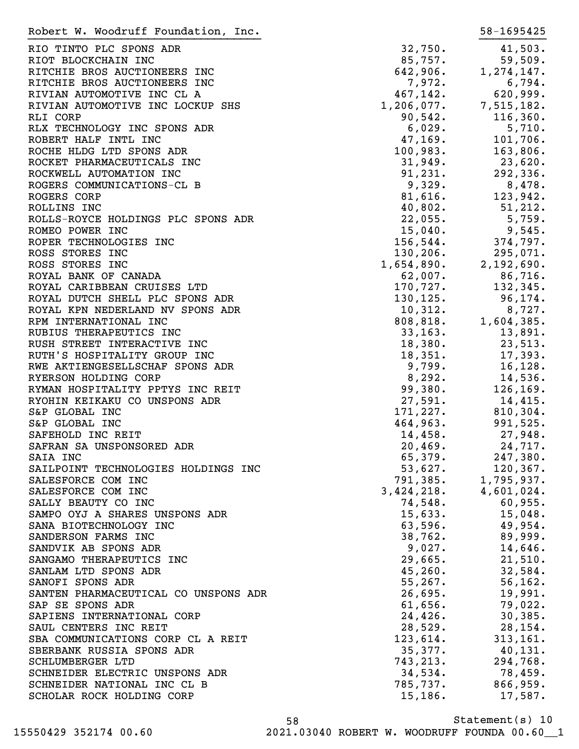Robert W. Woodruff Foundation, Inc. 58-1695425

| | | |
|---|---|---|
| RIO TINTO PLC SPONS ADR | 32,750. | 41,503. |
| RIOT BLOCKCHAIN INC | 85,757. | 59,509. |
| RITCHIE BROS AUCTIONEERS INC | 642,906. | 1,274,147. |
| RITCHIE BROS AUCTIONEERS INC | 7,972. | 6,794. |
| RIVIAN AUTOMOTIVE INC CL A | 467,142. | 620,999. |
| RIVIAN AUTOMOTIVE INC LOCKUP SHS | 1,206,077. | 7,515,182. |
| RLI CORP | 90,542. | 116,360. |
| RLX TECHNOLOGY INC SPONS ADR | 6,029. | 5,710. |
| ROBERT HALF INTL INC | 47,169. | 101,706. |
| ROCHE HLDG LTD SPONS ADR | 100,983. | 163,806. |
| ROCKET PHARMACEUTICALS INC | 31,949. | 23,620. |
| ROCKWELL AUTOMATION INC | 91,231. | 292,336. |
| ROGERS COMMUNICATIONS-CL B | 9,329. | 8,478. |
| ROGERS CORP | 81,616. | 123,942. |
| ROLLINS INC | 40,802. | 51,212. |
| ROLLS-ROYCE HOLDINGS PLC SPONS ADR | 22,055. | 5,759. |
| ROMEO POWER INC | 15,040. | 9,545. |
| ROPER TECHNOLOGIES INC | 156,544. | 374,797. |
| ROSS STORES INC | 130,206. | 295,071. |
| ROSS STORES INC | 1,654,890. | 2,192,690. |
| ROYAL BANK OF CANADA | 62,007. | 86,716. |
| ROYAL CARIBBEAN CRUISES LTD | 170,727. | 132,345. |
| ROYAL DUTCH SHELL PLC SPONS ADR | 130,125. | 96,174. |
| ROYAL KPN NEDERLAND NV SPONS ADR | 10,312. | 8,727. |
| RPM INTERNATIONAL INC | 808,818. | 1,604,385. |
| RUBIUS THERAPEUTICS INC | 33,163. | 13,891. |
| RUSH STREET INTERACTIVE INC | 18,380. | 23,513. |
| RUTH'S HOSPITALITY GROUP INC | 18,351. | 17,393. |
| RWE AKTIENGESELLSCHAF SPONS ADR | 9,799. | 16,128. |
| RYERSON HOLDING CORP | 8,292. | 14,536. |
| RYMAN HOSPITALITY PPTYS INC REIT | 99,380. | 126,169. |
| RYOHIN KEIKAKU CO UNSPONS ADR | 27,591. | 14,415. |
| S&P GLOBAL INC | 171,227. | 810,304. |
| S&P GLOBAL INC | 464,963. | 991,525. |
| SAFEHOLD INC REIT | 14,458. | 27,948. |
| SAFRAN SA UNSPONSORED ADR | 20,469. | 24,717. |
| SAIA INC | 65,379. | 247,380. |
| SAILPOINT TECHNOLOGIES HOLDINGS INC | 53,627. | 120,367. |
| SALESFORCE COM INC | 791,385. | 1,795,937. |
| SALESFORCE COM INC | 3,424,218. | 4,601,024. |
| SALLY BEAUTY CO INC | 74,548. | 60,955. |
| SAMPO OYJ A SHARES UNSPONS ADR | 15,633. | 15,048. |
| SANA BIOTECHNOLOGY INC | 63,596. | 49,954. |
| SANDERSON FARMS INC | 38,762. | 89,999. |
| SANDVIK AB SPONS ADR | 9,027. | 14,646. |
| SANGAMO THERAPEUTICS INC | 29,665. | 21,510. |
| SANLAM LTD SPONS ADR | 45,260. | 32,584. |
| SANOFI SPONS ADR | 55,267. | 56,162. |
| SANTEN PHARMACEUTICAL CO UNSPONS ADR | 26,695. | 19,991. |
| SAP SE SPONS ADR | 61,656. | 79,022. |
| SAPIENS INTERNATIONAL CORP | 24,426. | 30,385. |
| SAUL CENTERS INC REIT | 28,529. | 28,154. |
| SBA COMMUNICATIONS CORP CL A REIT | 123,614. | 313,161. |
| SBERBANK RUSSIA SPONS ADR | 35,377. | 40,131. |
| SCHLUMBERGER LTD | 743,213. | 294,768. |
| SCHNEIDER ELECTRIC UNSPONS ADR | 34,534. | 78,459. |
| SCHNEIDER NATIONAL INC CL B | 785,737. | 866,959. |
| SCHOLAR ROCK HOLDING CORP | 15,186. | 17,587. |

Statement(s) 10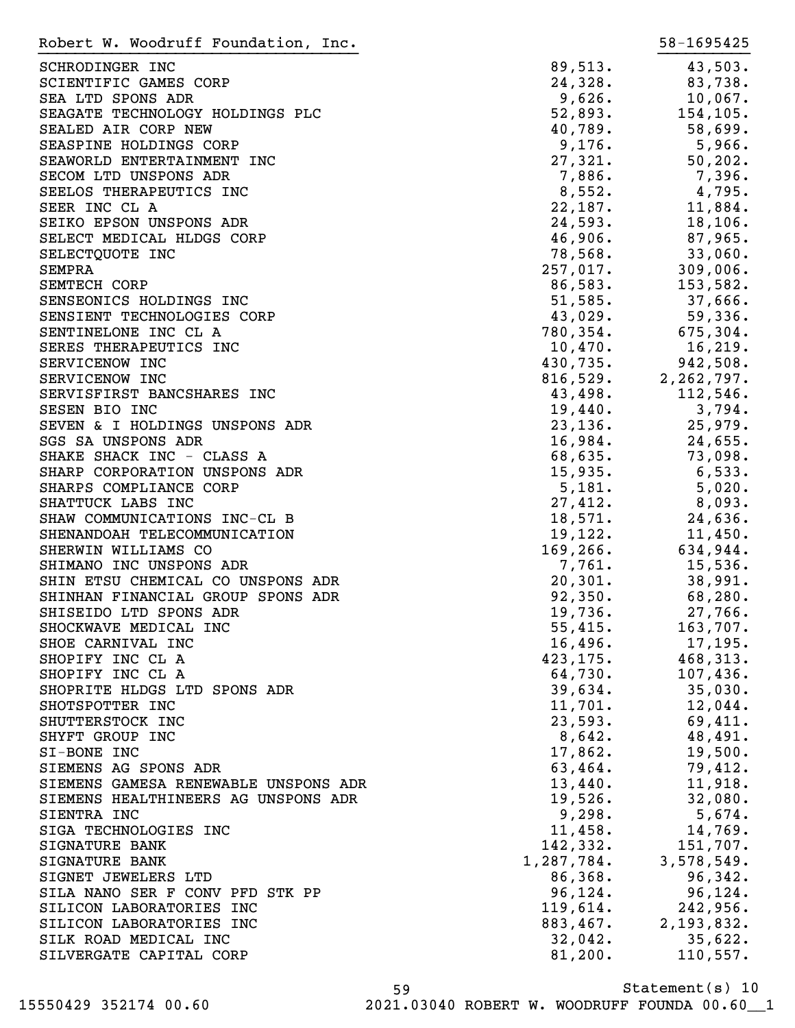Robert W. Woodruff Foundation, Inc. 58-1695425

| | | |
|---|---|---|
| SCHRODINGER INC | 89,513. | 43,503. |
| SCIENTIFIC GAMES CORP | 24,328. | 83,738. |
| SEA LTD SPONS ADR | 9,626. | 10,067. |
| SEAGATE TECHNOLOGY HOLDINGS PLC | 52,893. | 154,105. |
| SEALED AIR CORP NEW | 40,789. | 58,699. |
| SEASPINE HOLDINGS CORP | 9,176. | 5,966. |
| SEAWORLD ENTERTAINMENT INC | 27,321. | 50,202. |
| SECOM LTD UNSPONS ADR | 7,886. | 7,396. |
| SEELOS THERAPEUTICS INC | 8,552. | 4,795. |
| SEER INC CL A | 22,187. | 11,884. |
| SEIKO EPSON UNSPONS ADR | 24,593. | 18,106. |
| SELECT MEDICAL HLDGS CORP | 46,906. | 87,965. |
| SELECTQUOTE INC | 78,568. | 33,060. |
| SEMPRA | 257,017. | 309,006. |
| SEMTECH CORP | 86,583. | 153,582. |
| SENSEONICS HOLDINGS INC | 51,585. | 37,666. |
| SENSIENT TECHNOLOGIES CORP | 43,029. | 59,336. |
| SENTINELONE INC CL A | 780,354. | 675,304. |
| SERES THERAPEUTICS INC | 10,470. | 16,219. |
| SERVICENOW INC | 430,735. | 942,508. |
| SERVICENOW INC | 816,529. | 2,262,797. |
| SERVISFIRST BANCSHARES INC | 43,498. | 112,546. |
| SESEN BIO INC | 19,440. | 3,794. |
| SEVEN & I HOLDINGS UNSPONS ADR | 23,136. | 25,979. |
| SGS SA UNSPONS ADR | 16,984. | 24,655. |
| SHAKE SHACK INC - CLASS A | 68,635. | 73,098. |
| SHARP CORPORATION UNSPONS ADR | 15,935. | 6,533. |
| SHARPS COMPLIANCE CORP | 5,181. | 5,020. |
| SHATTUCK LABS INC | 27,412. | 8,093. |
| SHAW COMMUNICATIONS INC-CL B | 18,571. | 24,636. |
| SHENANDOAH TELECOMMUNICATION | 19,122. | 11,450. |
| SHERWIN WILLIAMS CO | 169,266. | 634,944. |
| SHIMANO INC UNSPONS ADR | 7,761. | 15,536. |
| SHIN ETSU CHEMICAL CO UNSPONS ADR | 20,301. | 38,991. |
| SHINHAN FINANCIAL GROUP SPONS ADR | 92,350. | 68,280. |
| SHISEIDO LTD SPONS ADR | 19,736. | 27,766. |
| SHOCKWAVE MEDICAL INC | 55,415. | 163,707. |
| SHOE CARNIVAL INC | 16,496. | 17,195. |
| SHOPIFY INC CL A | 423,175. | 468,313. |
| SHOPIFY INC CL A | 64,730. | 107,436. |
| SHOPRITE HLDGS LTD SPONS ADR | 39,634. | 35,030. |
| SHOTSPOTTER INC | 11,701. | 12,044. |
| SHUTTERSTOCK INC | 23,593. | 69,411. |
| SHYFT GROUP INC | 8,642. | 48,491. |
| SI-BONE INC | 17,862. | 19,500. |
| SIEMENS AG SPONS ADR | 63,464. | 79,412. |
| SIEMENS GAMESA RENEWABLE UNSPONS ADR | 13,440. | 11,918. |
| SIEMENS HEALTHINEERS AG UNSPONS ADR | 19,526. | 32,080. |
| SIENTRA INC | 9,298. | 5,674. |
| SIGA TECHNOLOGIES INC | 11,458. | 14,769. |
| SIGNATURE BANK | 142,332. | 151,707. |
| SIGNATURE BANK | 1,287,784. | 3,578,549. |
| SIGNET JEWELERS LTD | 86,368. | 96,342. |
| SILA NANO SER F CONV PFD STK PP | 96,124. | 96,124. |
| SILICON LABORATORIES INC | 119,614. | 242,956. |
| SILICON LABORATORIES INC | 883,467. | 2,193,832. |
| SILK ROAD MEDICAL INC | 32,042. | 35,622. |
| SILVERGATE CAPITAL CORP | 81,200. | 110,557. |

Statement(s) 10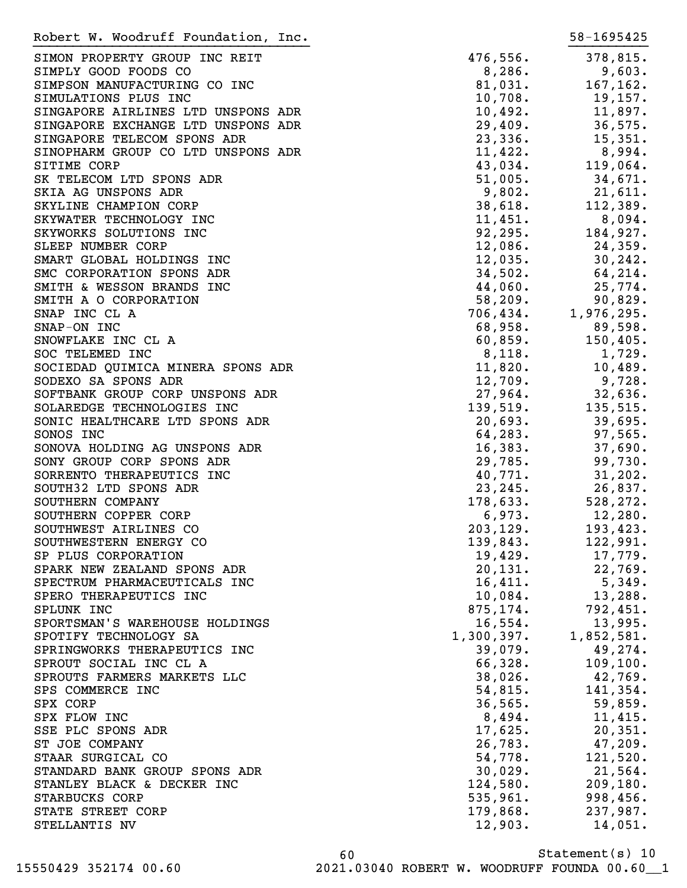Robert W. Woodruff Foundation, Inc. 58-1695425

| | | |
|---|---:|---:|
| SIMON PROPERTY GROUP INC REIT | 476,556. | 378,815. |
| SIMPLY GOOD FOODS CO | 8,286. | 9,603. |
| SIMPSON MANUFACTURING CO INC | 81,031. | 167,162. |
| SIMULATIONS PLUS INC | 10,708. | 19,157. |
| SINGAPORE AIRLINES LTD UNSPONS ADR | 10,492. | 11,897. |
| SINGAPORE EXCHANGE LTD UNSPONS ADR | 29,409. | 36,575. |
| SINGAPORE TELECOM SPONS ADR | 23,336. | 15,351. |
| SINOPHARM GROUP CO LTD UNSPONS ADR | 11,422. | 8,994. |
| SITIME CORP | 43,034. | 119,064. |
| SK TELECOM LTD SPONS ADR | 51,005. | 34,671. |
| SKIA AG UNSPONS ADR | 9,802. | 21,611. |
| SKYLINE CHAMPION CORP | 38,618. | 112,389. |
| SKYWATER TECHNOLOGY INC | 11,451. | 8,094. |
| SKYWORKS SOLUTIONS INC | 92,295. | 184,927. |
| SLEEP NUMBER CORP | 12,086. | 24,359. |
| SMART GLOBAL HOLDINGS INC | 12,035. | 30,242. |
| SMC CORPORATION SPONS ADR | 34,502. | 64,214. |
| SMITH & WESSON BRANDS INC | 44,060. | 25,774. |
| SMITH A O CORPORATION | 58,209. | 90,829. |
| SNAP INC CL A | 706,434. | 1,976,295. |
| SNAP-ON INC | 68,958. | 89,598. |
| SNOWFLAKE INC CL A | 60,859. | 150,405. |
| SOC TELEMED INC | 8,118. | 1,729. |
| SOCIEDAD QUIMICA MINERA SPONS ADR | 11,820. | 10,489. |
| SODEXO SA SPONS ADR | 12,709. | 9,728. |
| SOFTBANK GROUP CORP UNSPONS ADR | 27,964. | 32,636. |
| SOLAREDGE TECHNOLOGIES INC | 139,519. | 135,515. |
| SONIC HEALTHCARE LTD SPONS ADR | 20,693. | 39,695. |
| SONOS INC | 64,283. | 97,565. |
| SONOVA HOLDING AG UNSPONS ADR | 16,383. | 37,690. |
| SONY GROUP CORP SPONS ADR | 29,785. | 99,730. |
| SORRENTO THERAPEUTICS INC | 40,771. | 31,202. |
| SOUTH32 LTD SPONS ADR | 23,245. | 26,837. |
| SOUTHERN COMPANY | 178,633. | 528,272. |
| SOUTHERN COPPER CORP | 6,973. | 12,280. |
| SOUTHWEST AIRLINES CO | 203,129. | 193,423. |
| SOUTHWESTERN ENERGY CO | 139,843. | 122,991. |
| SP PLUS CORPORATION | 19,429. | 17,779. |
| SPARK NEW ZEALAND SPONS ADR | 20,131. | 22,769. |
| SPECTRUM PHARMACEUTICALS INC | 16,411. | 5,349. |
| SPERO THERAPEUTICS INC | 10,084. | 13,288. |
| SPLUNK INC | 875,174. | 792,451. |
| SPORTSMAN'S WAREHOUSE HOLDINGS | 16,554. | 13,995. |
| SPOTIFY TECHNOLOGY SA | 1,300,397. | 1,852,581. |
| SPRINGWORKS THERAPEUTICS INC | 39,079. | 49,274. |
| SPROUT SOCIAL INC CL A | 66,328. | 109,100. |
| SPROUTS FARMERS MARKETS LLC | 38,026. | 42,769. |
| SPS COMMERCE INC | 54,815. | 141,354. |
| SPX CORP | 36,565. | 59,859. |
| SPX FLOW INC | 8,494. | 11,415. |
| SSE PLC SPONS ADR | 17,625. | 20,351. |
| ST JOE COMPANY | 26,783. | 47,209. |
| STAAR SURGICAL CO | 54,778. | 121,520. |
| STANDARD BANK GROUP SPONS ADR | 30,029. | 21,564. |
| STANLEY BLACK & DECKER INC | 124,580. | 209,180. |
| STARBUCKS CORP | 535,961. | 998,456. |
| STATE STREET CORP | 179,868. | 237,987. |
| STELLANTIS NV | 12,903. | 14,051. |

Statement(s) 10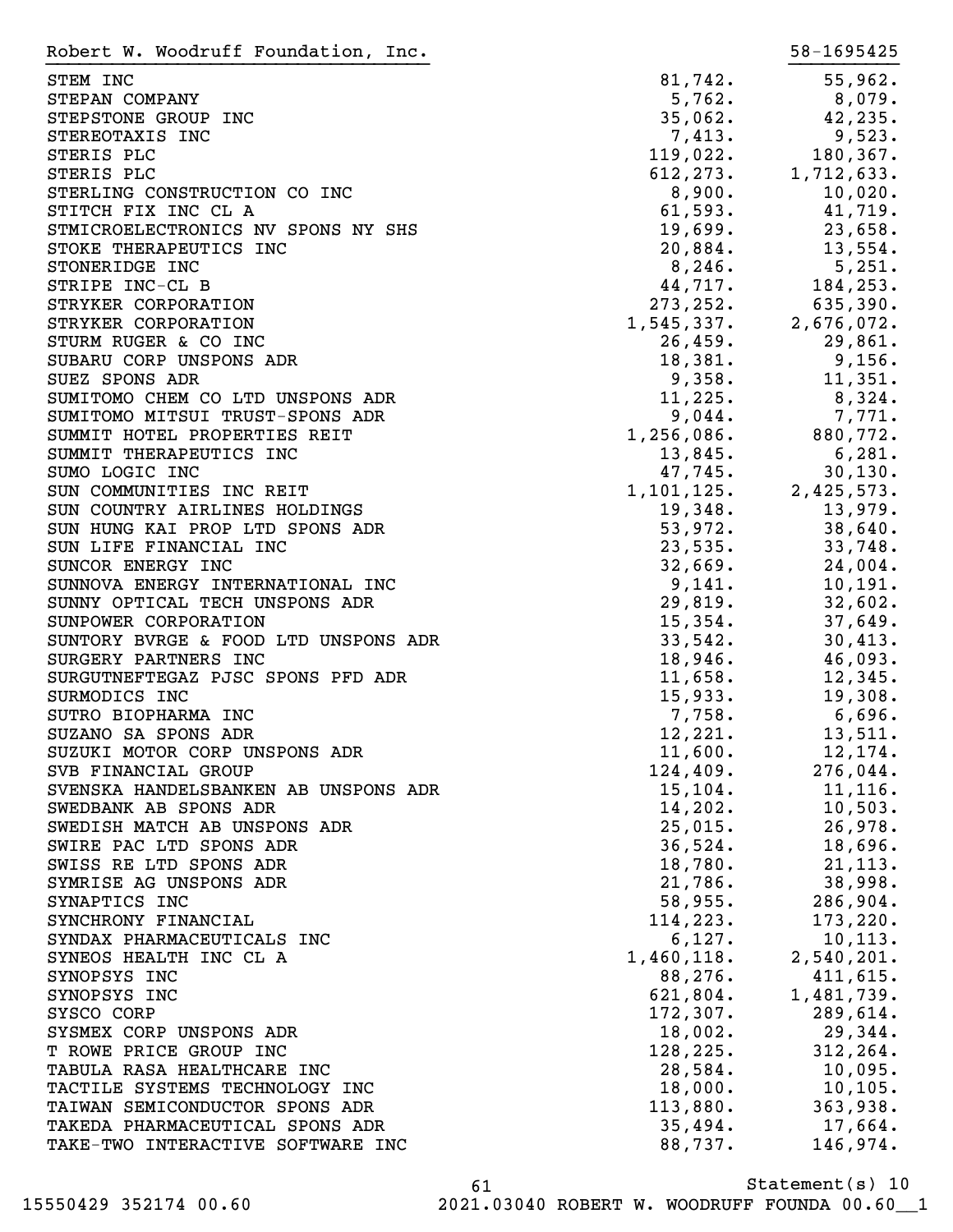Robert W. Woodruff Foundation, Inc. 58-1695425

| | | |
|---|---|---|
| STEM INC | 81,742. | 55,962. |
| STEPAN COMPANY | 5,762. | 8,079. |
| STEPSTONE GROUP INC | 35,062. | 42,235. |
| STEREOTAXIS INC | 7,413. | 9,523. |
| STERIS PLC | 119,022. | 180,367. |
| STERIS PLC | 612,273. | 1,712,633. |
| STERLING CONSTRUCTION CO INC | 8,900. | 10,020. |
| STITCH FIX INC CL A | 61,593. | 41,719. |
| STMICROELECTRONICS NV SPONS NY SHS | 19,699. | 23,658. |
| STOKE THERAPEUTICS INC | 20,884. | 13,554. |
| STONERIDGE INC | 8,246. | 5,251. |
| STRIPE INC-CL B | 44,717. | 184,253. |
| STRYKER CORPORATION | 273,252. | 635,390. |
| STRYKER CORPORATION | 1,545,337. | 2,676,072. |
| STURM RUGER & CO INC | 26,459. | 29,861. |
| SUBARU CORP UNSPONS ADR | 18,381. | 9,156. |
| SUEZ SPONS ADR | 9,358. | 11,351. |
| SUMITOMO CHEM CO LTD UNSPONS ADR | 11,225. | 8,324. |
| SUMITOMO MITSUI TRUST-SPONS ADR | 9,044. | 7,771. |
| SUMMIT HOTEL PROPERTIES REIT | 1,256,086. | 880,772. |
| SUMMIT THERAPEUTICS INC | 13,845. | 6,281. |
| SUMO LOGIC INC | 47,745. | 30,130. |
| SUN COMMUNITIES INC REIT | 1,101,125. | 2,425,573. |
| SUN COUNTRY AIRLINES HOLDINGS | 19,348. | 13,979. |
| SUN HUNG KAI PROP LTD SPONS ADR | 53,972. | 38,640. |
| SUN LIFE FINANCIAL INC | 23,535. | 33,748. |
| SUNCOR ENERGY INC | 32,669. | 24,004. |
| SUNNOVA ENERGY INTERNATIONAL INC | 9,141. | 10,191. |
| SUNNY OPTICAL TECH UNSPONS ADR | 29,819. | 32,602. |
| SUNPOWER CORPORATION | 15,354. | 37,649. |
| SUNTORY BVRGE & FOOD LTD UNSPONS ADR | 33,542. | 30,413. |
| SURGERY PARTNERS INC | 18,946. | 46,093. |
| SURGUTNEFTEGAZ PJSC SPONS PFD ADR | 11,658. | 12,345. |
| SURMODICS INC | 15,933. | 19,308. |
| SUTRO BIOPHARMA INC | 7,758. | 6,696. |
| SUZANO SA SPONS ADR | 12,221. | 13,511. |
| SUZUKI MOTOR CORP UNSPONS ADR | 11,600. | 12,174. |
| SVB FINANCIAL GROUP | 124,409. | 276,044. |
| SVENSKA HANDELSBANKEN AB UNSPONS ADR | 15,104. | 11,116. |
| SWEDBANK AB SPONS ADR | 14,202. | 10,503. |
| SWEDISH MATCH AB UNSPONS ADR | 25,015. | 26,978. |
| SWIRE PAC LTD SPONS ADR | 36,524. | 18,696. |
| SWISS RE LTD SPONS ADR | 18,780. | 21,113. |
| SYMRISE AG UNSPONS ADR | 21,786. | 38,998. |
| SYNAPTICS INC | 58,955. | 286,904. |
| SYNCHRONY FINANCIAL | 114,223. | 173,220. |
| SYNDAX PHARMACEUTICALS INC | 6,127. | 10,113. |
| SYNEOS HEALTH INC CL A | 1,460,118. | 2,540,201. |
| SYNOPSYS INC | 88,276. | 411,615. |
| SYNOPSYS INC | 621,804. | 1,481,739. |
| SYSCO CORP | 172,307. | 289,614. |
| SYSMEX CORP UNSPONS ADR | 18,002. | 29,344. |
| T ROWE PRICE GROUP INC | 128,225. | 312,264. |
| TABULA RASA HEALTHCARE INC | 28,584. | 10,095. |
| TACTILE SYSTEMS TECHNOLOGY INC | 18,000. | 10,105. |
| TAIWAN SEMICONDUCTOR SPONS ADR | 113,880. | 363,938. |
| TAKEDA PHARMACEUTICAL SPONS ADR | 35,494. | 17,664. |
| TAKE-TWO INTERACTIVE SOFTWARE INC | 88,737. | 146,974. |

Statement(s) 10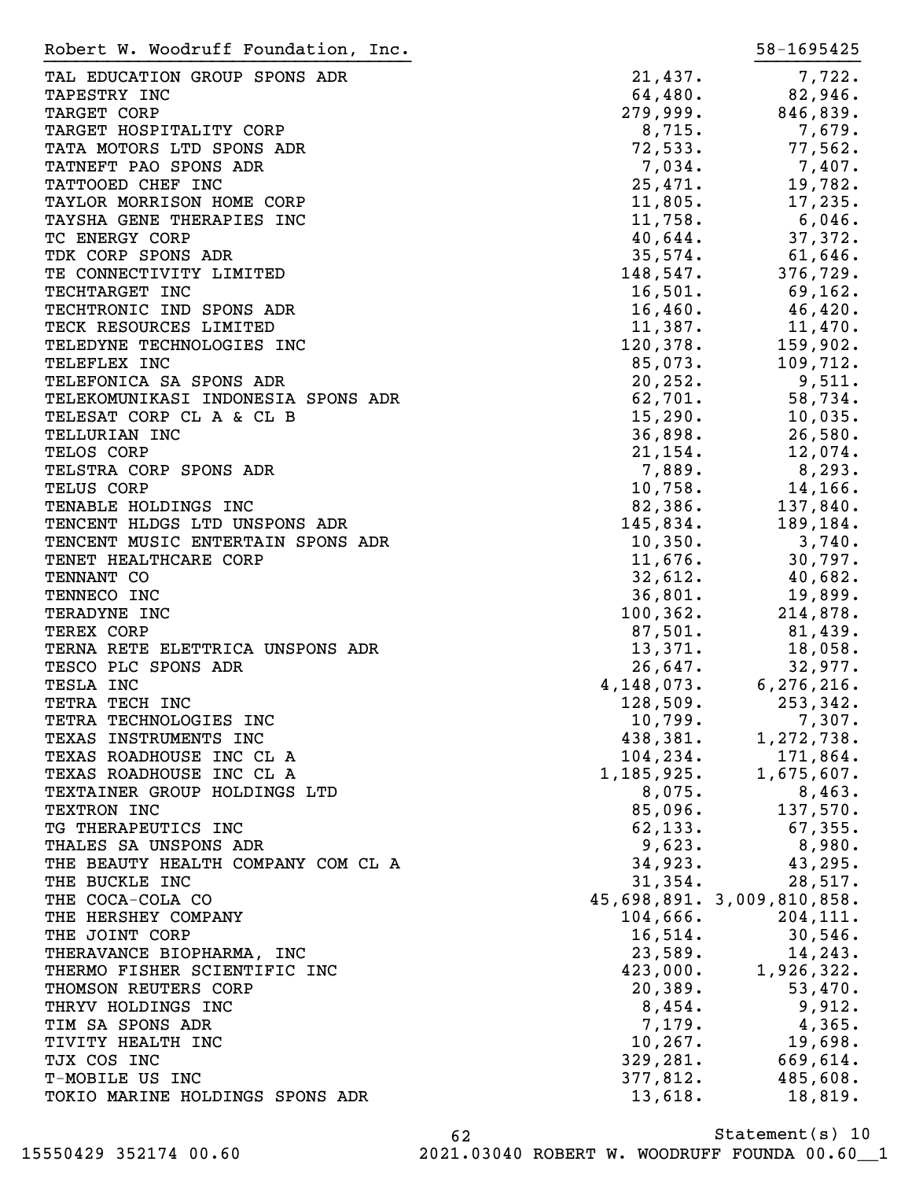Robert W. Woodruff Foundation, Inc. 58-1695425

| | | |
|---|---|---|
| TAL EDUCATION GROUP SPONS ADR | 21,437. | 7,722. |
| TAPESTRY INC | 64,480. | 82,946. |
| TARGET CORP | 279,999. | 846,839. |
| TARGET HOSPITALITY CORP | 8,715. | 7,679. |
| TATA MOTORS LTD SPONS ADR | 72,533. | 77,562. |
| TATNEFT PAO SPONS ADR | 7,034. | 7,407. |
| TATTOOED CHEF INC | 25,471. | 19,782. |
| TAYLOR MORRISON HOME CORP | 11,805. | 17,235. |
| TAYSHA GENE THERAPIES INC | 11,758. | 6,046. |
| TC ENERGY CORP | 40,644. | 37,372. |
| TDK CORP SPONS ADR | 35,574. | 61,646. |
| TE CONNECTIVITY LIMITED | 148,547. | 376,729. |
| TECHTARGET INC | 16,501. | 69,162. |
| TECHTRONIC IND SPONS ADR | 16,460. | 46,420. |
| TECK RESOURCES LIMITED | 11,387. | 11,470. |
| TELEDYNE TECHNOLOGIES INC | 120,378. | 159,902. |
| TELEFLEX INC | 85,073. | 109,712. |
| TELEFONICA SA SPONS ADR | 20,252. | 9,511. |
| TELEKOMUNIKASI INDONESIA SPONS ADR | 62,701. | 58,734. |
| TELESAT CORP CL A & CL B | 15,290. | 10,035. |
| TELLURIAN INC | 36,898. | 26,580. |
| TELOS CORP | 21,154. | 12,074. |
| TELSTRA CORP SPONS ADR | 7,889. | 8,293. |
| TELUS CORP | 10,758. | 14,166. |
| TENABLE HOLDINGS INC | 82,386. | 137,840. |
| TENCENT HLDGS LTD UNSPONS ADR | 145,834. | 189,184. |
| TENCENT MUSIC ENTERTAIN SPONS ADR | 10,350. | 3,740. |
| TENET HEALTHCARE CORP | 11,676. | 30,797. |
| TENNANT CO | 32,612. | 40,682. |
| TENNECO INC | 36,801. | 19,899. |
| TERADYNE INC | 100,362. | 214,878. |
| TEREX CORP | 87,501. | 81,439. |
| TERNA RETE ELETTRICA UNSPONS ADR | 13,371. | 18,058. |
| TESCO PLC SPONS ADR | 26,647. | 32,977. |
| TESLA INC | 4,148,073. | 6,276,216. |
| TETRA TECH INC | 128,509. | 253,342. |
| TETRA TECHNOLOGIES INC | 10,799. | 7,307. |
| TEXAS INSTRUMENTS INC | 438,381. | 1,272,738. |
| TEXAS ROADHOUSE INC CL A | 104,234. | 171,864. |
| TEXAS ROADHOUSE INC CL A | 1,185,925. | 1,675,607. |
| TEXTAINER GROUP HOLDINGS LTD | 8,075. | 8,463. |
| TEXTRON INC | 85,096. | 137,570. |
| TG THERAPEUTICS INC | 62,133. | 67,355. |
| THALES SA UNSPONS ADR | 9,623. | 8,980. |
| THE BEAUTY HEALTH COMPANY COM CL A | 34,923. | 43,295. |
| THE BUCKLE INC | 31,354. | 28,517. |
| THE COCA-COLA CO | 45,698,891. | 3,009,810,858. |
| THE HERSHEY COMPANY | 104,666. | 204,111. |
| THE JOINT CORP | 16,514. | 30,546. |
| THERAVANCE BIOPHARMA, INC | 23,589. | 14,243. |
| THERMO FISHER SCIENTIFIC INC | 423,000. | 1,926,322. |
| THOMSON REUTERS CORP | 20,389. | 53,470. |
| THRYV HOLDINGS INC | 8,454. | 9,912. |
| TIM SA SPONS ADR | 7,179. | 4,365. |
| TIVITY HEALTH INC | 10,267. | 19,698. |
| TJX COS INC | 329,281. | 669,614. |
| T-MOBILE US INC | 377,812. | 485,608. |
| TOKIO MARINE HOLDINGS SPONS ADR | 13,618. | 18,819. |

Statement(s) 10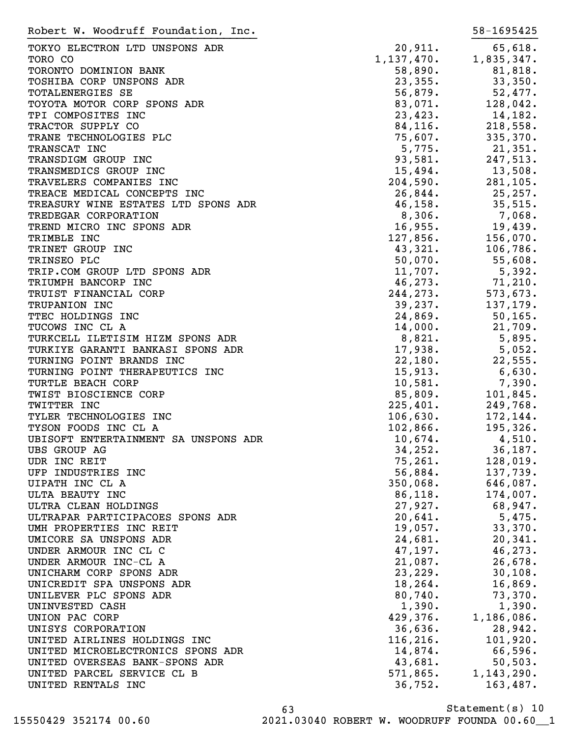Robert W. Woodruff Foundation, Inc. 58-1695425

| | | |
|---|---|---|
| TOKYO ELECTRON LTD UNSPONS ADR | 20,911. | 65,618. |
| TORO CO | 1,137,470. | 1,835,347. |
| TORONTO DOMINION BANK | 58,890. | 81,818. |
| TOSHIBA CORP UNSPONS ADR | 23,355. | 33,350. |
| TOTALENERGIES SE | 56,879. | 52,477. |
| TOYOTA MOTOR CORP SPONS ADR | 83,071. | 128,042. |
| TPI COMPOSITES INC | 23,423. | 14,182. |
| TRACTOR SUPPLY CO | 84,116. | 218,558. |
| TRANE TECHNOLOGIES PLC | 75,607. | 335,370. |
| TRANSCAT INC | 5,775. | 21,351. |
| TRANSDIGM GROUP INC | 93,581. | 247,513. |
| TRANSMEDICS GROUP INC | 15,494. | 13,508. |
| TRAVELERS COMPANIES INC | 204,590. | 281,105. |
| TREACE MEDICAL CONCEPTS INC | 26,844. | 25,257. |
| TREASURY WINE ESTATES LTD SPONS ADR | 46,158. | 35,515. |
| TREDEGAR CORPORATION | 8,306. | 7,068. |
| TREND MICRO INC SPONS ADR | 16,955. | 19,439. |
| TRIMBLE INC | 127,856. | 156,070. |
| TRINET GROUP INC | 43,321. | 106,786. |
| TRINSEO PLC | 50,070. | 55,608. |
| TRIP.COM GROUP LTD SPONS ADR | 11,707. | 5,392. |
| TRIUMPH BANCORP INC | 46,273. | 71,210. |
| TRUIST FINANCIAL CORP | 244,273. | 573,673. |
| TRUPANION INC | 39,237. | 137,179. |
| TTEC HOLDINGS INC | 24,869. | 50,165. |
| TUCOWS INC CL A | 14,000. | 21,709. |
| TURKCELL ILETISIM HIZM SPONS ADR | 8,821. | 5,895. |
| TURKIYE GARANTI BANKASI SPONS ADR | 17,938. | 5,052. |
| TURNING POINT BRANDS INC | 22,180. | 22,555. |
| TURNING POINT THERAPEUTICS INC | 15,913. | 6,630. |
| TURTLE BEACH CORP | 10,581. | 7,390. |
| TWIST BIOSCIENCE CORP | 85,809. | 101,845. |
| TWITTER INC | 225,401. | 249,768. |
| TYLER TECHNOLOGIES INC | 106,630. | 172,144. |
| TYSON FOODS INC CL A | 102,866. | 195,326. |
| UBISOFT ENTERTAINMENT SA UNSPONS ADR | 10,674. | 4,510. |
| UBS GROUP AG | 34,252. | 36,187. |
| UDR INC REIT | 75,261. | 128,019. |
| UFP INDUSTRIES INC | 56,884. | 137,739. |
| UIPATH INC CL A | 350,068. | 646,087. |
| ULTA BEAUTY INC | 86,118. | 174,007. |
| ULTRA CLEAN HOLDINGS | 27,927. | 68,947. |
| ULTRAPAR PARTICIPACOES SPONS ADR | 20,641. | 5,475. |
| UMH PROPERTIES INC REIT | 19,057. | 33,370. |
| UMICORE SA UNSPONS ADR | 24,681. | 20,341. |
| UNDER ARMOUR INC CL C | 47,197. | 46,273. |
| UNDER ARMOUR INC-CL A | 21,087. | 26,678. |
| UNICHARM CORP SPONS ADR | 23,229. | 30,108. |
| UNICREDIT SPA UNSPONS ADR | 18,264. | 16,869. |
| UNILEVER PLC SPONS ADR | 80,740. | 73,370. |
| UNINVESTED CASH | 1,390. | 1,390. |
| UNION PAC CORP | 429,376. | 1,186,086. |
| UNISYS CORPORATION | 36,636. | 28,942. |
| UNITED AIRLINES HOLDINGS INC | 116,216. | 101,920. |
| UNITED MICROELECTRONICS SPONS ADR | 14,874. | 66,596. |
| UNITED OVERSEAS BANK-SPONS ADR | 43,681. | 50,503. |
| UNITED PARCEL SERVICE CL B | 571,865. | 1,143,290. |
| UNITED RENTALS INC | 36,752. | 163,487. |

Statement(s) 10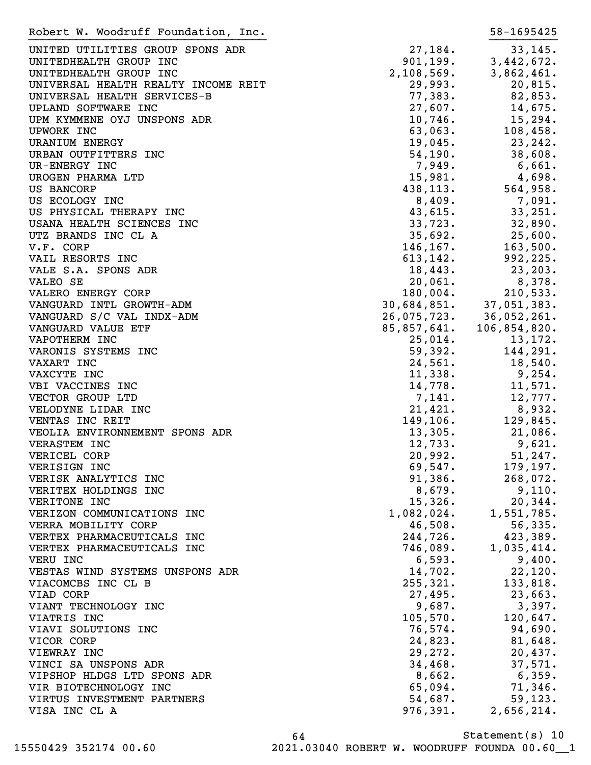Robert W. Woodruff Foundation, Inc. 58-1695425

| | | |
|---|---:|---:|
| UNITED UTILITIES GROUP SPONS ADR | 27,184. | 33,145. |
| UNITEDHEALTH GROUP INC | 901,199. | 3,442,672. |
| UNITEDHEALTH GROUP INC | 2,108,569. | 3,862,461. |
| UNIVERSAL HEALTH REALTY INCOME REIT | 29,993. | 20,815. |
| UNIVERSAL HEALTH SERVICES-B | 77,383. | 82,853. |
| UPLAND SOFTWARE INC | 27,607. | 14,675. |
| UPM KYMMENE OYJ UNSPONS ADR | 10,746. | 15,294. |
| UPWORK INC | 63,063. | 108,458. |
| URANIUM ENERGY | 19,045. | 23,242. |
| URBAN OUTFITTERS INC | 54,190. | 38,608. |
| UR-ENERGY INC | 7,949. | 6,661. |
| UROGEN PHARMA LTD | 15,981. | 4,698. |
| US BANCORP | 438,113. | 564,958. |
| US ECOLOGY INC | 8,409. | 7,091. |
| US PHYSICAL THERAPY INC | 43,615. | 33,251. |
| USANA HEALTH SCIENCES INC | 33,723. | 32,890. |
| UTZ BRANDS INC CL A | 35,692. | 25,600. |
| V.F. CORP | 146,167. | 163,500. |
| VAIL RESORTS INC | 613,142. | 992,225. |
| VALE S.A. SPONS ADR | 18,443. | 23,203. |
| VALEO SE | 20,061. | 8,378. |
| VALERO ENERGY CORP | 180,004. | 210,533. |
| VANGUARD INTL GROWTH-ADM | 30,684,851. | 37,051,383. |
| VANGUARD S/C VAL INDX-ADM | 26,075,723. | 36,052,261. |
| VANGUARD VALUE ETF | 85,857,641. | 106,854,820. |
| VAPOTHERM INC | 25,014. | 13,172. |
| VARONIS SYSTEMS INC | 59,392. | 144,291. |
| VAXART INC | 24,561. | 18,540. |
| VAXCYTE INC | 11,338. | 9,254. |
| VBI VACCINES INC | 14,778. | 11,571. |
| VECTOR GROUP LTD | 7,141. | 12,777. |
| VELODYNE LIDAR INC | 21,421. | 8,932. |
| VENTAS INC REIT | 149,106. | 129,845. |
| VEOLIA ENVIRONNEMENT SPONS ADR | 13,305. | 21,086. |
| VERASTEM INC | 12,733. | 9,621. |
| VERICEL CORP | 20,992. | 51,247. |
| VERISIGN INC | 69,547. | 179,197. |
| VERISK ANALYTICS INC | 91,386. | 268,072. |
| VERITEX HOLDINGS INC | 8,679. | 9,110. |
| VERITONE INC | 15,326. | 20,344. |
| VERIZON COMMUNICATIONS INC | 1,082,024. | 1,551,785. |
| VERRA MOBILITY CORP | 46,508. | 56,335. |
| VERTEX PHARMACEUTICALS INC | 244,726. | 423,389. |
| VERTEX PHARMACEUTICALS INC | 746,089. | 1,035,414. |
| VERU INC | 6,593. | 9,400. |
| VESTAS WIND SYSTEMS UNSPONS ADR | 14,702. | 22,120. |
| VIACOMCBS INC CL B | 255,321. | 133,818. |
| VIAD CORP | 27,495. | 23,663. |
| VIANT TECHNOLOGY INC | 9,687. | 3,397. |
| VIATRIS INC | 105,570. | 120,647. |
| VIAVI SOLUTIONS INC | 76,574. | 94,690. |
| VICOR CORP | 24,823. | 81,648. |
| VIEWRAY INC | 29,272. | 20,437. |
| VINCI SA UNSPONS ADR | 34,468. | 37,571. |
| VIPSHOP HLDGS LTD SPONS ADR | 8,662. | 6,359. |
| VIR BIOTECHNOLOGY INC | 65,094. | 71,346. |
| VIRTUS INVESTMENT PARTNERS | 54,687. | 59,123. |
| VISA INC CL A | 976,391. | 2,656,214. |

Statement(s) 10

15550429 352174 00.60 2021.03040 ROBERT W. WOODRUFF FOUNDA 00.60__1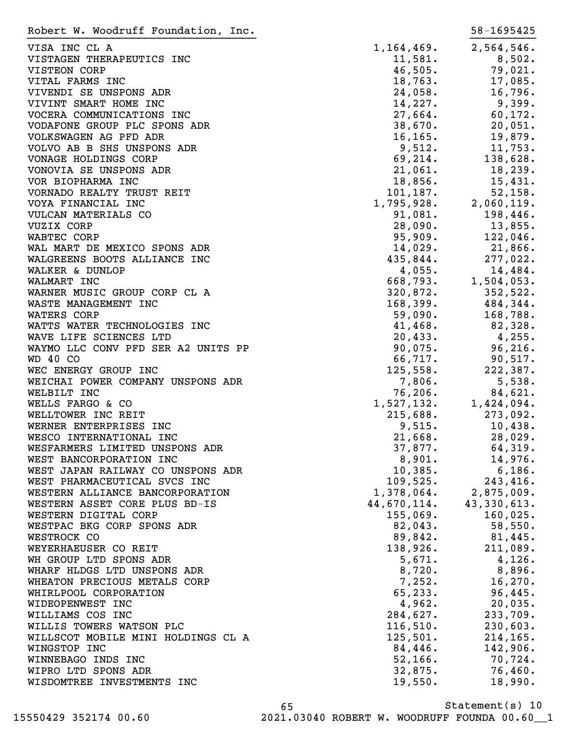Robert W. Woodruff Foundation, Inc. 58-1695425

| | | |
|---|---|---|
| VISA INC CL A | 1,164,469. | 2,564,546. |
| VISTAGEN THERAPEUTICS INC | 11,581. | 8,502. |
| VISTEON CORP | 46,505. | 79,021. |
| VITAL FARMS INC | 18,763. | 17,085. |
| VIVENDI SE UNSPONS ADR | 24,058. | 16,796. |
| VIVINT SMART HOME INC | 14,227. | 9,399. |
| VOCERA COMMUNICATIONS INC | 27,664. | 60,172. |
| VODAFONE GROUP PLC SPONS ADR | 38,670. | 20,051. |
| VOLKSWAGEN AG PFD ADR | 16,165. | 19,879. |
| VOLVO AB B SHS UNSPONS ADR | 9,512. | 11,753. |
| VONAGE HOLDINGS CORP | 69,214. | 138,628. |
| VONOVIA SE UNSPONS ADR | 21,061. | 18,239. |
| VOR BIOPHARMA INC | 18,856. | 15,431. |
| VORNADO REALTY TRUST REIT | 101,187. | 52,158. |
| VOYA FINANCIAL INC | 1,795,928. | 2,060,119. |
| VULCAN MATERIALS CO | 91,081. | 198,446. |
| VUZIX CORP | 28,090. | 13,855. |
| WABTEC CORP | 95,909. | 122,046. |
| WAL MART DE MEXICO SPONS ADR | 14,029. | 21,866. |
| WALGREENS BOOTS ALLIANCE INC | 435,844. | 277,022. |
| WALKER & DUNLOP | 4,055. | 14,484. |
| WALMART INC | 668,793. | 1,504,053. |
| WARNER MUSIC GROUP CORP CL A | 320,872. | 352,522. |
| WASTE MANAGEMENT INC | 168,399. | 484,344. |
| WATERS CORP | 59,090. | 168,788. |
| WATTS WATER TECHNOLOGIES INC | 41,468. | 82,328. |
| WAVE LIFE SCIENCES LTD | 20,433. | 4,255. |
| WAYMO LLC CONV PFD SER A2 UNITS PP | 90,075. | 96,216. |
| WD 40 CO | 66,717. | 90,517. |
| WEC ENERGY GROUP INC | 125,558. | 222,387. |
| WEICHAI POWER COMPANY UNSPONS ADR | 7,806. | 5,538. |
| WELBILT INC | 76,206. | 84,621. |
| WELLS FARGO & CO | 1,527,132. | 1,424,094. |
| WELLTOWER INC REIT | 215,688. | 273,092. |
| WERNER ENTERPRISES INC | 9,515. | 10,438. |
| WESCO INTERNATIONAL INC | 21,668. | 28,029. |
| WESFARMERS LIMITED UNSPONS ADR | 37,877. | 64,319. |
| WEST BANCORPORATION INC | 8,901. | 14,976. |
| WEST JAPAN RAILWAY CO UNSPONS ADR | 10,385. | 6,186. |
| WEST PHARMACEUTICAL SVCS INC | 109,525. | 243,416. |
| WESTERN ALLIANCE BANCORPORATION | 1,378,064. | 2,875,009. |
| WESTERN ASSET CORE PLUS BD-IS | 44,670,114. | 43,330,613. |
| WESTERN DIGITAL CORP | 155,069. | 160,025. |
| WESTPAC BKG CORP SPONS ADR | 82,043. | 58,550. |
| WESTROCK CO | 89,842. | 81,445. |
| WEYERHAEUSER CO REIT | 138,926. | 211,089. |
| WH GROUP LTD SPONS ADR | 5,671. | 4,126. |
| WHARF HLDGS LTD UNSPONS ADR | 8,720. | 8,896. |
| WHEATON PRECIOUS METALS CORP | 7,252. | 16,270. |
| WHIRLPOOL CORPORATION | 65,233. | 96,445. |
| WIDEOPENWEST INC | 4,962. | 20,035. |
| WILLIAMS COS INC | 284,627. | 233,709. |
| WILLIS TOWERS WATSON PLC | 116,510. | 230,603. |
| WILLSCOT MOBILE MINI HOLDINGS CL A | 125,501. | 214,165. |
| WINGSTOP INC | 84,446. | 142,906. |
| WINNEBAGO INDS INC | 52,166. | 70,724. |
| WIPRO LTD SPONS ADR | 32,875. | 76,460. |
| WISDOMTREE INVESTMENTS INC | 19,550. | 18,990. |

Statement(s) 10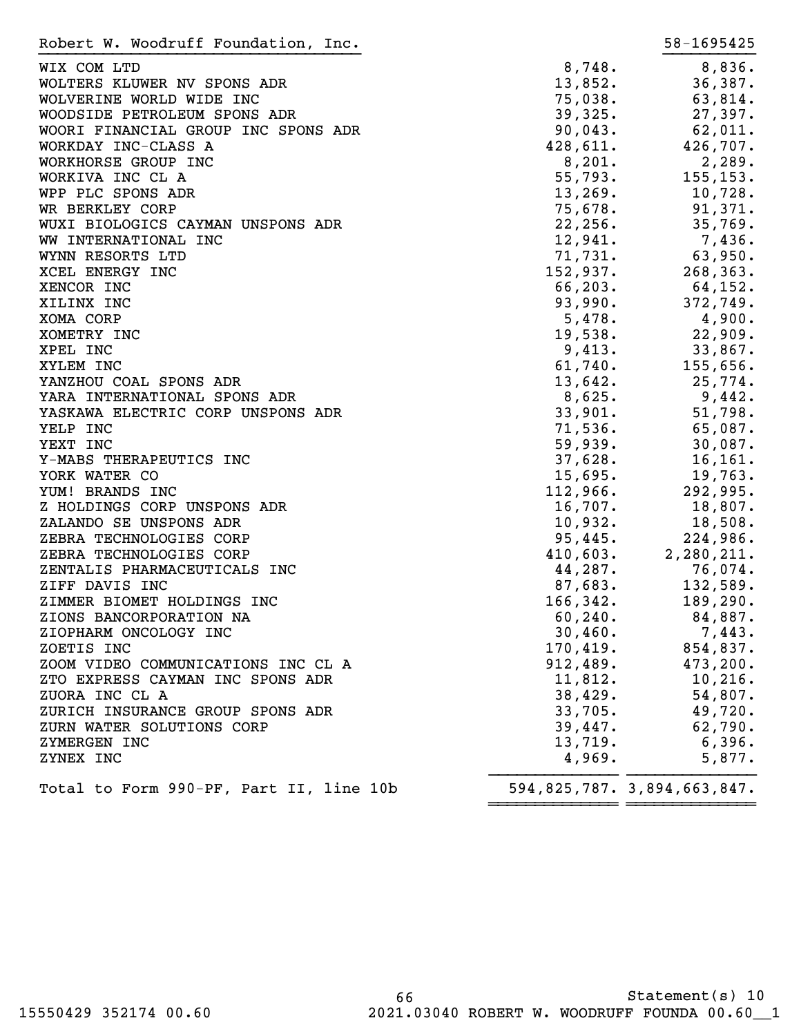Robert W. Woodruff Foundation, Inc. 58-1695425

| | | |
|---|---:|---:|
| WIX COM LTD | 8,748. | 8,836. |
| WOLTERS KLUWER NV SPONS ADR | 13,852. | 36,387. |
| WOLVERINE WORLD WIDE INC | 75,038. | 63,814. |
| WOODSIDE PETROLEUM SPONS ADR | 39,325. | 27,397. |
| WOORI FINANCIAL GROUP INC SPONS ADR | 90,043. | 62,011. |
| WORKDAY INC-CLASS A | 428,611. | 426,707. |
| WORKHORSE GROUP INC | 8,201. | 2,289. |
| WORKIVA INC CL A | 55,793. | 155,153. |
| WPP PLC SPONS ADR | 13,269. | 10,728. |
| WR BERKLEY CORP | 75,678. | 91,371. |
| WUXI BIOLOGICS CAYMAN UNSPONS ADR | 22,256. | 35,769. |
| WW INTERNATIONAL INC | 12,941. | 7,436. |
| WYNN RESORTS LTD | 71,731. | 63,950. |
| XCEL ENERGY INC | 152,937. | 268,363. |
| XENCOR INC | 66,203. | 64,152. |
| XILINX INC | 93,990. | 372,749. |
| XOMA CORP | 5,478. | 4,900. |
| XOMETRY INC | 19,538. | 22,909. |
| XPEL INC | 9,413. | 33,867. |
| XYLEM INC | 61,740. | 155,656. |
| YANZHOU COAL SPONS ADR | 13,642. | 25,774. |
| YARA INTERNATIONAL SPONS ADR | 8,625. | 9,442. |
| YASKAWA ELECTRIC CORP UNSPONS ADR | 33,901. | 51,798. |
| YELP INC | 71,536. | 65,087. |
| YEXT INC | 59,939. | 30,087. |
| Y-MABS THERAPEUTICS INC | 37,628. | 16,161. |
| YORK WATER CO | 15,695. | 19,763. |
| YUM! BRANDS INC | 112,966. | 292,995. |
| Z HOLDINGS CORP UNSPONS ADR | 16,707. | 18,807. |
| ZALANDO SE UNSPONS ADR | 10,932. | 18,508. |
| ZEBRA TECHNOLOGIES CORP | 95,445. | 224,986. |
| ZEBRA TECHNOLOGIES CORP | 410,603. | 2,280,211. |
| ZENTALIS PHARMACEUTICALS INC | 44,287. | 76,074. |
| ZIFF DAVIS INC | 87,683. | 132,589. |
| ZIMMER BIOMET HOLDINGS INC | 166,342. | 189,290. |
| ZIONS BANCORPORATION NA | 60,240. | 84,887. |
| ZIOPHARM ONCOLOGY INC | 30,460. | 7,443. |
| ZOETIS INC | 170,419. | 854,837. |
| ZOOM VIDEO COMMUNICATIONS INC CL A | 912,489. | 473,200. |
| ZTO EXPRESS CAYMAN INC SPONS ADR | 11,812. | 10,216. |
| ZUORA INC CL A | 38,429. | 54,807. |
| ZURICH INSURANCE GROUP SPONS ADR | 33,705. | 49,720. |
| ZURN WATER SOLUTIONS CORP | 39,447. | 62,790. |
| ZYMERGEN INC | 13,719. | 6,396. |
| ZYNEX INC | 4,969. | 5,877. |
| Total to Form 990-PF, Part II, line 10b | 594,825,787. | 3,894,663,847. |

Statement(s) 10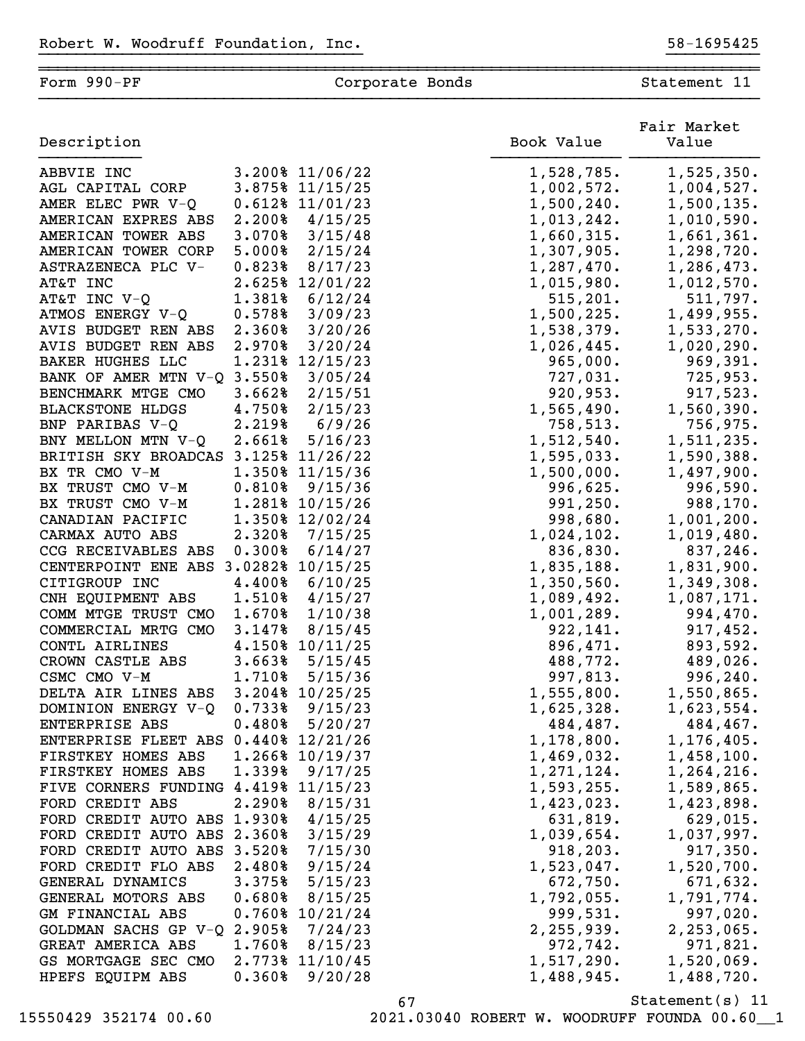Robert W. Woodruff Foundation, Inc. 58-1695425

Form 990-PF — Corporate Bonds — Statement 11

| Description | | | Book Value | Fair Market Value |
|---|---|---|---|---|
| ABBVIE INC | 3.200% | 11/06/22 | 1,528,785. | 1,525,350. |
| AGL CAPITAL CORP | 3.875% | 11/15/25 | 1,002,572. | 1,004,527. |
| AMER ELEC PWR V-Q | 0.612% | 11/01/23 | 1,500,240. | 1,500,135. |
| AMERICAN EXPRES ABS | 2.200% | 4/15/25 | 1,013,242. | 1,010,590. |
| AMERICAN TOWER ABS | 3.070% | 3/15/48 | 1,660,315. | 1,661,361. |
| AMERICAN TOWER CORP | 5.000% | 2/15/24 | 1,307,905. | 1,298,720. |
| ASTRAZENECA PLC V- | 0.823% | 8/17/23 | 1,287,470. | 1,286,473. |
| AT&T INC | 2.625% | 12/01/22 | 1,015,980. | 1,012,570. |
| AT&T INC V-Q | 1.381% | 6/12/24 | 515,201. | 511,797. |
| ATMOS ENERGY V-Q | 0.578% | 3/09/23 | 1,500,225. | 1,499,955. |
| AVIS BUDGET REN ABS | 2.360% | 3/20/26 | 1,538,379. | 1,533,270. |
| AVIS BUDGET REN ABS | 2.970% | 3/20/24 | 1,026,445. | 1,020,290. |
| BAKER HUGHES LLC | 1.231% | 12/15/23 | 965,000. | 969,391. |
| BANK OF AMER MTN V-Q | 3.550% | 3/05/24 | 727,031. | 725,953. |
| BENCHMARK MTGE CMO | 3.662% | 2/15/51 | 920,953. | 917,523. |
| BLACKSTONE HLDGS | 4.750% | 2/15/23 | 1,565,490. | 1,560,390. |
| BNP PARIBAS V-Q | 2.219% | 6/9/26 | 758,513. | 756,975. |
| BNY MELLON MTN V-Q | 2.661% | 5/16/23 | 1,512,540. | 1,511,235. |
| BRITISH SKY BROADCAS | 3.125% | 11/26/22 | 1,595,033. | 1,590,388. |
| BX TR CMO V-M | 1.350% | 11/15/36 | 1,500,000. | 1,497,900. |
| BX TRUST CMO V-M | 0.810% | 9/15/36 | 996,625. | 996,590. |
| BX TRUST CMO V-M | 1.281% | 10/15/26 | 991,250. | 988,170. |
| CANADIAN PACIFIC | 1.350% | 12/02/24 | 998,680. | 1,001,200. |
| CARMAX AUTO ABS | 2.320% | 7/15/25 | 1,024,102. | 1,019,480. |
| CCG RECEIVABLES ABS | 0.300% | 6/14/27 | 836,830. | 837,246. |
| CENTERPOINT ENE ABS | 3.0282% | 10/15/25 | 1,835,188. | 1,831,900. |
| CITIGROUP INC | 4.400% | 6/10/25 | 1,350,560. | 1,349,308. |
| CNH EQUIPMENT ABS | 1.510% | 4/15/27 | 1,089,492. | 1,087,171. |
| COMM MTGE TRUST CMO | 1.670% | 1/10/38 | 1,001,289. | 994,470. |
| COMMERCIAL MRTG CMO | 3.147% | 8/15/45 | 922,141. | 917,452. |
| CONTL AIRLINES | 4.150% | 10/11/25 | 896,471. | 893,592. |
| CROWN CASTLE ABS | 3.663% | 5/15/45 | 488,772. | 489,026. |
| CSMC CMO V-M | 1.710% | 5/15/36 | 997,813. | 996,240. |
| DELTA AIR LINES ABS | 3.204% | 10/25/25 | 1,555,800. | 1,550,865. |
| DOMINION ENERGY V-Q | 0.733% | 9/15/23 | 1,625,328. | 1,623,554. |
| ENTERPRISE ABS | 0.480% | 5/20/27 | 484,487. | 484,467. |
| ENTERPRISE FLEET ABS | 0.440% | 12/21/26 | 1,178,800. | 1,176,405. |
| FIRSTKEY HOMES ABS | 1.266% | 10/19/37 | 1,469,032. | 1,458,100. |
| FIRSTKEY HOMES ABS | 1.339% | 9/17/25 | 1,271,124. | 1,264,216. |
| FIVE CORNERS FUNDING | 4.419% | 11/15/23 | 1,593,255. | 1,589,865. |
| FORD CREDIT ABS | 2.290% | 8/15/31 | 1,423,023. | 1,423,898. |
| FORD CREDIT AUTO ABS | 1.930% | 4/15/25 | 631,819. | 629,015. |
| FORD CREDIT AUTO ABS | 2.360% | 3/15/29 | 1,039,654. | 1,037,997. |
| FORD CREDIT AUTO ABS | 3.520% | 7/15/30 | 918,203. | 917,350. |
| FORD CREDIT FLO ABS | 2.480% | 9/15/24 | 1,523,047. | 1,520,700. |
| GENERAL DYNAMICS | 3.375% | 5/15/23 | 672,750. | 671,632. |
| GENERAL MOTORS ABS | 0.680% | 8/15/25 | 1,792,055. | 1,791,774. |
| GM FINANCIAL ABS | 0.760% | 10/21/24 | 999,531. | 997,020. |
| GOLDMAN SACHS GP V-Q | 2.905% | 7/24/23 | 2,255,939. | 2,253,065. |
| GREAT AMERICA ABS | 1.760% | 8/15/23 | 972,742. | 971,821. |
| GS MORTGAGE SEC CMO | 2.773% | 11/10/45 | 1,517,290. | 1,520,069. |
| HPEFS EQUIPM ABS | 0.360% | 9/20/28 | 1,488,945. | 1,488,720. |

Statement(s) 11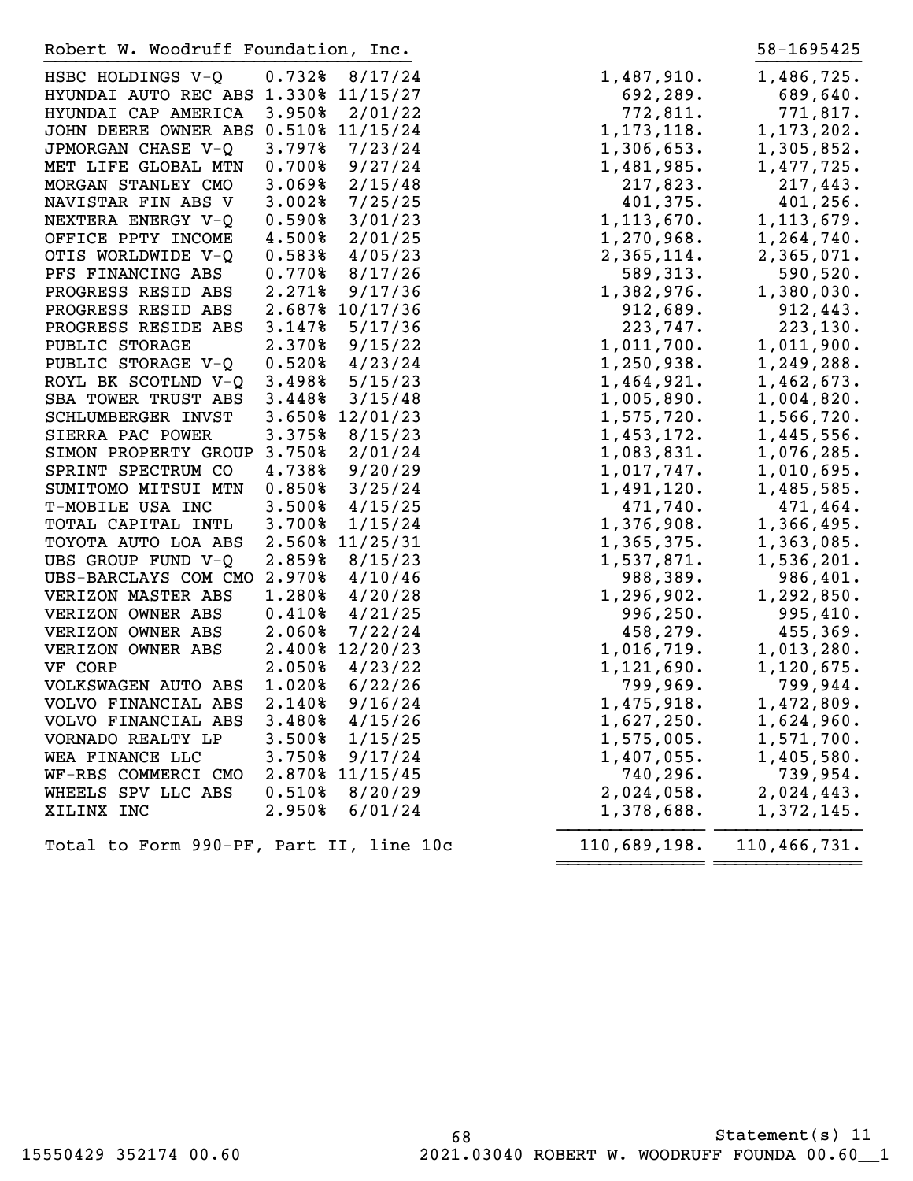Robert W. Woodruff Foundation, Inc. 58-1695425

| Description | Rate | Maturity | Book Value | Fair Market Value |
|---|---|---|---|---|
| HSBC HOLDINGS V-Q | 0.732% | 8/17/24 | 1,487,910. | 1,486,725. |
| HYUNDAI AUTO REC ABS | 1.330% | 11/15/27 | 692,289. | 689,640. |
| HYUNDAI CAP AMERICA | 3.950% | 2/01/22 | 772,811. | 771,817. |
| JOHN DEERE OWNER ABS | 0.510% | 11/15/24 | 1,173,118. | 1,173,202. |
| JPMORGAN CHASE V-Q | 3.797% | 7/23/24 | 1,306,653. | 1,305,852. |
| MET LIFE GLOBAL MTN | 0.700% | 9/27/24 | 1,481,985. | 1,477,725. |
| MORGAN STANLEY CMO | 3.069% | 2/15/48 | 217,823. | 217,443. |
| NAVISTAR FIN ABS V | 3.002% | 7/25/25 | 401,375. | 401,256. |
| NEXTERA ENERGY V-Q | 0.590% | 3/01/23 | 1,113,670. | 1,113,679. |
| OFFICE PPTY INCOME | 4.500% | 2/01/25 | 1,270,968. | 1,264,740. |
| OTIS WORLDWIDE V-Q | 0.583% | 4/05/23 | 2,365,114. | 2,365,071. |
| PFS FINANCING ABS | 0.770% | 8/17/26 | 589,313. | 590,520. |
| PROGRESS RESID ABS | 2.271% | 9/17/36 | 1,382,976. | 1,380,030. |
| PROGRESS RESID ABS | 2.687% | 10/17/36 | 912,689. | 912,443. |
| PROGRESS RESIDE ABS | 3.147% | 5/17/36 | 223,747. | 223,130. |
| PUBLIC STORAGE | 2.370% | 9/15/22 | 1,011,700. | 1,011,900. |
| PUBLIC STORAGE V-Q | 0.520% | 4/23/24 | 1,250,938. | 1,249,288. |
| ROYL BK SCOTLND V-Q | 3.498% | 5/15/23 | 1,464,921. | 1,462,673. |
| SBA TOWER TRUST ABS | 3.448% | 3/15/48 | 1,005,890. | 1,004,820. |
| SCHLUMBERGER INVST | 3.650% | 12/01/23 | 1,575,720. | 1,566,720. |
| SIERRA PAC POWER | 3.375% | 8/15/23 | 1,453,172. | 1,445,556. |
| SIMON PROPERTY GROUP | 3.750% | 2/01/24 | 1,083,831. | 1,076,285. |
| SPRINT SPECTRUM CO | 4.738% | 9/20/29 | 1,017,747. | 1,010,695. |
| SUMITOMO MITSUI MTN | 0.850% | 3/25/24 | 1,491,120. | 1,485,585. |
| T-MOBILE USA INC | 3.500% | 4/15/25 | 471,740. | 471,464. |
| TOTAL CAPITAL INTL | 3.700% | 1/15/24 | 1,376,908. | 1,366,495. |
| TOYOTA AUTO LOA ABS | 2.560% | 11/25/31 | 1,365,375. | 1,363,085. |
| UBS GROUP FUND V-Q | 2.859% | 8/15/23 | 1,537,871. | 1,536,201. |
| UBS-BARCLAYS COM CMO | 2.970% | 4/10/46 | 988,389. | 986,401. |
| VERIZON MASTER ABS | 1.280% | 4/20/28 | 1,296,902. | 1,292,850. |
| VERIZON OWNER ABS | 0.410% | 4/21/25 | 996,250. | 995,410. |
| VERIZON OWNER ABS | 2.060% | 7/22/24 | 458,279. | 455,369. |
| VERIZON OWNER ABS | 2.400% | 12/20/23 | 1,016,719. | 1,013,280. |
| VF CORP | 2.050% | 4/23/22 | 1,121,690. | 1,120,675. |
| VOLKSWAGEN AUTO ABS | 1.020% | 6/22/26 | 799,969. | 799,944. |
| VOLVO FINANCIAL ABS | 2.140% | 9/16/24 | 1,475,918. | 1,472,809. |
| VOLVO FINANCIAL ABS | 3.480% | 4/15/26 | 1,627,250. | 1,624,960. |
| VORNADO REALTY LP | 3.500% | 1/15/25 | 1,575,005. | 1,571,700. |
| WEA FINANCE LLC | 3.750% | 9/17/24 | 1,407,055. | 1,405,580. |
| WF-RBS COMMERCI CMO | 2.870% | 11/15/45 | 740,296. | 739,954. |
| WHEELS SPV LLC ABS | 0.510% | 8/20/29 | 2,024,058. | 2,024,443. |
| XILINX INC | 2.950% | 6/01/24 | 1,378,688. | 1,372,145. |
| Total to Form 990-PF, Part II, line 10c | | | 110,689,198. | 110,466,731. |

Statement(s) 11

15550429 352174 00.60 2021.03040 ROBERT W. WOODRUFF FOUNDA 00.60__1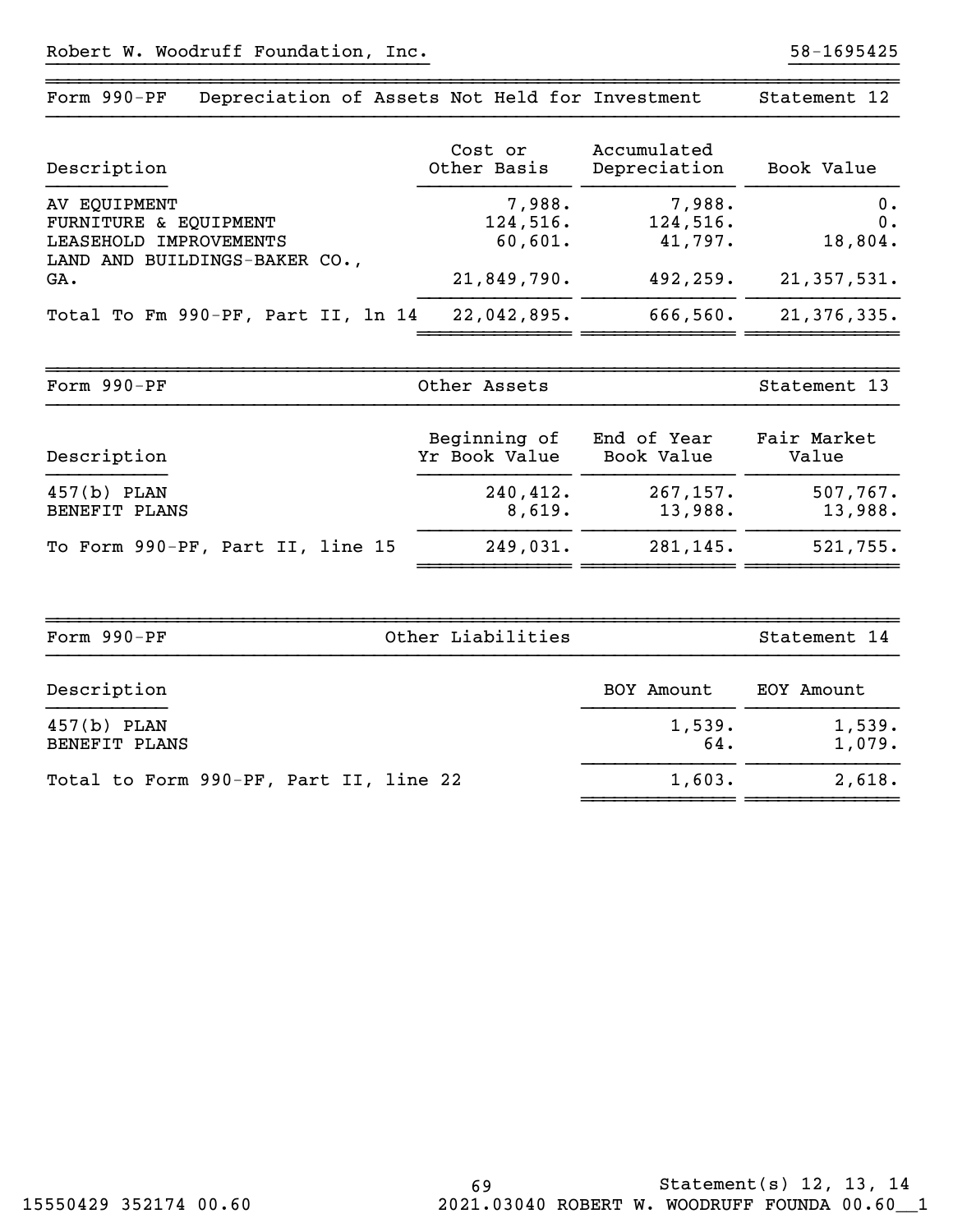Robert W. Woodruff Foundation, Inc. 58-1695425

## Form 990-PF Depreciation of Assets Not Held for Investment — Statement 12

| Description | Cost or Other Basis | Accumulated Depreciation | Book Value |
|---|---|---|---|
| AV EQUIPMENT | 7,988. | 7,988. | 0. |
| FURNITURE & EQUIPMENT | 124,516. | 124,516. | 0. |
| LEASEHOLD IMPROVEMENTS | 60,601. | 41,797. | 18,804. |
| LAND AND BUILDINGS-BAKER CO., GA. | 21,849,790. | 492,259. | 21,357,531. |
| Total To Fm 990-PF, Part II, ln 14 | 22,042,895. | 666,560. | 21,376,335. |

## Form 990-PF Other Assets — Statement 13

| Description | Beginning of Yr Book Value | End of Year Book Value | Fair Market Value |
|---|---|---|---|
| 457(b) PLAN | 240,412. | 267,157. | 507,767. |
| BENEFIT PLANS | 8,619. | 13,988. | 13,988. |
| To Form 990-PF, Part II, line 15 | 249,031. | 281,145. | 521,755. |

## Form 990-PF Other Liabilities — Statement 14

| Description | BOY Amount | EOY Amount |
|---|---|---|
| 457(b) PLAN | 1,539. | 1,539. |
| BENEFIT PLANS | 64. | 1,079. |
| Total to Form 990-PF, Part II, line 22 | 1,603. | 2,618. |

Statement(s) 12, 13, 14

15550429 352174 00.60 2021.03040 ROBERT W. WOODRUFF FOUNDA 00.60__1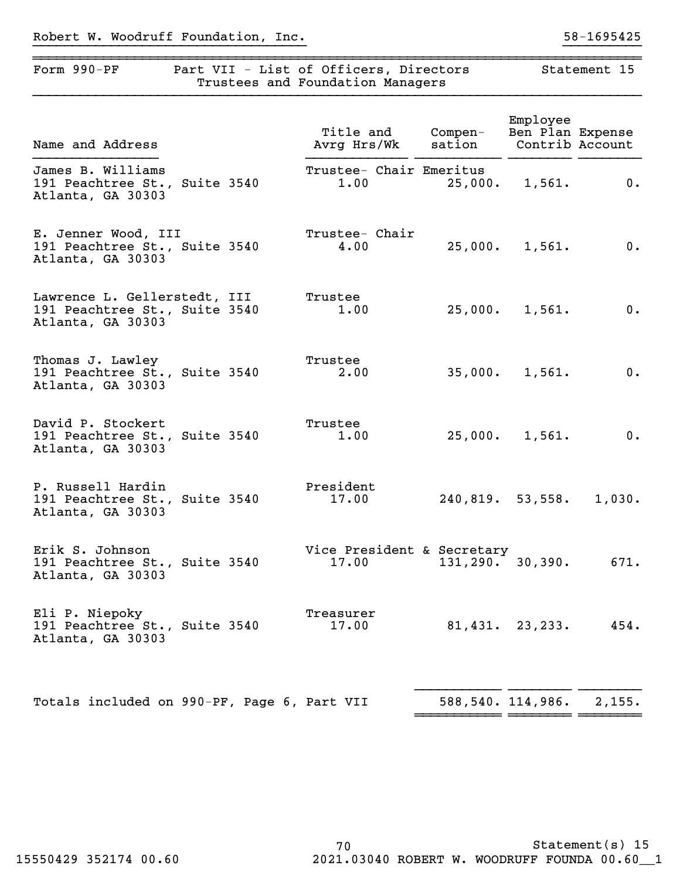Robert W. Woodruff Foundation, Inc. 58-1695425

## Form 990-PF Part VII - List of Officers, Directors Trustees and Foundation Managers Statement 15

| Name and Address | Title and Avrg Hrs/Wk | Compen-sation | Employee Ben Plan Contrib | Expense Account |
|---|---|---|---|---|
| James B. Williams<br>191 Peachtree St., Suite 3540<br>Atlanta, GA 30303 | Trustee- Chair Emeritus<br>1.00 | 25,000. | 1,561. | 0. |
| E. Jenner Wood, III<br>191 Peachtree St., Suite 3540<br>Atlanta, GA 30303 | Trustee- Chair<br>4.00 | 25,000. | 1,561. | 0. |
| Lawrence L. Gellerstedt, III<br>191 Peachtree St., Suite 3540<br>Atlanta, GA 30303 | Trustee<br>1.00 | 25,000. | 1,561. | 0. |
| Thomas J. Lawley<br>191 Peachtree St., Suite 3540<br>Atlanta, GA 30303 | Trustee<br>2.00 | 35,000. | 1,561. | 0. |
| David P. Stockert<br>191 Peachtree St., Suite 3540<br>Atlanta, GA 30303 | Trustee<br>1.00 | 25,000. | 1,561. | 0. |
| P. Russell Hardin<br>191 Peachtree St., Suite 3540<br>Atlanta, GA 30303 | President<br>17.00 | 240,819. | 53,558. | 1,030. |
| Erik S. Johnson<br>191 Peachtree St., Suite 3540<br>Atlanta, GA 30303 | Vice President & Secretary<br>17.00 | 131,290. | 30,390. | 671. |
| Eli P. Niepoky<br>191 Peachtree St., Suite 3540<br>Atlanta, GA 30303 | Treasurer<br>17.00 | 81,431. | 23,233. | 454. |
| Totals included on 990-PF, Page 6, Part VII | | 588,540. | 114,986. | 2,155. |

Statement(s) 15

15550429 352174 00.60 2021.03040 ROBERT W. WOODRUFF FOUNDA 00.60__1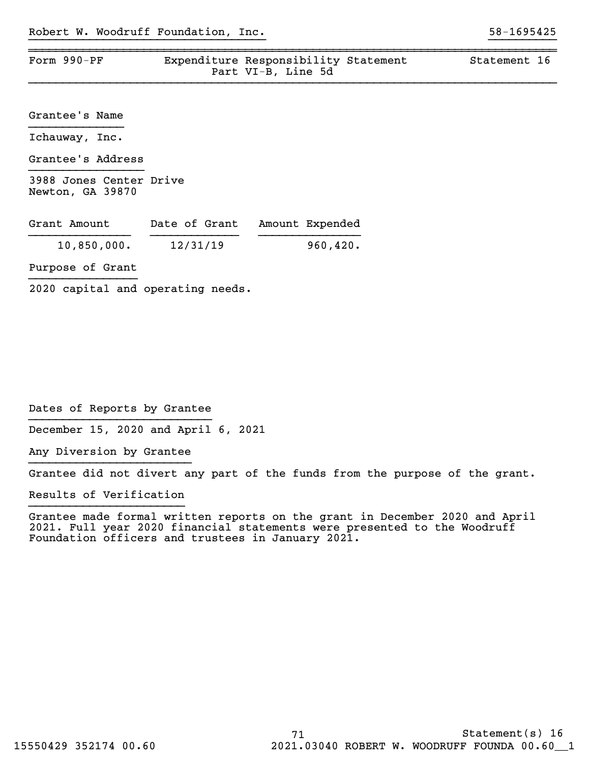Robert W. Woodruff Foundation, Inc. 58-1695425

| Form 990-PF | Expenditure Responsibility Statement<br>Part VI-B, Line 5d | Statement 16 |
|---|---|---|

Grantee's Name

Ichauway, Inc.

Grantee's Address

3988 Jones Center Drive
Newton, GA 39870

| Grant Amount | Date of Grant | Amount Expended |
|---|---|---|
| 10,850,000. | 12/31/19 | 960,420. |

Purpose of Grant

2020 capital and operating needs.

Dates of Reports by Grantee

December 15, 2020 and April 6, 2021

Any Diversion by Grantee

Grantee did not divert any part of the funds from the purpose of the grant.

Results of Verification

Grantee made formal written reports on the grant in December 2020 and April 2021. Full year 2020 financial statements were presented to the Woodruff Foundation officers and trustees in January 2021.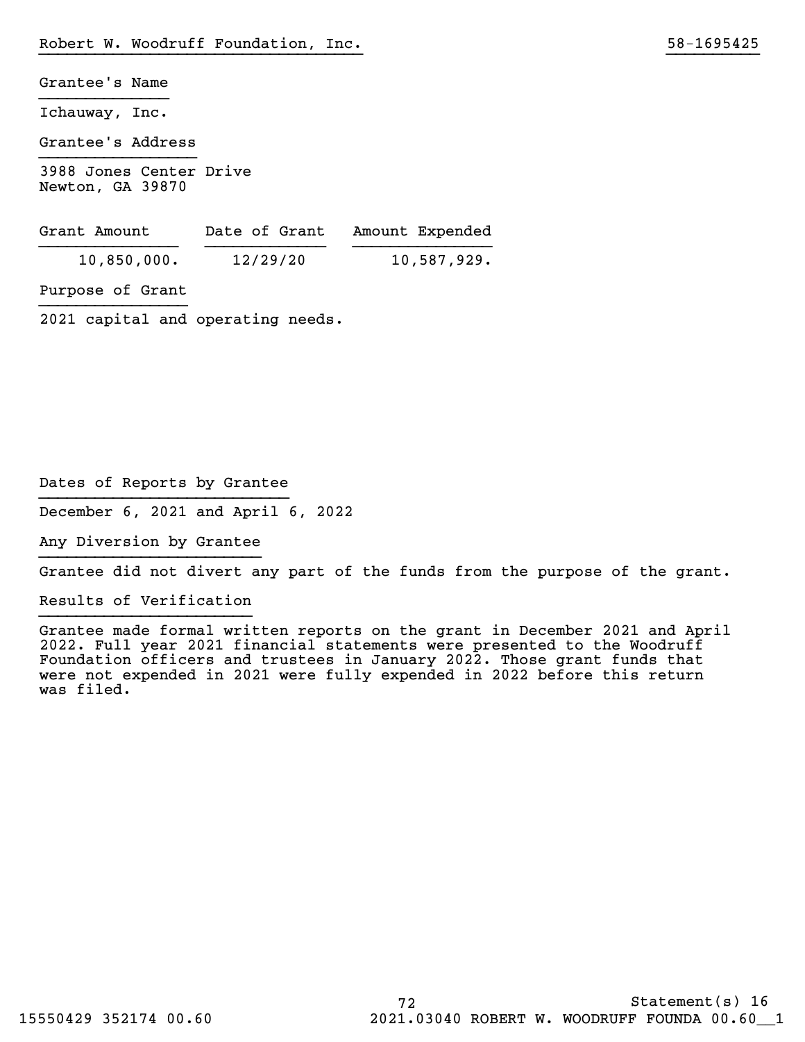Grantee's Name

Ichauway, Inc.

Grantee's Address

3988 Jones Center Drive
Newton, GA 39870

| Grant Amount | Date of Grant | Amount Expended |
| --- | --- | --- |
| 10,850,000. | 12/29/20 | 10,587,929. |

Purpose of Grant

2021 capital and operating needs.

Dates of Reports by Grantee

December 6, 2021 and April 6, 2022

Any Diversion by Grantee

Grantee did not divert any part of the funds from the purpose of the grant.

Results of Verification

Grantee made formal written reports on the grant in December 2021 and April 2022. Full year 2021 financial statements were presented to the Woodruff Foundation officers and trustees in January 2022. Those grant funds that were not expended in 2021 were fully expended in 2022 before this return was filed.

Statement(s) 16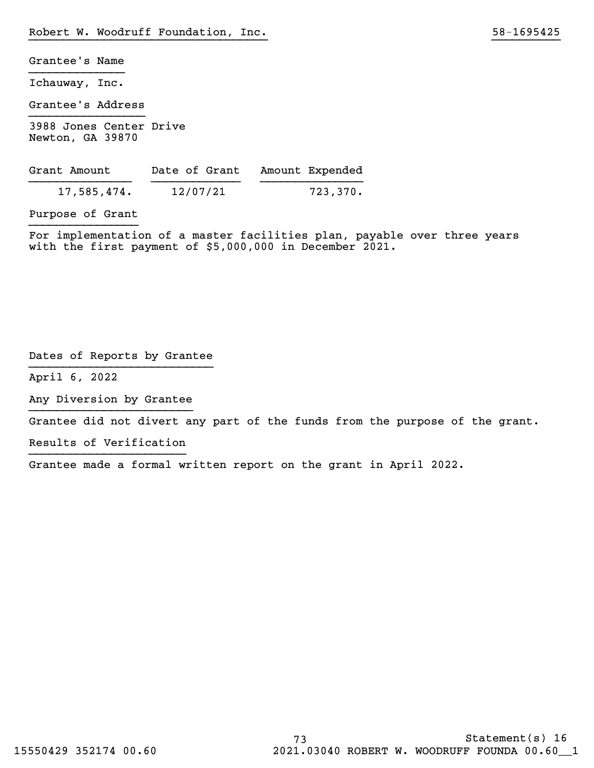Robert W. Woodruff Foundation, Inc. 58-1695425

**Grantee's Name**

Ichauway, Inc.

**Grantee's Address**

3988 Jones Center Drive
Newton, GA 39870

| Grant Amount | Date of Grant | Amount Expended |
|---|---|---|
| 17,585,474. | 12/07/21 | 723,370. |

**Purpose of Grant**

For implementation of a master facilities plan, payable over three years with the first payment of $5,000,000 in December 2021.

**Dates of Reports by Grantee**

April 6, 2022

**Any Diversion by Grantee**

Grantee did not divert any part of the funds from the purpose of the grant.

**Results of Verification**

Grantee made a formal written report on the grant in April 2022.

Statement(s) 16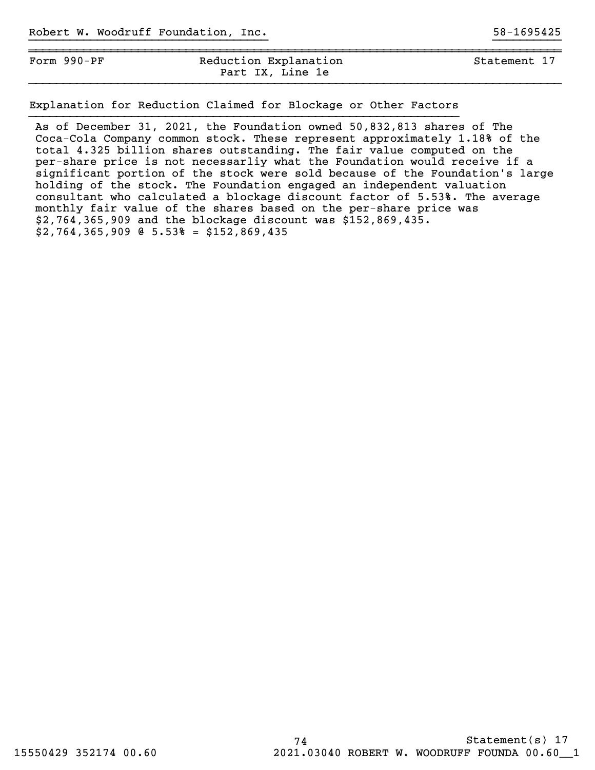Robert W. Woodruff Foundation, Inc. 58-1695425

| Form 990-PF | Reduction Explanation<br>Part IX, Line 1e | Statement 17 |
|---|---|---|

Explanation for Reduction Claimed for Blockage or Other Factors

As of December 31, 2021, the Foundation owned 50,832,813 shares of The Coca-Cola Company common stock. These represent approximately 1.18% of the total 4.325 billion shares outstanding. The fair value computed on the per-share price is not necessarliy what the Foundation would receive if a significant portion of the stock were sold because of the Foundation's large holding of the stock. The Foundation engaged an independent valuation consultant who calculated a blockage discount factor of 5.53%. The average monthly fair value of the shares based on the per-share price was $2,764,365,909 and the blockage discount was $152,869,435.
$2,764,365,909 @ 5.53% = $152,869,435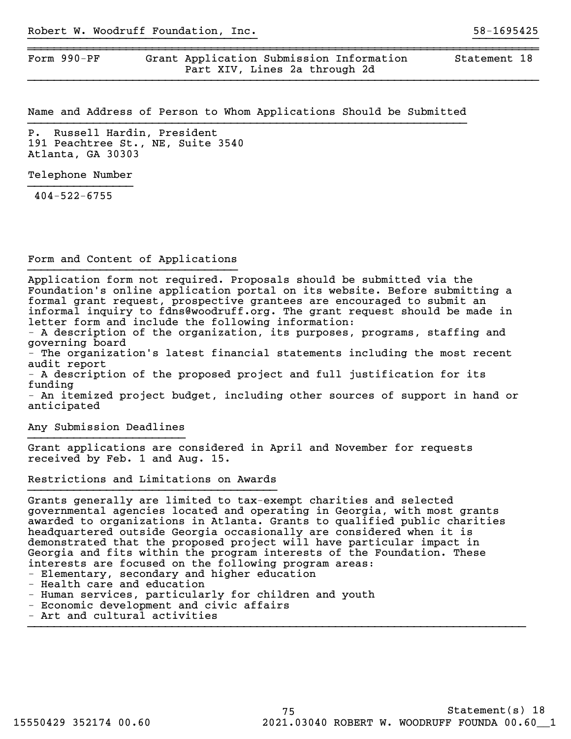Robert W. Woodruff Foundation, Inc. 58-1695425

| Form 990-PF | Grant Application Submission Information Part XIV, Lines 2a through 2d | Statement 18 |
|---|---|---|

## Name and Address of Person to Whom Applications Should be Submitted

P. Russell Hardin, President
191 Peachtree St., NE, Suite 3540
Atlanta, GA 30303

## Telephone Number

404-522-6755

## Form and Content of Applications

Application form not required. Proposals should be submitted via the Foundation's online application portal on its website. Before submitting a formal grant request, prospective grantees are encouraged to submit an informal inquiry to fdns@woodruff.org. The grant request should be made in letter form and include the following information:

- A description of the organization, its purposes, programs, staffing and governing board
- The organization's latest financial statements including the most recent audit report
- A description of the proposed project and full justification for its funding
- An itemized project budget, including other sources of support in hand or anticipated

## Any Submission Deadlines

Grant applications are considered in April and November for requests received by Feb. 1 and Aug. 15.

## Restrictions and Limitations on Awards

Grants generally are limited to tax-exempt charities and selected governmental agencies located and operating in Georgia, with most grants awarded to organizations in Atlanta. Grants to qualified public charities headquartered outside Georgia occasionally are considered when it is demonstrated that the proposed project will have particular impact in Georgia and fits within the program interests of the Foundation. These interests are focused on the following program areas:

- Elementary, secondary and higher education
- Health care and education
- Human services, particularly for children and youth
- Economic development and civic affairs
- Art and cultural activities

Statement(s) 18

15550429 352174 00.60 2021.03040 ROBERT W. WOODRUFF FOUNDA 00.60__1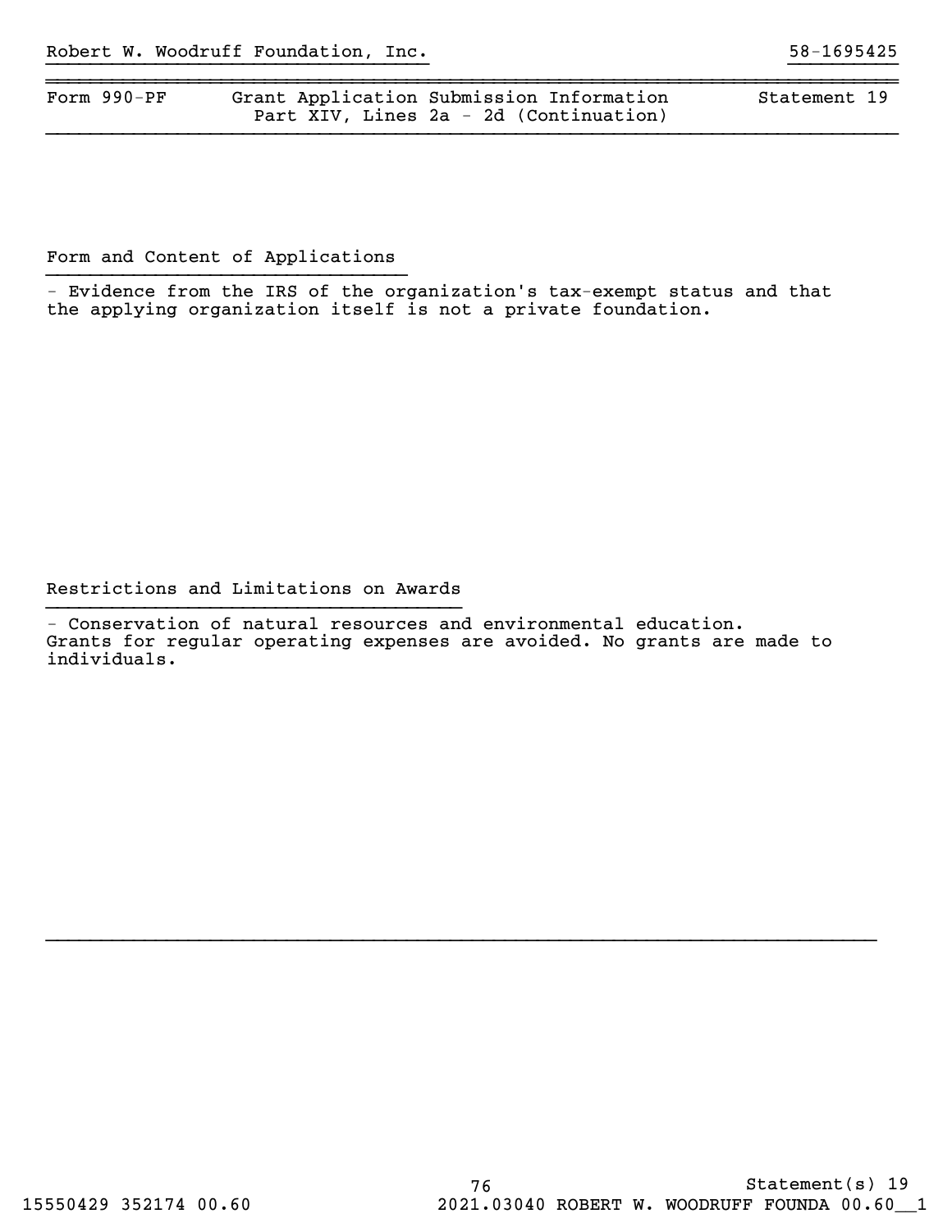Robert W. Woodruff Foundation, Inc. 58-1695425

| Form 990-PF | Grant Application Submission Information<br>Part XIV, Lines 2a - 2d (Continuation) | Statement 19 |
| --- | --- | --- |

## Form and Content of Applications

- Evidence from the IRS of the organization's tax-exempt status and that the applying organization itself is not a private foundation.

## Restrictions and Limitations on Awards

- Conservation of natural resources and environmental education. Grants for regular operating expenses are avoided. No grants are made to individuals.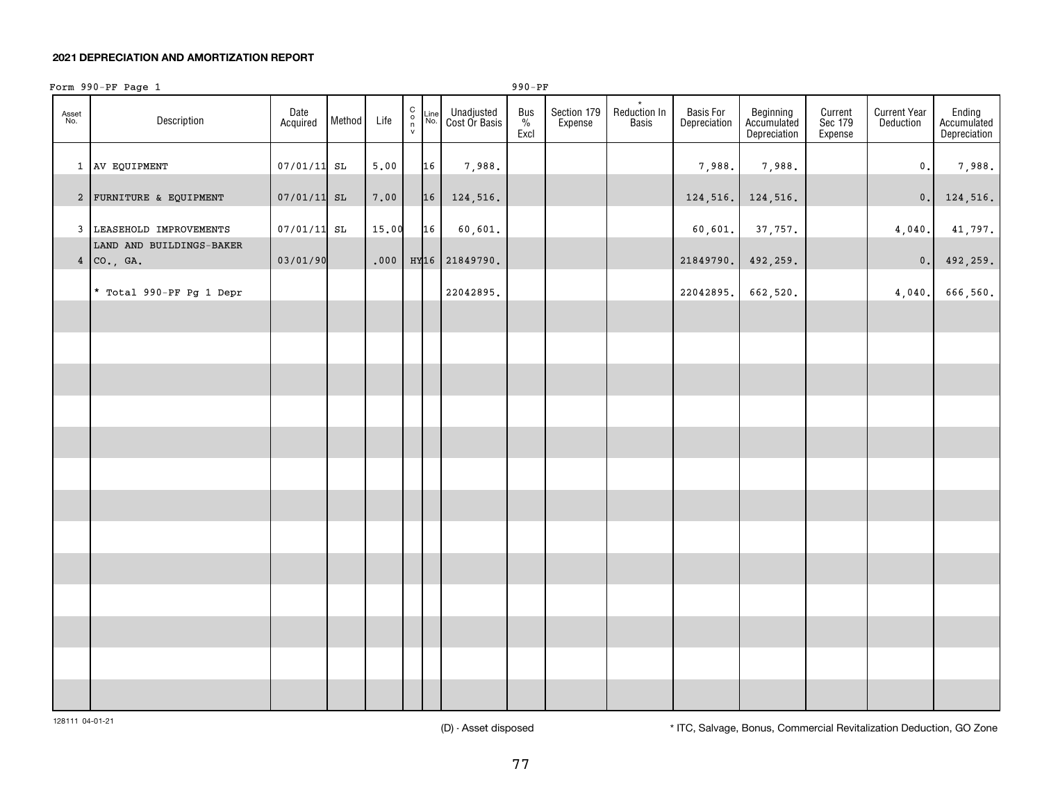**2021 DEPRECIATION AND AMORTIZATION REPORT**

Form 990-PF Page 1 990-PF

| Asset No. | Description | Date Acquired | Method | Life | Conv | Line No. | Unadjusted Cost Or Basis | Bus % Excl | Section 179 Expense | * Reduction In Basis | Basis For Depreciation | Beginning Accumulated Depreciation | Current Sec 179 Expense | Current Year Deduction | Ending Accumulated Depreciation |
|---|---|---|---|---|---|---|---|---|---|---|---|---|---|---|---|
| 1 | AV EQUIPMENT | 07/01/11 | SL | 5.00 | | 16 | 7,988. | | | | 7,988. | 7,988. | | 0. | 7,988. |
| 2 | FURNITURE & EQUIPMENT | 07/01/11 | SL | 7.00 | | 16 | 124,516. | | | | 124,516. | 124,516. | | 0. | 124,516. |
| 3 | LEASEHOLD IMPROVEMENTS | 07/01/11 | SL | 15.00 | | 16 | 60,601. | | | | 60,601. | 37,757. | | 4,040. | 41,797. |
| 4 | LAND AND BUILDINGS-BAKER CO., GA. | 03/01/90 | | .000 | HY | 16 | 21849790. | | | | 21849790. | 492,259. | | 0. | 492,259. |
| | * Total 990-PF Pg 1 Depr | | | | | | 22042895. | | | | 22042895. | 662,520. | | 4,040. | 666,560. |

128111 04-01-21

(D) - Asset disposed

* ITC, Salvage, Bonus, Commercial Revitalization Deduction, GO Zone